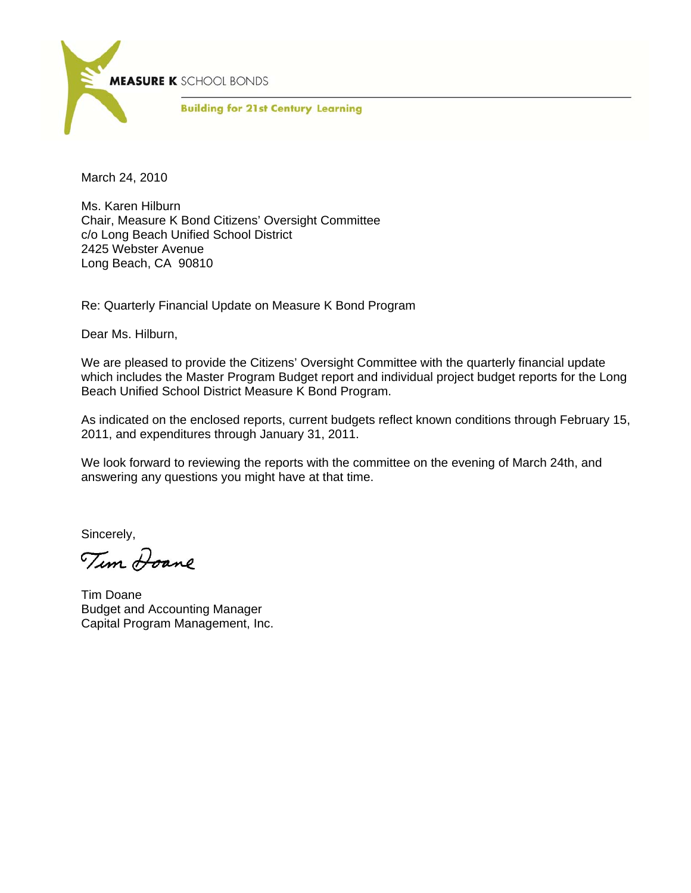**MEASURE K** SCHOOL BONDS

**Building for 21st Century Learning**

March 24, 2010

Ms. Karen Hilburn
Chair, Measure K Bond Citizens' Oversight Committee
c/o Long Beach Unified School District
2425 Webster Avenue
Long Beach, CA 90810

Re: Quarterly Financial Update on Measure K Bond Program

Dear Ms. Hilburn,

We are pleased to provide the Citizens' Oversight Committee with the quarterly financial update which includes the Master Program Budget report and individual project budget reports for the Long Beach Unified School District Measure K Bond Program.

As indicated on the enclosed reports, current budgets reflect known conditions through February 15, 2011, and expenditures through January 31, 2011.

We look forward to reviewing the reports with the committee on the evening of March 24th, and answering any questions you might have at that time.

Sincerely,

*Tim Doane*

Tim Doane
Budget and Accounting Manager
Capital Program Management, Inc.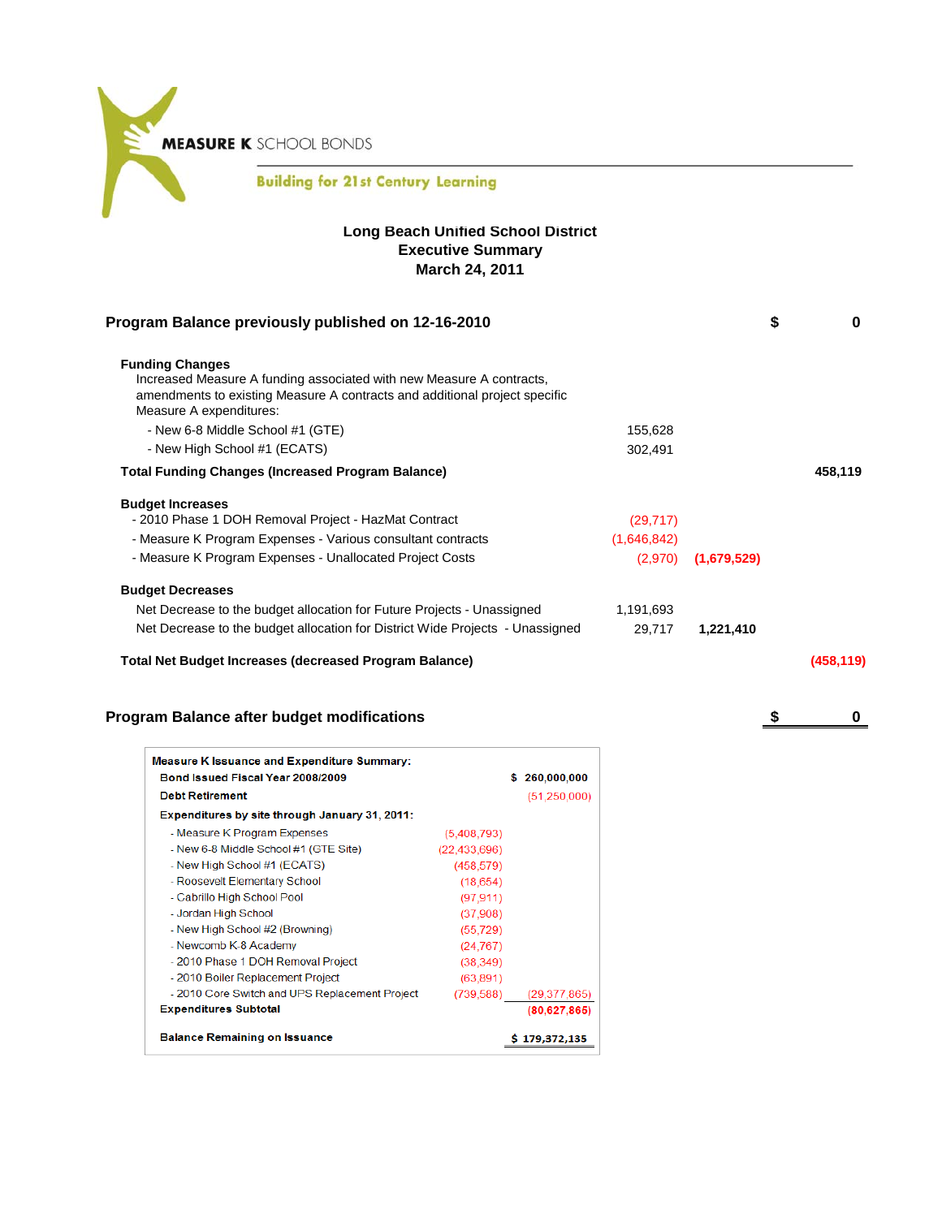**MEASURE K** SCHOOL BONDS

Building for 21st Century Learning

# Long Beach Unified School District
## Executive Summary
## March 24, 2011

| | | | |
|---|---|---|---|
| **Program Balance previously published on 12-16-2010** | | | **$ 0** |
| **Funding Changes** | | | |
| Increased Measure A funding associated with new Measure A contracts, amendments to existing Measure A contracts and additional project specific Measure A expenditures: | | | |
| - New 6-8 Middle School #1 (GTE) | 155,628 | | |
| - New High School #1 (ECATS) | 302,491 | | |
| **Total Funding Changes (Increased Program Balance)** | | | **458,119** |
| **Budget Increases** | | | |
| - 2010 Phase 1 DOH Removal Project - HazMat Contract | (29,717) | | |
| - Measure K Program Expenses - Various consultant contracts | (1,646,842) | | |
| - Measure K Program Expenses - Unallocated Project Costs | (2,970) | **(1,679,529)** | |
| **Budget Decreases** | | | |
| Net Decrease to the budget allocation for Future Projects - Unassigned | 1,191,693 | | |
| Net Decrease to the budget allocation for District Wide Projects - Unassigned | 29,717 | **1,221,410** | |
| **Total Net Budget Increases (decreased Program Balance)** | | | **(458,119)** |
| **Program Balance after budget modifications** | | | **$ 0** |

| **Measure K Issuance and Expenditure Summary:** | | |
|---|---|---|
| **Bond Issued Fiscal Year 2008/2009** | | **$ 260,000,000** |
| **Debt Retirement** | | (51,250,000) |
| **Expenditures by site through January 31, 2011:** | | |
| - Measure K Program Expenses | (5,408,793) | |
| - New 6-8 Middle School #1 (GTE Site) | (22,433,696) | |
| - New High School #1 (ECATS) | (458,579) | |
| - Roosevelt Elementary School | (18,654) | |
| - Cabrillo High School Pool | (97,911) | |
| - Jordan High School | (37,908) | |
| - New High School #2 (Browning) | (55,729) | |
| - Newcomb K-8 Academy | (24,767) | |
| - 2010 Phase 1 DOH Removal Project | (38,349) | |
| - 2010 Boiler Replacement Project | (63,891) | |
| - 2010 Core Switch and UPS Replacement Project | (739,588) | (29,377,865) |
| **Expenditures Subtotal** | | **(80,627,865)** |
| **Balance Remaining on Issuance** | | **$ 179,372,135** |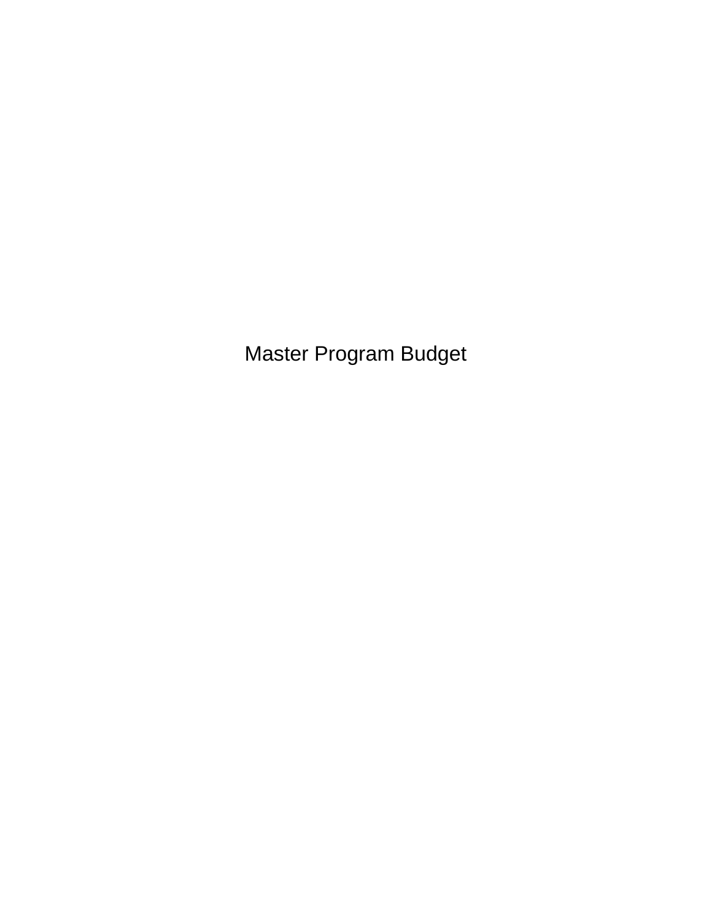# Master Program Budget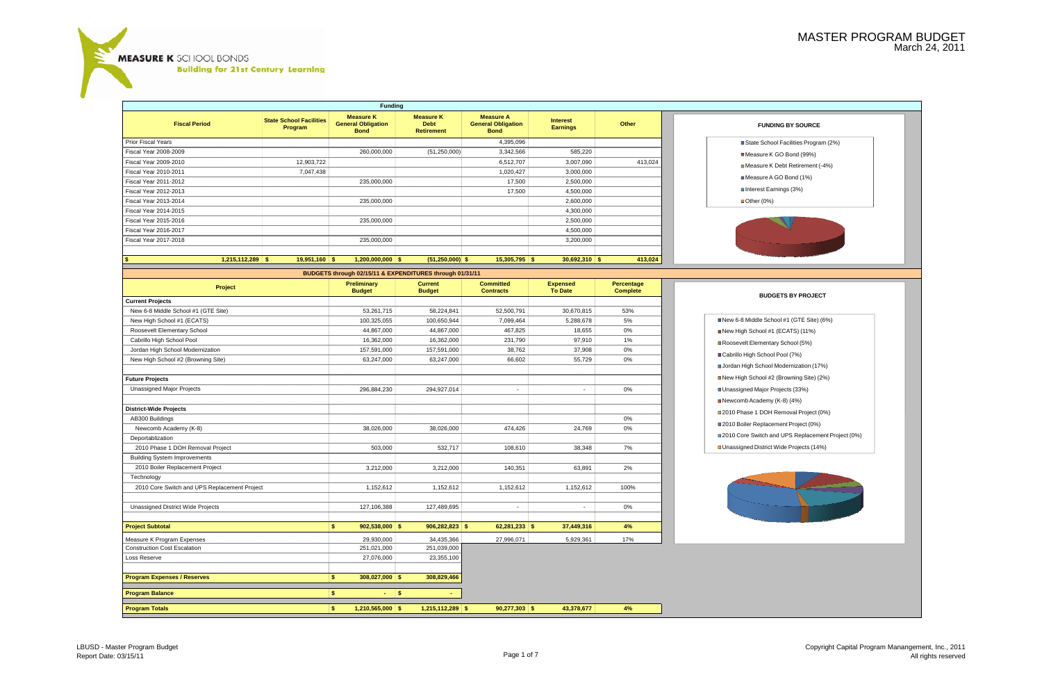# MASTER PROGRAM BUDGET

March 24, 2011

MEASURE K SCHOOL BONDS
Building for 21st Century Learning

## Funding

| Fiscal Period | State School Facilities Program | Measure K General Obligation Bond | Measure K Debt Retirement | Measure A General Obligation Bond | Interest Earnings | Other |
|---|---|---|---|---|---|---|
| Prior Fiscal Years | | | | 4,395,096 | | |
| Fiscal Year 2008-2009 | | 260,000,000 | (51,250,000) | 3,342,566 | 585,220 | |
| Fiscal Year 2009-2010 | 12,903,722 | | | 6,512,707 | 3,007,090 | 413,024 |
| Fiscal Year 2010-2011 | 7,047,438 | | | 1,020,427 | 3,000,000 | |
| Fiscal Year 2011-2012 | | 235,000,000 | | 17,500 | 2,500,000 | |
| Fiscal Year 2012-2013 | | | | 17,500 | 4,500,000 | |
| Fiscal Year 2013-2014 | | 235,000,000 | | | 2,600,000 | |
| Fiscal Year 2014-2015 | | | | | 4,300,000 | |
| Fiscal Year 2015-2016 | | 235,000,000 | | | 2,500,000 | |
| Fiscal Year 2016-2017 | | | | | 4,500,000 | |
| Fiscal Year 2017-2018 | | 235,000,000 | | | 3,200,000 | |
| $ 1,215,112,289 | $ 19,951,160 | $ 1,200,000,000 | $ (51,250,000) | $ 15,305,795 | $ 30,692,310 | $ 413,024 |

**FUNDING BY SOURCE**

- State School Facilities Program (2%)
- Measure K GO Bond (99%)
- Measure K Debt Retirement (-4%)
- Measure A GO Bond (1%)
- Interest Earnings (3%)
- Other (0%)

## BUDGETS through 02/15/11 & EXPENDITURES through 01/31/11

| Project | Preliminary Budget | Current Budget | Committed Contracts | Expensed To Date | Percentage Complete |
|---|---|---|---|---|---|
| **Current Projects** | | | | | |
| New 6-8 Middle School #1 (GTE Site) | 53,261,715 | 58,224,841 | 52,500,791 | 30,670,815 | 53% |
| New High School #1 (ECATS) | 100,325,055 | 100,650,944 | 7,099,464 | 5,288,678 | 5% |
| Roosevelt Elementary School | 44,867,000 | 44,867,000 | 467,825 | 18,655 | 0% |
| Cabrillo High School Pool | 16,362,000 | 16,362,000 | 231,790 | 97,910 | 1% |
| Jordan High School Modernization | 157,591,000 | 157,591,000 | 38,762 | 37,908 | 0% |
| New High School #2 (Browning Site) | 63,247,000 | 63,247,000 | 66,602 | 55,729 | 0% |
| **Future Projects** | | | | | |
| Unassigned Major Projects | 296,884,230 | 294,927,014 | - | - | 0% |
| **District-Wide Projects** | | | | | |
| AB300 Buildings | | | | | 0% |
| Newcomb Academy (K-8) | 38,026,000 | 38,026,000 | 474,426 | 24,769 | 0% |
| Deportablization | | | | | |
| 2010 Phase 1 DOH Removal Project | 503,000 | 532,717 | 108,610 | 38,348 | 7% |
| Building System Improvements | | | | | |
| 2010 Boiler Replacement Project | 3,212,000 | 3,212,000 | 140,351 | 63,891 | 2% |
| Technology | | | | | |
| 2010 Core Switch and UPS Replacement Project | 1,152,612 | 1,152,612 | 1,152,612 | 1,152,612 | 100% |
| Unassigned District Wide Projects | 127,106,388 | 127,489,695 | - | - | 0% |
| **Project Subtotal** | **$ 902,538,000** | **$ 906,282,823** | **$ 62,281,233** | **$ 37,449,316** | **4%** |
| Measure K Program Expenses | 29,930,000 | 34,435,366 | 27,996,071 | 5,929,361 | 17% |
| Construction Cost Escalation | 251,021,000 | 251,039,000 | | | |
| Loss Reserve | 27,076,000 | 23,355,100 | | | |
| **Program Expenses / Reserves** | **$ 308,027,000** | **$ 308,829,466** | | | |
| **Program Balance** | **$ -** | **$ -** | | | |
| **Program Totals** | **$ 1,210,565,000** | **$ 1,215,112,289** | **$ 90,277,303** | **$ 43,378,677** | **4%** |

**BUDGETS BY PROJECT**

- New 6-8 Middle School #1 (GTE Site) (6%)
- New High School #1 (ECATS) (11%)
- Roosevelt Elementary School (5%)
- Cabrillo High School Pool (7%)
- Jordan High School Modernization (17%)
- New High School #2 (Browning Site) (2%)
- Unassigned Major Projects (33%)
- Newcomb Academy (K-8) (4%)
- 2010 Phase 1 DOH Removal Project (0%)
- 2010 Boiler Replacement Project (0%)
- 2010 Core Switch and UPS Replacement Project (0%)
- Unassigned District Wide Projects (14%)

LBUSD - Master Program Budget
Report Date: 03/15/11

Copyright Capital Program Manangement, Inc., 2011
All rights reserved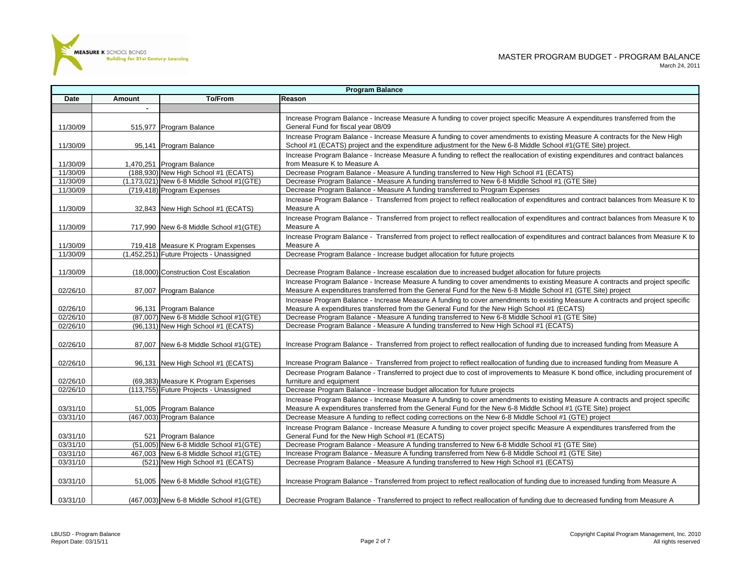MEASURE K SCHOOL BONDS
Building for 21st Century Learning

# MASTER PROGRAM BUDGET - PROGRAM BALANCE

March 24, 2011

| Program Balance | | | |
|---|---|---|---|
| **Date** | **Amount** | **To/From** | **Reason** |
| | - | | |
| 11/30/09 | 515,977 | Program Balance | Increase Program Balance - Increase Measure A funding to cover project specific Measure A expenditures transferred from the General Fund for fiscal year 08/09 |
| 11/30/09 | 95,141 | Program Balance | Increase Program Balance - Increase Measure A funding to cover amendments to existing Measure A contracts for the New High School #1 (ECATS) project and the expenditure adjustment for the New 6-8 Middle School #1(GTE Site) project. |
| 11/30/09 | 1,470,251 | Program Balance | Increase Program Balance - Increase Measure A funding to reflect the reallocation of existing expenditures and contract balances from Measure K to Measure A |
| 11/30/09 | (188,930) | New High School #1 (ECATS) | Decrease Program Balance - Measure A funding transferred to New High School #1 (ECATS) |
| 11/30/09 | (1,173,021) | New 6-8 Middle School #1(GTE) | Decrease Program Balance - Measure A funding transferred to New 6-8 Middle School #1 (GTE Site) |
| 11/30/09 | (719,418) | Program Expenses | Decrease Program Balance - Measure A funding transferred to Program Expenses |
| 11/30/09 | 32,843 | New High School #1 (ECATS) | Increase Program Balance - Transferred from project to reflect reallocation of expenditures and contract balances from Measure K to Measure A |
| 11/30/09 | 717,990 | New 6-8 Middle School #1(GTE) | Increase Program Balance - Transferred from project to reflect reallocation of expenditures and contract balances from Measure K to Measure A |
| 11/30/09 | 719,418 | Measure K Program Expenses | Increase Program Balance - Transferred from project to reflect reallocation of expenditures and contract balances from Measure K to Measure A |
| 11/30/09 | (1,452,251) | Future Projects - Unassigned | Decrease Program Balance - Increase budget allocation for future projects |
| 11/30/09 | (18,000) | Construction Cost Escalation | Decrease Program Balance - Increase escalation due to increased budget allocation for future projects |
| 02/26/10 | 87,007 | Program Balance | Increase Program Balance - Increase Measure A funding to cover amendments to existing Measure A contracts and project specific Measure A expenditures transferred from the General Fund for the New 6-8 Middle School #1 (GTE Site) project |
| 02/26/10 | 96,131 | Program Balance | Increase Program Balance - Increase Measure A funding to cover amendments to existing Measure A contracts and project specific Measure A expenditures transferred from the General Fund for the New High School #1 (ECATS) |
| 02/26/10 | (87,007) | New 6-8 Middle School #1(GTE) | Decrease Program Balance - Measure A funding transferred to New 6-8 Middle School #1 (GTE Site) |
| 02/26/10 | (96,131) | New High School #1 (ECATS) | Decrease Program Balance - Measure A funding transferred to New High School #1 (ECATS) |
| 02/26/10 | 87,007 | New 6-8 Middle School #1(GTE) | Increase Program Balance - Transferred from project to reflect reallocation of funding due to increased funding from Measure A |
| 02/26/10 | 96,131 | New High School #1 (ECATS) | Increase Program Balance - Transferred from project to reflect reallocation of funding due to increased funding from Measure A |
| 02/26/10 | (69,383) | Measure K Program Expenses | Decrease Program Balance - Transferred to project due to cost of improvements to Measure K bond office, including procurement of furniture and equipment |
| 02/26/10 | (113,755) | Future Projects - Unassigned | Decrease Program Balance - Increase budget allocation for future projects |
| 03/31/10 | 51,005 | Program Balance | Increase Program Balance - Increase Measure A funding to cover amendments to existing Measure A contracts and project specific Measure A expenditures transferred from the General Fund for the New 6-8 Middle School #1 (GTE Site) project |
| 03/31/10 | (467,003) | Program Balance | Decrease Measure A funding to reflect coding corrections on the New 6-8 Middle School #1 (GTE) project |
| 03/31/10 | 521 | Program Balance | Increase Program Balance - Increase Measure A funding to cover project specific Measure A expenditures transferred from the General Fund for the New High School #1 (ECATS) |
| 03/31/10 | (51,005) | New 6-8 Middle School #1(GTE) | Decrease Program Balance - Measure A funding transferred to New 6-8 Middle School #1 (GTE Site) |
| 03/31/10 | 467,003 | New 6-8 Middle School #1(GTE) | Increase Program Balance - Measure A funding transferred from New 6-8 Middle School #1 (GTE Site) |
| 03/31/10 | (521) | New High School #1 (ECATS) | Decrease Program Balance - Measure A funding transferred to New High School #1 (ECATS) |
| 03/31/10 | 51,005 | New 6-8 Middle School #1(GTE) | Increase Program Balance - Transferred from project to reflect reallocation of funding due to increased funding from Measure A |
| 03/31/10 | (467,003) | New 6-8 Middle School #1(GTE) | Decrease Program Balance - Transferred to project to reflect reallocation of funding due to decreased funding from Measure A |

LBUSD - Program Balance
Report Date: 03/15/11

Copyright Capital Program Management, Inc. 2010
All rights reserved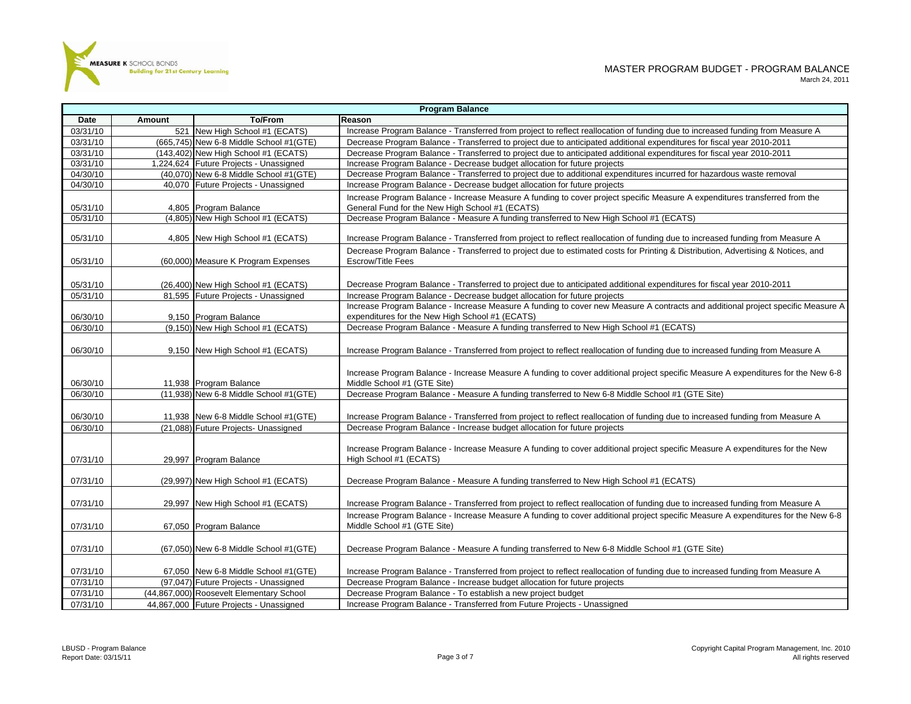MEASURE K SCHOOL BONDS
Building for 21st Century Learning

# MASTER PROGRAM BUDGET - PROGRAM BALANCE

March 24, 2011

| Program Balance | | | |
|---|---|---|---|
| **Date** | **Amount** | **To/From** | **Reason** |
| 03/31/10 | 521 | New High School #1 (ECATS) | Increase Program Balance - Transferred from project to reflect reallocation of funding due to increased funding from Measure A |
| 03/31/10 | (665,745) | New 6-8 Middle School #1(GTE) | Decrease Program Balance - Transferred to project due to anticipated additional expenditures for fiscal year 2010-2011 |
| 03/31/10 | (143,402) | New High School #1 (ECATS) | Decrease Program Balance - Transferred to project due to anticipated additional expenditures for fiscal year 2010-2011 |
| 03/31/10 | 1,224,624 | Future Projects - Unassigned | Increase Program Balance - Decrease budget allocation for future projects |
| 04/30/10 | (40,070) | New 6-8 Middle School #1(GTE) | Decrease Program Balance - Transferred to project due to additional expenditures incurred for hazardous waste removal |
| 04/30/10 | 40,070 | Future Projects - Unassigned | Increase Program Balance - Decrease budget allocation for future projects |
| 05/31/10 | 4,805 | Program Balance | Increase Program Balance - Increase Measure A funding to cover project specific Measure A expenditures transferred from the General Fund for the New High School #1 (ECATS) |
| 05/31/10 | (4,805) | New High School #1 (ECATS) | Decrease Program Balance - Measure A funding transferred to New High School #1 (ECATS) |
| 05/31/10 | 4,805 | New High School #1 (ECATS) | Increase Program Balance - Transferred from project to reflect reallocation of funding due to increased funding from Measure A |
| 05/31/10 | (60,000) | Measure K Program Expenses | Decrease Program Balance - Transferred to project due to estimated costs for Printing & Distribution, Advertising & Notices, and Escrow/Title Fees |
| 05/31/10 | (26,400) | New High School #1 (ECATS) | Decrease Program Balance - Transferred to project due to anticipated additional expenditures for fiscal year 2010-2011 |
| 05/31/10 | 81,595 | Future Projects - Unassigned | Increase Program Balance - Decrease budget allocation for future projects |
| 06/30/10 | 9,150 | Program Balance | Increase Program Balance - Increase Measure A funding to cover new Measure A contracts and additional project specific Measure A expenditures for the New High School #1 (ECATS) |
| 06/30/10 | (9,150) | New High School #1 (ECATS) | Decrease Program Balance - Measure A funding transferred to New High School #1 (ECATS) |
| 06/30/10 | 9,150 | New High School #1 (ECATS) | Increase Program Balance - Transferred from project to reflect reallocation of funding due to increased funding from Measure A |
| 06/30/10 | 11,938 | Program Balance | Increase Program Balance - Increase Measure A funding to cover additional project specific Measure A expenditures for the New 6-8 Middle School #1 (GTE Site) |
| 06/30/10 | (11,938) | New 6-8 Middle School #1(GTE) | Decrease Program Balance - Measure A funding transferred to New 6-8 Middle School #1 (GTE Site) |
| 06/30/10 | 11,938 | New 6-8 Middle School #1(GTE) | Increase Program Balance - Transferred from project to reflect reallocation of funding due to increased funding from Measure A |
| 06/30/10 | (21,088) | Future Projects- Unassigned | Decrease Program Balance - Increase budget allocation for future projects |
| 07/31/10 | 29,997 | Program Balance | Increase Program Balance - Increase Measure A funding to cover additional project specific Measure A expenditures for the New High School #1 (ECATS) |
| 07/31/10 | (29,997) | New High School #1 (ECATS) | Decrease Program Balance - Measure A funding transferred to New High School #1 (ECATS) |
| 07/31/10 | 29,997 | New High School #1 (ECATS) | Increase Program Balance - Transferred from project to reflect reallocation of funding due to increased funding from Measure A |
| 07/31/10 | 67,050 | Program Balance | Increase Program Balance - Increase Measure A funding to cover additional project specific Measure A expenditures for the New 6-8 Middle School #1 (GTE Site) |
| 07/31/10 | (67,050) | New 6-8 Middle School #1(GTE) | Decrease Program Balance - Measure A funding transferred to New 6-8 Middle School #1 (GTE Site) |
| 07/31/10 | 67,050 | New 6-8 Middle School #1(GTE) | Increase Program Balance - Transferred from project to reflect reallocation of funding due to increased funding from Measure A |
| 07/31/10 | (97,047) | Future Projects - Unassigned | Decrease Program Balance - Increase budget allocation for future projects |
| 07/31/10 | (44,867,000) | Roosevelt Elementary School | Decrease Program Balance - To establish a new project budget |
| 07/31/10 | 44,867,000 | Future Projects - Unassigned | Increase Program Balance - Transferred from Future Projects - Unassigned |

LBUSD - Program Balance
Report Date: 03/15/11

Copyright Capital Program Management, Inc. 2010
All rights reserved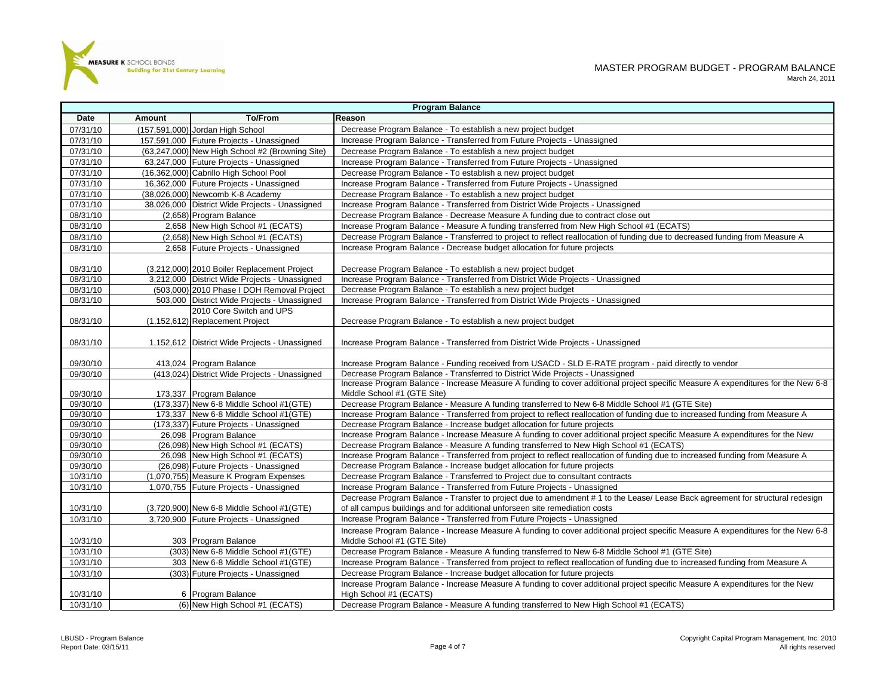MEASURE K SCHOOL BONDS
Building for 21st Century Learning

# MASTER PROGRAM BUDGET - PROGRAM BALANCE

March 24, 2011

| Program Balance | | | |
|---|---|---|---|
| **Date** | **Amount** | **To/From** | **Reason** |
| 07/31/10 | (157,591,000) | Jordan High School | Decrease Program Balance - To establish a new project budget |
| 07/31/10 | 157,591,000 | Future Projects - Unassigned | Increase Program Balance - Transferred from Future Projects - Unassigned |
| 07/31/10 | (63,247,000) | New High School #2 (Browning Site) | Decrease Program Balance - To establish a new project budget |
| 07/31/10 | 63,247,000 | Future Projects - Unassigned | Increase Program Balance - Transferred from Future Projects - Unassigned |
| 07/31/10 | (16,362,000) | Cabrillo High School Pool | Decrease Program Balance - To establish a new project budget |
| 07/31/10 | 16,362,000 | Future Projects - Unassigned | Increase Program Balance - Transferred from Future Projects - Unassigned |
| 07/31/10 | (38,026,000) | Newcomb K-8 Academy | Decrease Program Balance - To establish a new project budget |
| 07/31/10 | 38,026,000 | District Wide Projects - Unassigned | Increase Program Balance - Transferred from District Wide Projects - Unassigned |
| 08/31/10 | (2,658) | Program Balance | Decrease Program Balance - Decrease Measure A funding due to contract close out |
| 08/31/10 | 2,658 | New High School #1 (ECATS) | Increase Program Balance - Measure A funding transferred from New High School #1 (ECATS) |
| 08/31/10 | (2,658) | New High School #1 (ECATS) | Decrease Program Balance - Transferred to project to reflect reallocation of funding due to decreased funding from Measure A |
| 08/31/10 | 2,658 | Future Projects - Unassigned | Increase Program Balance - Decrease budget allocation for future projects |
| 08/31/10 | (3,212,000) | 2010 Boiler Replacement Project | Decrease Program Balance - To establish a new project budget |
| 08/31/10 | 3,212,000 | District Wide Projects - Unassigned | Increase Program Balance - Transferred from District Wide Projects - Unassigned |
| 08/31/10 | (503,000) | 2010 Phase I DOH Removal Project | Decrease Program Balance - To establish a new project budget |
| 08/31/10 | 503,000 | District Wide Projects - Unassigned | Increase Program Balance - Transferred from District Wide Projects - Unassigned |
| 08/31/10 | (1,152,612) | 2010 Core Switch and UPS Replacement Project | Decrease Program Balance - To establish a new project budget |
| 08/31/10 | 1,152,612 | District Wide Projects - Unassigned | Increase Program Balance - Transferred from District Wide Projects - Unassigned |
| 09/30/10 | 413,024 | Program Balance | Increase Program Balance - Funding received from USACD - SLD E-RATE program - paid directly to vendor |
| 09/30/10 | (413,024) | District Wide Projects - Unassigned | Decrease Program Balance - Transferred to District Wide Projects - Unassigned |
| 09/30/10 | 173,337 | Program Balance | Increase Program Balance - Increase Measure A funding to cover additional project specific Measure A expenditures for the New 6-8 Middle School #1 (GTE Site) |
| 09/30/10 | (173,337) | New 6-8 Middle School #1(GTE) | Decrease Program Balance - Measure A funding transferred to New 6-8 Middle School #1 (GTE Site) |
| 09/30/10 | 173,337 | New 6-8 Middle School #1(GTE) | Increase Program Balance - Transferred from project to reflect reallocation of funding due to increased funding from Measure A |
| 09/30/10 | (173,337) | Future Projects - Unassigned | Decrease Program Balance - Increase budget allocation for future projects |
| 09/30/10 | 26,098 | Program Balance | Increase Program Balance - Increase Measure A funding to cover additional project specific Measure A expenditures for the New |
| 09/30/10 | (26,098) | New High School #1 (ECATS) | Decrease Program Balance - Measure A funding transferred to New High School #1 (ECATS) |
| 09/30/10 | 26,098 | New High School #1 (ECATS) | Increase Program Balance - Transferred from project to reflect reallocation of funding due to increased funding from Measure A |
| 09/30/10 | (26,098) | Future Projects - Unassigned | Decrease Program Balance - Increase budget allocation for future projects |
| 10/31/10 | (1,070,755) | Measure K Program Expenses | Decrease Program Balance - Transferred to Project due to consultant contracts |
| 10/31/10 | 1,070,755 | Future Projects - Unassigned | Increase Program Balance - Transferred from Future Projects - Unassigned |
| 10/31/10 | (3,720,900) | New 6-8 Middle School #1(GTE) | Decrease Program Balance - Transfer to project due to amendment # 1 to the Lease/ Lease Back agreement for structural redesign of all campus buildings and for additional unforseen site remediation costs |
| 10/31/10 | 3,720,900 | Future Projects - Unassigned | Increase Program Balance - Transferred from Future Projects - Unassigned |
| 10/31/10 | 303 | Program Balance | Increase Program Balance - Increase Measure A funding to cover additional project specific Measure A expenditures for the New 6-8 Middle School #1 (GTE Site) |
| 10/31/10 | (303) | New 6-8 Middle School #1(GTE) | Decrease Program Balance - Measure A funding transferred to New 6-8 Middle School #1 (GTE Site) |
| 10/31/10 | 303 | New 6-8 Middle School #1(GTE) | Increase Program Balance - Transferred from project to reflect reallocation of funding due to increased funding from Measure A |
| 10/31/10 | (303) | Future Projects - Unassigned | Decrease Program Balance - Increase budget allocation for future projects |
| 10/31/10 | 6 | Program Balance | Increase Program Balance - Increase Measure A funding to cover additional project specific Measure A expenditures for the New High School #1 (ECATS) |
| 10/31/10 | (6) | New High School #1 (ECATS) | Decrease Program Balance - Measure A funding transferred to New High School #1 (ECATS) |

LBUSD - Program Balance
Report Date: 03/15/11

Copyright Capital Program Management, Inc. 2010
All rights reserved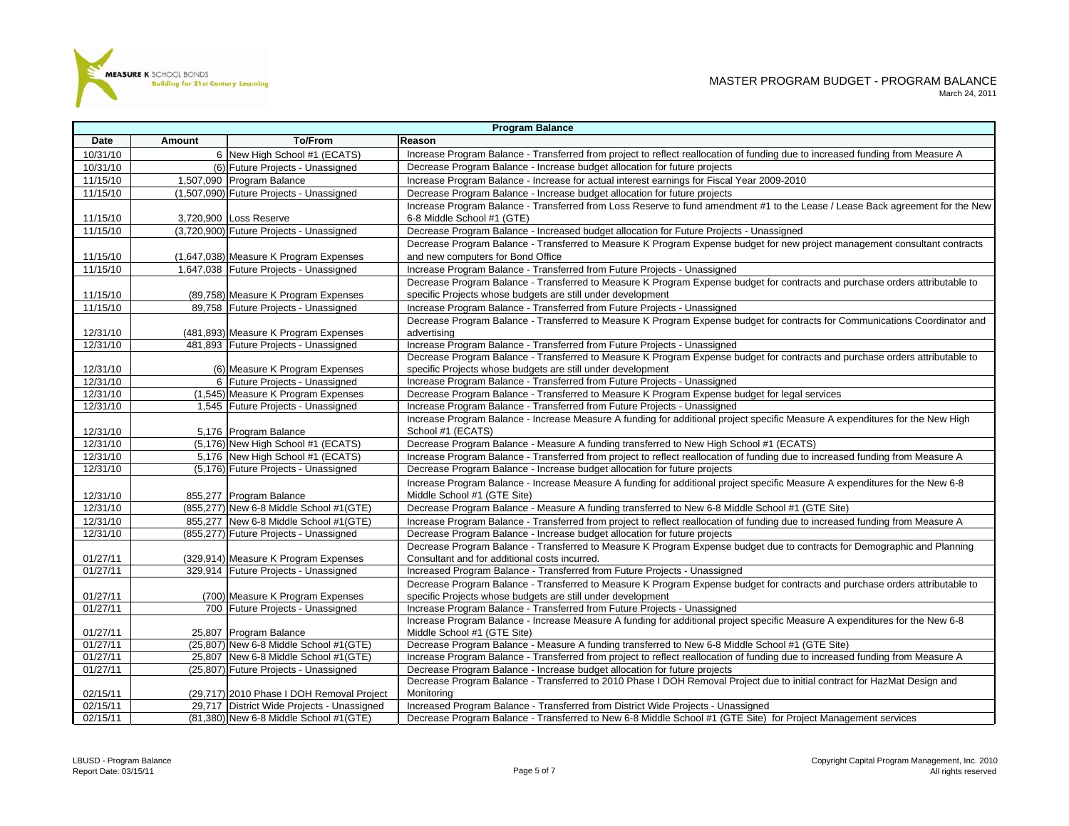# MASTER PROGRAM BUDGET - PROGRAM BALANCE

March 24, 2011

| Program Balance | | | |
|---|---|---|---|
| **Date** | **Amount** | **To/From** | **Reason** |
| 10/31/10 | 6 | New High School #1 (ECATS) | Increase Program Balance - Transferred from project to reflect reallocation of funding due to increased funding from Measure A |
| 10/31/10 | (6) | Future Projects - Unassigned | Decrease Program Balance - Increase budget allocation for future projects |
| 11/15/10 | 1,507,090 | Program Balance | Increase Program Balance - Increase for actual interest earnings for Fiscal Year 2009-2010 |
| 11/15/10 | (1,507,090) | Future Projects - Unassigned | Decrease Program Balance - Increase budget allocation for future projects |
| 11/15/10 | 3,720,900 | Loss Reserve | Increase Program Balance - Transferred from Loss Reserve to fund amendment #1 to the Lease / Lease Back agreement for the New 6-8 Middle School #1 (GTE) |
| 11/15/10 | (3,720,900) | Future Projects - Unassigned | Decrease Program Balance - Increased budget allocation for Future Projects - Unassigned |
| 11/15/10 | (1,647,038) | Measure K Program Expenses | Decrease Program Balance - Transferred to Measure K Program Expense budget for new project management consultant contracts and new computers for Bond Office |
| 11/15/10 | 1,647,038 | Future Projects - Unassigned | Increase Program Balance - Transferred from Future Projects - Unassigned |
| 11/15/10 | (89,758) | Measure K Program Expenses | Decrease Program Balance - Transferred to Measure K Program Expense budget for contracts and purchase orders attributable to specific Projects whose budgets are still under development |
| 11/15/10 | 89,758 | Future Projects - Unassigned | Increase Program Balance - Transferred from Future Projects - Unassigned |
| 12/31/10 | (481,893) | Measure K Program Expenses | Decrease Program Balance - Transferred to Measure K Program Expense budget for contracts for Communications Coordinator and advertising |
| 12/31/10 | 481,893 | Future Projects - Unassigned | Increase Program Balance - Transferred from Future Projects - Unassigned |
| 12/31/10 | (6) | Measure K Program Expenses | Decrease Program Balance - Transferred to Measure K Program Expense budget for contracts and purchase orders attributable to specific Projects whose budgets are still under development |
| 12/31/10 | 6 | Future Projects - Unassigned | Increase Program Balance - Transferred from Future Projects - Unassigned |
| 12/31/10 | (1,545) | Measure K Program Expenses | Decrease Program Balance - Transferred to Measure K Program Expense budget for legal services |
| 12/31/10 | 1,545 | Future Projects - Unassigned | Increase Program Balance - Transferred from Future Projects - Unassigned |
| 12/31/10 | 5,176 | Program Balance | Increase Program Balance - Increase Measure A funding for additional project specific Measure A expenditures for the New High School #1 (ECATS) |
| 12/31/10 | (5,176) | New High School #1 (ECATS) | Decrease Program Balance - Measure A funding transferred to New High School #1 (ECATS) |
| 12/31/10 | 5,176 | New High School #1 (ECATS) | Increase Program Balance - Transferred from project to reflect reallocation of funding due to increased funding from Measure A |
| 12/31/10 | (5,176) | Future Projects - Unassigned | Decrease Program Balance - Increase budget allocation for future projects |
| 12/31/10 | 855,277 | Program Balance | Increase Program Balance - Increase Measure A funding for additional project specific Measure A expenditures for the New 6-8 Middle School #1 (GTE Site) |
| 12/31/10 | (855,277) | New 6-8 Middle School #1(GTE) | Decrease Program Balance - Measure A funding transferred to New 6-8 Middle School #1 (GTE Site) |
| 12/31/10 | 855,277 | New 6-8 Middle School #1(GTE) | Increase Program Balance - Transferred from project to reflect reallocation of funding due to increased funding from Measure A |
| 12/31/10 | (855,277) | Future Projects - Unassigned | Decrease Program Balance - Increase budget allocation for future projects |
| 01/27/11 | (329,914) | Measure K Program Expenses | Decrease Program Balance - Transferred to Measure K Program Expense budget due to contracts for Demographic and Planning Consultant and for additional costs incurred. |
| 01/27/11 | 329,914 | Future Projects - Unassigned | Increased Program Balance - Transferred from Future Projects - Unassigned |
| 01/27/11 | (700) | Measure K Program Expenses | Decrease Program Balance - Transferred to Measure K Program Expense budget for contracts and purchase orders attributable to specific Projects whose budgets are still under development |
| 01/27/11 | 700 | Future Projects - Unassigned | Increase Program Balance - Transferred from Future Projects - Unassigned |
| 01/27/11 | 25,807 | Program Balance | Increase Program Balance - Increase Measure A funding for additional project specific Measure A expenditures for the New 6-8 Middle School #1 (GTE Site) |
| 01/27/11 | (25,807) | New 6-8 Middle School #1(GTE) | Decrease Program Balance - Measure A funding transferred to New 6-8 Middle School #1 (GTE Site) |
| 01/27/11 | 25,807 | New 6-8 Middle School #1(GTE) | Increase Program Balance - Transferred from project to reflect reallocation of funding due to increased funding from Measure A |
| 01/27/11 | (25,807) | Future Projects - Unassigned | Decrease Program Balance - Increase budget allocation for future projects |
| 02/15/11 | (29,717) | 2010 Phase I DOH Removal Project | Decrease Program Balance - Transferred to 2010 Phase I DOH Removal Project due to initial contract for HazMat Design and Monitoring |
| 02/15/11 | 29,717 | District Wide Projects - Unassigned | Increased Program Balance - Transferred from District Wide Projects - Unassigned |
| 02/15/11 | (81,380) | New 6-8 Middle School #1(GTE) | Decrease Program Balance - Transferred to New 6-8 Middle School #1 (GTE Site) for Project Management services |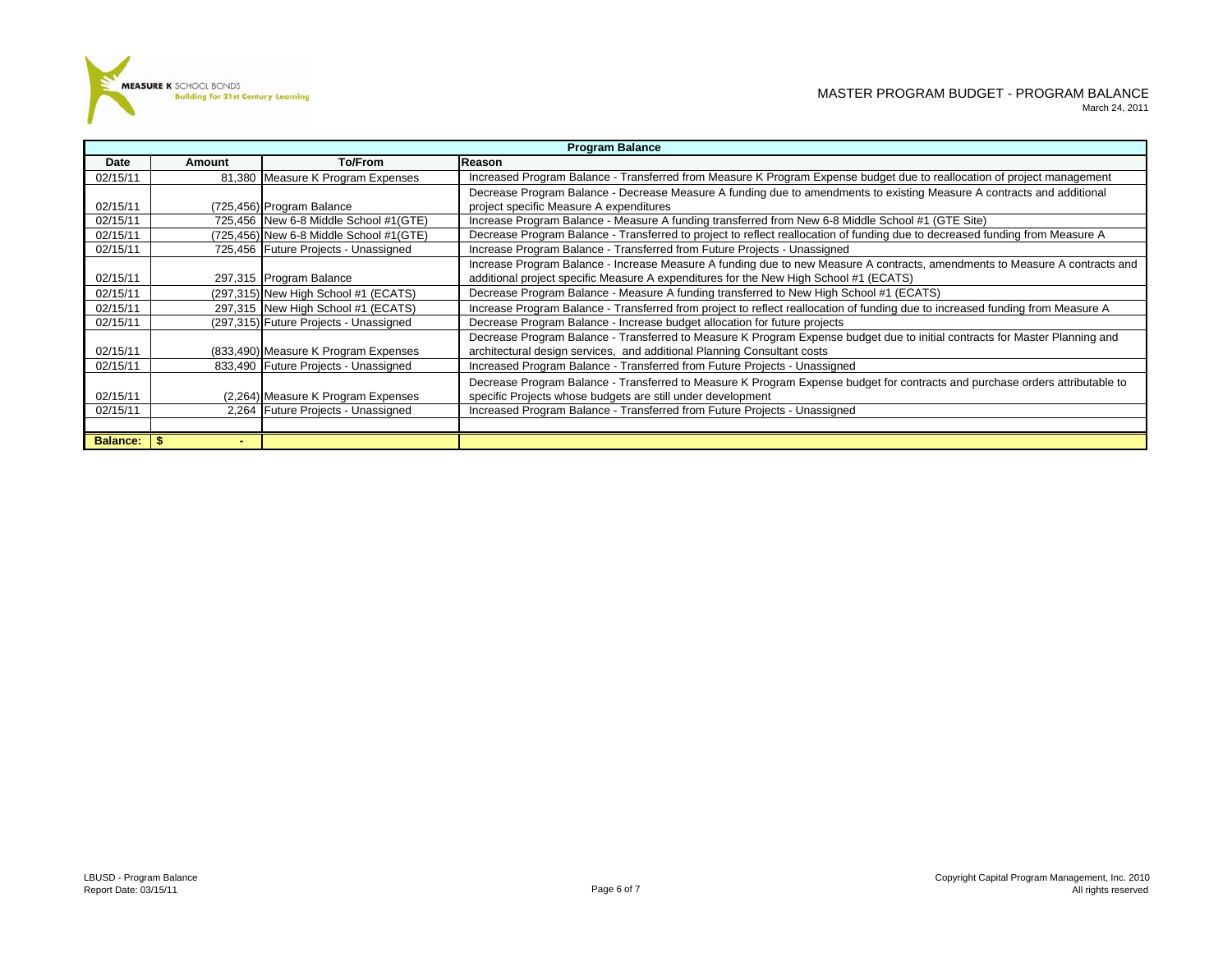# MASTER PROGRAM BUDGET - PROGRAM BALANCE

March 24, 2011

| Program Balance | | | |
|---|---|---|---|
| **Date** | **Amount** | **To/From** | **Reason** |
| 02/15/11 | 81,380 | Measure K Program Expenses | Increased Program Balance - Transferred from Measure K Program Expense budget due to reallocation of project management |
| 02/15/11 | (725,456) | Program Balance | Decrease Program Balance - Decrease Measure A funding due to amendments to existing Measure A contracts and additional project specific Measure A expenditures |
| 02/15/11 | 725,456 | New 6-8 Middle School #1(GTE) | Increase Program Balance - Measure A funding transferred from New 6-8 Middle School #1 (GTE Site) |
| 02/15/11 | (725,456) | New 6-8 Middle School #1(GTE) | Decrease Program Balance - Transferred to project to reflect reallocation of funding due to decreased funding from Measure A |
| 02/15/11 | 725,456 | Future Projects - Unassigned | Increase Program Balance - Transferred from Future Projects - Unassigned |
| 02/15/11 | 297,315 | Program Balance | Increase Program Balance - Increase Measure A funding due to new Measure A contracts, amendments to Measure A contracts and additional project specific Measure A expenditures for the New High School #1 (ECATS) |
| 02/15/11 | (297,315) | New High School #1 (ECATS) | Decrease Program Balance - Measure A funding transferred to New High School #1 (ECATS) |
| 02/15/11 | 297,315 | New High School #1 (ECATS) | Increase Program Balance - Transferred from project to reflect reallocation of funding due to increased funding from Measure A |
| 02/15/11 | (297,315) | Future Projects - Unassigned | Decrease Program Balance - Increase budget allocation for future projects |
| 02/15/11 | (833,490) | Measure K Program Expenses | Decrease Program Balance - Transferred to Measure K Program Expense budget due to initial contracts for Master Planning and architectural design services, and additional Planning Consultant costs |
| 02/15/11 | 833,490 | Future Projects - Unassigned | Increased Program Balance - Transferred from Future Projects - Unassigned |
| 02/15/11 | (2,264) | Measure K Program Expenses | Decrease Program Balance - Transferred to Measure K Program Expense budget for contracts and purchase orders attributable to specific Projects whose budgets are still under development |
| 02/15/11 | 2,264 | Future Projects - Unassigned | Increased Program Balance - Transferred from Future Projects - Unassigned |
| | | | |
| **Balance:** | $ - | | |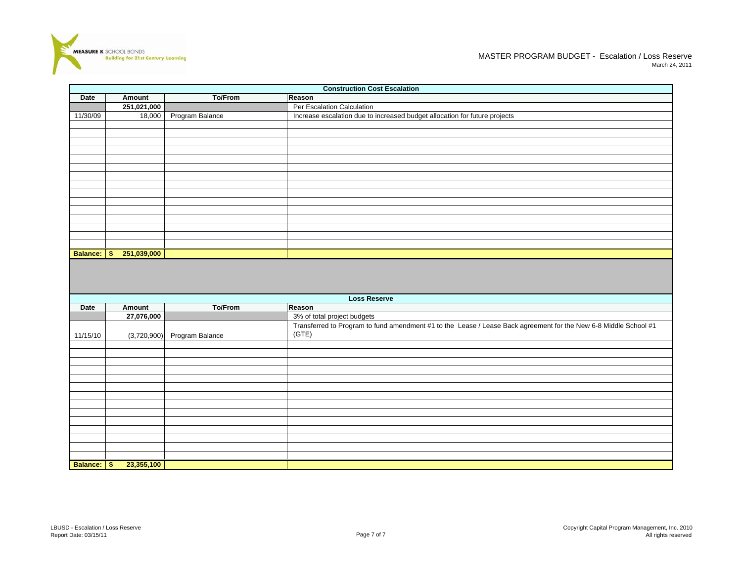MEASURE K SCHOOL BONDS
Building for 21st Century Learning

# MASTER PROGRAM BUDGET - Escalation / Loss Reserve

March 24, 2011

## Construction Cost Escalation

| Date | Amount | To/From | Reason |
|---|---|---|---|
| | **251,021,000** | | Per Escalation Calculation |
| 11/30/09 | 18,000 | Program Balance | Increase escalation due to increased budget allocation for future projects |
| **Balance:** | **$ 251,039,000** | | |

## Loss Reserve

| Date | Amount | To/From | Reason |
|---|---|---|---|
| | **27,076,000** | | 3% of total project budgets |
| 11/15/10 | (3,720,900) | Program Balance | Transferred to Program to fund amendment #1 to the Lease / Lease Back agreement for the New 6-8 Middle School #1 (GTE) |
| **Balance:** | **$ 23,355,100** | | |

LBUSD - Escalation / Loss Reserve
Report Date: 03/15/11

Copyright Capital Program Management, Inc. 2010
All rights reserved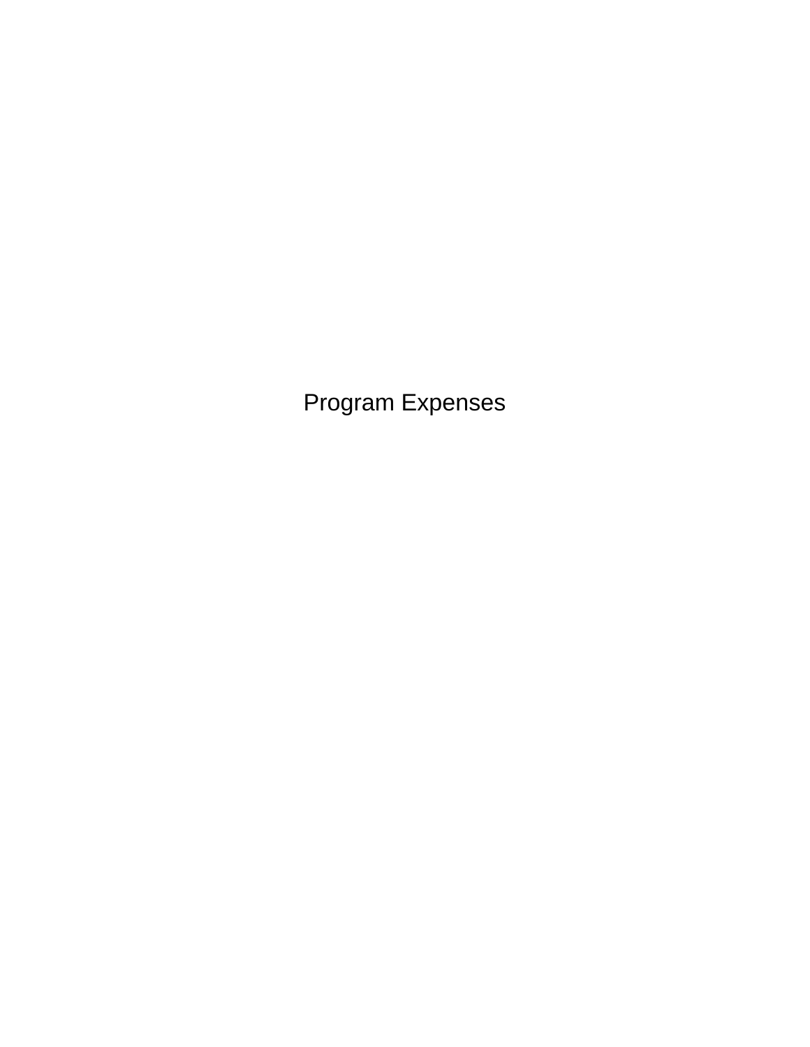# Program Expenses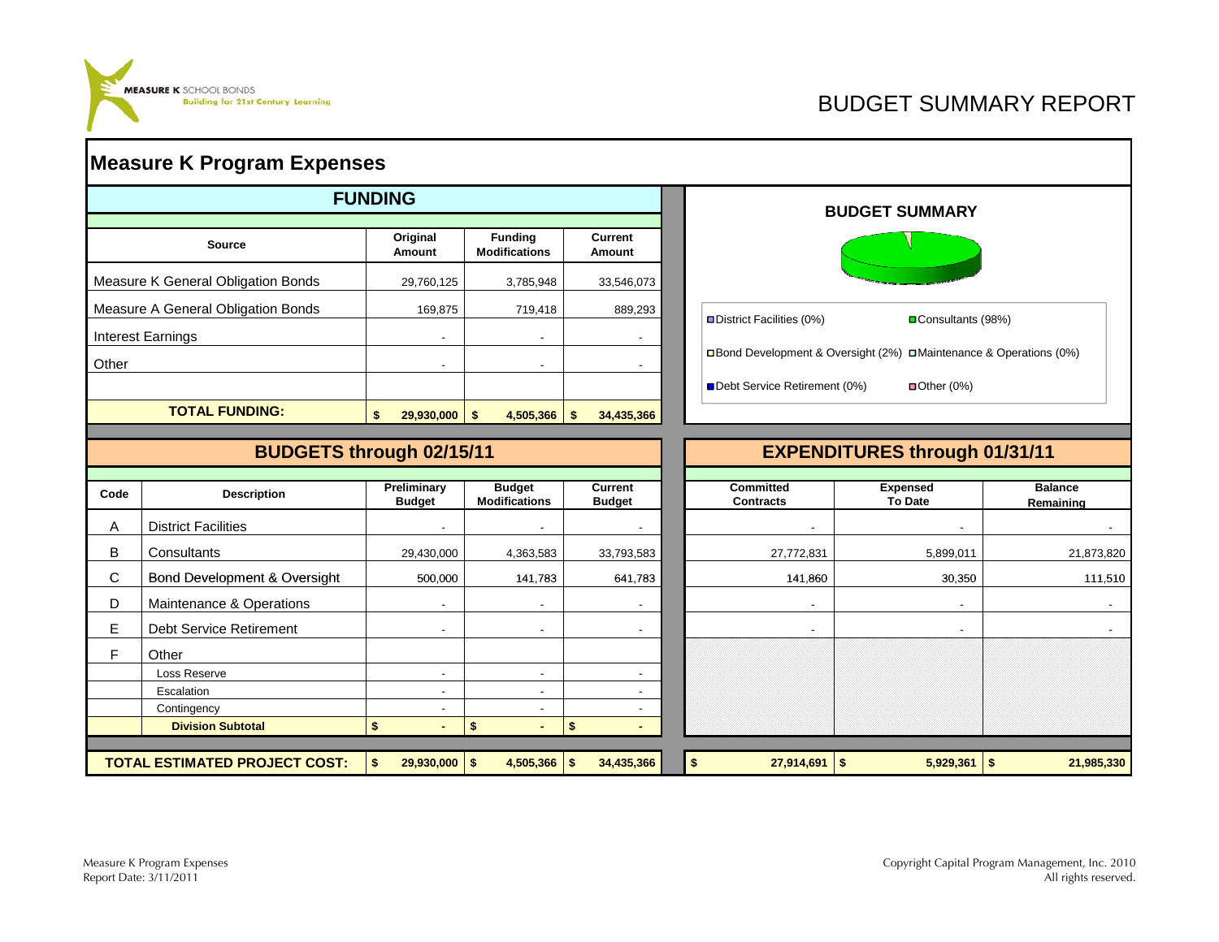MEASURE K SCHOOL BONDS
Building for 21st Century Learning

# BUDGET SUMMARY REPORT

## Measure K Program Expenses

### FUNDING

| Source | Original Amount | Funding Modifications | Current Amount |
|---|---|---|---|
| Measure K General Obligation Bonds | 29,760,125 | 3,785,948 | 33,546,073 |
| Measure A General Obligation Bonds | 169,875 | 719,418 | 889,293 |
| Interest Earnings | - | - | - |
| Other | - | - | - |
| **TOTAL FUNDING:** | **$ 29,930,000** | **$ 4,505,366** | **$ 34,435,366** |

### BUDGET SUMMARY

- District Facilities (0%)
- Consultants (98%)
- Bond Development & Oversight (2%)
- Maintenance & Operations (0%)
- Debt Service Retirement (0%)
- Other (0%)

### BUDGETS through 02/15/11 / EXPENDITURES through 01/31/11

| Code | Description | Preliminary Budget | Budget Modifications | Current Budget | Committed Contracts | Expensed To Date | Balance Remaining |
|---|---|---|---|---|---|---|---|
| A | District Facilities | - | - | - | - | - | - |
| B | Consultants | 29,430,000 | 4,363,583 | 33,793,583 | 27,772,831 | 5,899,011 | 21,873,820 |
| C | Bond Development & Oversight | 500,000 | 141,783 | 641,783 | 141,860 | 30,350 | 111,510 |
| D | Maintenance & Operations | - | - | - | - | - | - |
| E | Debt Service Retirement | - | - | - | - | - | - |
| F | Other | | | | | | |
| | Loss Reserve | - | - | - | | | |
| | Escalation | - | - | - | | | |
| | Contingency | - | - | - | | | |
| | **Division Subtotal** | **$ -** | **$ -** | **$ -** | | | |
| | **TOTAL ESTIMATED PROJECT COST:** | **$ 29,930,000** | **$ 4,505,366** | **$ 34,435,366** | **$ 27,914,691** | **$ 5,929,361** | **$ 21,985,330** |

Measure K Program Expenses
Report Date: 3/11/2011

Copyright Capital Program Management, Inc. 2010
All rights reserved.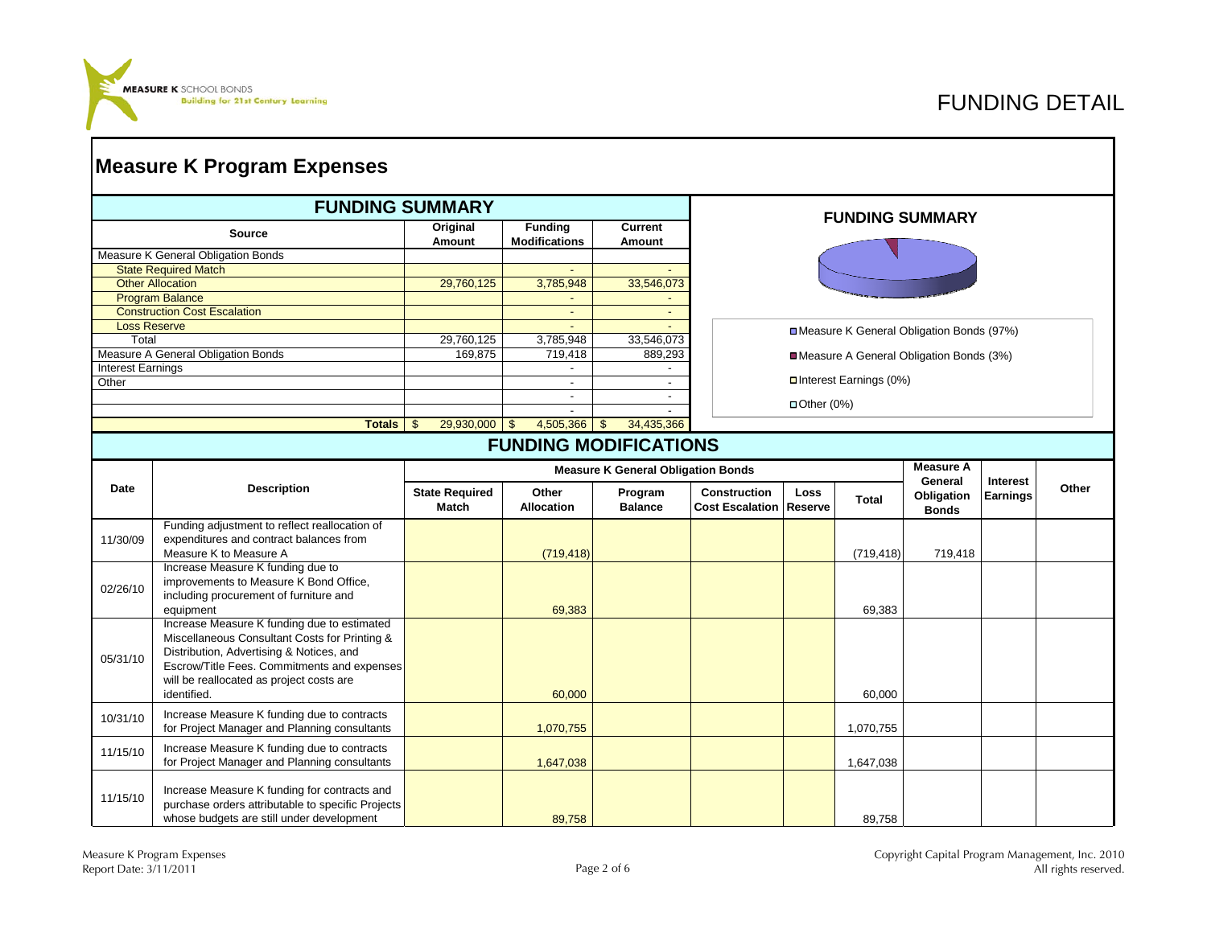# FUNDING DETAIL

## Measure K Program Expenses

### FUNDING SUMMARY

| Source | Original Amount | Funding Modifications | Current Amount |
|---|---|---|---|
| Measure K General Obligation Bonds | | | |
| State Required Match | | - | - |
| Other Allocation | 29,760,125 | 3,785,948 | 33,546,073 |
| Program Balance | | - | - |
| Construction Cost Escalation | | - | - |
| Loss Reserve | | - | - |
| Total | 29,760,125 | 3,785,948 | 33,546,073 |
| Measure A General Obligation Bonds | 169,875 | 719,418 | 889,293 |
| Interest Earnings | | - | - |
| Other | | - | - |
| | | - | - |
| | | - | - |
| **Totals** | $ 29,930,000 | $ 4,505,366 | $ 34,435,366 |

**FUNDING SUMMARY**

- Measure K General Obligation Bonds (97%)
- Measure A General Obligation Bonds (3%)
- Interest Earnings (0%)
- Other (0%)

### FUNDING MODIFICATIONS

| Date | Description | Measure K General Obligation Bonds | | | | | | Measure A General Obligation Bonds | Interest Earnings | Other |
|---|---|---|---|---|---|---|---|---|---|---|
| | | State Required Match | Other Allocation | Program Balance | Construction Cost Escalation | Loss Reserve | Total | | | |
| 11/30/09 | Funding adjustment to reflect reallocation of expenditures and contract balances from Measure K to Measure A | | (719,418) | | | | (719,418) | 719,418 | | |
| 02/26/10 | Increase Measure K funding due to improvements to Measure K Bond Office, including procurement of furniture and equipment | | 69,383 | | | | 69,383 | | | |
| 05/31/10 | Increase Measure K funding due to estimated Miscellaneous Consultant Costs for Printing & Distribution, Advertising & Notices, and Escrow/Title Fees. Commitments and expenses will be reallocated as project costs are identified. | | 60,000 | | | | 60,000 | | | |
| 10/31/10 | Increase Measure K funding due to contracts for Project Manager and Planning consultants | | 1,070,755 | | | | 1,070,755 | | | |
| 11/15/10 | Increase Measure K funding due to contracts for Project Manager and Planning consultants | | 1,647,038 | | | | 1,647,038 | | | |
| 11/15/10 | Increase Measure K funding for contracts and purchase orders attributable to specific Projects whose budgets are still under development | | 89,758 | | | | 89,758 | | | |

Measure K Program Expenses
Report Date: 3/11/2011

Copyright Capital Program Management, Inc. 2010
All rights reserved.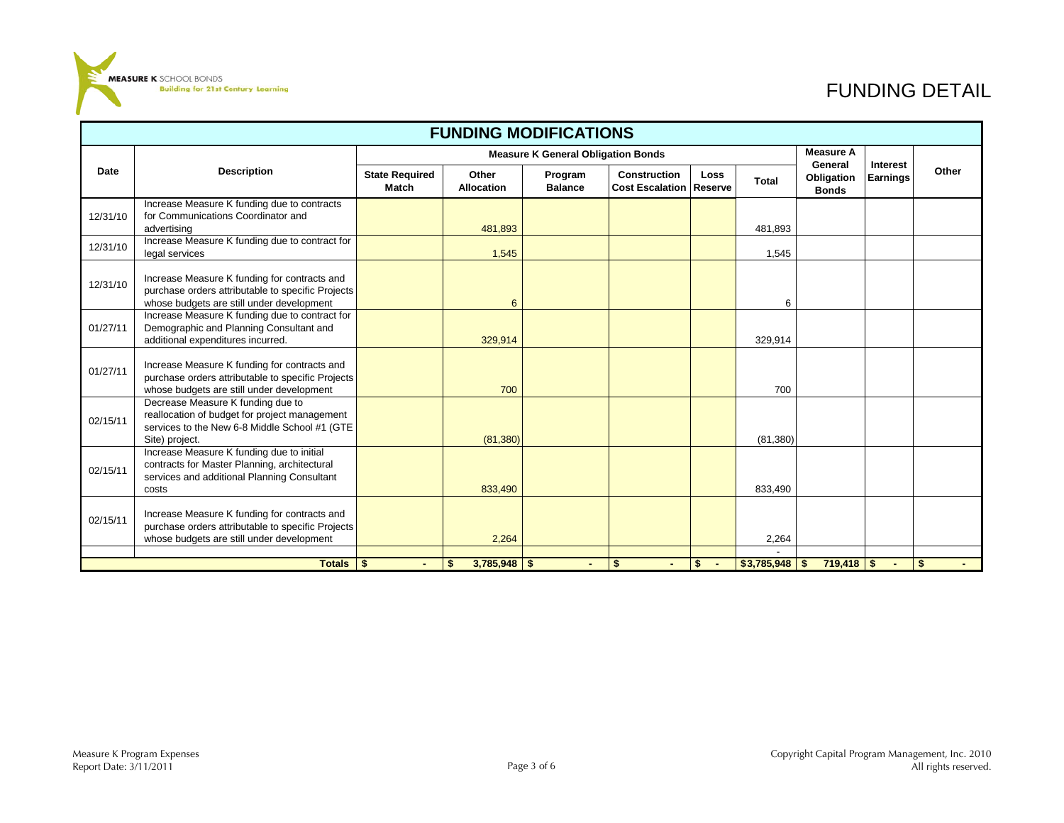# FUNDING DETAIL

## FUNDING MODIFICATIONS

| Date | Description | Measure K General Obligation Bonds | | | | | | Measure A General Obligation Bonds | Interest Earnings | Other |
|---|---|---|---|---|---|---|---|---|---|---|
| | | State Required Match | Other Allocation | Program Balance | Construction Cost Escalation | Loss Reserve | Total | | | |
| 12/31/10 | Increase Measure K funding due to contracts for Communications Coordinator and advertising | | 481,893 | | | | 481,893 | | | |
| 12/31/10 | Increase Measure K funding due to contract for legal services | | 1,545 | | | | 1,545 | | | |
| 12/31/10 | Increase Measure K funding for contracts and purchase orders attributable to specific Projects whose budgets are still under development | | 6 | | | | 6 | | | |
| 01/27/11 | Increase Measure K funding due to contract for Demographic and Planning Consultant and additional expenditures incurred. | | 329,914 | | | | 329,914 | | | |
| 01/27/11 | Increase Measure K funding for contracts and purchase orders attributable to specific Projects whose budgets are still under development | | 700 | | | | 700 | | | |
| 02/15/11 | Decrease Measure K funding due to reallocation of budget for project management services to the New 6-8 Middle School #1 (GTE Site) project. | | (81,380) | | | | (81,380) | | | |
| 02/15/11 | Increase Measure K funding due to initial contracts for Master Planning, architectural services and additional Planning Consultant costs | | 833,490 | | | | 833,490 | | | |
| 02/15/11 | Increase Measure K funding for contracts and purchase orders attributable to specific Projects whose budgets are still under development | | 2,264 | | | | 2,264 | | | |
| | | | | | | | - | | | |
| | **Totals** | **$ -** | **$ 3,785,948** | **$ -** | **$ -** | **$ -** | **$3,785,948** | **$ 719,418** | **$ -** | **$ -** |

Measure K Program Expenses
Report Date: 3/11/2011

Copyright Capital Program Management, Inc. 2010
All rights reserved.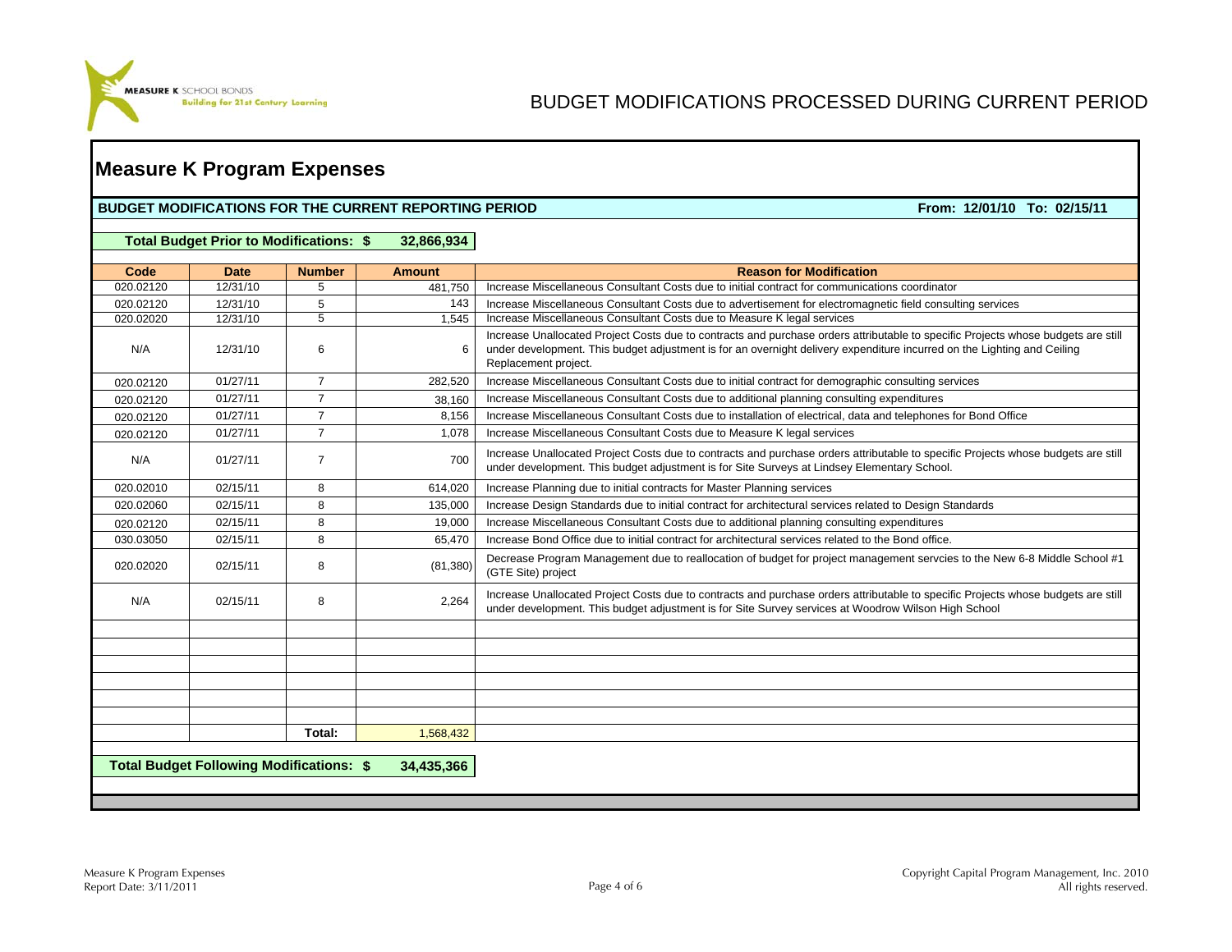# BUDGET MODIFICATIONS PROCESSED DURING CURRENT PERIOD

## Measure K Program Expenses

**BUDGET MODIFICATIONS FOR THE CURRENT REPORTING PERIOD** **From: 12/01/10 To: 02/15/11**

**Total Budget Prior to Modifications: $ 32,866,934**

| Code | Date | Number | Amount | Reason for Modification |
|---|---|---|---|---|
| 020.02120 | 12/31/10 | 5 | 481,750 | Increase Miscellaneous Consultant Costs due to initial contract for communications coordinator |
| 020.02120 | 12/31/10 | 5 | 143 | Increase Miscellaneous Consultant Costs due to advertisement for electromagnetic field consulting services |
| 020.02020 | 12/31/10 | 5 | 1,545 | Increase Miscellaneous Consultant Costs due to Measure K legal services |
| N/A | 12/31/10 | 6 | 6 | Increase Unallocated Project Costs due to contracts and purchase orders attributable to specific Projects whose budgets are still under development. This budget adjustment is for an overnight delivery expenditure incurred on the Lighting and Ceiling Replacement project. |
| 020.02120 | 01/27/11 | 7 | 282,520 | Increase Miscellaneous Consultant Costs due to initial contract for demographic consulting services |
| 020.02120 | 01/27/11 | 7 | 38,160 | Increase Miscellaneous Consultant Costs due to additional planning consulting expenditures |
| 020.02120 | 01/27/11 | 7 | 8,156 | Increase Miscellaneous Consultant Costs due to installation of electrical, data and telephones for Bond Office |
| 020.02120 | 01/27/11 | 7 | 1,078 | Increase Miscellaneous Consultant Costs due to Measure K legal services |
| N/A | 01/27/11 | 7 | 700 | Increase Unallocated Project Costs due to contracts and purchase orders attributable to specific Projects whose budgets are still under development. This budget adjustment is for Site Surveys at Lindsey Elementary School. |
| 020.02010 | 02/15/11 | 8 | 614,020 | Increase Planning due to initial contracts for Master Planning services |
| 020.02060 | 02/15/11 | 8 | 135,000 | Increase Design Standards due to initial contract for architectural services related to Design Standards |
| 020.02120 | 02/15/11 | 8 | 19,000 | Increase Miscellaneous Consultant Costs due to additional planning consulting expenditures |
| 030.03050 | 02/15/11 | 8 | 65,470 | Increase Bond Office due to initial contract for architectural services related to the Bond office. |
| 020.02020 | 02/15/11 | 8 | (81,380) | Decrease Program Management due to reallocation of budget for project management servcies to the New 6-8 Middle School #1 (GTE Site) project |
| N/A | 02/15/11 | 8 | 2,264 | Increase Unallocated Project Costs due to contracts and purchase orders attributable to specific Projects whose budgets are still under development. This budget adjustment is for Site Survey services at Woodrow Wilson High School |
| | | | | |
| | | | | |
| | | | | |
| | | | | |
| | | | | |
| | | | | |
| | | **Total:** | 1,568,432 | |

**Total Budget Following Modifications: $ 34,435,366**

Measure K Program Expenses
Report Date: 3/11/2011

Copyright Capital Program Management, Inc. 2010
All rights reserved.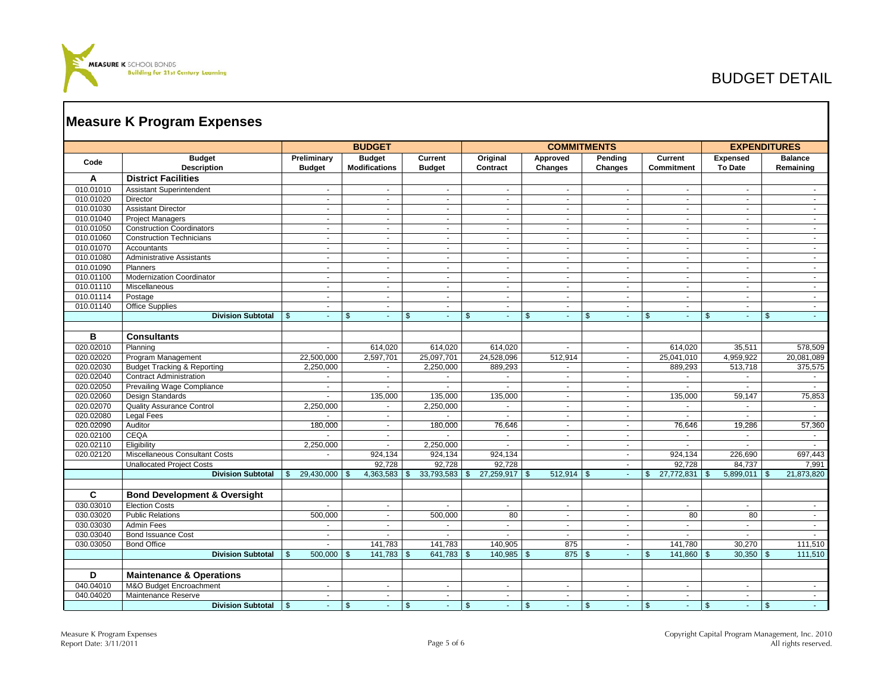MEASURE K SCHOOL BONDS
Building for 21st Century Learning

# BUDGET DETAIL

## Measure K Program Expenses

| | | BUDGET | | | COMMITMENTS | | | | EXPENDITURES | |
|---|---|---|---|---|---|---|---|---|---|---|
| Code | Budget Description | Preliminary Budget | Budget Modifications | Current Budget | Original Contract | Approved Changes | Pending Changes | Current Commitment | Expensed To Date | Balance Remaining |
| **A** | **District Facilities** | | | | | | | | | |
| 010.01010 | Assistant Superintendent | - | - | - | - | - | - | - | - | - |
| 010.01020 | Director | - | - | - | - | - | - | - | - | - |
| 010.01030 | Assistant Director | - | - | - | - | - | - | - | - | - |
| 010.01040 | Project Managers | - | - | - | - | - | - | - | - | - |
| 010.01050 | Construction Coordinators | - | - | - | - | - | - | - | - | - |
| 010.01060 | Construction Technicians | - | - | - | - | - | - | - | - | - |
| 010.01070 | Accountants | - | - | - | - | - | - | - | - | - |
| 010.01080 | Administrative Assistants | - | - | - | - | - | - | - | - | - |
| 010.01090 | Planners | - | - | - | - | - | - | - | - | - |
| 010.01100 | Modernization Coordinator | - | - | - | - | - | - | - | - | - |
| 010.01110 | Miscellaneous | - | - | - | - | - | - | - | - | - |
| 010.01114 | Postage | - | - | - | - | - | - | - | - | - |
| 010.01140 | Office Supplies | - | - | - | - | - | - | - | - | - |
| | **Division Subtotal** | $ - | $ - | $ - | $ - | $ - | $ - | $ - | $ - | $ - |
| **B** | **Consultants** | | | | | | | | | |
| 020.02010 | Planning | - | 614,020 | 614,020 | 614,020 | - | - | 614,020 | 35,511 | 578,509 |
| 020.02020 | Program Management | 22,500,000 | 2,597,701 | 25,097,701 | 24,528,096 | 512,914 | - | 25,041,010 | 4,959,922 | 20,081,089 |
| 020.02030 | Budget Tracking & Reporting | 2,250,000 | - | 2,250,000 | 889,293 | - | - | 889,293 | 513,718 | 375,575 |
| 020.02040 | Contract Administration | - | - | - | - | - | - | - | - | - |
| 020.02050 | Prevailing Wage Compliance | - | - | - | - | - | - | - | - | - |
| 020.02060 | Design Standards | - | 135,000 | 135,000 | 135,000 | - | - | 135,000 | 59,147 | 75,853 |
| 020.02070 | Quality Assurance Control | 2,250,000 | - | 2,250,000 | - | - | - | - | - | - |
| 020.02080 | Legal Fees | - | - | - | - | - | - | - | - | - |
| 020.02090 | Auditor | 180,000 | - | 180,000 | 76,646 | - | - | 76,646 | 19,286 | 57,360 |
| 020.02100 | CEQA | - | - | - | - | - | - | - | - | - |
| 020.02110 | Eligibility | 2,250,000 | - | 2,250,000 | - | - | - | - | - | - |
| 020.02120 | Miscellaneous Consultant Costs | - | 924,134 | 924,134 | 924,134 | | - | 924,134 | 226,690 | 697,443 |
| | Unallocated Project Costs | | 92,728 | 92,728 | 92,728 | | - | 92,728 | 84,737 | 7,991 |
| | **Division Subtotal** | $ 29,430,000 | $ 4,363,583 | $ 33,793,583 | $ 27,259,917 | $ 512,914 | $ - | $ 27,772,831 | $ 5,899,011 | $ 21,873,820 |
| **C** | **Bond Development & Oversight** | | | | | | | | | |
| 030.03010 | Election Costs | - | - | - | - | - | - | - | - | - |
| 030.03020 | Public Relations | 500,000 | - | 500,000 | 80 | - | - | 80 | 80 | - |
| 030.03030 | Admin Fees | - | - | - | - | - | - | - | - | - |
| 030.03040 | Bond Issuance Cost | - | - | - | - | - | - | - | - | - |
| 030.03050 | Bond Office | - | 141,783 | 141,783 | 140,905 | 875 | - | 141,780 | 30,270 | 111,510 |
| | **Division Subtotal** | $ 500,000 | $ 141,783 | $ 641,783 | $ 140,985 | $ 875 | $ - | $ 141,860 | $ 30,350 | $ 111,510 |
| **D** | **Maintenance & Operations** | | | | | | | | | |
| 040.04010 | M&O Budget Encroachment | - | - | - | - | - | - | - | - | - |
| 040.04020 | Maintenance Reserve | - | - | - | - | - | - | - | - | - |
| | **Division Subtotal** | $ - | $ - | $ - | $ - | $ - | $ - | $ - | $ - | $ - |

Measure K Program Expenses
Report Date: 3/11/2011

Copyright Capital Program Management, Inc. 2010
All rights reserved.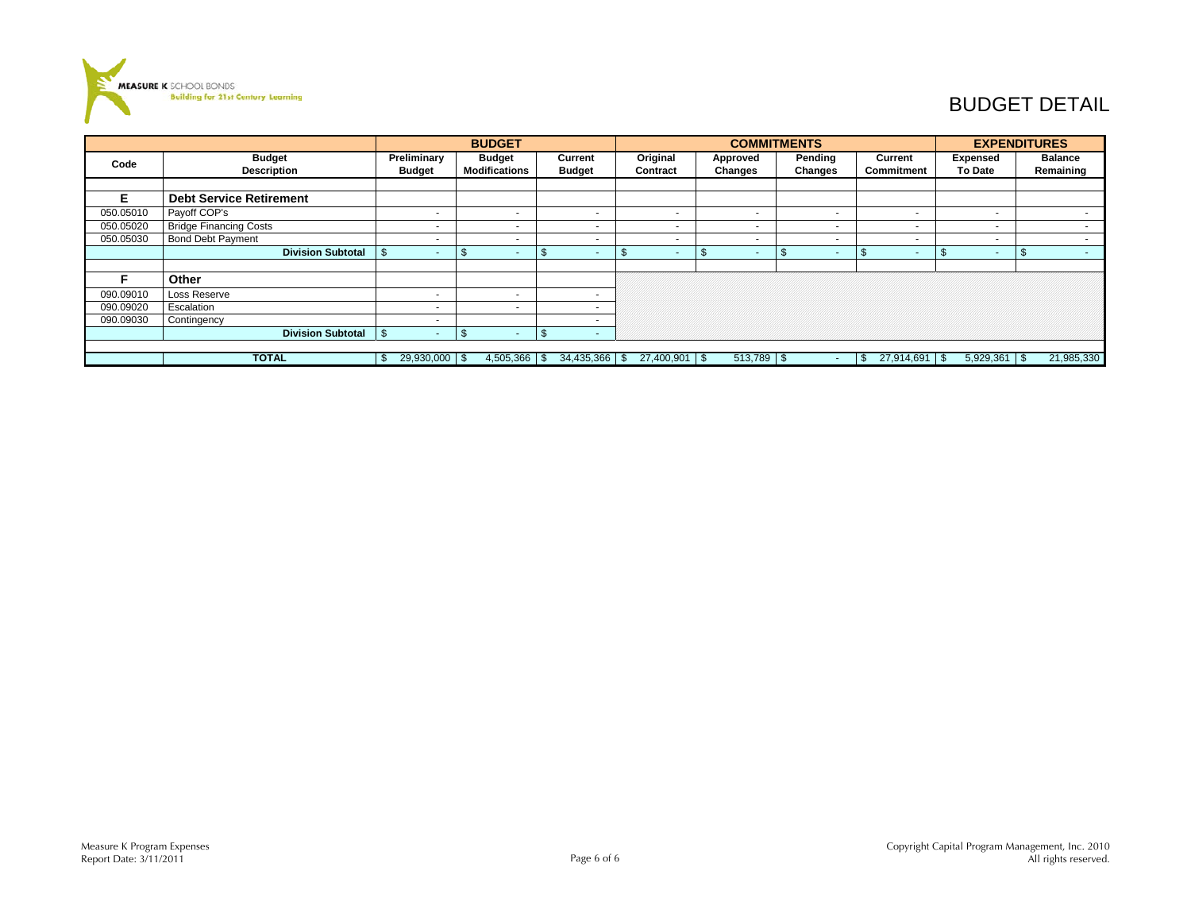# BUDGET DETAIL

| Code | Budget Description | BUDGET Preliminary Budget | Budget Modifications | Current Budget | COMMITMENTS Original Contract | Approved Changes | Pending Changes | Current Commitment | EXPENDITURES Expensed To Date | Balance Remaining |
|---|---|---|---|---|---|---|---|---|---|---|
| | | | | | | | | | | |
| **E** | **Debt Service Retirement** | | | | | | | | | |
| 050.05010 | Payoff COP's | - | - | - | - | - | - | - | - | - |
| 050.05020 | Bridge Financing Costs | - | - | - | - | - | - | - | - | - |
| 050.05030 | Bond Debt Payment | - | - | - | - | - | - | - | - | - |
| | **Division Subtotal** | $ - | $ - | $ - | $ - | $ - | $ - | $ - | $ - | $ - |
| | | | | | | | | | | |
| **F** | **Other** | | | | | | | | | |
| 090.09010 | Loss Reserve | - | - | - | | | | | | |
| 090.09020 | Escalation | - | - | - | | | | | | |
| 090.09030 | Contingency | - | | - | | | | | | |
| | **Division Subtotal** | $ - | $ - | $ - | | | | | | |
| | | | | | | | | | | |
| | **TOTAL** | $ 29,930,000 | $ 4,505,366 | $ 34,435,366 | $ 27,400,901 | $ 513,789 | $ - | $ 27,914,691 | $ 5,929,361 | $ 21,985,330 |

Measure K Program Expenses
Report Date: 3/11/2011

Copyright Capital Program Management, Inc. 2010
All rights reserved.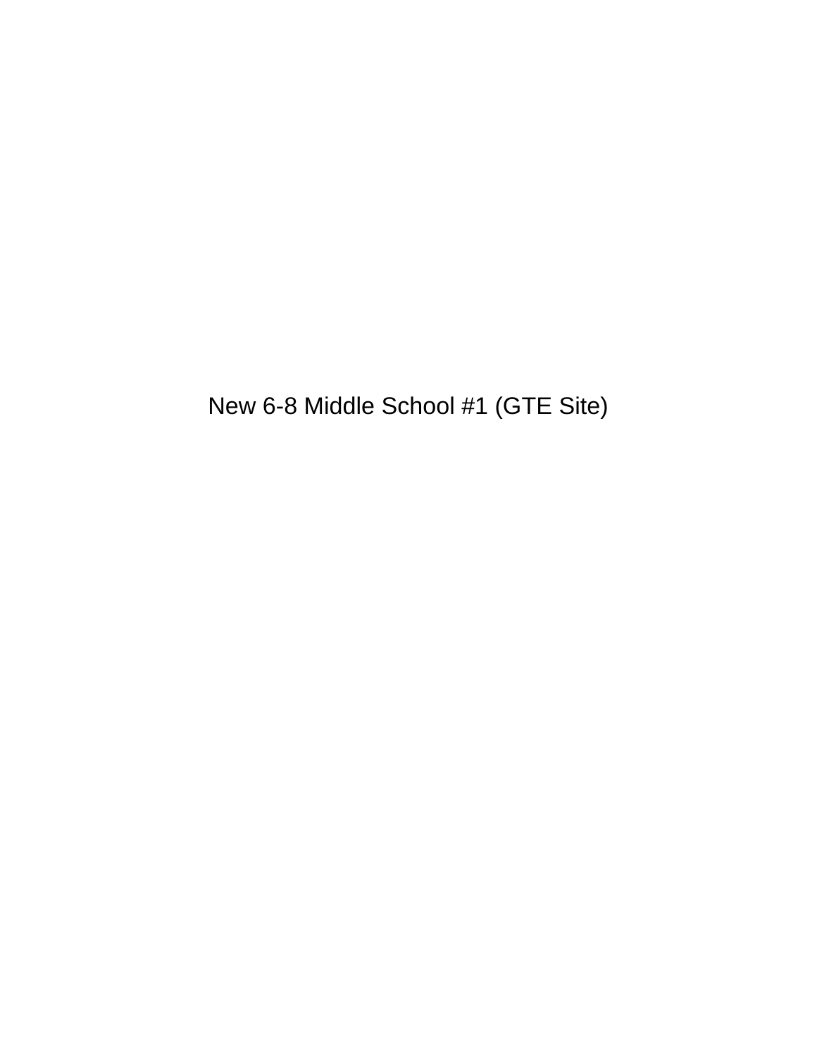New 6-8 Middle School #1 (GTE Site)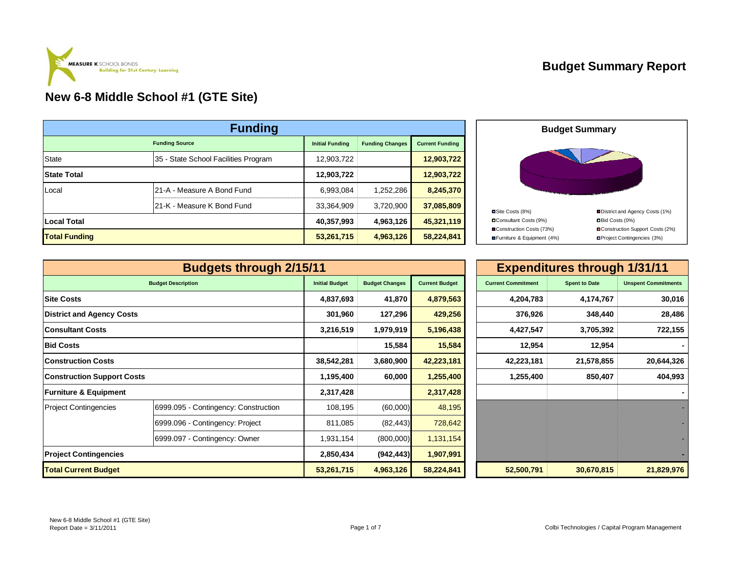MEASURE K SCHOOL BONDS
Building for 21st Century Learning

# Budget Summary Report

## New 6-8 Middle School #1 (GTE Site)

### Funding

| Funding Source | | Initial Funding | Funding Changes | Current Funding |
|---|---|---|---|---|
| State | 35 - State School Facilities Program | 12,903,722 | | 12,903,722 |
| **State Total** | | **12,903,722** | | **12,903,722** |
| Local | 21-A - Measure A Bond Fund | 6,993,084 | 1,252,286 | 8,245,370 |
| | 21-K - Measure K Bond Fund | 33,364,909 | 3,720,900 | 37,085,809 |
| **Local Total** | | **40,357,993** | **4,963,126** | **45,321,119** |
| **Total Funding** | | **53,261,715** | **4,963,126** | **58,224,841** |

### Budget Summary

- Site Costs (8%)
- District and Agency Costs (1%)
- Consultant Costs (9%)
- Bid Costs (0%)
- Construction Costs (73%)
- Construction Support Costs (2%)
- Furniture & Equipment (4%)
- Project Contingencies (3%)

### Budgets through 2/15/11 / Expenditures through 1/31/11

| Budget Description | | Initial Budget | Budget Changes | Current Budget | Current Commitment | Spent to Date | Unspent Commitments |
|---|---|---|---|---|---|---|---|
| **Site Costs** | | **4,837,693** | **41,870** | **4,879,563** | **4,204,783** | **4,174,767** | **30,016** |
| **District and Agency Costs** | | **301,960** | **127,296** | **429,256** | **376,926** | **348,440** | **28,486** |
| **Consultant Costs** | | **3,216,519** | **1,979,919** | **5,196,438** | **4,427,547** | **3,705,392** | **722,155** |
| **Bid Costs** | | | **15,584** | **15,584** | **12,954** | **12,954** | **-** |
| **Construction Costs** | | **38,542,281** | **3,680,900** | **42,223,181** | **42,223,181** | **21,578,855** | **20,644,326** |
| **Construction Support Costs** | | **1,195,400** | **60,000** | **1,255,400** | **1,255,400** | **850,407** | **404,993** |
| **Furniture & Equipment** | | **2,317,428** | | **2,317,428** | | | **-** |
| Project Contingencies | 6999.095 - Contingency: Construction | 108,195 | (60,000) | 48,195 | | | - |
| | 6999.096 - Contingency: Project | 811,085 | (82,443) | 728,642 | | | - |
| | 6999.097 - Contingency: Owner | 1,931,154 | (800,000) | 1,131,154 | | | - |
| **Project Contingencies** | | **2,850,434** | **(942,443)** | **1,907,991** | | | **-** |
| **Total Current Budget** | | **53,261,715** | **4,963,126** | **58,224,841** | **52,500,791** | **30,670,815** | **21,829,976** |

New 6-8 Middle School #1 (GTE Site)
Report Date = 3/11/2011

Colbi Technologies / Capital Program Management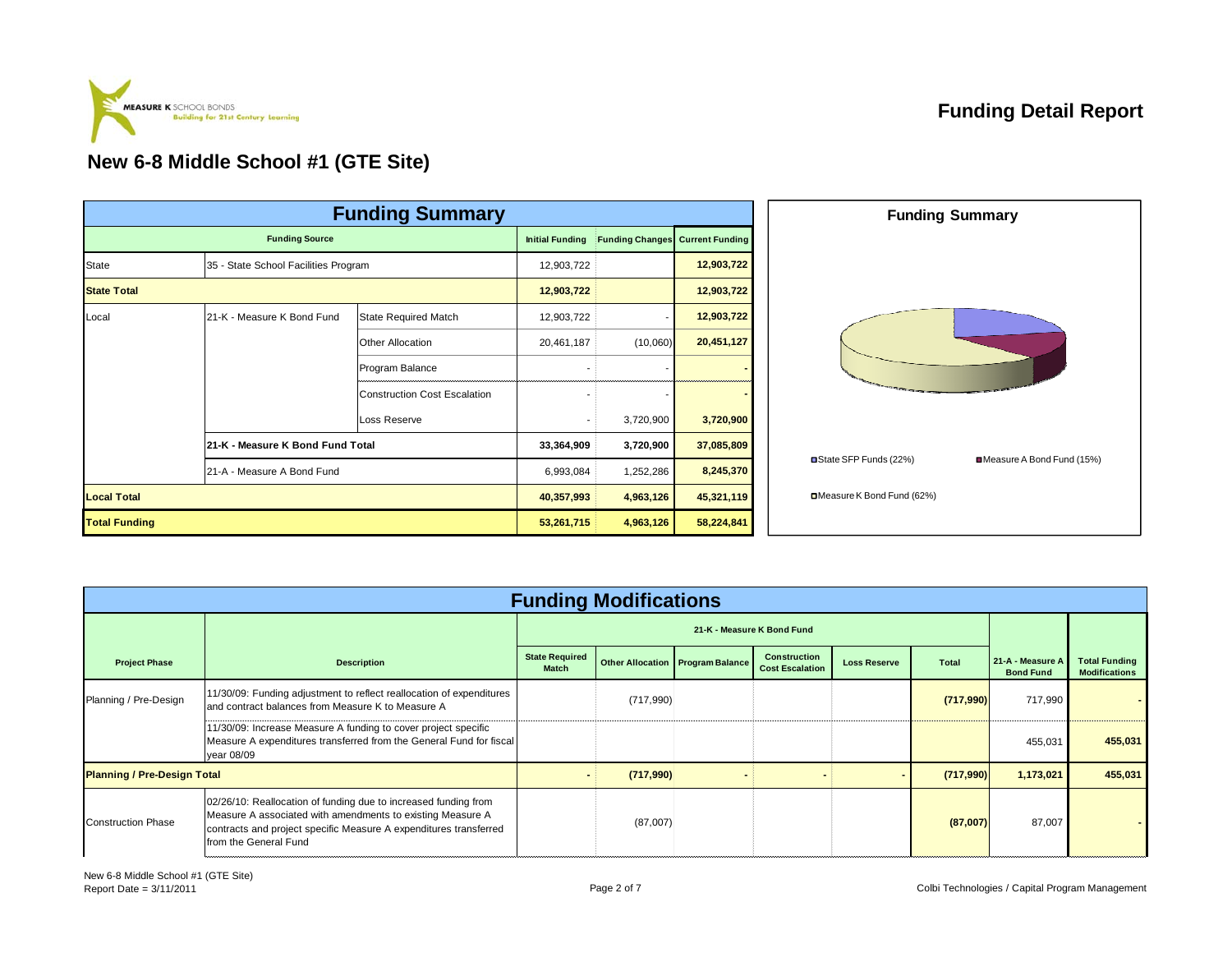MEASURE K SCHOOL BONDS
Building for 21st Century Learning

# Funding Detail Report

## New 6-8 Middle School #1 (GTE Site)

### Funding Summary

| Funding Source | | | Initial Funding | Funding Changes | Current Funding |
|---|---|---|---|---|---|
| State | 35 - State School Facilities Program | | 12,903,722 | | **12,903,722** |
| **State Total** | | | **12,903,722** | | **12,903,722** |
| Local | 21-K - Measure K Bond Fund | State Required Match | 12,903,722 | - | **12,903,722** |
| | | Other Allocation | 20,461,187 | (10,060) | **20,451,127** |
| | | Program Balance | - | - | **-** |
| | | Construction Cost Escalation | - | - | **-** |
| | | Loss Reserve | - | 3,720,900 | **3,720,900** |
| | **21-K - Measure K Bond Fund Total** | | **33,364,909** | **3,720,900** | **37,085,809** |
| | 21-A - Measure A Bond Fund | | 6,993,084 | 1,252,286 | **8,245,370** |
| **Local Total** | | | **40,357,993** | **4,963,126** | **45,321,119** |
| **Total Funding** | | | **53,261,715** | **4,963,126** | **58,224,841** |

**Funding Summary**

- State SFP Funds (22%)
- Measure A Bond Fund (15%)
- Measure K Bond Fund (62%)

### Funding Modifications

| Project Phase | Description | 21-K - Measure K Bond Fund: State Required Match | Other Allocation | Program Balance | Construction Cost Escalation | Loss Reserve | Total | 21-A - Measure A Bond Fund | Total Funding Modifications |
|---|---|---|---|---|---|---|---|---|---|
| Planning / Pre-Design | 11/30/09: Funding adjustment to reflect reallocation of expenditures and contract balances from Measure K to Measure A | | (717,990) | | | | **(717,990)** | 717,990 | **-** |
| | 11/30/09: Increase Measure A funding to cover project specific Measure A expenditures transferred from the General Fund for fiscal year 08/09 | | | | | | | 455,031 | **455,031** |
| **Planning / Pre-Design Total** | | **-** | **(717,990)** | **-** | **-** | **-** | **(717,990)** | **1,173,021** | **455,031** |
| Construction Phase | 02/26/10: Reallocation of funding due to increased funding from Measure A associated with amendments to existing Measure A contracts and project specific Measure A expenditures transferred from the General Fund | | (87,007) | | | | **(87,007)** | 87,007 | **-** |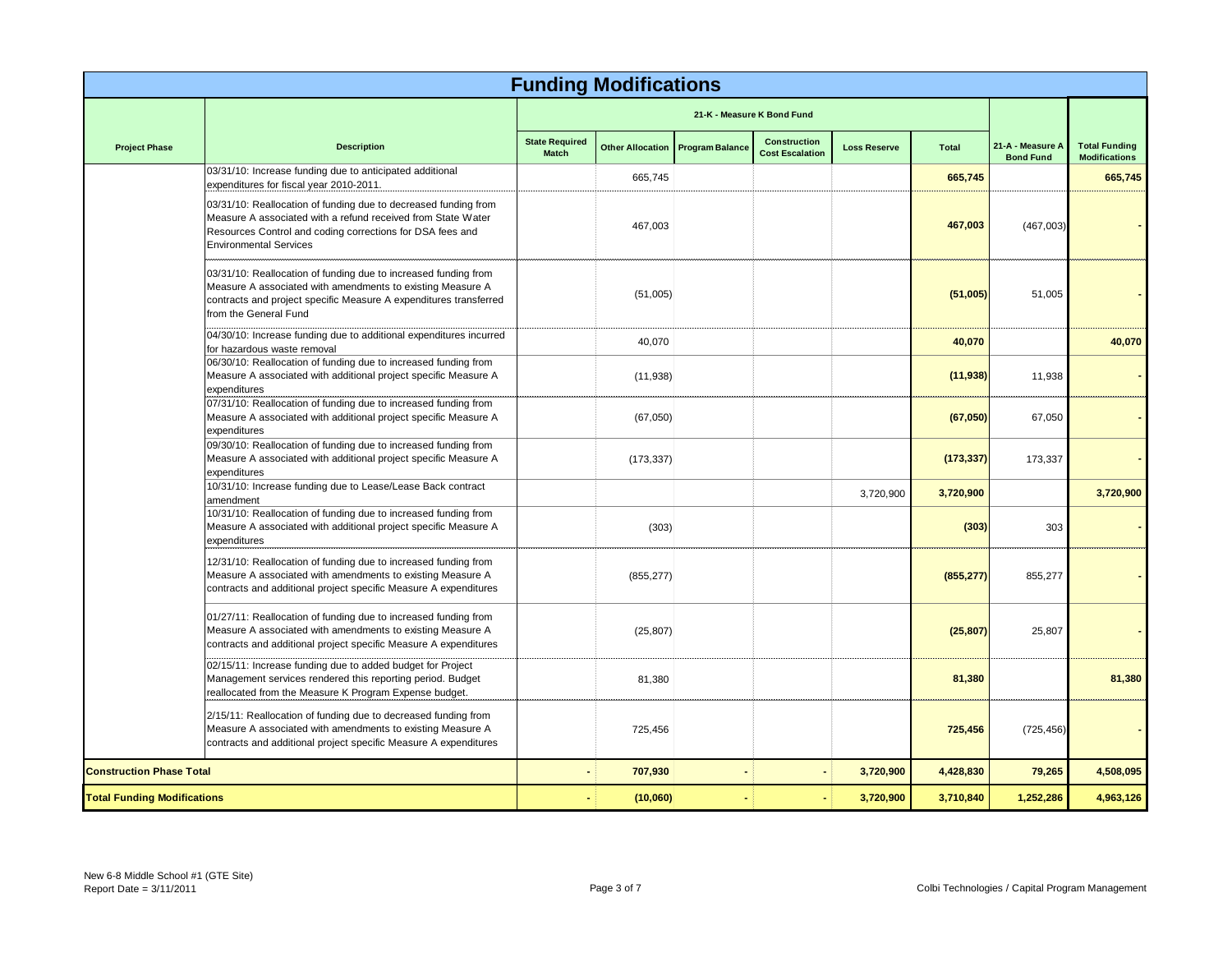# Funding Modifications

| Project Phase | Description | 21-K - Measure K Bond Fund | | | | | | 21-A - Measure A Bond Fund | Total Funding Modifications |
|---|---|---|---|---|---|---|---|---|---|
| | | State Required Match | Other Allocation | Program Balance | Construction Cost Escalation | Loss Reserve | Total | | |
| | 03/31/10: Increase funding due to anticipated additional expenditures for fiscal year 2010-2011. | | 665,745 | | | | **665,745** | | **665,745** |
| | 03/31/10: Reallocation of funding due to decreased funding from Measure A associated with a refund received from State Water Resources Control and coding corrections for DSA fees and Environmental Services | | 467,003 | | | | **467,003** | (467,003) | **-** |
| | 03/31/10: Reallocation of funding due to increased funding from Measure A associated with amendments to existing Measure A contracts and project specific Measure A expenditures transferred from the General Fund | | (51,005) | | | | **(51,005)** | 51,005 | **-** |
| | 04/30/10: Increase funding due to additional expenditures incurred for hazardous waste removal | | 40,070 | | | | **40,070** | | **40,070** |
| | 06/30/10: Reallocation of funding due to increased funding from Measure A associated with additional project specific Measure A expenditures | | (11,938) | | | | **(11,938)** | 11,938 | **-** |
| | 07/31/10: Reallocation of funding due to increased funding from Measure A associated with additional project specific Measure A expenditures | | (67,050) | | | | **(67,050)** | 67,050 | **-** |
| | 09/30/10: Reallocation of funding due to increased funding from Measure A associated with additional project specific Measure A expenditures | | (173,337) | | | | **(173,337)** | 173,337 | **-** |
| | 10/31/10: Increase funding due to Lease/Lease Back contract amendment | | | | | 3,720,900 | **3,720,900** | | **3,720,900** |
| | 10/31/10: Reallocation of funding due to increased funding from Measure A associated with additional project specific Measure A expenditures | | (303) | | | | **(303)** | 303 | **-** |
| | 12/31/10: Reallocation of funding due to increased funding from Measure A associated with amendments to existing Measure A contracts and additional project specific Measure A expenditures | | (855,277) | | | | **(855,277)** | 855,277 | **-** |
| | 01/27/11: Reallocation of funding due to increased funding from Measure A associated with amendments to existing Measure A contracts and additional project specific Measure A expenditures | | (25,807) | | | | **(25,807)** | 25,807 | **-** |
| | 02/15/11: Increase funding due to added budget for Project Management services rendered this reporting period. Budget reallocated from the Measure K Program Expense budget. | | 81,380 | | | | **81,380** | | **81,380** |
| | 2/15/11: Reallocation of funding due to decreased funding from Measure A associated with amendments to existing Measure A contracts and additional project specific Measure A expenditures | | 725,456 | | | | **725,456** | (725,456) | **-** |
| **Construction Phase Total** | | **-** | **707,930** | **-** | **-** | **3,720,900** | **4,428,830** | **79,265** | **4,508,095** |
| **Total Funding Modifications** | | **-** | **(10,060)** | **-** | **-** | **3,720,900** | **3,710,840** | **1,252,286** | **4,963,126** |

New 6-8 Middle School #1 (GTE Site)
Report Date = 3/11/2011

Colbi Technologies / Capital Program Management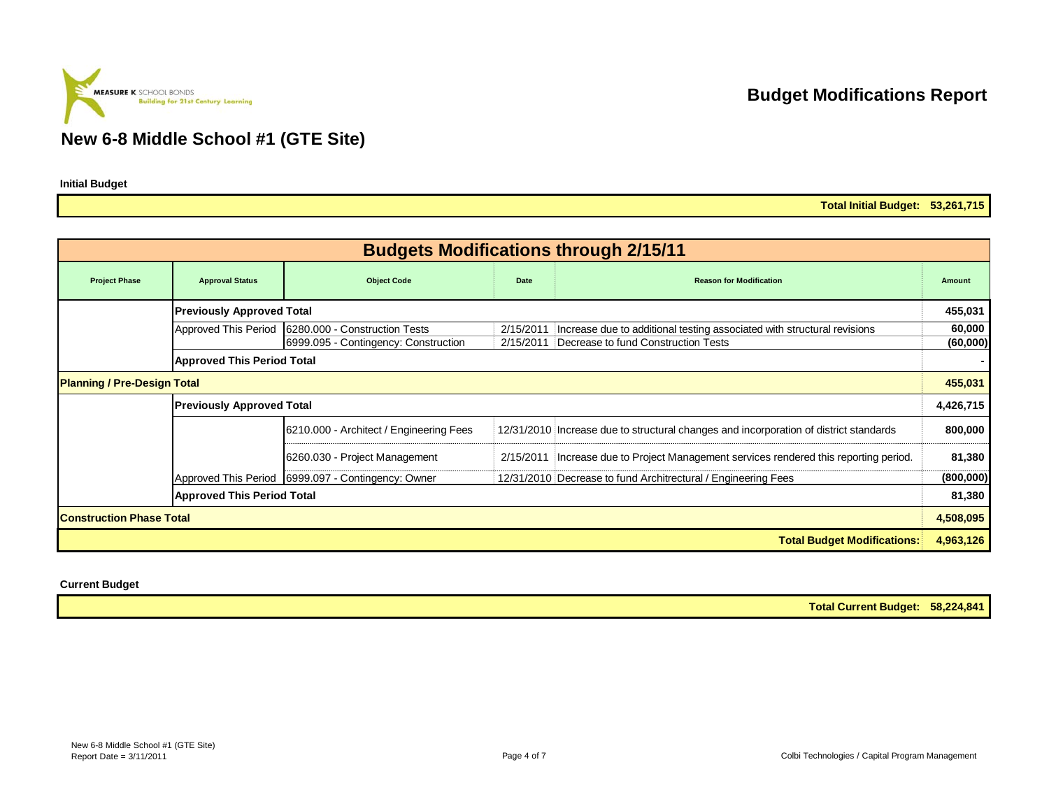MEASURE K SCHOOL BONDS
Building for 21st Century Learning

# Budget Modifications Report

## New 6-8 Middle School #1 (GTE Site)

**Initial Budget**

| | |
|---|---|
| **Total Initial Budget:** | **53,261,715** |

| Project Phase | Approval Status | Object Code | Date | Reason for Modification | Amount |
|---|---|---|---|---|---|
| **Budgets Modifications through 2/15/11** | | | | | |
| | **Previously Approved Total** | | | | **455,031** |
| | Approved This Period | 6280.000 - Construction Tests | 2/15/2011 | Increase due to additional testing associated with structural revisions | 60,000 |
| | | 6999.095 - Contingency: Construction | 2/15/2011 | Decrease to fund Construction Tests | (60,000) |
| | **Approved This Period Total** | | | | **-** |
| **Planning / Pre-Design Total** | | | | | **455,031** |
| | **Previously Approved Total** | | | | **4,426,715** |
| | | 6210.000 - Architect / Engineering Fees | 12/31/2010 | Increase due to structural changes and incorporation of district standards | 800,000 |
| | | 6260.030 - Project Management | 2/15/2011 | Increase due to Project Management services rendered this reporting period. | 81,380 |
| | Approved This Period | 6999.097 - Contingency: Owner | 12/31/2010 | Decrease to fund Architectural / Engineering Fees | (800,000) |
| | **Approved This Period Total** | | | | **81,380** |
| **Construction Phase Total** | | | | | **4,508,095** |
| | | | | **Total Budget Modifications:** | **4,963,126** |

**Current Budget**

| | |
|---|---|
| **Total Current Budget:** | **58,224,841** |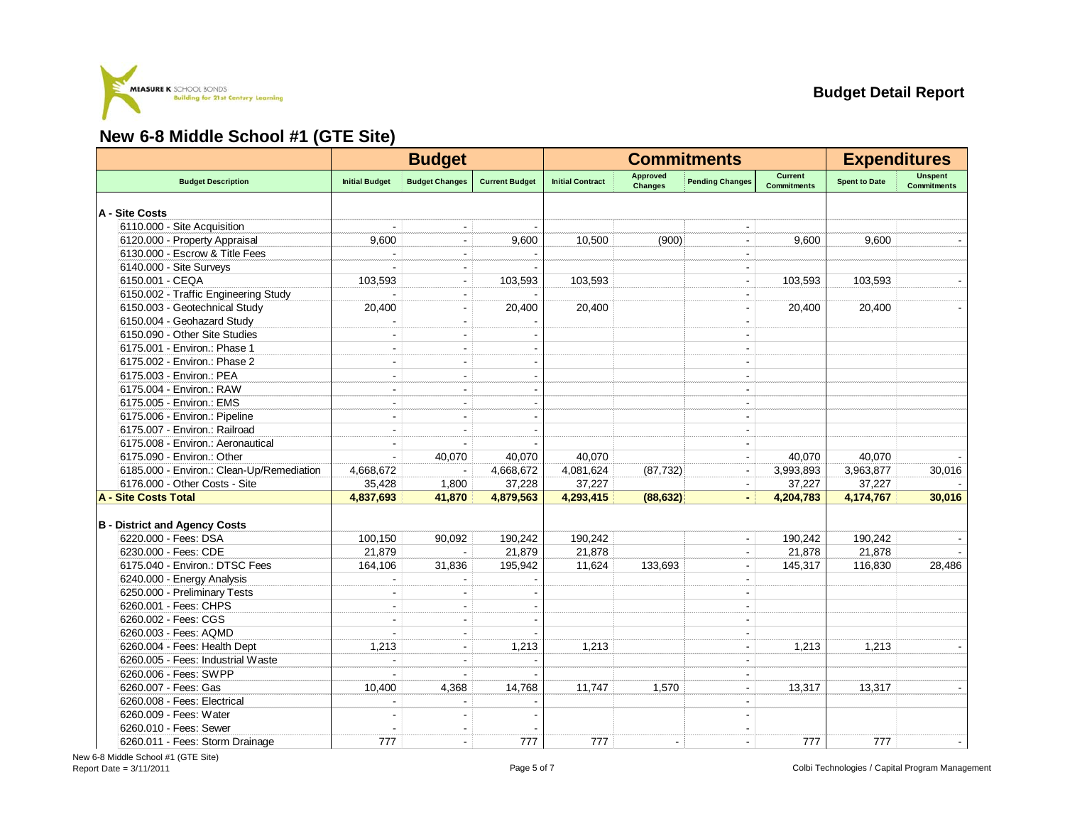## Budget Detail Report

## New 6-8 Middle School #1 (GTE Site)

| | Budget | | | Commitments | | | | Expenditures | |
|---|---|---|---|---|---|---|---|---|---|
| Budget Description | Initial Budget | Budget Changes | Current Budget | Initial Contract | Approved Changes | Pending Changes | Current Commitments | Spent to Date | Unspent Commitments |
| **A - Site Costs** | | | | | | | | | |
| 6110.000 - Site Acquisition | - | - | - | | | - | | | |
| 6120.000 - Property Appraisal | 9,600 | - | 9,600 | 10,500 | (900) | - | 9,600 | 9,600 | - |
| 6130.000 - Escrow & Title Fees | - | - | - | | | - | | | |
| 6140.000 - Site Surveys | - | - | - | | | - | | | |
| 6150.001 - CEQA | 103,593 | - | 103,593 | 103,593 | | - | 103,593 | 103,593 | - |
| 6150.002 - Traffic Engineering Study | - | - | - | | | - | | | |
| 6150.003 - Geotechnical Study | 20,400 | - | 20,400 | 20,400 | | - | 20,400 | 20,400 | - |
| 6150.004 - Geohazard Study | - | - | - | | | - | | | |
| 6150.090 - Other Site Studies | - | - | - | | | - | | | |
| 6175.001 - Environ.: Phase 1 | - | - | - | | | - | | | |
| 6175.002 - Environ.: Phase 2 | - | - | - | | | - | | | |
| 6175.003 - Environ.: PEA | - | - | - | | | - | | | |
| 6175.004 - Environ.: RAW | - | - | - | | | - | | | |
| 6175.005 - Environ.: EMS | - | - | - | | | - | | | |
| 6175.006 - Environ.: Pipeline | - | - | - | | | - | | | |
| 6175.007 - Environ.: Railroad | - | - | - | | | - | | | |
| 6175.008 - Environ.: Aeronautical | - | - | - | | | - | | | |
| 6175.090 - Environ.: Other | - | 40,070 | 40,070 | 40,070 | | - | 40,070 | 40,070 | - |
| 6185.000 - Environ.: Clean-Up/Remediation | 4,668,672 | - | 4,668,672 | 4,081,624 | (87,732) | - | 3,993,893 | 3,963,877 | 30,016 |
| 6176.000 - Other Costs - Site | 35,428 | 1,800 | 37,228 | 37,227 | | - | 37,227 | 37,227 | - |
| **A - Site Costs Total** | **4,837,693** | **41,870** | **4,879,563** | **4,293,415** | **(88,632)** | **-** | **4,204,783** | **4,174,767** | **30,016** |
| **B - District and Agency Costs** | | | | | | | | | |
| 6220.000 - Fees: DSA | 100,150 | 90,092 | 190,242 | 190,242 | | - | 190,242 | 190,242 | - |
| 6230.000 - Fees: CDE | 21,879 | - | 21,879 | 21,878 | | - | 21,878 | 21,878 | - |
| 6175.040 - Environ.: DTSC Fees | 164,106 | 31,836 | 195,942 | 11,624 | 133,693 | - | 145,317 | 116,830 | 28,486 |
| 6240.000 - Energy Analysis | - | - | - | | | - | | | |
| 6250.000 - Preliminary Tests | - | - | - | | | - | | | |
| 6260.001 - Fees: CHPS | - | - | - | | | - | | | |
| 6260.002 - Fees: CGS | - | - | - | | | - | | | |
| 6260.003 - Fees: AQMD | - | - | - | | | - | | | |
| 6260.004 - Fees: Health Dept | 1,213 | - | 1,213 | 1,213 | | - | 1,213 | 1,213 | - |
| 6260.005 - Fees: Industrial Waste | - | - | - | | | - | | | |
| 6260.006 - Fees: SWPP | - | - | - | | | - | | | |
| 6260.007 - Fees: Gas | 10,400 | 4,368 | 14,768 | 11,747 | 1,570 | - | 13,317 | 13,317 | - |
| 6260.008 - Fees: Electrical | - | - | - | | | - | | | |
| 6260.009 - Fees: Water | - | - | - | | | - | | | |
| 6260.010 - Fees: Sewer | - | - | - | | | - | | | |
| 6260.011 - Fees: Storm Drainage | 777 | - | 777 | 777 | - | - | 777 | 777 | - |

New 6-8 Middle School #1 (GTE Site)
Report Date = 3/11/2011

Colbi Technologies / Capital Program Management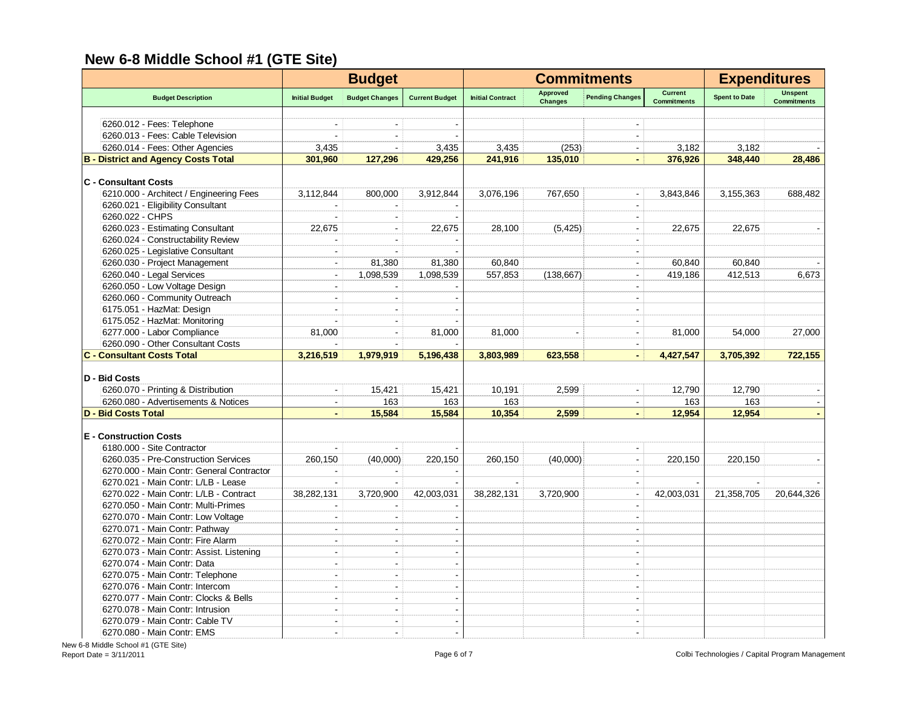## New 6-8 Middle School #1 (GTE Site)

| | Budget | | | Commitments | | | | Expenditures | |
|---|---|---|---|---|---|---|---|---|---|
| Budget Description | Initial Budget | Budget Changes | Current Budget | Initial Contract | Approved Changes | Pending Changes | Current Commitments | Spent to Date | Unspent Commitments |
| 6260.012 - Fees: Telephone | - | - | - | | | - | | | |
| 6260.013 - Fees: Cable Television | - | - | - | | | - | | | |
| 6260.014 - Fees: Other Agencies | 3,435 | - | 3,435 | 3,435 | (253) | - | 3,182 | 3,182 | - |
| **B - District and Agency Costs Total** | **301,960** | **127,296** | **429,256** | **241,916** | **135,010** | **-** | **376,926** | **348,440** | **28,486** |
| **C - Consultant Costs** | | | | | | | | | |
| 6210.000 - Architect / Engineering Fees | 3,112,844 | 800,000 | 3,912,844 | 3,076,196 | 767,650 | - | 3,843,846 | 3,155,363 | 688,482 |
| 6260.021 - Eligibility Consultant | - | - | - | | | - | | | |
| 6260.022 - CHPS | - | - | - | | | - | | | |
| 6260.023 - Estimating Consultant | 22,675 | - | 22,675 | 28,100 | (5,425) | - | 22,675 | 22,675 | - |
| 6260.024 - Constructability Review | - | - | - | | | - | | | |
| 6260.025 - Legislative Consultant | - | - | - | | | - | | | |
| 6260.030 - Project Management | - | 81,380 | 81,380 | 60,840 | | - | 60,840 | 60,840 | - |
| 6260.040 - Legal Services | - | 1,098,539 | 1,098,539 | 557,853 | (138,667) | - | 419,186 | 412,513 | 6,673 |
| 6260.050 - Low Voltage Design | - | - | - | | | - | | | |
| 6260.060 - Community Outreach | - | - | - | | | - | | | |
| 6175.051 - HazMat: Design | - | - | - | | | - | | | |
| 6175.052 - HazMat: Monitoring | - | - | - | | | - | | | |
| 6277.000 - Labor Compliance | 81,000 | - | 81,000 | 81,000 | - | - | 81,000 | 54,000 | 27,000 |
| 6260.090 - Other Consultant Costs | - | - | - | | | - | | | |
| **C - Consultant Costs Total** | **3,216,519** | **1,979,919** | **5,196,438** | **3,803,989** | **623,558** | **-** | **4,427,547** | **3,705,392** | **722,155** |
| **D - Bid Costs** | | | | | | | | | |
| 6260.070 - Printing & Distribution | - | 15,421 | 15,421 | 10,191 | 2,599 | - | 12,790 | 12,790 | - |
| 6260.080 - Advertisements & Notices | - | 163 | 163 | 163 | | - | 163 | 163 | - |
| **D - Bid Costs Total** | **-** | **15,584** | **15,584** | **10,354** | **2,599** | **-** | **12,954** | **12,954** | **-** |
| **E - Construction Costs** | | | | | | | | | |
| 6180.000 - Site Contractor | - | - | - | | | - | | | |
| 6260.035 - Pre-Construction Services | 260,150 | (40,000) | 220,150 | 260,150 | (40,000) | - | 220,150 | 220,150 | - |
| 6270.000 - Main Contr: General Contractor | - | - | - | | | - | | | |
| 6270.021 - Main Contr: L/LB - Lease | - | - | - | - | | - | - | - | - |
| 6270.022 - Main Contr: L/LB - Contract | 38,282,131 | 3,720,900 | 42,003,031 | 38,282,131 | 3,720,900 | - | 42,003,031 | 21,358,705 | 20,644,326 |
| 6270.050 - Main Contr: Multi-Primes | - | - | - | | | - | | | |
| 6270.070 - Main Contr: Low Voltage | - | - | - | | | - | | | |
| 6270.071 - Main Contr: Pathway | - | - | - | | | - | | | |
| 6270.072 - Main Contr: Fire Alarm | - | - | - | | | - | | | |
| 6270.073 - Main Contr: Assist. Listening | - | - | - | | | - | | | |
| 6270.074 - Main Contr: Data | - | - | - | | | - | | | |
| 6270.075 - Main Contr: Telephone | - | - | - | | | - | | | |
| 6270.076 - Main Contr: Intercom | - | - | - | | | - | | | |
| 6270.077 - Main Contr: Clocks & Bells | - | - | - | | | - | | | |
| 6270.078 - Main Contr: Intrusion | - | - | - | | | - | | | |
| 6270.079 - Main Contr: Cable TV | - | - | - | | | - | | | |
| 6270.080 - Main Contr: EMS | - | - | - | | | - | | | |

New 6-8 Middle School #1 (GTE Site)
Report Date = 3/11/2011

Colbi Technologies / Capital Program Management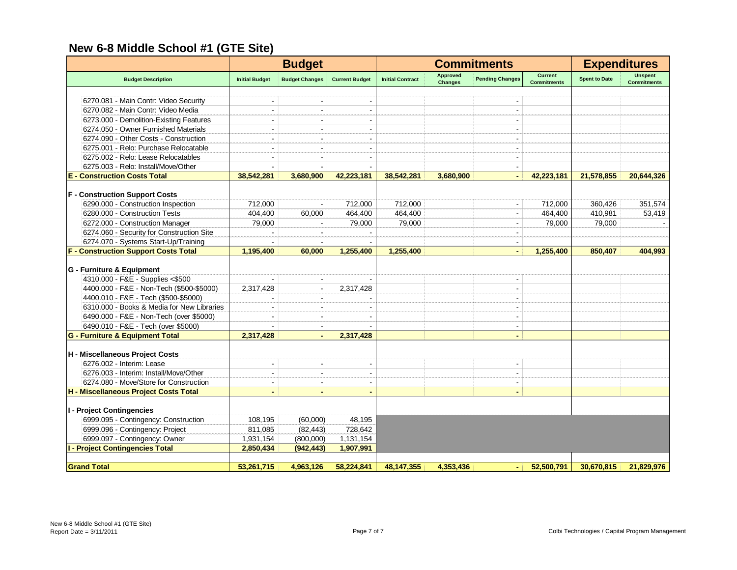## New 6-8 Middle School #1 (GTE Site)

| | Budget | | | Commitments | | | | Expenditures | |
|---|---|---|---|---|---|---|---|---|---|
| Budget Description | Initial Budget | Budget Changes | Current Budget | Initial Contract | Approved Changes | Pending Changes | Current Commitments | Spent to Date | Unspent Commitments |
| 6270.081 - Main Contr: Video Security | - | - | - | | | - | | | |
| 6270.082 - Main Contr: Video Media | - | - | - | | | - | | | |
| 6273.000 - Demolition-Existing Features | - | - | - | | | - | | | |
| 6274.050 - Owner Furnished Materials | - | - | - | | | - | | | |
| 6274.090 - Other Costs - Construction | - | - | - | | | - | | | |
| 6275.001 - Relo: Purchase Relocatable | - | - | - | | | - | | | |
| 6275.002 - Relo: Lease Relocatables | - | - | - | | | - | | | |
| 6275.003 - Relo: Install/Move/Other | - | - | - | | | - | | | |
| **E - Construction Costs Total** | **38,542,281** | **3,680,900** | **42,223,181** | **38,542,281** | **3,680,900** | **-** | **42,223,181** | **21,578,855** | **20,644,326** |
| **F - Construction Support Costs** | | | | | | | | | |
| 6290.000 - Construction Inspection | 712,000 | - | 712,000 | 712,000 | | - | 712,000 | 360,426 | 351,574 |
| 6280.000 - Construction Tests | 404,400 | 60,000 | 464,400 | 464,400 | | - | 464,400 | 410,981 | 53,419 |
| 6272.000 - Construction Manager | 79,000 | - | 79,000 | 79,000 | | - | 79,000 | 79,000 | - |
| 6274.060 - Security for Construction Site | - | - | - | | | - | | | |
| 6274.070 - Systems Start-Up/Training | - | - | - | | | - | | | |
| **F - Construction Support Costs Total** | **1,195,400** | **60,000** | **1,255,400** | **1,255,400** | | **-** | **1,255,400** | **850,407** | **404,993** |
| **G - Furniture & Equipment** | | | | | | | | | |
| 4310.000 - F&E - Supplies <$500 | - | - | - | | | - | | | |
| 4400.000 - F&E - Non-Tech ($500-$5000) | 2,317,428 | - | 2,317,428 | | | - | | | |
| 4400.010 - F&E - Tech ($500-$5000) | - | - | - | | | - | | | |
| 6310.000 - Books & Media for New Libraries | - | - | - | | | - | | | |
| 6490.000 - F&E - Non-Tech (over $5000) | - | - | - | | | - | | | |
| 6490.010 - F&E - Tech (over $5000) | - | - | - | | | - | | | |
| **G - Furniture & Equipment Total** | **2,317,428** | **-** | **2,317,428** | | | **-** | | | |
| **H - Miscellaneous Project Costs** | | | | | | | | | |
| 6276.002 - Interim: Lease | - | - | - | | | - | | | |
| 6276.003 - Interim: Install/Move/Other | - | - | - | | | - | | | |
| 6274.080 - Move/Store for Construction | - | - | - | | | - | | | |
| **H - Miscellaneous Project Costs Total** | **-** | **-** | **-** | | | **-** | | | |
| **I - Project Contingencies** | | | | | | | | | |
| 6999.095 - Contingency: Construction | 108,195 | (60,000) | 48,195 | | | | | | |
| 6999.096 - Contingency: Project | 811,085 | (82,443) | 728,642 | | | | | | |
| 6999.097 - Contingency: Owner | 1,931,154 | (800,000) | 1,131,154 | | | | | | |
| **I - Project Contingencies Total** | **2,850,434** | **(942,443)** | **1,907,991** | | | | | | |
| **Grand Total** | **53,261,715** | **4,963,126** | **58,224,841** | **48,147,355** | **4,353,436** | **-** | **52,500,791** | **30,670,815** | **21,829,976** |

New 6-8 Middle School #1 (GTE Site)
Report Date = 3/11/2011

Colbi Technologies / Capital Program Management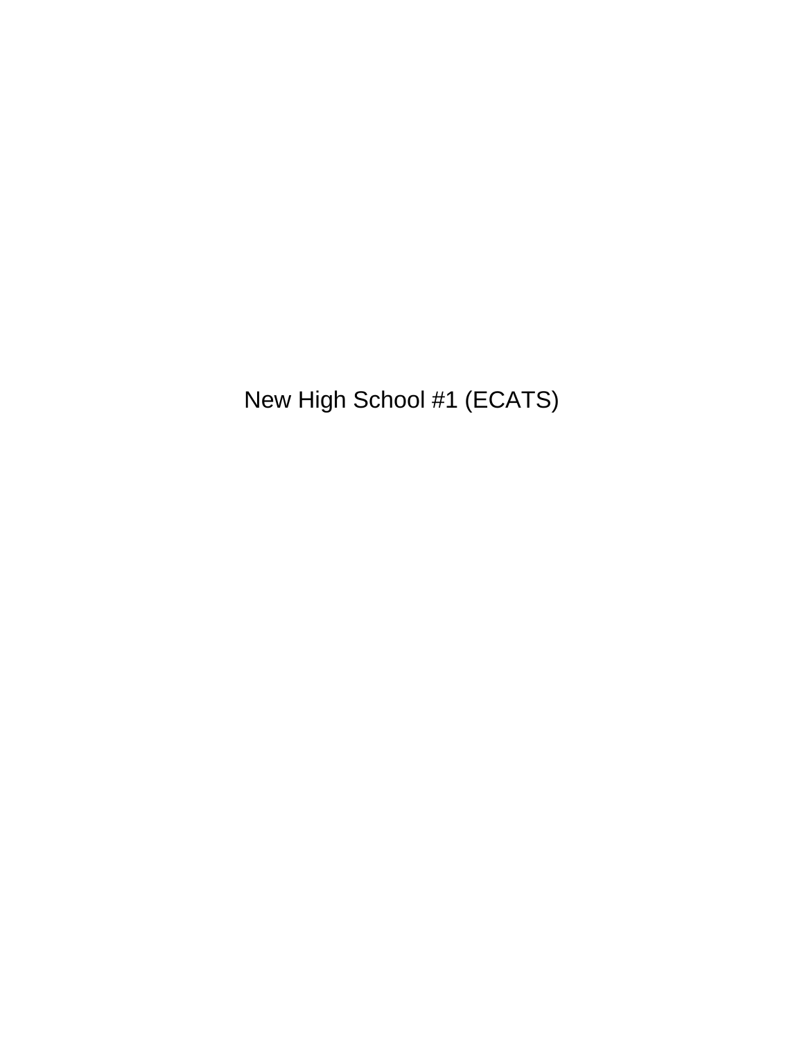New High School #1 (ECATS)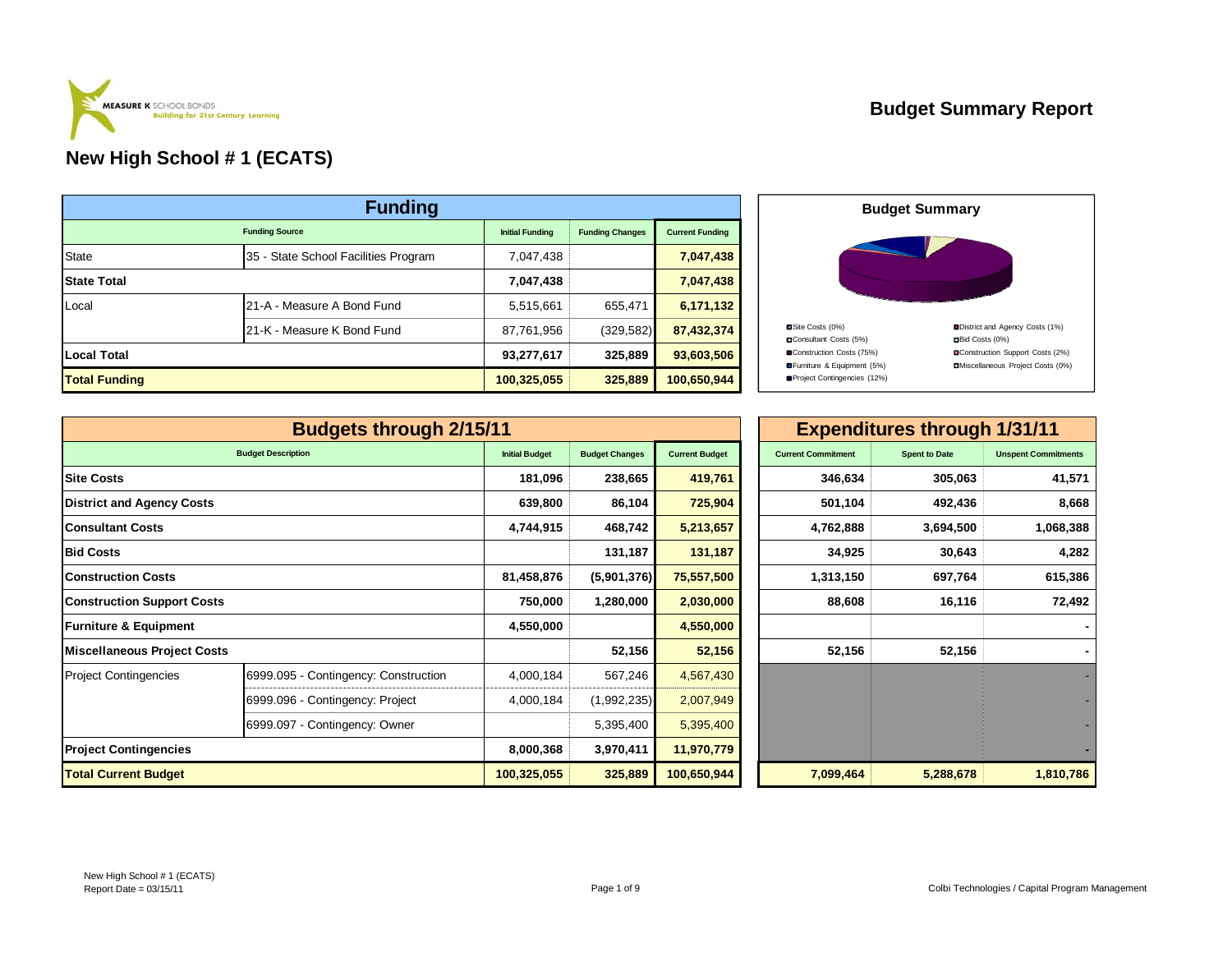MEASURE K SCHOOL BONDS
Building for 21st Century Learning

# Budget Summary Report

## New High School # 1 (ECATS)

| Funding | | | | |
|---|---|---|---|---|
| **Funding Source** | | **Initial Funding** | **Funding Changes** | **Current Funding** |
| State | 35 - State School Facilities Program | 7,047,438 | | **7,047,438** |
| **State Total** | | **7,047,438** | | **7,047,438** |
| Local | 21-A - Measure A Bond Fund | 5,515,661 | 655,471 | **6,171,132** |
| | 21-K - Measure K Bond Fund | 87,761,956 | (329,582) | **87,432,374** |
| **Local Total** | | **93,277,617** | **325,889** | **93,603,506** |
| **Total Funding** | | **100,325,055** | **325,889** | **100,650,944** |

**Budget Summary**

- Site Costs (0%)
- District and Agency Costs (1%)
- Consultant Costs (5%)
- Bid Costs (0%)
- Construction Costs (75%)
- Construction Support Costs (2%)
- Furniture & Equipment (5%)
- Miscellaneous Project Costs (0%)
- Project Contingencies (12%)

| Budgets through 2/15/11 | | | | | Expenditures through 1/31/11 | | |
|---|---|---|---|---|---|---|---|
| **Budget Description** | | **Initial Budget** | **Budget Changes** | **Current Budget** | **Current Commitment** | **Spent to Date** | **Unspent Commitments** |
| **Site Costs** | | **181,096** | **238,665** | **419,761** | **346,634** | **305,063** | **41,571** |
| **District and Agency Costs** | | **639,800** | **86,104** | **725,904** | **501,104** | **492,436** | **8,668** |
| **Consultant Costs** | | **4,744,915** | **468,742** | **5,213,657** | **4,762,888** | **3,694,500** | **1,068,388** |
| **Bid Costs** | | | **131,187** | **131,187** | **34,925** | **30,643** | **4,282** |
| **Construction Costs** | | **81,458,876** | **(5,901,376)** | **75,557,500** | **1,313,150** | **697,764** | **615,386** |
| **Construction Support Costs** | | **750,000** | **1,280,000** | **2,030,000** | **88,608** | **16,116** | **72,492** |
| **Furniture & Equipment** | | **4,550,000** | | **4,550,000** | | | **-** |
| **Miscellaneous Project Costs** | | | **52,156** | **52,156** | **52,156** | **52,156** | **-** |
| Project Contingencies | 6999.095 - Contingency: Construction | 4,000,184 | 567,246 | 4,567,430 | | | - |
| | 6999.096 - Contingency: Project | 4,000,184 | (1,992,235) | 2,007,949 | | | - |
| | 6999.097 - Contingency: Owner | | 5,395,400 | 5,395,400 | | | - |
| **Project Contingencies** | | **8,000,368** | **3,970,411** | **11,970,779** | | | **-** |
| **Total Current Budget** | | **100,325,055** | **325,889** | **100,650,944** | **7,099,464** | **5,288,678** | **1,810,786** |

New High School # 1 (ECATS)
Report Date = 03/15/11

Colbi Technologies / Capital Program Management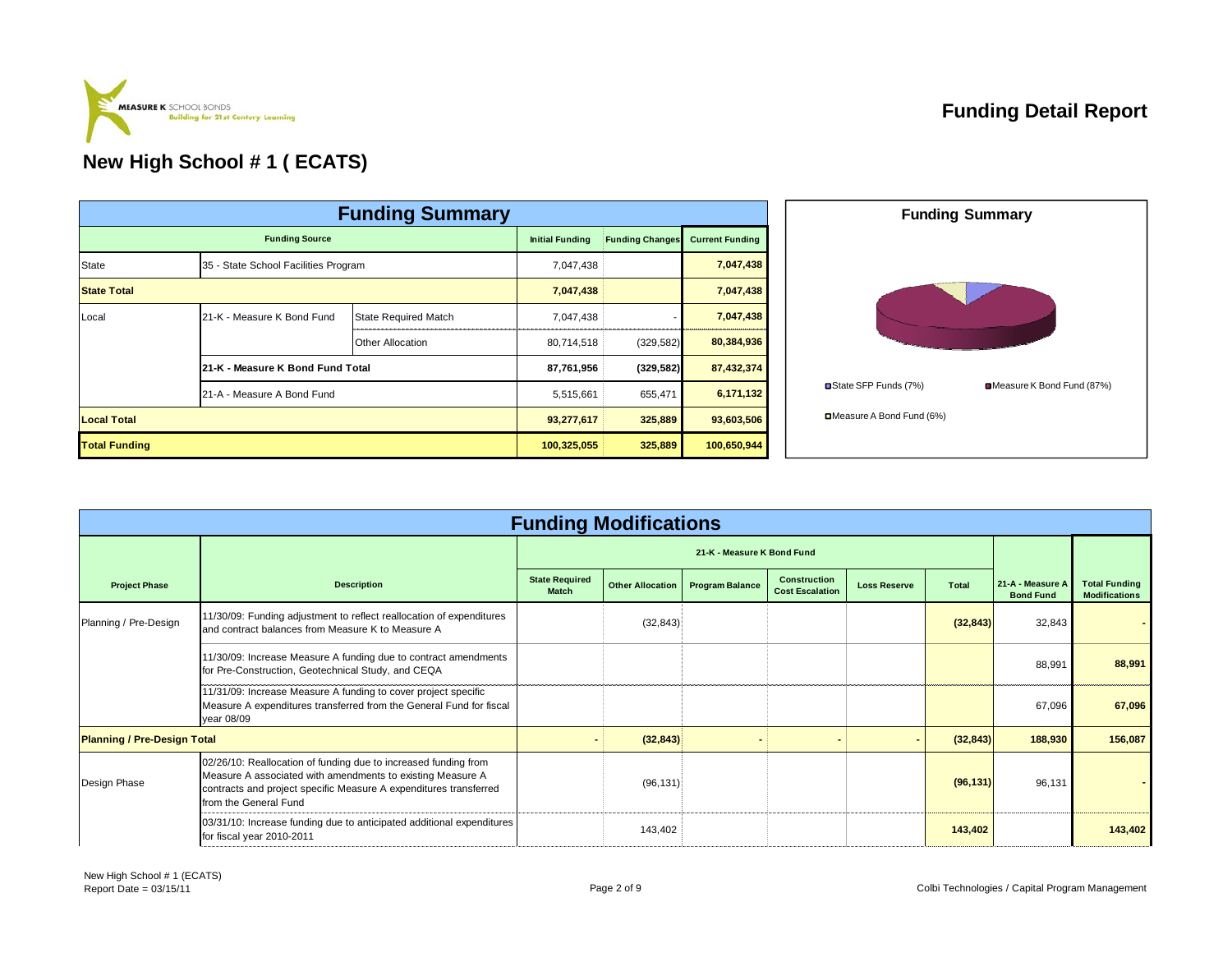MEASURE K SCHOOL BONDS
Building for 21st Century Learning

# Funding Detail Report

## New High School # 1 ( ECATS)

### Funding Summary

| Funding Source | | | Initial Funding | Funding Changes | Current Funding |
|---|---|---|---|---|---|
| State | 35 - State School Facilities Program | | 7,047,438 | | 7,047,438 |
| **State Total** | | | **7,047,438** | | **7,047,438** |
| Local | 21-K - Measure K Bond Fund | State Required Match | 7,047,438 | - | 7,047,438 |
| | | Other Allocation | 80,714,518 | (329,582) | 80,384,936 |
| | **21-K - Measure K Bond Fund Total** | | **87,761,956** | **(329,582)** | **87,432,374** |
| | 21-A - Measure A Bond Fund | | 5,515,661 | 655,471 | 6,171,132 |
| **Local Total** | | | **93,277,617** | **325,889** | **93,603,506** |
| **Total Funding** | | | **100,325,055** | **325,889** | **100,650,944** |

**Funding Summary** (chart)

- State SFP Funds (7%)
- Measure K Bond Fund (87%)
- Measure A Bond Fund (6%)

### Funding Modifications

| Project Phase | Description | 21-K - Measure K Bond Fund | | | | | | 21-A - Measure A Bond Fund | Total Funding Modifications |
|---|---|---|---|---|---|---|---|---|---|
| | | State Required Match | Other Allocation | Program Balance | Construction Cost Escalation | Loss Reserve | Total | | |
| Planning / Pre-Design | 11/30/09: Funding adjustment to reflect reallocation of expenditures and contract balances from Measure K to Measure A | | (32,843) | | | | **(32,843)** | 32,843 | - |
| | 11/30/09: Increase Measure A funding due to contract amendments for Pre-Construction, Geotechnical Study, and CEQA | | | | | | | 88,991 | **88,991** |
| | 11/31/09: Increase Measure A funding to cover project specific Measure A expenditures transferred from the General Fund for fiscal year 08/09 | | | | | | | 67,096 | **67,096** |
| **Planning / Pre-Design Total** | | - | **(32,843)** | - | - | - | **(32,843)** | **188,930** | **156,087** |
| Design Phase | 02/26/10: Reallocation of funding due to increased funding from Measure A associated with amendments to existing Measure A contracts and project specific Measure A expenditures transferred from the General Fund | | (96,131) | | | | **(96,131)** | 96,131 | - |
| | 03/31/10: Increase funding due to anticipated additional expenditures for fiscal year 2010-2011 | | 143,402 | | | | **143,402** | | **143,402** |

New High School # 1 (ECATS)
Report Date = 03/15/11

Colbi Technologies / Capital Program Management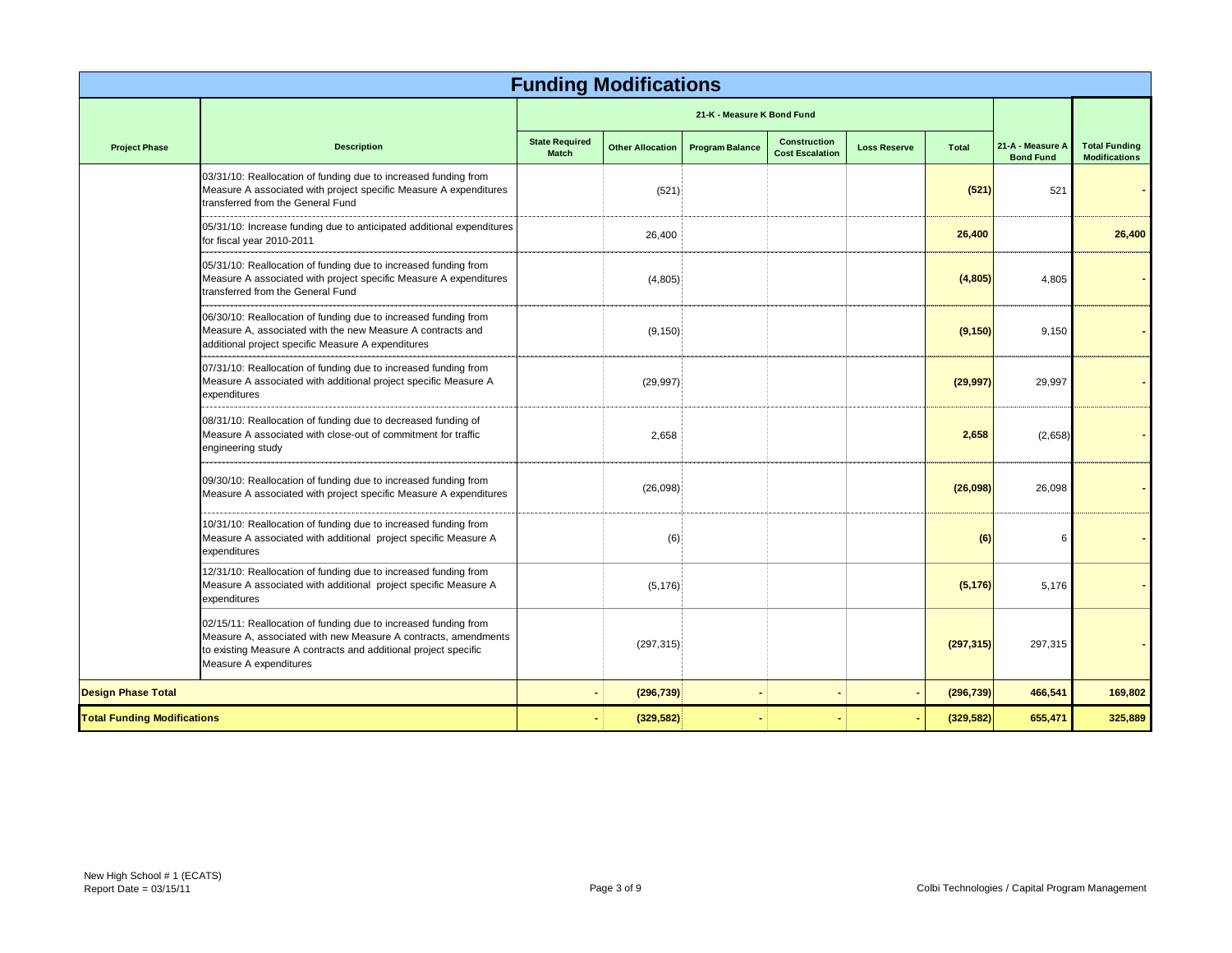# Funding Modifications

| Project Phase | Description | 21-K - Measure K Bond Fund | | | | | | 21-A - Measure A Bond Fund | Total Funding Modifications |
|---|---|---|---|---|---|---|---|---|---|
| | | State Required Match | Other Allocation | Program Balance | Construction Cost Escalation | Loss Reserve | Total | | |
| | 03/31/10: Reallocation of funding due to increased funding from Measure A associated with project specific Measure A expenditures transferred from the General Fund | | (521) | | | | **(521)** | 521 | **-** |
| | 05/31/10: Increase funding due to anticipated additional expenditures for fiscal year 2010-2011 | | 26,400 | | | | **26,400** | | **26,400** |
| | 05/31/10: Reallocation of funding due to increased funding from Measure A associated with project specific Measure A expenditures transferred from the General Fund | | (4,805) | | | | **(4,805)** | 4,805 | **-** |
| | 06/30/10: Reallocation of funding due to increased funding from Measure A, associated with the new Measure A contracts and additional project specific Measure A expenditures | | (9,150) | | | | **(9,150)** | 9,150 | **-** |
| | 07/31/10: Reallocation of funding due to increased funding from Measure A associated with additional project specific Measure A expenditures | | (29,997) | | | | **(29,997)** | 29,997 | **-** |
| | 08/31/10: Reallocation of funding due to decreased funding of Measure A associated with close-out of commitment for traffic engineering study | | 2,658 | | | | **2,658** | (2,658) | **-** |
| | 09/30/10: Reallocation of funding due to increased funding from Measure A associated with project specific Measure A expenditures | | (26,098) | | | | **(26,098)** | 26,098 | **-** |
| | 10/31/10: Reallocation of funding due to increased funding from Measure A associated with additional project specific Measure A expenditures | | (6) | | | | **(6)** | 6 | **-** |
| | 12/31/10: Reallocation of funding due to increased funding from Measure A associated with additional project specific Measure A expenditures | | (5,176) | | | | **(5,176)** | 5,176 | **-** |
| | 02/15/11: Reallocation of funding due to increased funding from Measure A, associated with new Measure A contracts, amendments to existing Measure A contracts and additional project specific Measure A expenditures | | (297,315) | | | | **(297,315)** | 297,315 | **-** |
| **Design Phase Total** | | **-** | **(296,739)** | **-** | **-** | **-** | **(296,739)** | **466,541** | **169,802** |
| **Total Funding Modifications** | | **-** | **(329,582)** | **-** | **-** | **-** | **(329,582)** | **655,471** | **325,889** |

New High School # 1 (ECATS)
Report Date = 03/15/11

Colbi Technologies / Capital Program Management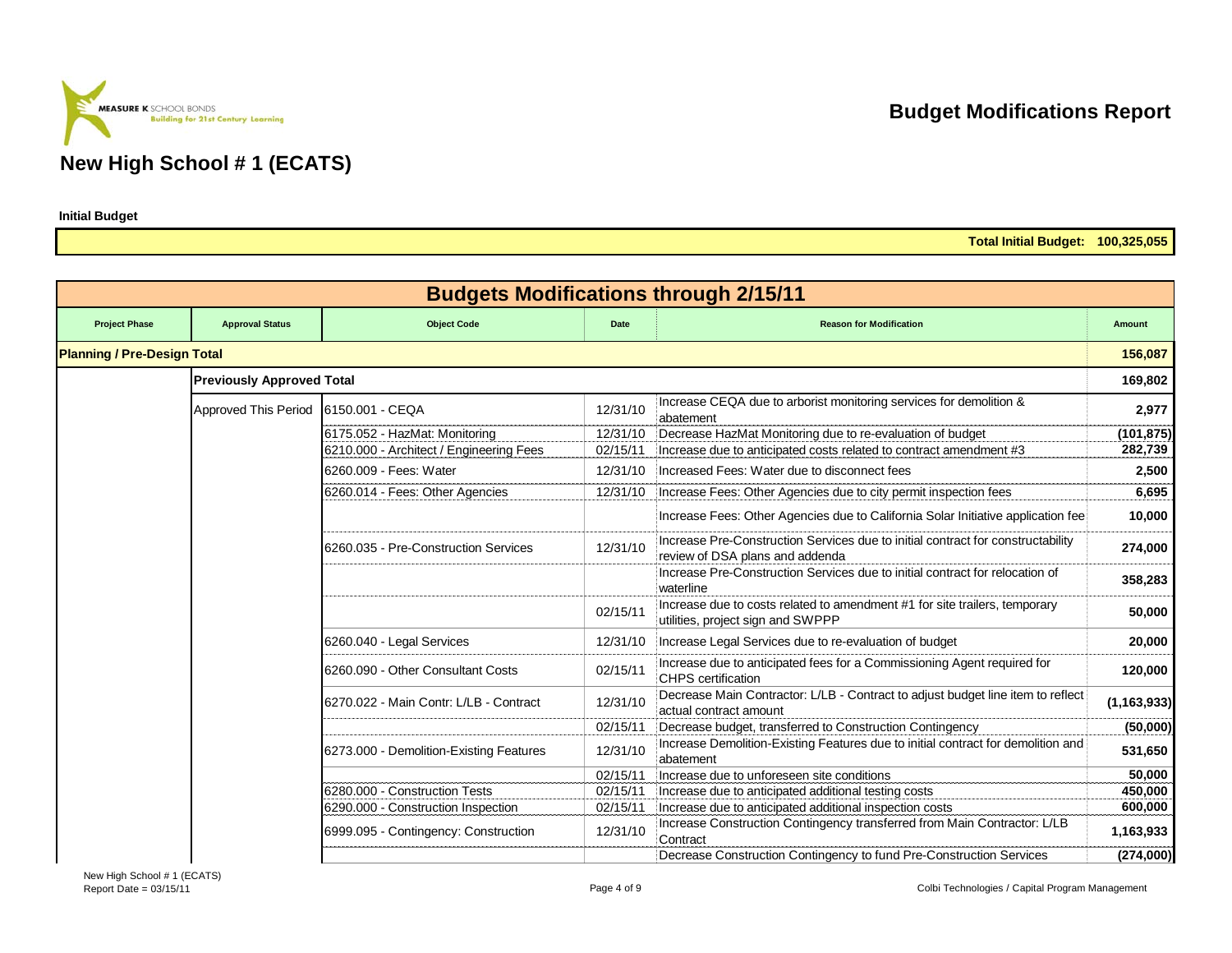MEASURE K SCHOOL BONDS
Building for 21st Century Learning

# Budget Modifications Report

## New High School # 1 (ECATS)

**Initial Budget**

**Total Initial Budget: 100,325,055**

| Budgets Modifications through 2/15/11 | | | | | |
|---|---|---|---|---|---|
| **Project Phase** | **Approval Status** | **Object Code** | **Date** | **Reason for Modification** | **Amount** |
| **Planning / Pre-Design Total** | | | | | **156,087** |
| | **Previously Approved Total** | | | | **169,802** |
| | Approved This Period | 6150.001 - CEQA | 12/31/10 | Increase CEQA due to arborist monitoring services for demolition & abatement | **2,977** |
| | | 6175.052 - HazMat: Monitoring | 12/31/10 | Decrease HazMat Monitoring due to re-evaluation of budget | **(101,875)** |
| | | 6210.000 - Architect / Engineering Fees | 02/15/11 | Increase due to anticipated costs related to contract amendment #3 | **282,739** |
| | | 6260.009 - Fees: Water | 12/31/10 | Increased Fees: Water due to disconnect fees | **2,500** |
| | | 6260.014 - Fees: Other Agencies | 12/31/10 | Increase Fees: Other Agencies due to city permit inspection fees | **6,695** |
| | | | | Increase Fees: Other Agencies due to California Solar Initiative application fee | **10,000** |
| | | 6260.035 - Pre-Construction Services | 12/31/10 | Increase Pre-Construction Services due to initial contract for constructability review of DSA plans and addenda | **274,000** |
| | | | | Increase Pre-Construction Services due to initial contract for relocation of waterline | **358,283** |
| | | | 02/15/11 | Increase due to costs related to amendment #1 for site trailers, temporary utilities, project sign and SWPPP | **50,000** |
| | | 6260.040 - Legal Services | 12/31/10 | Increase Legal Services due to re-evaluation of budget | **20,000** |
| | | 6260.090 - Other Consultant Costs | 02/15/11 | Increase due to anticipated fees for a Commissioning Agent required for CHPS certification | **120,000** |
| | | 6270.022 - Main Contr: L/LB - Contract | 12/31/10 | Decrease Main Contractor: L/LB - Contract to adjust budget line item to reflect actual contract amount | **(1,163,933)** |
| | | | 02/15/11 | Decrease budget, transferred to Construction Contingency | **(50,000)** |
| | | 6273.000 - Demolition-Existing Features | 12/31/10 | Increase Demolition-Existing Features due to initial contract for demolition and abatement | **531,650** |
| | | | 02/15/11 | Increase due to unforeseen site conditions | **50,000** |
| | | 6280.000 - Construction Tests | 02/15/11 | Increase due to anticipated additional testing costs | **450,000** |
| | | 6290.000 - Construction Inspection | 02/15/11 | Increase due to anticipated additional inspection costs | **600,000** |
| | | 6999.095 - Contingency: Construction | 12/31/10 | Increase Construction Contingency transferred from Main Contractor: L/LB Contract | **1,163,933** |
| | | | | Decrease Construction Contingency to fund Pre-Construction Services | **(274,000)** |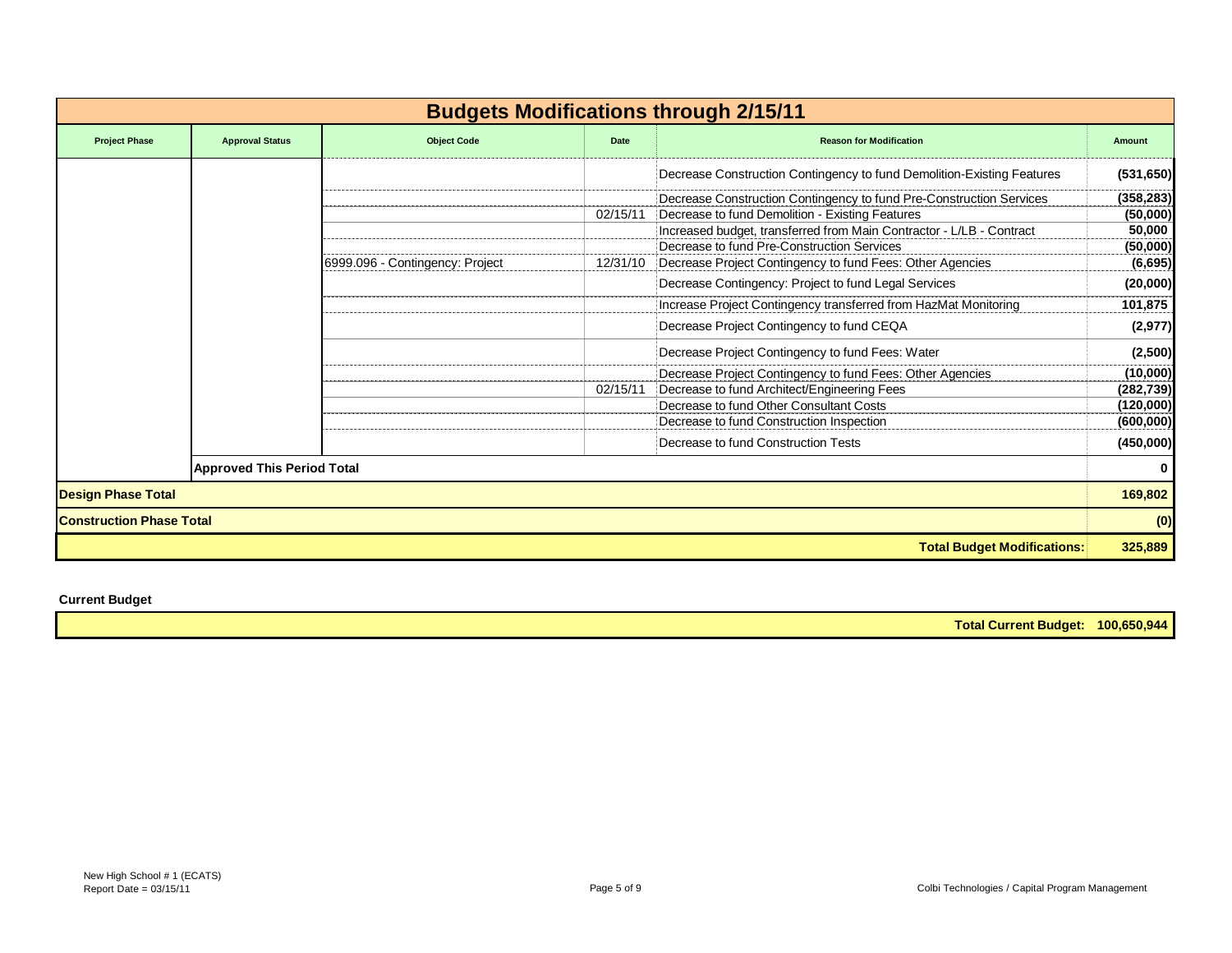# Budgets Modifications through 2/15/11

| Project Phase | Approval Status | Object Code | Date | Reason for Modification | Amount |
|---|---|---|---|---|---|
| | | | | Decrease Construction Contingency to fund Demolition-Existing Features | (531,650) |
| | | | | Decrease Construction Contingency to fund Pre-Construction Services | (358,283) |
| | | | 02/15/11 | Decrease to fund Demolition - Existing Features | (50,000) |
| | | | | Increased budget, transferred from Main Contractor - L/LB - Contract | 50,000 |
| | | | | Decrease to fund Pre-Construction Services | (50,000) |
| | | 6999.096 - Contingency: Project | 12/31/10 | Decrease Project Contingency to fund Fees: Other Agencies | (6,695) |
| | | | | Decrease Contingency: Project to fund Legal Services | (20,000) |
| | | | | Increase Project Contingency transferred from HazMat Monitoring | 101,875 |
| | | | | Decrease Project Contingency to fund CEQA | (2,977) |
| | | | | Decrease Project Contingency to fund Fees: Water | (2,500) |
| | | | | Decrease Project Contingency to fund Fees: Other Agencies | (10,000) |
| | | | 02/15/11 | Decrease to fund Architect/Engineering Fees | (282,739) |
| | | | | Decrease to fund Other Consultant Costs | (120,000) |
| | | | | Decrease to fund Construction Inspection | (600,000) |
| | | | | Decrease to fund Construction Tests | (450,000) |
| | **Approved This Period Total** | | | | **0** |
| **Design Phase Total** | | | | | **169,802** |
| **Construction Phase Total** | | | | | **(0)** |
| | | | | **Total Budget Modifications:** | **325,889** |

**Current Budget**

| | |
|---|---|
| **Total Current Budget:** | **100,650,944** |

New High School # 1 (ECATS)
Report Date = 03/15/11

Colbi Technologies / Capital Program Management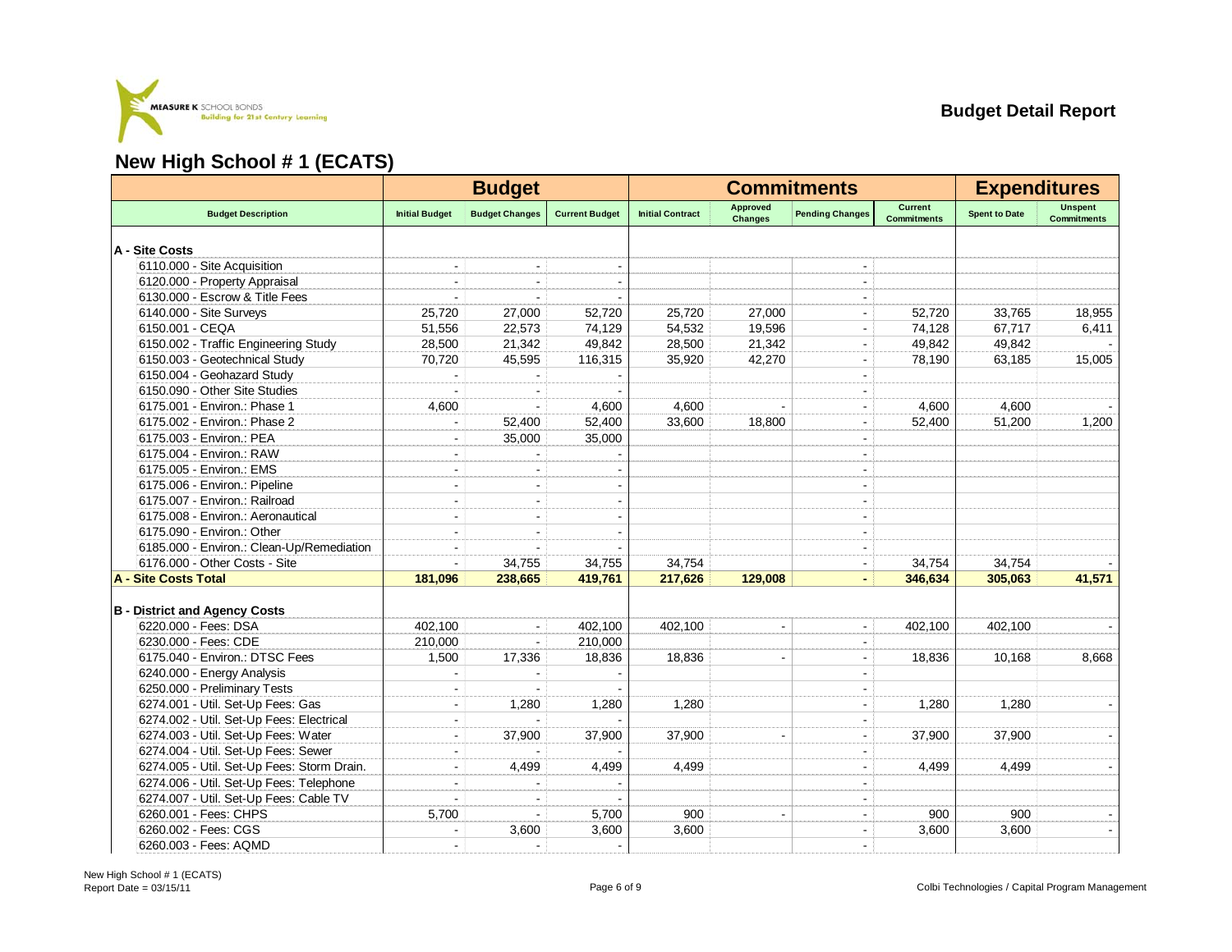**Budget Detail Report**

## New High School # 1 (ECATS)

| Budget Description | Budget | | | Commitments | | | | Expenditures | |
|---|---|---|---|---|---|---|---|---|---|
| | Initial Budget | Budget Changes | Current Budget | Initial Contract | Approved Changes | Pending Changes | Current Commitments | Spent to Date | Unspent Commitments |
| **A - Site Costs** | | | | | | | | | |
| 6110.000 - Site Acquisition | - | - | - | | | - | | | |
| 6120.000 - Property Appraisal | - | - | - | | | - | | | |
| 6130.000 - Escrow & Title Fees | - | - | - | | | - | | | |
| 6140.000 - Site Surveys | 25,720 | 27,000 | 52,720 | 25,720 | 27,000 | - | 52,720 | 33,765 | 18,955 |
| 6150.001 - CEQA | 51,556 | 22,573 | 74,129 | 54,532 | 19,596 | - | 74,128 | 67,717 | 6,411 |
| 6150.002 - Traffic Engineering Study | 28,500 | 21,342 | 49,842 | 28,500 | 21,342 | - | 49,842 | 49,842 | - |
| 6150.003 - Geotechnical Study | 70,720 | 45,595 | 116,315 | 35,920 | 42,270 | - | 78,190 | 63,185 | 15,005 |
| 6150.004 - Geohazard Study | - | - | - | | | - | | | |
| 6150.090 - Other Site Studies | - | - | - | | | - | | | |
| 6175.001 - Environ.: Phase 1 | 4,600 | - | 4,600 | 4,600 | - | - | 4,600 | 4,600 | - |
| 6175.002 - Environ.: Phase 2 | - | 52,400 | 52,400 | 33,600 | 18,800 | - | 52,400 | 51,200 | 1,200 |
| 6175.003 - Environ.: PEA | - | 35,000 | 35,000 | | | - | | | |
| 6175.004 - Environ.: RAW | - | - | - | | | - | | | |
| 6175.005 - Environ.: EMS | - | - | - | | | - | | | |
| 6175.006 - Environ.: Pipeline | - | - | - | | | - | | | |
| 6175.007 - Environ.: Railroad | - | - | - | | | - | | | |
| 6175.008 - Environ.: Aeronautical | - | - | - | | | - | | | |
| 6175.090 - Environ.: Other | - | - | - | | | - | | | |
| 6185.000 - Environ.: Clean-Up/Remediation | - | - | - | | | - | | | |
| 6176.000 - Other Costs - Site | - | 34,755 | 34,755 | 34,754 | | - | 34,754 | 34,754 | - |
| **A - Site Costs Total** | **181,096** | **238,665** | **419,761** | **217,626** | **129,008** | **-** | **346,634** | **305,063** | **41,571** |
| **B - District and Agency Costs** | | | | | | | | | |
| 6220.000 - Fees: DSA | 402,100 | - | 402,100 | 402,100 | - | - | 402,100 | 402,100 | - |
| 6230.000 - Fees: CDE | 210,000 | - | 210,000 | | | - | | | |
| 6175.040 - Environ.: DTSC Fees | 1,500 | 17,336 | 18,836 | 18,836 | - | - | 18,836 | 10,168 | 8,668 |
| 6240.000 - Energy Analysis | - | - | - | | | - | | | |
| 6250.000 - Preliminary Tests | - | - | - | | | - | | | |
| 6274.001 - Util. Set-Up Fees: Gas | - | 1,280 | 1,280 | 1,280 | | - | 1,280 | 1,280 | - |
| 6274.002 - Util. Set-Up Fees: Electrical | - | - | - | | | - | | | |
| 6274.003 - Util. Set-Up Fees: Water | - | 37,900 | 37,900 | 37,900 | - | - | 37,900 | 37,900 | - |
| 6274.004 - Util. Set-Up Fees: Sewer | - | - | - | | | - | | | |
| 6274.005 - Util. Set-Up Fees: Storm Drain. | - | 4,499 | 4,499 | 4,499 | | - | 4,499 | 4,499 | - |
| 6274.006 - Util. Set-Up Fees: Telephone | - | - | - | | | - | | | |
| 6274.007 - Util. Set-Up Fees: Cable TV | - | - | - | | | - | | | |
| 6260.001 - Fees: CHPS | 5,700 | - | 5,700 | 900 | - | - | 900 | 900 | - |
| 6260.002 - Fees: CGS | - | 3,600 | 3,600 | 3,600 | | - | 3,600 | 3,600 | - |
| 6260.003 - Fees: AQMD | - | - | - | | | - | | | |

New High School # 1 (ECATS)
Report Date = 03/15/11

Colbi Technologies / Capital Program Management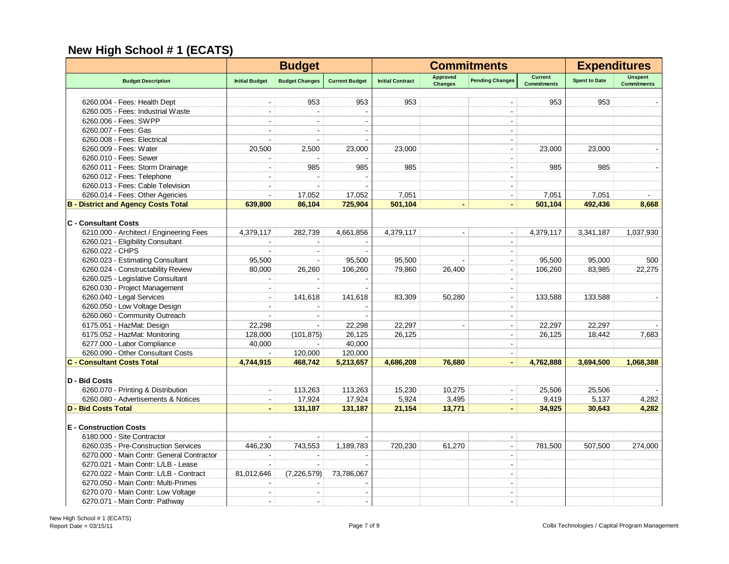## New High School # 1 (ECATS)

| | Budget | | | Commitments | | | | Expenditures | |
|---|---|---|---|---|---|---|---|---|---|
| Budget Description | Initial Budget | Budget Changes | Current Budget | Initial Contract | Approved Changes | Pending Changes | Current Commitments | Spent to Date | Unspent Commitments |
| 6260.004 - Fees: Health Dept | - | 953 | 953 | 953 | | - | 953 | 953 | - |
| 6260.005 - Fees: Industrial Waste | - | - | - | | | - | | | |
| 6260.006 - Fees: SWPP | - | - | - | | | - | | | |
| 6260.007 - Fees: Gas | - | - | - | | | - | | | |
| 6260.008 - Fees: Electrical | - | - | - | | | - | | | |
| 6260.009 - Fees: Water | 20,500 | 2,500 | 23,000 | 23,000 | | - | 23,000 | 23,000 | - |
| 6260.010 - Fees: Sewer | - | - | - | | | - | | | |
| 6260.011 - Fees: Storm Drainage | - | 985 | 985 | 985 | | - | 985 | 985 | - |
| 6260.012 - Fees: Telephone | - | - | - | | | - | | | |
| 6260.013 - Fees: Cable Television | - | - | - | | | - | | | |
| 6260.014 - Fees: Other Agencies | - | 17,052 | 17,052 | 7,051 | | - | 7,051 | 7,051 | - |
| **B - District and Agency Costs Total** | **639,800** | **86,104** | **725,904** | **501,104** | **-** | **-** | **501,104** | **492,436** | **8,668** |
| **C - Consultant Costs** | | | | | | | | | |
| 6210.000 - Architect / Engineering Fees | 4,379,117 | 282,739 | 4,661,856 | 4,379,117 | - | - | 4,379,117 | 3,341,187 | 1,037,930 |
| 6260.021 - Eligibility Consultant | - | - | - | | | - | | | |
| 6260.022 - CHPS | - | - | - | | | - | | | |
| 6260.023 - Estimating Consultant | 95,500 | - | 95,500 | 95,500 | - | - | 95,500 | 95,000 | 500 |
| 6260.024 - Constructability Review | 80,000 | 26,260 | 106,260 | 79,860 | 26,400 | - | 106,260 | 83,985 | 22,275 |
| 6260.025 - Legislative Consultant | - | - | - | | | - | | | |
| 6260.030 - Project Management | - | - | - | | | - | | | |
| 6260.040 - Legal Services | - | 141,618 | 141,618 | 83,309 | 50,280 | - | 133,588 | 133,588 | - |
| 6260.050 - Low Voltage Design | - | - | - | | | - | | | |
| 6260.060 - Community Outreach | - | - | - | | | - | | | |
| 6175.051 - HazMat: Design | 22,298 | - | 22,298 | 22,297 | - | - | 22,297 | 22,297 | - |
| 6175.052 - HazMat: Monitoring | 128,000 | (101,875) | 26,125 | 26,125 | | - | 26,125 | 18,442 | 7,683 |
| 6277.000 - Labor Compliance | 40,000 | - | 40,000 | | | - | | | |
| 6260.090 - Other Consultant Costs | - | 120,000 | 120,000 | | | - | | | |
| **C - Consultant Costs Total** | **4,744,915** | **468,742** | **5,213,657** | **4,686,208** | **76,680** | **-** | **4,762,888** | **3,694,500** | **1,068,388** |
| **D - Bid Costs** | | | | | | | | | |
| 6260.070 - Printing & Distribution | - | 113,263 | 113,263 | 15,230 | 10,275 | - | 25,506 | 25,506 | - |
| 6260.080 - Advertisements & Notices | - | 17,924 | 17,924 | 5,924 | 3,495 | - | 9,419 | 5,137 | 4,282 |
| **D - Bid Costs Total** | **-** | **131,187** | **131,187** | **21,154** | **13,771** | **-** | **34,925** | **30,643** | **4,282** |
| **E - Construction Costs** | | | | | | | | | |
| 6180.000 - Site Contractor | - | - | - | | | - | | | |
| 6260.035 - Pre-Construction Services | 446,230 | 743,553 | 1,189,783 | 720,230 | 61,270 | - | 781,500 | 507,500 | 274,000 |
| 6270.000 - Main Contr: General Contractor | - | - | - | | | - | | | |
| 6270.021 - Main Contr: L/LB - Lease | - | - | - | | | - | | | |
| 6270.022 - Main Contr: L/LB - Contract | 81,012,646 | (7,226,579) | 73,786,067 | | | - | | | |
| 6270.050 - Main Contr: Multi-Primes | - | - | - | | | - | | | |
| 6270.070 - Main Contr: Low Voltage | - | - | - | | | - | | | |
| 6270.071 - Main Contr: Pathway | - | - | - | | | - | | | |

New High School # 1 (ECATS)
Report Date = 03/15/11

Colbi Technologies / Capital Program Management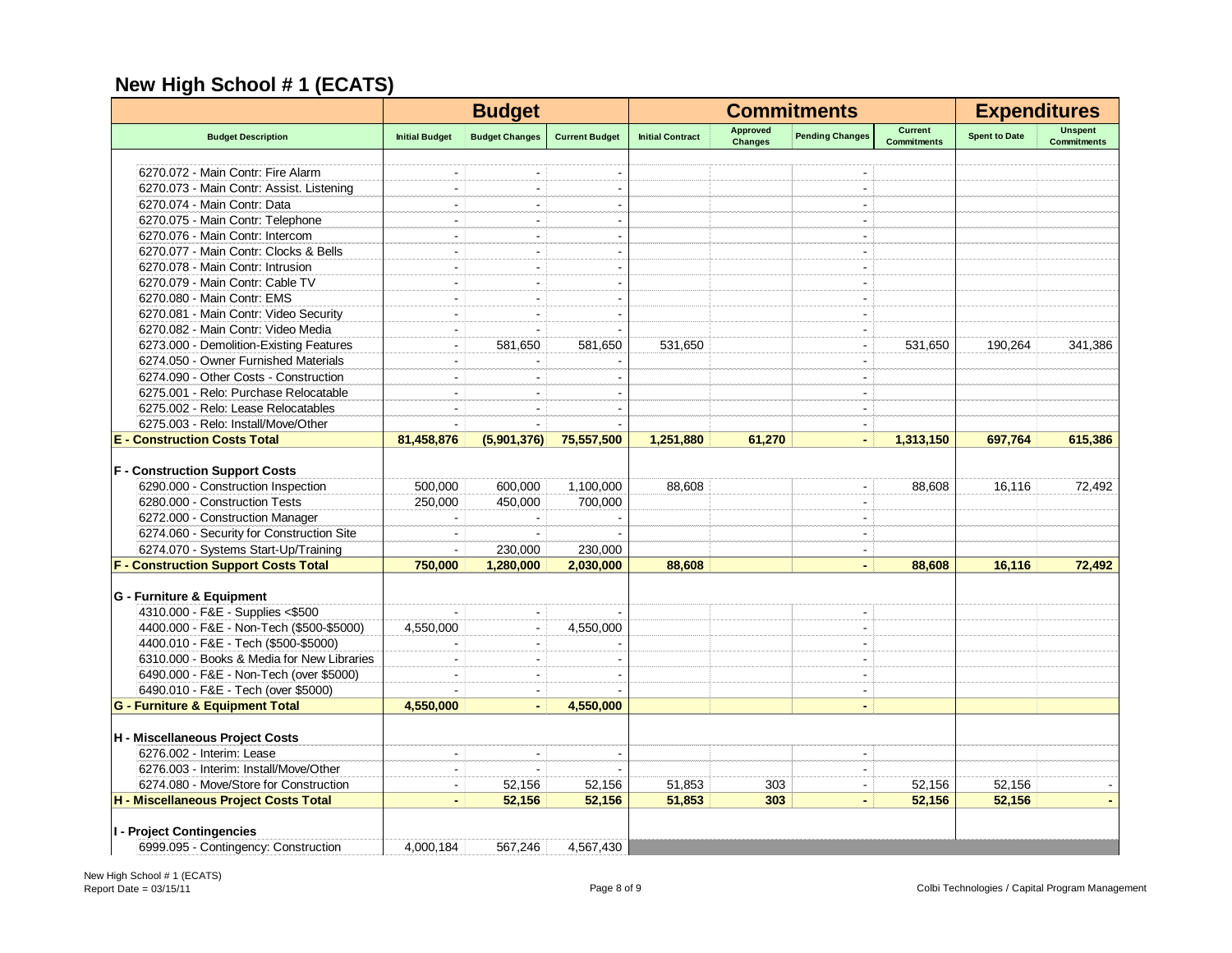# New High School # 1 (ECATS)

| | Budget | | | Commitments | | | | Expenditures | |
|---|---|---|---|---|---|---|---|---|---|
| Budget Description | Initial Budget | Budget Changes | Current Budget | Initial Contract | Approved Changes | Pending Changes | Current Commitments | Spent to Date | Unspent Commitments |
| 6270.072 - Main Contr: Fire Alarm | - | - | - | | | - | | | |
| 6270.073 - Main Contr: Assist. Listening | - | - | - | | | - | | | |
| 6270.074 - Main Contr: Data | - | - | - | | | - | | | |
| 6270.075 - Main Contr: Telephone | - | - | - | | | - | | | |
| 6270.076 - Main Contr: Intercom | - | - | - | | | - | | | |
| 6270.077 - Main Contr: Clocks & Bells | - | - | - | | | - | | | |
| 6270.078 - Main Contr: Intrusion | - | - | - | | | - | | | |
| 6270.079 - Main Contr: Cable TV | - | - | - | | | - | | | |
| 6270.080 - Main Contr: EMS | - | - | - | | | - | | | |
| 6270.081 - Main Contr: Video Security | - | - | - | | | - | | | |
| 6270.082 - Main Contr: Video Media | - | - | - | | | - | | | |
| 6273.000 - Demolition-Existing Features | - | 581,650 | 581,650 | 531,650 | | - | 531,650 | 190,264 | 341,386 |
| 6274.050 - Owner Furnished Materials | - | - | - | | | - | | | |
| 6274.090 - Other Costs - Construction | - | - | - | | | - | | | |
| 6275.001 - Relo: Purchase Relocatable | - | - | - | | | - | | | |
| 6275.002 - Relo: Lease Relocatables | - | - | - | | | - | | | |
| 6275.003 - Relo: Install/Move/Other | - | - | - | | | - | | | |
| **E - Construction Costs Total** | **81,458,876** | **(5,901,376)** | **75,557,500** | **1,251,880** | **61,270** | **-** | **1,313,150** | **697,764** | **615,386** |
| **F - Construction Support Costs** | | | | | | | | | |
| 6290.000 - Construction Inspection | 500,000 | 600,000 | 1,100,000 | 88,608 | | - | 88,608 | 16,116 | 72,492 |
| 6280.000 - Construction Tests | 250,000 | 450,000 | 700,000 | | | - | | | |
| 6272.000 - Construction Manager | - | - | - | | | - | | | |
| 6274.060 - Security for Construction Site | - | - | - | | | - | | | |
| 6274.070 - Systems Start-Up/Training | - | 230,000 | 230,000 | | | - | | | |
| **F - Construction Support Costs Total** | **750,000** | **1,280,000** | **2,030,000** | **88,608** | | **-** | **88,608** | **16,116** | **72,492** |
| **G - Furniture & Equipment** | | | | | | | | | |
| 4310.000 - F&E - Supplies <$500 | - | - | - | | | - | | | |
| 4400.000 - F&E - Non-Tech ($500-$5000) | 4,550,000 | - | 4,550,000 | | | - | | | |
| 4400.010 - F&E - Tech ($500-$5000) | - | - | - | | | - | | | |
| 6310.000 - Books & Media for New Libraries | - | - | - | | | - | | | |
| 6490.000 - F&E - Non-Tech (over $5000) | - | - | - | | | - | | | |
| 6490.010 - F&E - Tech (over $5000) | - | - | - | | | - | | | |
| **G - Furniture & Equipment Total** | **4,550,000** | **-** | **4,550,000** | | | **-** | | | |
| **H - Miscellaneous Project Costs** | | | | | | | | | |
| 6276.002 - Interim: Lease | - | - | - | | | - | | | |
| 6276.003 - Interim: Install/Move/Other | - | - | - | | | - | | | |
| 6274.080 - Move/Store for Construction | - | 52,156 | 52,156 | 51,853 | 303 | - | 52,156 | 52,156 | - |
| **H - Miscellaneous Project Costs Total** | **-** | **52,156** | **52,156** | **51,853** | **303** | **-** | **52,156** | **52,156** | **-** |
| **I - Project Contingencies** | | | | | | | | | |
| 6999.095 - Contingency: Construction | 4,000,184 | 567,246 | 4,567,430 | | | | | | |

New High School # 1 (ECATS)
Report Date = 03/15/11

Colbi Technologies / Capital Program Management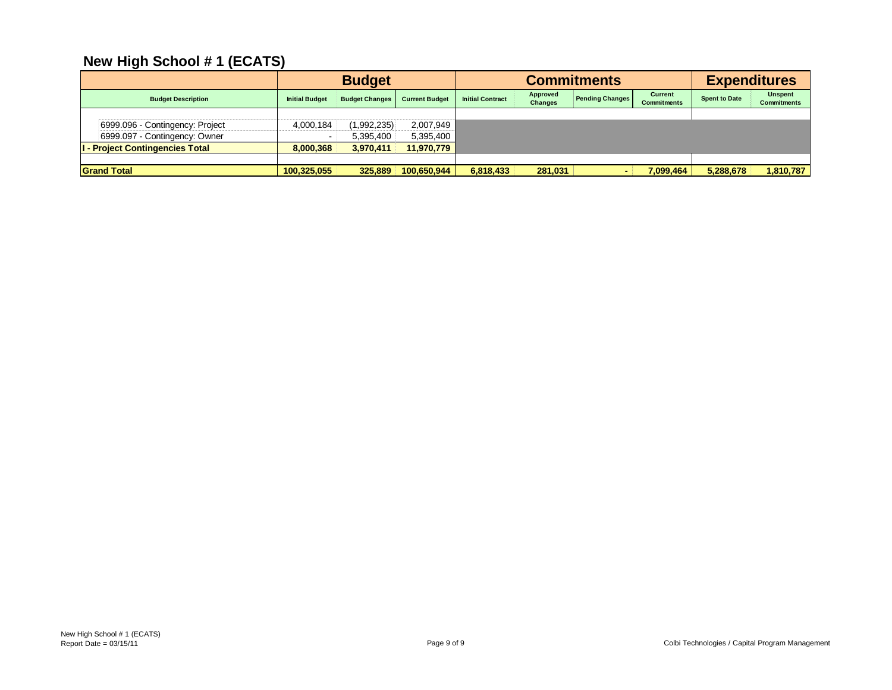## New High School # 1 (ECATS)

| Budget Description | Budget | | | Commitments | | | | Expenditures | |
|---|---|---|---|---|---|---|---|---|---|
| | Initial Budget | Budget Changes | Current Budget | Initial Contract | Approved Changes | Pending Changes | Current Commitments | Spent to Date | Unspent Commitments |
| 6999.096 - Contingency: Project | 4,000,184 | (1,992,235) | 2,007,949 | | | | | | |
| 6999.097 - Contingency: Owner | - | 5,395,400 | 5,395,400 | | | | | | |
| **I - Project Contingencies Total** | **8,000,368** | **3,970,411** | **11,970,779** | | | | | | |
| **Grand Total** | **100,325,055** | **325,889** | **100,650,944** | **6,818,433** | **281,031** | **-** | **7,099,464** | **5,288,678** | **1,810,787** |

New High School # 1 (ECATS)
Report Date = 03/15/11

Colbi Technologies / Capital Program Management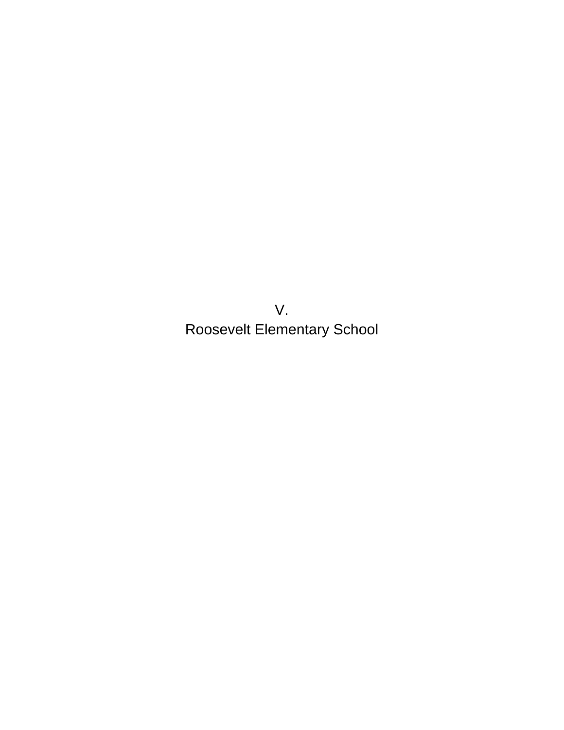# V.
# Roosevelt Elementary School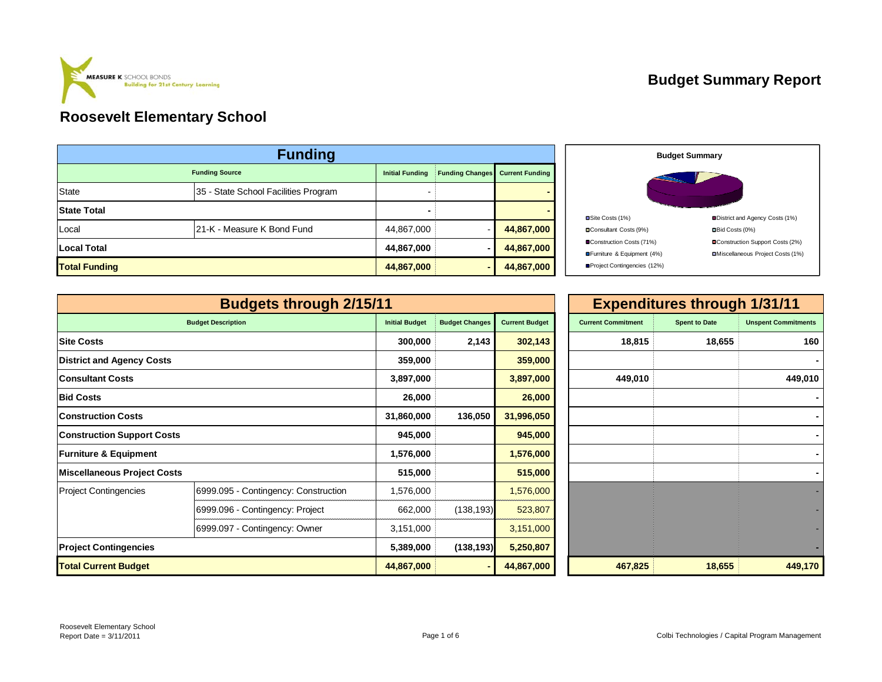MEASURE K SCHOOL BONDS
Building for 21st Century Learning

# Budget Summary Report

## Roosevelt Elementary School

| Funding | | | | |
|---|---|---|---|---|
| **Funding Source** | | **Initial Funding** | **Funding Changes** | **Current Funding** |
| State | 35 - State School Facilities Program | - | | - |
| **State Total** | | - | | - |
| Local | 21-K - Measure K Bond Fund | 44,867,000 | - | 44,867,000 |
| **Local Total** | | 44,867,000 | - | 44,867,000 |
| **Total Funding** | | 44,867,000 | - | 44,867,000 |

**Budget Summary**

- Site Costs (1%)
- District and Agency Costs (1%)
- Consultant Costs (9%)
- Bid Costs (0%)
- Construction Costs (71%)
- Construction Support Costs (2%)
- Furniture & Equipment (4%)
- Miscellaneous Project Costs (1%)
- Project Contingencies (12%)

| Budgets through 2/15/11 | | | | | Expenditures through 1/31/11 | | |
|---|---|---|---|---|---|---|---|
| **Budget Description** | | **Initial Budget** | **Budget Changes** | **Current Budget** | **Current Commitment** | **Spent to Date** | **Unspent Commitments** |
| **Site Costs** | | 300,000 | 2,143 | 302,143 | 18,815 | 18,655 | 160 |
| **District and Agency Costs** | | 359,000 | | 359,000 | | | - |
| **Consultant Costs** | | 3,897,000 | | 3,897,000 | 449,010 | | 449,010 |
| **Bid Costs** | | 26,000 | | 26,000 | | | - |
| **Construction Costs** | | 31,860,000 | 136,050 | 31,996,050 | | | - |
| **Construction Support Costs** | | 945,000 | | 945,000 | | | - |
| **Furniture & Equipment** | | 1,576,000 | | 1,576,000 | | | - |
| **Miscellaneous Project Costs** | | 515,000 | | 515,000 | | | - |
| Project Contingencies | 6999.095 - Contingency: Construction | 1,576,000 | | 1,576,000 | | | - |
| | 6999.096 - Contingency: Project | 662,000 | (138,193) | 523,807 | | | - |
| | 6999.097 - Contingency: Owner | 3,151,000 | | 3,151,000 | | | - |
| **Project Contingencies** | | 5,389,000 | (138,193) | 5,250,807 | | | - |
| **Total Current Budget** | | 44,867,000 | - | 44,867,000 | 467,825 | 18,655 | 449,170 |

Roosevelt Elementary School
Report Date = 3/11/2011

Colbi Technologies / Capital Program Management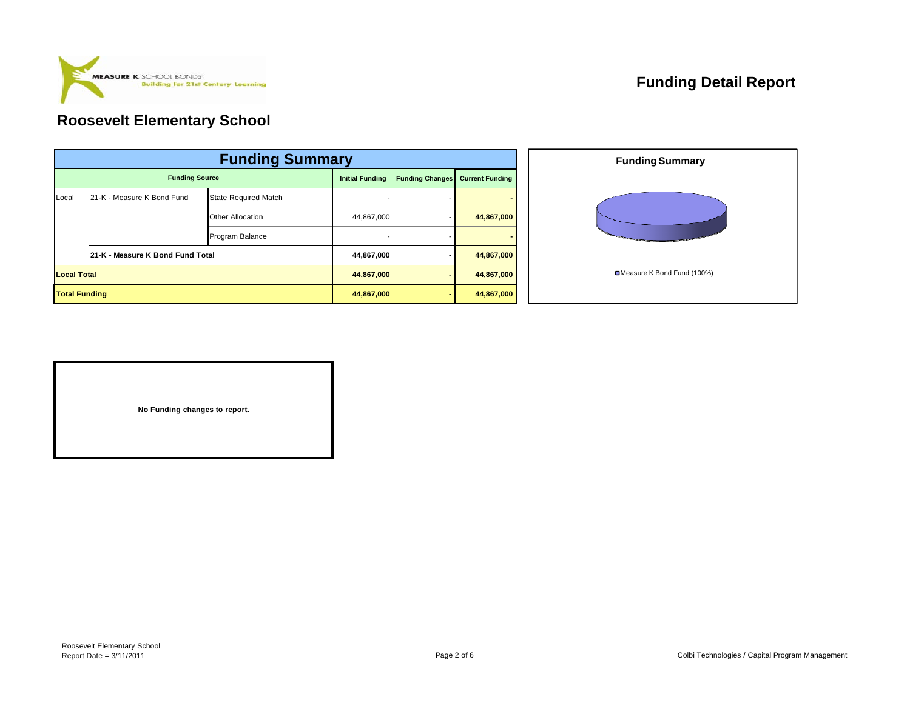MEASURE K SCHOOL BONDS
Building for 21st Century Learning

# Funding Detail Report

## Roosevelt Elementary School

### Funding Summary

| Funding Source | | | Initial Funding | Funding Changes | Current Funding |
|---|---|---|---|---|---|
| Local | 21-K - Measure K Bond Fund | State Required Match | - | - | - |
| | | Other Allocation | 44,867,000 | - | 44,867,000 |
| | | Program Balance | - | - | - |
| | **21-K - Measure K Bond Fund Total** | | **44,867,000** | **-** | **44,867,000** |
| **Local Total** | | | **44,867,000** | **-** | **44,867,000** |
| **Total Funding** | | | **44,867,000** | **-** | **44,867,000** |

**Funding Summary**

Measure K Bond Fund (100%)

**No Funding changes to report.**

Roosevelt Elementary School
Report Date = 3/11/2011

Colbi Technologies / Capital Program Management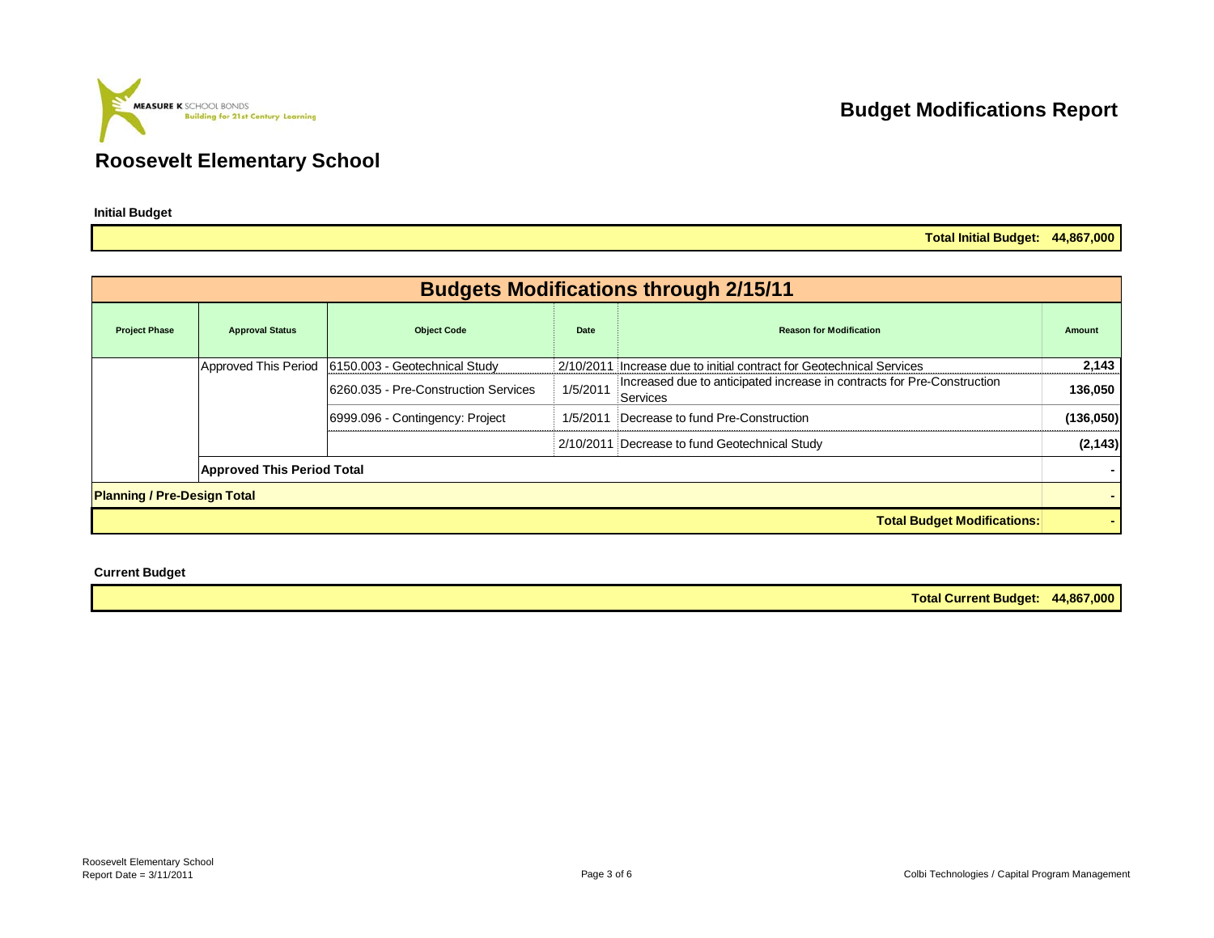MEASURE K SCHOOL BONDS
Building for 21st Century Learning

# Budget Modifications Report

## Roosevelt Elementary School

**Initial Budget**

| | **Total Initial Budget:** | **44,867,000** |
|---|---|---|

### Budgets Modifications through 2/15/11

| Project Phase | Approval Status | Object Code | Date | Reason for Modification | Amount |
|---|---|---|---|---|---|
| | Approved This Period | 6150.003 - Geotechnical Study | 2/10/2011 | Increase due to initial contract for Geotechnical Services | 2,143 |
| | | 6260.035 - Pre-Construction Services | 1/5/2011 | Increased due to anticipated increase in contracts for Pre-Construction Services | 136,050 |
| | | 6999.096 - Contingency: Project | 1/5/2011 | Decrease to fund Pre-Construction | (136,050) |
| | | | 2/10/2011 | Decrease to fund Geotechnical Study | (2,143) |
| | **Approved This Period Total** | | | | - |
| **Planning / Pre-Design Total** | | | | | - |
| | | | | **Total Budget Modifications:** | - |

**Current Budget**

| | **Total Current Budget:** | **44,867,000** |
|---|---|---|

Roosevelt Elementary School
Report Date = 3/11/2011

Colbi Technologies / Capital Program Management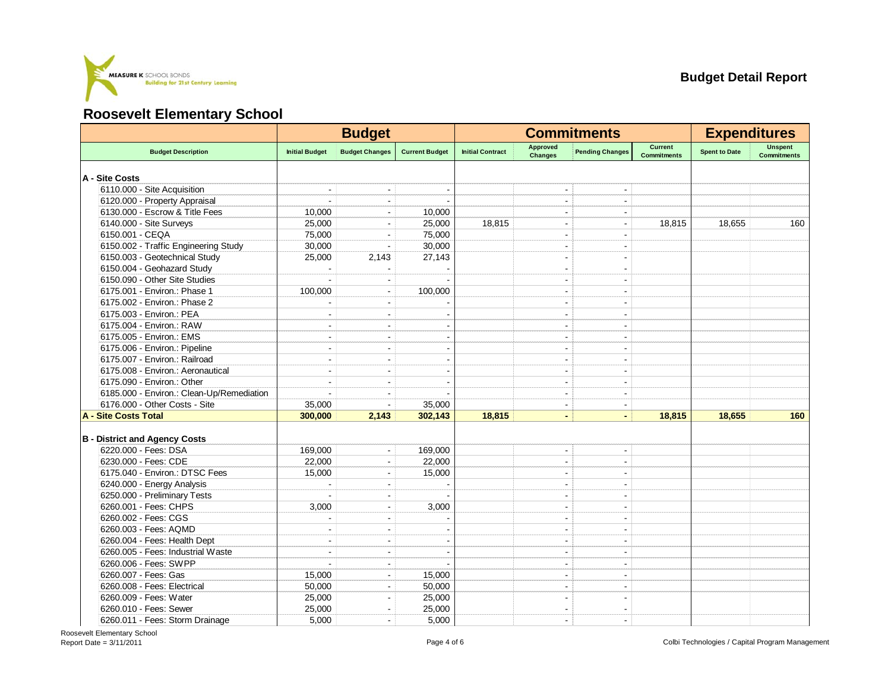Budget Detail Report

## Roosevelt Elementary School

| Budget Description | Budget | | | Commitments | | | | Expenditures | |
|---|---|---|---|---|---|---|---|---|---|
| | Initial Budget | Budget Changes | Current Budget | Initial Contract | Approved Changes | Pending Changes | Current Commitments | Spent to Date | Unspent Commitments |
| **A - Site Costs** | | | | | | | | | |
| 6110.000 - Site Acquisition | - | - | - | | - | - | | | |
| 6120.000 - Property Appraisal | - | - | - | | - | - | | | |
| 6130.000 - Escrow & Title Fees | 10,000 | - | 10,000 | | - | - | | | |
| 6140.000 - Site Surveys | 25,000 | - | 25,000 | 18,815 | - | - | 18,815 | 18,655 | 160 |
| 6150.001 - CEQA | 75,000 | - | 75,000 | | - | - | | | |
| 6150.002 - Traffic Engineering Study | 30,000 | - | 30,000 | | - | - | | | |
| 6150.003 - Geotechnical Study | 25,000 | 2,143 | 27,143 | | - | - | | | |
| 6150.004 - Geohazard Study | - | - | - | | - | - | | | |
| 6150.090 - Other Site Studies | - | - | - | | - | - | | | |
| 6175.001 - Environ.: Phase 1 | 100,000 | - | 100,000 | | - | - | | | |
| 6175.002 - Environ.: Phase 2 | - | - | - | | - | - | | | |
| 6175.003 - Environ.: PEA | - | - | - | | - | - | | | |
| 6175.004 - Environ.: RAW | - | - | - | | - | - | | | |
| 6175.005 - Environ.: EMS | - | - | - | | - | - | | | |
| 6175.006 - Environ.: Pipeline | - | - | - | | - | - | | | |
| 6175.007 - Environ.: Railroad | - | - | - | | - | - | | | |
| 6175.008 - Environ.: Aeronautical | - | - | - | | - | - | | | |
| 6175.090 - Environ.: Other | - | - | - | | - | - | | | |
| 6185.000 - Environ.: Clean-Up/Remediation | - | - | - | | - | - | | | |
| 6176.000 - Other Costs - Site | 35,000 | - | 35,000 | | - | - | | | |
| **A - Site Costs Total** | **300,000** | **2,143** | **302,143** | **18,815** | **-** | **-** | **18,815** | **18,655** | **160** |
| **B - District and Agency Costs** | | | | | | | | | |
| 6220.000 - Fees: DSA | 169,000 | - | 169,000 | | - | - | | | |
| 6230.000 - Fees: CDE | 22,000 | - | 22,000 | | - | - | | | |
| 6175.040 - Environ.: DTSC Fees | 15,000 | - | 15,000 | | - | - | | | |
| 6240.000 - Energy Analysis | - | - | - | | - | - | | | |
| 6250.000 - Preliminary Tests | - | - | - | | - | - | | | |
| 6260.001 - Fees: CHPS | 3,000 | - | 3,000 | | - | - | | | |
| 6260.002 - Fees: CGS | - | - | - | | - | - | | | |
| 6260.003 - Fees: AQMD | - | - | - | | - | - | | | |
| 6260.004 - Fees: Health Dept | - | - | - | | - | - | | | |
| 6260.005 - Fees: Industrial Waste | - | - | - | | - | - | | | |
| 6260.006 - Fees: SWPP | - | - | - | | - | - | | | |
| 6260.007 - Fees: Gas | 15,000 | - | 15,000 | | - | - | | | |
| 6260.008 - Fees: Electrical | 50,000 | - | 50,000 | | - | - | | | |
| 6260.009 - Fees: Water | 25,000 | - | 25,000 | | - | - | | | |
| 6260.010 - Fees: Sewer | 25,000 | - | 25,000 | | - | - | | | |
| 6260.011 - Fees: Storm Drainage | 5,000 | - | 5,000 | | - | - | | | |

Roosevelt Elementary School
Report Date = 3/11/2011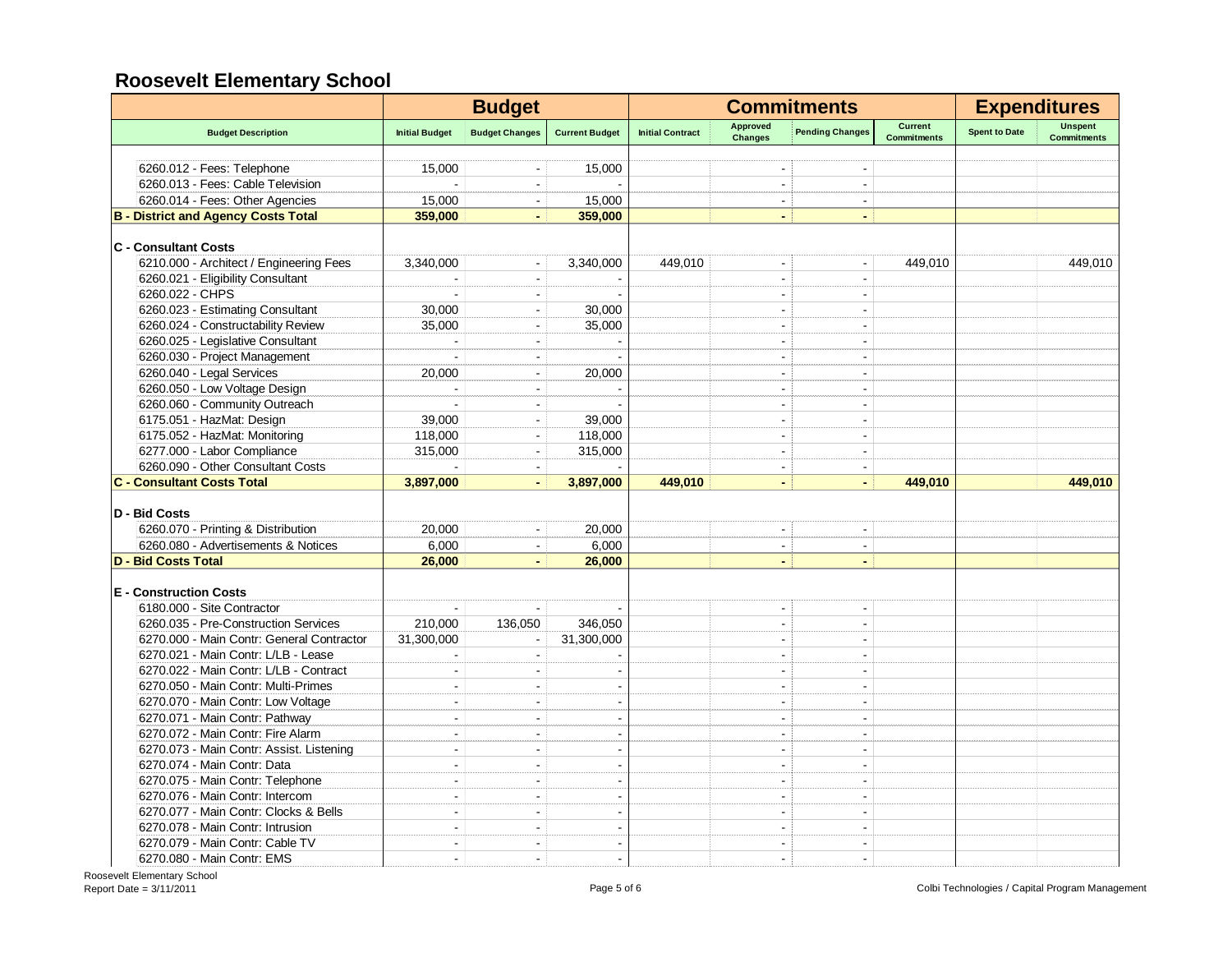# Roosevelt Elementary School

| | Budget | | | Commitments | | | | Expenditures | |
|---|---|---|---|---|---|---|---|---|---|
| Budget Description | Initial Budget | Budget Changes | Current Budget | Initial Contract | Approved Changes | Pending Changes | Current Commitments | Spent to Date | Unspent Commitments |
| 6260.012 - Fees: Telephone | 15,000 | - | 15,000 | | - | - | | | |
| 6260.013 - Fees: Cable Television | - | - | - | | - | - | | | |
| 6260.014 - Fees: Other Agencies | 15,000 | - | 15,000 | | - | - | | | |
| **B - District and Agency Costs Total** | **359,000** | **-** | **359,000** | | **-** | **-** | | | |
| **C - Consultant Costs** | | | | | | | | | |
| 6210.000 - Architect / Engineering Fees | 3,340,000 | - | 3,340,000 | 449,010 | - | - | 449,010 | | 449,010 |
| 6260.021 - Eligibility Consultant | - | - | - | | - | - | | | |
| 6260.022 - CHPS | - | - | - | | - | - | | | |
| 6260.023 - Estimating Consultant | 30,000 | - | 30,000 | | - | - | | | |
| 6260.024 - Constructability Review | 35,000 | - | 35,000 | | - | - | | | |
| 6260.025 - Legislative Consultant | - | - | - | | - | - | | | |
| 6260.030 - Project Management | - | - | - | | - | - | | | |
| 6260.040 - Legal Services | 20,000 | - | 20,000 | | - | - | | | |
| 6260.050 - Low Voltage Design | - | - | - | | - | - | | | |
| 6260.060 - Community Outreach | - | - | - | | - | - | | | |
| 6175.051 - HazMat: Design | 39,000 | - | 39,000 | | - | - | | | |
| 6175.052 - HazMat: Monitoring | 118,000 | - | 118,000 | | - | - | | | |
| 6277.000 - Labor Compliance | 315,000 | - | 315,000 | | - | - | | | |
| 6260.090 - Other Consultant Costs | - | - | - | | - | - | | | |
| **C - Consultant Costs Total** | **3,897,000** | **-** | **3,897,000** | **449,010** | **-** | **-** | **449,010** | | **449,010** |
| **D - Bid Costs** | | | | | | | | | |
| 6260.070 - Printing & Distribution | 20,000 | - | 20,000 | | - | - | | | |
| 6260.080 - Advertisements & Notices | 6,000 | - | 6,000 | | - | - | | | |
| **D - Bid Costs Total** | **26,000** | **-** | **26,000** | | **-** | **-** | | | |
| **E - Construction Costs** | | | | | | | | | |
| 6180.000 - Site Contractor | - | - | - | | - | - | | | |
| 6260.035 - Pre-Construction Services | 210,000 | 136,050 | 346,050 | | - | - | | | |
| 6270.000 - Main Contr: General Contractor | 31,300,000 | - | 31,300,000 | | - | - | | | |
| 6270.021 - Main Contr: L/LB - Lease | - | - | - | | - | - | | | |
| 6270.022 - Main Contr: L/LB - Contract | - | - | - | | - | - | | | |
| 6270.050 - Main Contr: Multi-Primes | - | - | - | | - | - | | | |
| 6270.070 - Main Contr: Low Voltage | - | - | - | | - | - | | | |
| 6270.071 - Main Contr: Pathway | - | - | - | | - | - | | | |
| 6270.072 - Main Contr: Fire Alarm | - | - | - | | - | - | | | |
| 6270.073 - Main Contr: Assist. Listening | - | - | - | | - | - | | | |
| 6270.074 - Main Contr: Data | - | - | - | | - | - | | | |
| 6270.075 - Main Contr: Telephone | - | - | - | | - | - | | | |
| 6270.076 - Main Contr: Intercom | - | - | - | | - | - | | | |
| 6270.077 - Main Contr: Clocks & Bells | - | - | - | | - | - | | | |
| 6270.078 - Main Contr: Intrusion | - | - | - | | - | - | | | |
| 6270.079 - Main Contr: Cable TV | - | - | - | | - | - | | | |
| 6270.080 - Main Contr: EMS | - | - | - | | - | - | | | |

Roosevelt Elementary School
Report Date = 3/11/2011

Colbi Technologies / Capital Program Management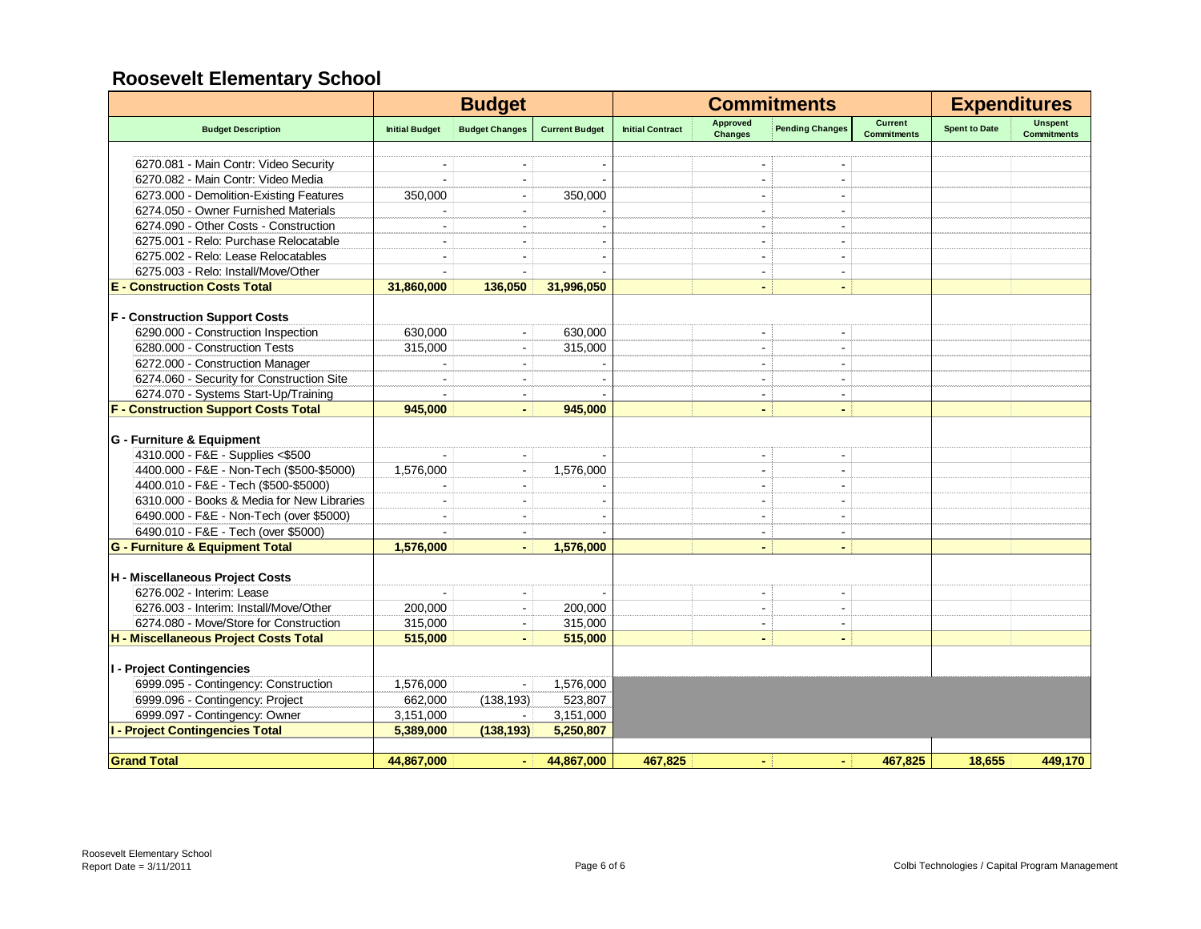## Roosevelt Elementary School

| | Budget | | | Commitments | | | | Expenditures | |
|---|---|---|---|---|---|---|---|---|---|
| Budget Description | Initial Budget | Budget Changes | Current Budget | Initial Contract | Approved Changes | Pending Changes | Current Commitments | Spent to Date | Unspent Commitments |
| 6270.081 - Main Contr: Video Security | - | - | - | | - | - | | | |
| 6270.082 - Main Contr: Video Media | - | - | - | | - | - | | | |
| 6273.000 - Demolition-Existing Features | 350,000 | - | 350,000 | | - | - | | | |
| 6274.050 - Owner Furnished Materials | - | - | - | | - | - | | | |
| 6274.090 - Other Costs - Construction | - | - | - | | - | - | | | |
| 6275.001 - Relo: Purchase Relocatable | - | - | - | | - | - | | | |
| 6275.002 - Relo: Lease Relocatables | - | - | - | | - | - | | | |
| 6275.003 - Relo: Install/Move/Other | - | - | - | | - | - | | | |
| **E - Construction Costs Total** | **31,860,000** | **136,050** | **31,996,050** | | **-** | **-** | | | |
| **F - Construction Support Costs** | | | | | | | | | |
| 6290.000 - Construction Inspection | 630,000 | - | 630,000 | | - | - | | | |
| 6280.000 - Construction Tests | 315,000 | - | 315,000 | | - | - | | | |
| 6272.000 - Construction Manager | - | - | - | | - | - | | | |
| 6274.060 - Security for Construction Site | - | - | - | | - | - | | | |
| 6274.070 - Systems Start-Up/Training | - | - | - | | - | - | | | |
| **F - Construction Support Costs Total** | **945,000** | **-** | **945,000** | | **-** | **-** | | | |
| **G - Furniture & Equipment** | | | | | | | | | |
| 4310.000 - F&E - Supplies <$500 | - | - | - | | - | - | | | |
| 4400.000 - F&E - Non-Tech ($500-$5000) | 1,576,000 | - | 1,576,000 | | - | - | | | |
| 4400.010 - F&E - Tech ($500-$5000) | - | - | - | | - | - | | | |
| 6310.000 - Books & Media for New Libraries | - | - | - | | - | - | | | |
| 6490.000 - F&E - Non-Tech (over $5000) | - | - | - | | - | - | | | |
| 6490.010 - F&E - Tech (over $5000) | - | - | - | | - | - | | | |
| **G - Furniture & Equipment Total** | **1,576,000** | **-** | **1,576,000** | | **-** | **-** | | | |
| **H - Miscellaneous Project Costs** | | | | | | | | | |
| 6276.002 - Interim: Lease | - | - | - | | - | - | | | |
| 6276.003 - Interim: Install/Move/Other | 200,000 | - | 200,000 | | - | - | | | |
| 6274.080 - Move/Store for Construction | 315,000 | - | 315,000 | | - | - | | | |
| **H - Miscellaneous Project Costs Total** | **515,000** | **-** | **515,000** | | **-** | **-** | | | |
| **I - Project Contingencies** | | | | | | | | | |
| 6999.095 - Contingency: Construction | 1,576,000 | - | 1,576,000 | | | | | | |
| 6999.096 - Contingency: Project | 662,000 | (138,193) | 523,807 | | | | | | |
| 6999.097 - Contingency: Owner | 3,151,000 | - | 3,151,000 | | | | | | |
| **I - Project Contingencies Total** | **5,389,000** | **(138,193)** | **5,250,807** | | | | | | |
| **Grand Total** | **44,867,000** | **-** | **44,867,000** | **467,825** | **-** | **-** | **467,825** | **18,655** | **449,170** |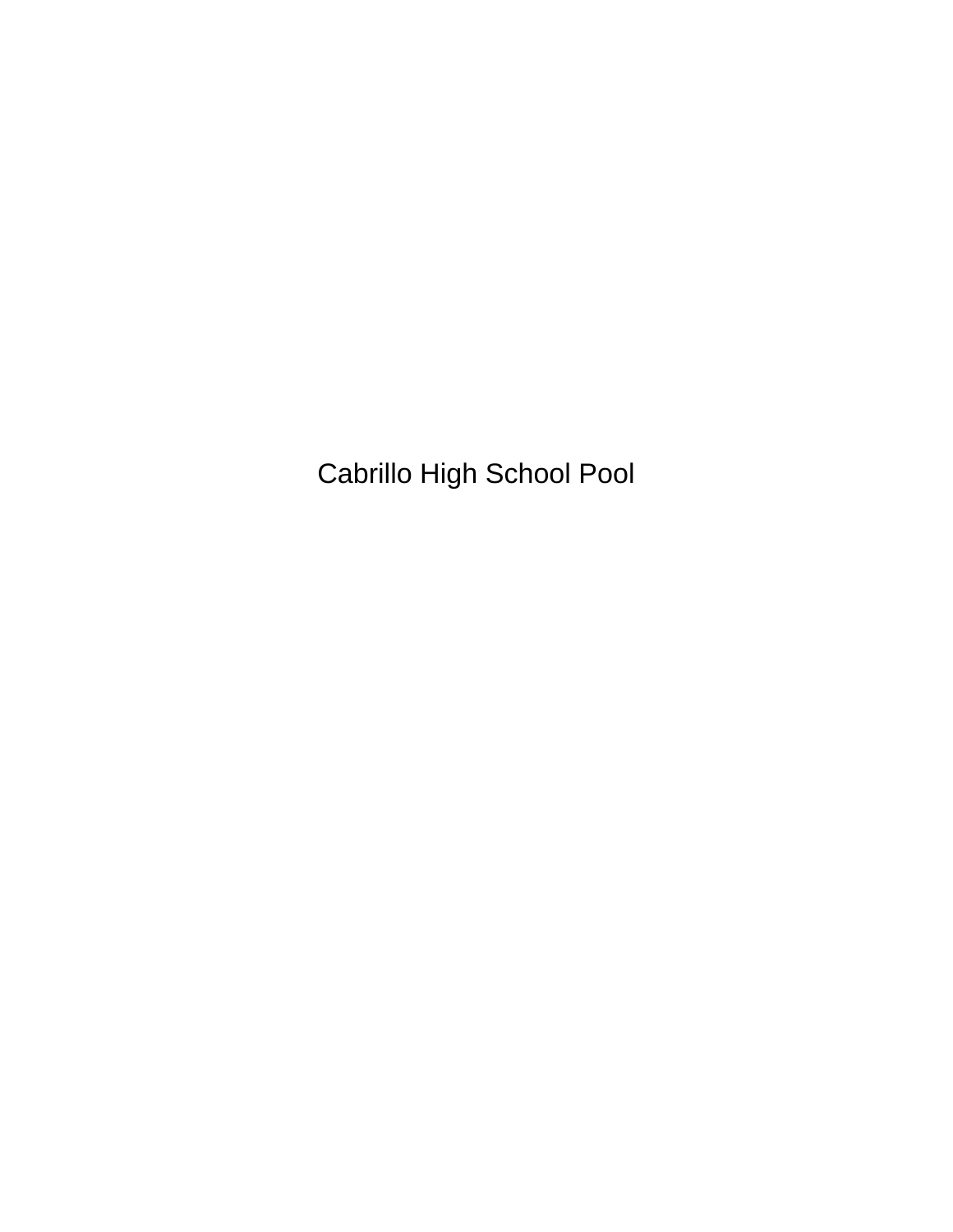Cabrillo High School Pool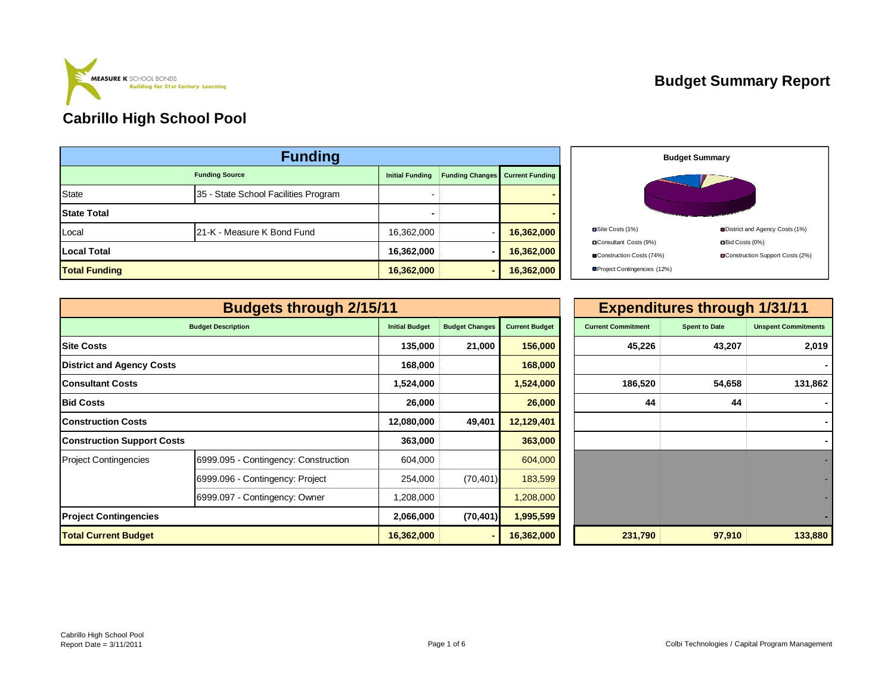MEASURE K SCHOOL BONDS
Building for 21st Century Learning

# Budget Summary Report

## Cabrillo High School Pool

| Funding | | | | |
|---|---|---|---|---|
| Funding Source | | Initial Funding | Funding Changes | Current Funding |
| State | 35 - State School Facilities Program | - | | - |
| **State Total** | | - | | - |
| Local | 21-K - Measure K Bond Fund | 16,362,000 | - | **16,362,000** |
| **Local Total** | | **16,362,000** | - | **16,362,000** |
| **Total Funding** | | **16,362,000** | - | **16,362,000** |

**Budget Summary**

- Site Costs (1%)
- District and Agency Costs (1%)
- Consultant Costs (9%)
- Bid Costs (0%)
- Construction Costs (74%)
- Construction Support Costs (2%)
- Project Contingencies (12%)

| Budgets through 2/15/11 | | | | | Expenditures through 1/31/11 | | |
|---|---|---|---|---|---|---|---|
| Budget Description | | Initial Budget | Budget Changes | Current Budget | Current Commitment | Spent to Date | Unspent Commitments |
| **Site Costs** | | **135,000** | **21,000** | **156,000** | **45,226** | **43,207** | **2,019** |
| **District and Agency Costs** | | **168,000** | | **168,000** | | | - |
| **Consultant Costs** | | **1,524,000** | | **1,524,000** | **186,520** | **54,658** | **131,862** |
| **Bid Costs** | | **26,000** | | **26,000** | **44** | **44** | - |
| **Construction Costs** | | **12,080,000** | **49,401** | **12,129,401** | | | - |
| **Construction Support Costs** | | **363,000** | | **363,000** | | | - |
| Project Contingencies | 6999.095 - Contingency: Construction | 604,000 | | 604,000 | | | - |
| | 6999.096 - Contingency: Project | 254,000 | (70,401) | 183,599 | | | - |
| | 6999.097 - Contingency: Owner | 1,208,000 | | 1,208,000 | | | - |
| **Project Contingencies** | | **2,066,000** | **(70,401)** | **1,995,599** | | | - |
| **Total Current Budget** | | **16,362,000** | - | **16,362,000** | **231,790** | **97,910** | **133,880** |

Cabrillo High School Pool
Report Date = 3/11/2011

Colbi Technologies / Capital Program Management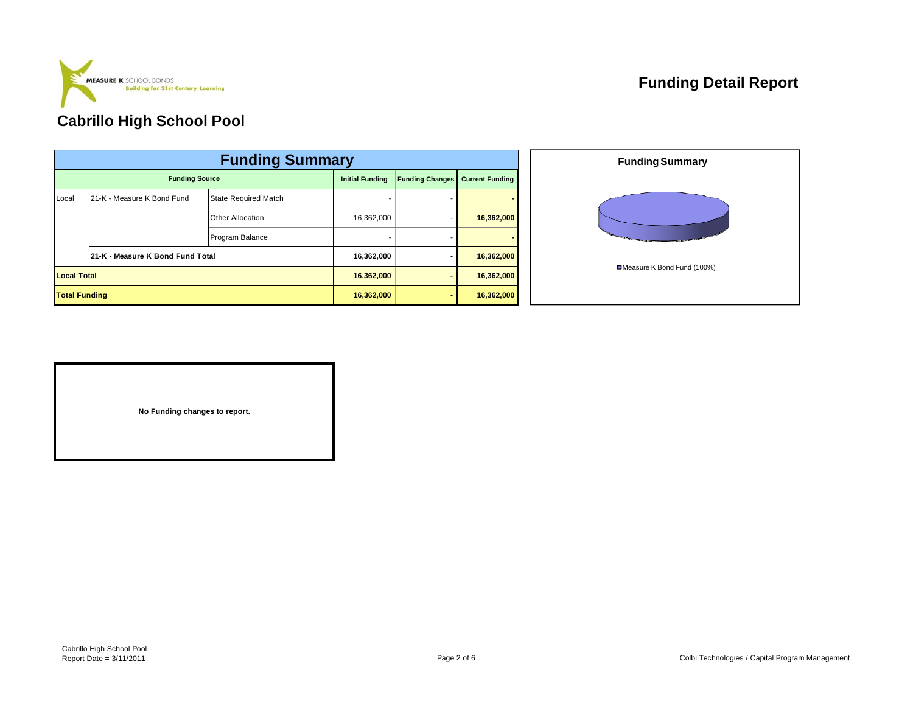MEASURE K SCHOOL BONDS
Building for 21st Century Learning

# Funding Detail Report

## Cabrillo High School Pool

| Funding Summary | | | | | |
|---|---|---|---|---|---|
| Funding Source | | | Initial Funding | Funding Changes | Current Funding |
| Local | 21-K - Measure K Bond Fund | State Required Match | - | - | - |
| | | Other Allocation | 16,362,000 | - | 16,362,000 |
| | | Program Balance | - | - | - |
| | **21-K - Measure K Bond Fund Total** | | **16,362,000** | **-** | **16,362,000** |
| **Local Total** | | | **16,362,000** | **-** | **16,362,000** |
| **Total Funding** | | | **16,362,000** | **-** | **16,362,000** |

**Funding Summary**

Measure K Bond Fund (100%)

**No Funding changes to report.**

Cabrillo High School Pool
Report Date = 3/11/2011

Colbi Technologies / Capital Program Management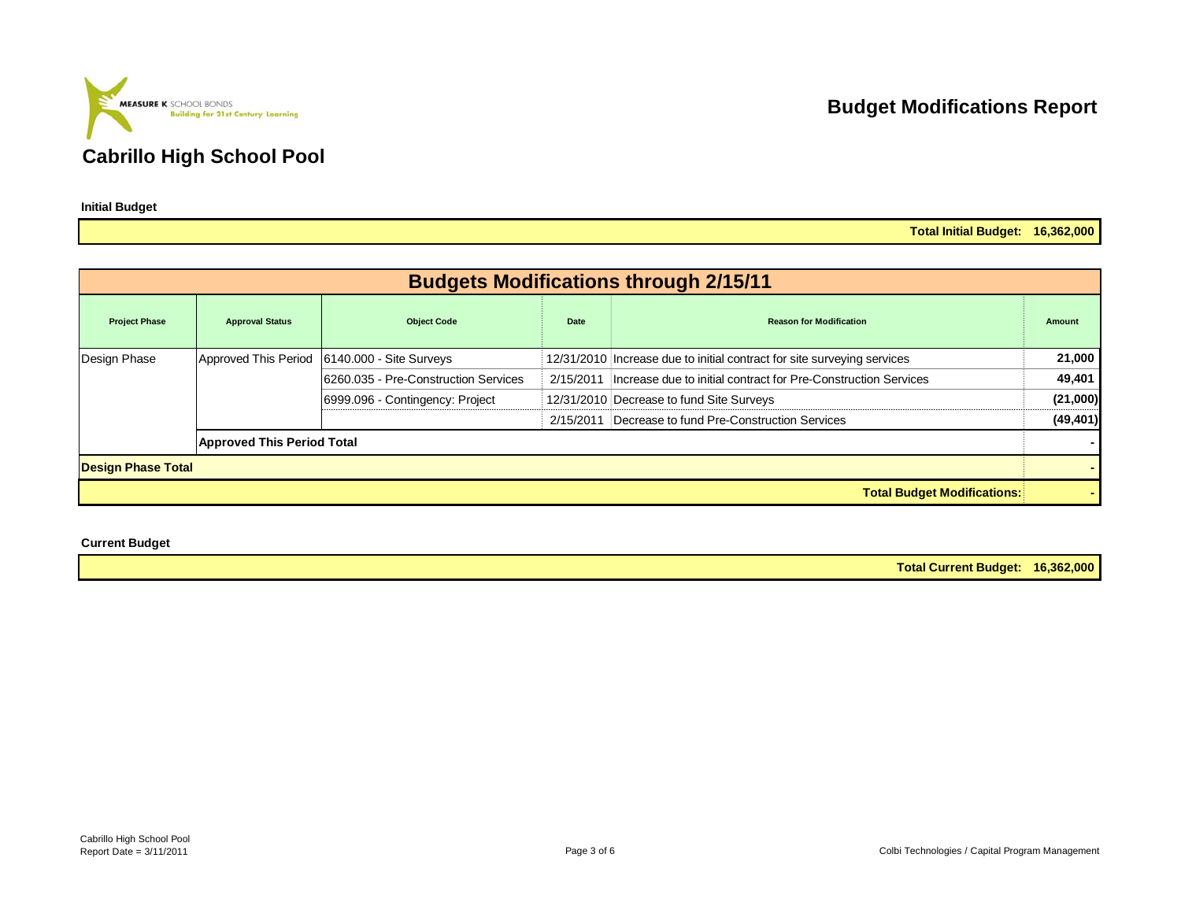MEASURE K SCHOOL BONDS
Building for 21st Century Learning

# Budget Modifications Report

## Cabrillo High School Pool

**Initial Budget**

| | **Total Initial Budget:** | **16,362,000** |
|---|---|---|

| **Budgets Modifications through 2/15/11** | | | | | |
|---|---|---|---|---|---|
| **Project Phase** | **Approval Status** | **Object Code** | **Date** | **Reason for Modification** | **Amount** |
| Design Phase | Approved This Period | 6140.000 - Site Surveys | 12/31/2010 | Increase due to initial contract for site surveying services | **21,000** |
| | | 6260.035 - Pre-Construction Services | 2/15/2011 | Increase due to initial contract for Pre-Construction Services | **49,401** |
| | | 6999.096 - Contingency: Project | 12/31/2010 | Decrease to fund Site Surveys | **(21,000)** |
| | | | 2/15/2011 | Decrease to fund Pre-Construction Services | **(49,401)** |
| | **Approved This Period Total** | | | | **-** |
| **Design Phase Total** | | | | | **-** |
| | | | | **Total Budget Modifications:** | **-** |

**Current Budget**

| | **Total Current Budget:** | **16,362,000** |
|---|---|---|

Cabrillo High School Pool
Report Date = 3/11/2011

Colbi Technologies / Capital Program Management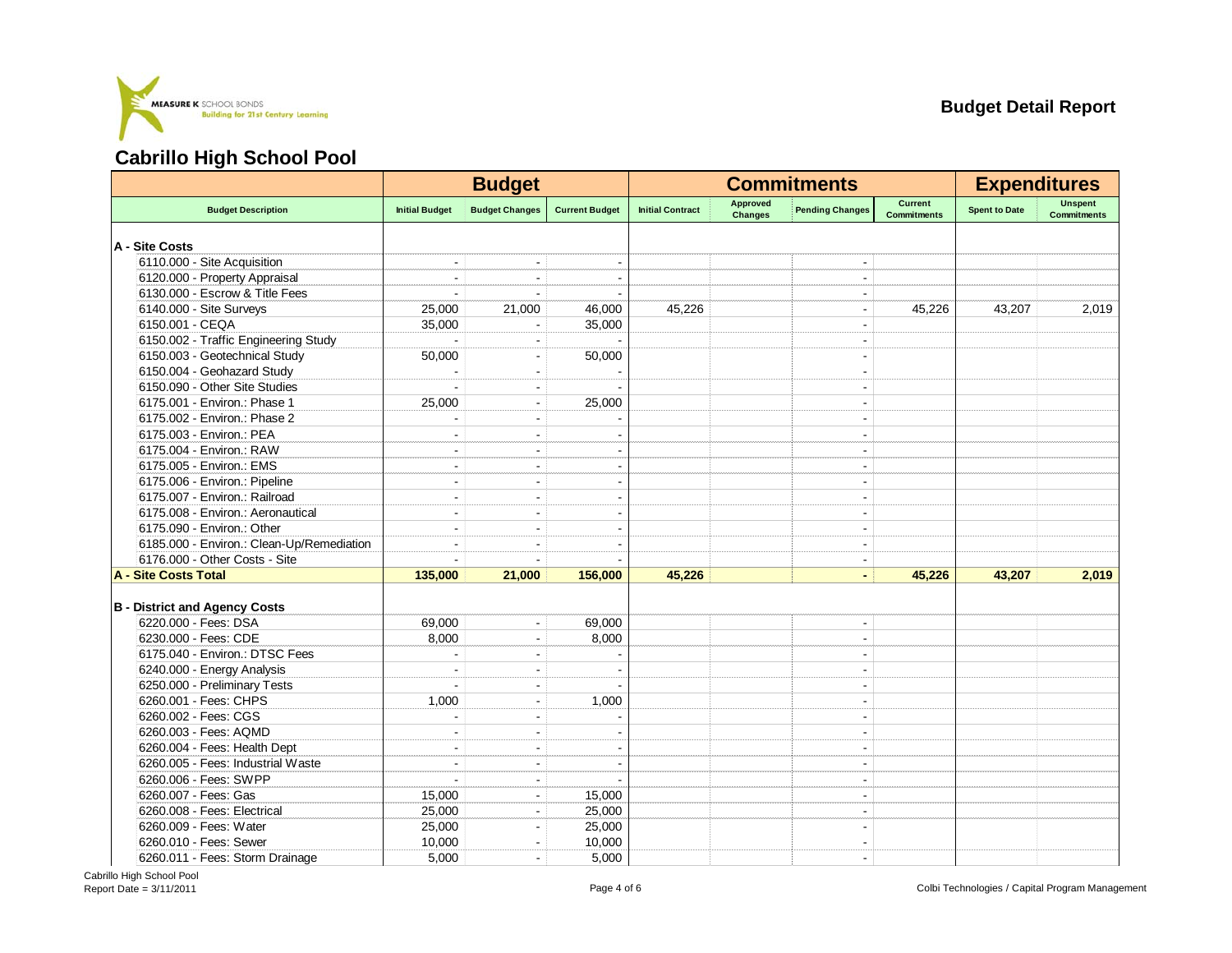MEASURE K SCHOOL BONDS
Building for 21st Century Learning

**Budget Detail Report**

# Cabrillo High School Pool

| | Budget | | | Commitments | | | | Expenditures | |
|---|---|---|---|---|---|---|---|---|---|
| **Budget Description** | **Initial Budget** | **Budget Changes** | **Current Budget** | **Initial Contract** | **Approved Changes** | **Pending Changes** | **Current Commitments** | **Spent to Date** | **Unspent Commitments** |
| **A - Site Costs** | | | | | | | | | |
| 6110.000 - Site Acquisition | - | - | - | | | - | | | |
| 6120.000 - Property Appraisal | - | - | - | | | - | | | |
| 6130.000 - Escrow & Title Fees | - | - | - | | | - | | | |
| 6140.000 - Site Surveys | 25,000 | 21,000 | 46,000 | 45,226 | | - | 45,226 | 43,207 | 2,019 |
| 6150.001 - CEQA | 35,000 | - | 35,000 | | | - | | | |
| 6150.002 - Traffic Engineering Study | - | - | - | | | - | | | |
| 6150.003 - Geotechnical Study | 50,000 | - | 50,000 | | | - | | | |
| 6150.004 - Geohazard Study | - | - | - | | | - | | | |
| 6150.090 - Other Site Studies | - | - | - | | | - | | | |
| 6175.001 - Environ.: Phase 1 | 25,000 | - | 25,000 | | | - | | | |
| 6175.002 - Environ.: Phase 2 | - | - | - | | | - | | | |
| 6175.003 - Environ.: PEA | - | - | - | | | - | | | |
| 6175.004 - Environ.: RAW | - | - | - | | | - | | | |
| 6175.005 - Environ.: EMS | - | - | - | | | - | | | |
| 6175.006 - Environ.: Pipeline | - | - | - | | | - | | | |
| 6175.007 - Environ.: Railroad | - | - | - | | | - | | | |
| 6175.008 - Environ.: Aeronautical | - | - | - | | | - | | | |
| 6175.090 - Environ.: Other | - | - | - | | | - | | | |
| 6185.000 - Environ.: Clean-Up/Remediation | - | - | - | | | - | | | |
| 6176.000 - Other Costs - Site | - | - | - | | | - | | | |
| **A - Site Costs Total** | **135,000** | **21,000** | **156,000** | **45,226** | | **-** | **45,226** | **43,207** | **2,019** |
| **B - District and Agency Costs** | | | | | | | | | |
| 6220.000 - Fees: DSA | 69,000 | - | 69,000 | | | - | | | |
| 6230.000 - Fees: CDE | 8,000 | - | 8,000 | | | - | | | |
| 6175.040 - Environ.: DTSC Fees | - | - | - | | | - | | | |
| 6240.000 - Energy Analysis | - | - | - | | | - | | | |
| 6250.000 - Preliminary Tests | - | - | - | | | - | | | |
| 6260.001 - Fees: CHPS | 1,000 | - | 1,000 | | | - | | | |
| 6260.002 - Fees: CGS | - | - | - | | | - | | | |
| 6260.003 - Fees: AQMD | - | - | - | | | - | | | |
| 6260.004 - Fees: Health Dept | - | - | - | | | - | | | |
| 6260.005 - Fees: Industrial Waste | - | - | - | | | - | | | |
| 6260.006 - Fees: SWPP | - | - | - | | | - | | | |
| 6260.007 - Fees: Gas | 15,000 | - | 15,000 | | | - | | | |
| 6260.008 - Fees: Electrical | 25,000 | - | 25,000 | | | - | | | |
| 6260.009 - Fees: Water | 25,000 | - | 25,000 | | | - | | | |
| 6260.010 - Fees: Sewer | 10,000 | - | 10,000 | | | - | | | |
| 6260.011 - Fees: Storm Drainage | 5,000 | - | 5,000 | | | - | | | |

Cabrillo High School Pool
Report Date = 3/11/2011

Colbi Technologies / Capital Program Management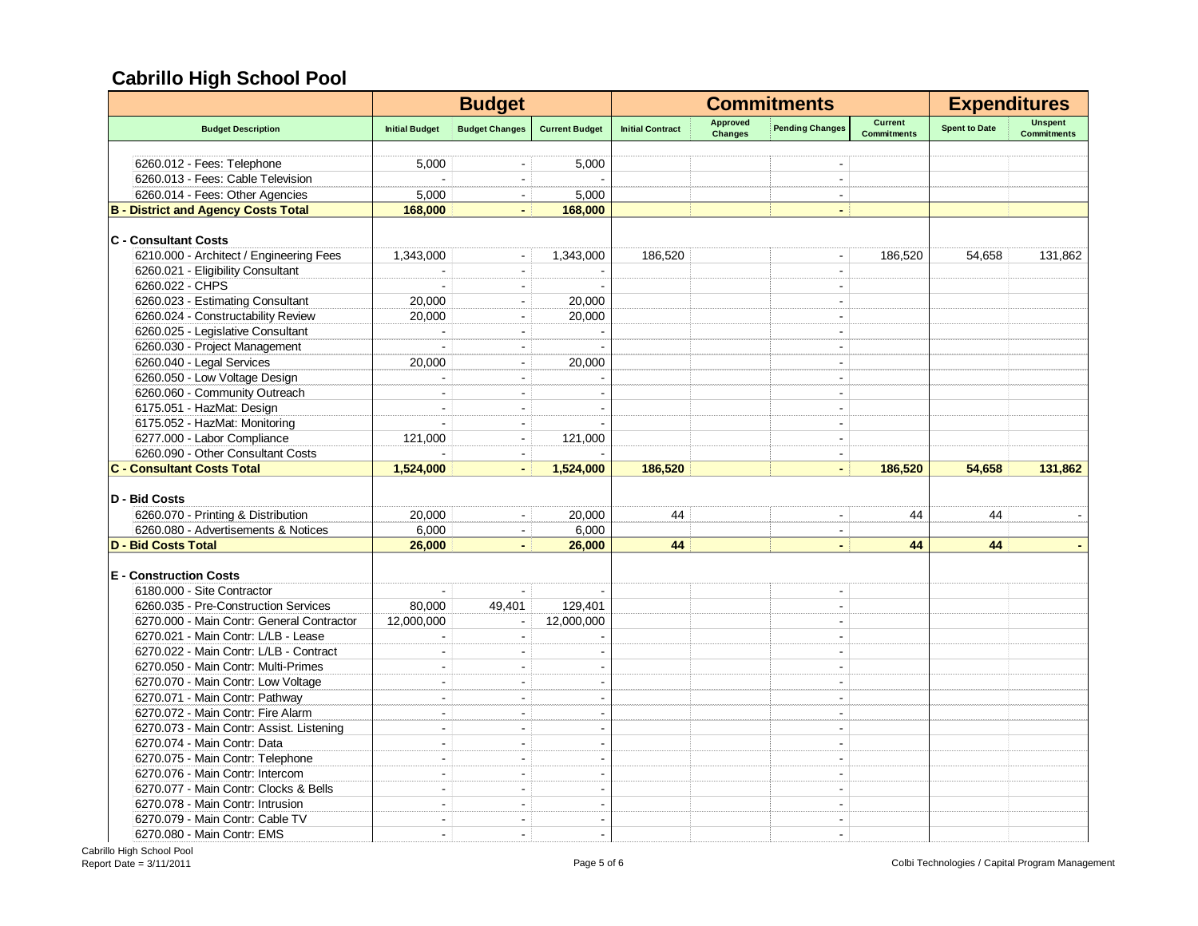## Cabrillo High School Pool

| | Budget | | | Commitments | | | | Expenditures | |
|---|---|---|---|---|---|---|---|---|---|
| Budget Description | Initial Budget | Budget Changes | Current Budget | Initial Contract | Approved Changes | Pending Changes | Current Commitments | Spent to Date | Unspent Commitments |
| 6260.012 - Fees: Telephone | 5,000 | - | 5,000 | | | - | | | |
| 6260.013 - Fees: Cable Television | - | - | - | | | - | | | |
| 6260.014 - Fees: Other Agencies | 5,000 | - | 5,000 | | | - | | | |
| **B - District and Agency Costs Total** | **168,000** | **-** | **168,000** | | | **-** | | | |
| **C - Consultant Costs** | | | | | | | | | |
| 6210.000 - Architect / Engineering Fees | 1,343,000 | - | 1,343,000 | 186,520 | | - | 186,520 | 54,658 | 131,862 |
| 6260.021 - Eligibility Consultant | - | - | - | | | - | | | |
| 6260.022 - CHPS | - | - | - | | | - | | | |
| 6260.023 - Estimating Consultant | 20,000 | - | 20,000 | | | - | | | |
| 6260.024 - Constructability Review | 20,000 | - | 20,000 | | | - | | | |
| 6260.025 - Legislative Consultant | - | - | - | | | - | | | |
| 6260.030 - Project Management | - | - | - | | | - | | | |
| 6260.040 - Legal Services | 20,000 | - | 20,000 | | | - | | | |
| 6260.050 - Low Voltage Design | - | - | - | | | - | | | |
| 6260.060 - Community Outreach | - | - | - | | | - | | | |
| 6175.051 - HazMat: Design | - | - | - | | | - | | | |
| 6175.052 - HazMat: Monitoring | - | - | - | | | - | | | |
| 6277.000 - Labor Compliance | 121,000 | - | 121,000 | | | - | | | |
| 6260.090 - Other Consultant Costs | - | - | - | | | - | | | |
| **C - Consultant Costs Total** | **1,524,000** | **-** | **1,524,000** | **186,520** | | **-** | **186,520** | **54,658** | **131,862** |
| **D - Bid Costs** | | | | | | | | | |
| 6260.070 - Printing & Distribution | 20,000 | - | 20,000 | 44 | | - | 44 | 44 | - |
| 6260.080 - Advertisements & Notices | 6,000 | - | 6,000 | | | - | | | |
| **D - Bid Costs Total** | **26,000** | **-** | **26,000** | **44** | | **-** | **44** | **44** | **-** |
| **E - Construction Costs** | | | | | | | | | |
| 6180.000 - Site Contractor | - | - | - | | | - | | | |
| 6260.035 - Pre-Construction Services | 80,000 | 49,401 | 129,401 | | | - | | | |
| 6270.000 - Main Contr: General Contractor | 12,000,000 | - | 12,000,000 | | | - | | | |
| 6270.021 - Main Contr: L/LB - Lease | - | - | - | | | - | | | |
| 6270.022 - Main Contr: L/LB - Contract | - | - | - | | | - | | | |
| 6270.050 - Main Contr: Multi-Primes | - | - | - | | | - | | | |
| 6270.070 - Main Contr: Low Voltage | - | - | - | | | - | | | |
| 6270.071 - Main Contr: Pathway | - | - | - | | | - | | | |
| 6270.072 - Main Contr: Fire Alarm | - | - | - | | | - | | | |
| 6270.073 - Main Contr: Assist. Listening | - | - | - | | | - | | | |
| 6270.074 - Main Contr: Data | - | - | - | | | - | | | |
| 6270.075 - Main Contr: Telephone | - | - | - | | | - | | | |
| 6270.076 - Main Contr: Intercom | - | - | - | | | - | | | |
| 6270.077 - Main Contr: Clocks & Bells | - | - | - | | | - | | | |
| 6270.078 - Main Contr: Intrusion | - | - | - | | | - | | | |
| 6270.079 - Main Contr: Cable TV | - | - | - | | | - | | | |
| 6270.080 - Main Contr: EMS | - | - | - | | | - | | | |

Cabrillo High School Pool
Report Date = 3/11/2011

Colbi Technologies / Capital Program Management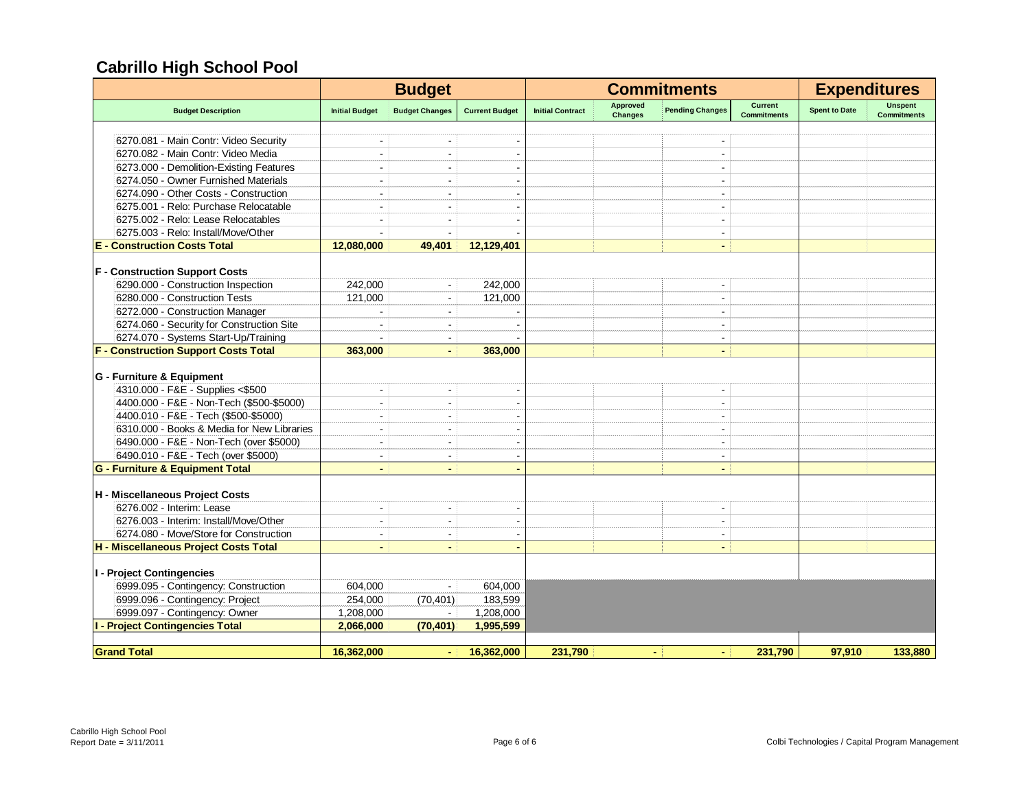## Cabrillo High School Pool

| Budget Description | Budget | | | Commitments | | | | Expenditures | |
|---|---|---|---|---|---|---|---|---|---|
| | Initial Budget | Budget Changes | Current Budget | Initial Contract | Approved Changes | Pending Changes | Current Commitments | Spent to Date | Unspent Commitments |
| 6270.081 - Main Contr: Video Security | - | - | - | | | - | | | |
| 6270.082 - Main Contr: Video Media | - | - | - | | | - | | | |
| 6273.000 - Demolition-Existing Features | - | - | - | | | - | | | |
| 6274.050 - Owner Furnished Materials | - | - | - | | | - | | | |
| 6274.090 - Other Costs - Construction | - | - | - | | | - | | | |
| 6275.001 - Relo: Purchase Relocatable | - | - | - | | | - | | | |
| 6275.002 - Relo: Lease Relocatables | - | - | - | | | - | | | |
| 6275.003 - Relo: Install/Move/Other | - | - | - | | | - | | | |
| **E - Construction Costs Total** | **12,080,000** | **49,401** | **12,129,401** | | | **-** | | | |
| **F - Construction Support Costs** | | | | | | | | | |
| 6290.000 - Construction Inspection | 242,000 | - | 242,000 | | | - | | | |
| 6280.000 - Construction Tests | 121,000 | - | 121,000 | | | - | | | |
| 6272.000 - Construction Manager | - | - | - | | | - | | | |
| 6274.060 - Security for Construction Site | - | - | - | | | - | | | |
| 6274.070 - Systems Start-Up/Training | - | - | - | | | - | | | |
| **F - Construction Support Costs Total** | **363,000** | **-** | **363,000** | | | **-** | | | |
| **G - Furniture & Equipment** | | | | | | | | | |
| 4310.000 - F&E - Supplies <$500 | - | - | - | | | - | | | |
| 4400.000 - F&E - Non-Tech ($500-$5000) | - | - | - | | | - | | | |
| 4400.010 - F&E - Tech ($500-$5000) | - | - | - | | | - | | | |
| 6310.000 - Books & Media for New Libraries | - | - | - | | | - | | | |
| 6490.000 - F&E - Non-Tech (over $5000) | - | - | - | | | - | | | |
| 6490.010 - F&E - Tech (over $5000) | - | - | - | | | - | | | |
| **G - Furniture & Equipment Total** | **-** | **-** | **-** | | | **-** | | | |
| **H - Miscellaneous Project Costs** | | | | | | | | | |
| 6276.002 - Interim: Lease | - | - | - | | | - | | | |
| 6276.003 - Interim: Install/Move/Other | - | - | - | | | - | | | |
| 6274.080 - Move/Store for Construction | - | - | - | | | - | | | |
| **H - Miscellaneous Project Costs Total** | **-** | **-** | **-** | | | **-** | | | |
| **I - Project Contingencies** | | | | | | | | | |
| 6999.095 - Contingency: Construction | 604,000 | - | 604,000 | | | | | | |
| 6999.096 - Contingency: Project | 254,000 | (70,401) | 183,599 | | | | | | |
| 6999.097 - Contingency: Owner | 1,208,000 | - | 1,208,000 | | | | | | |
| **I - Project Contingencies Total** | **2,066,000** | **(70,401)** | **1,995,599** | | | | | | |
| **Grand Total** | **16,362,000** | **-** | **16,362,000** | **231,790** | **-** | **-** | **231,790** | **97,910** | **133,880** |

Cabrillo High School Pool
Report Date = 3/11/2011

Colbi Technologies / Capital Program Management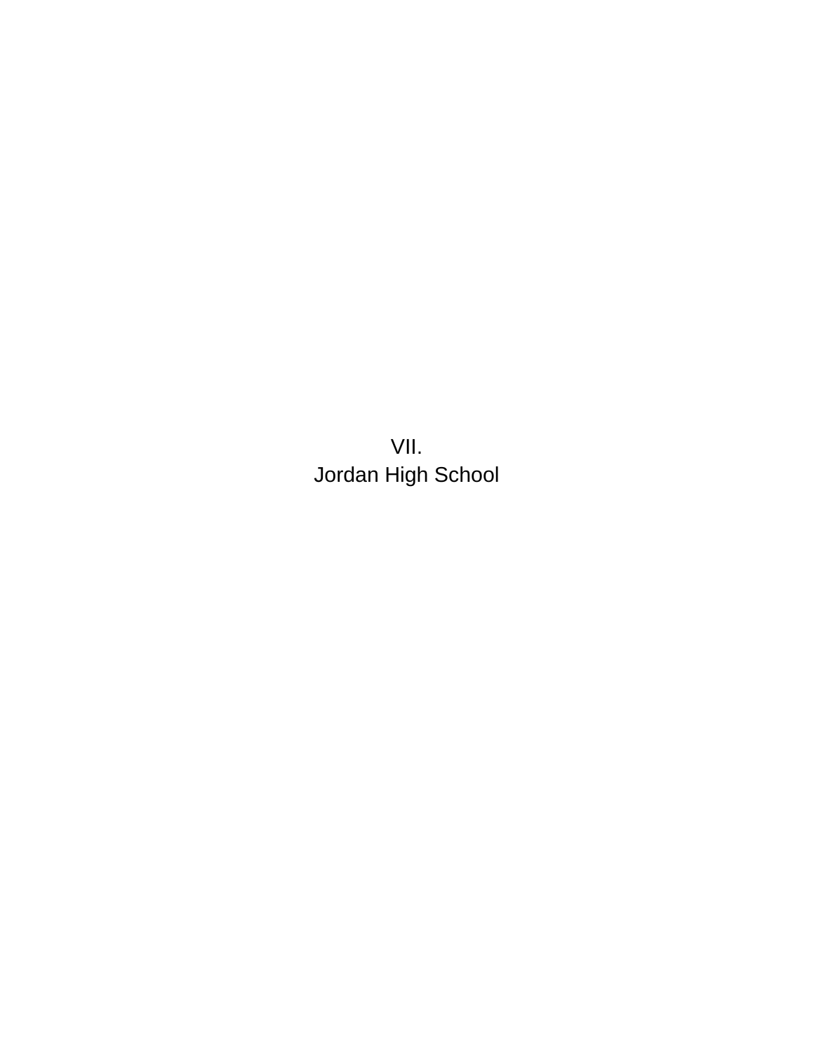# VII.
# Jordan High School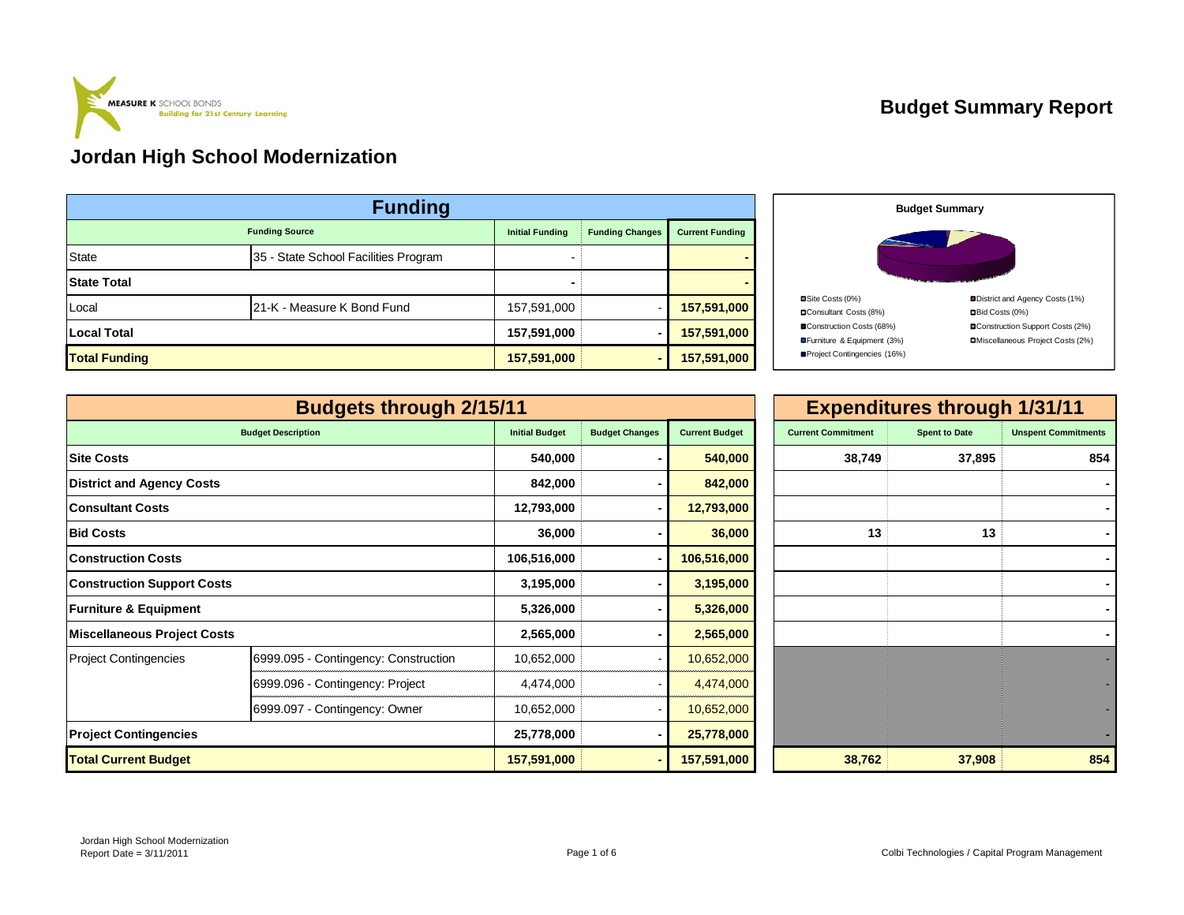MEASURE K SCHOOL BONDS
Building for 21st Century Learning

# Budget Summary Report

## Jordan High School Modernization

| Funding | | | | |
|---|---|---|---|---|
| Funding Source | | Initial Funding | Funding Changes | Current Funding |
| State | 35 - State School Facilities Program | - | | - |
| **State Total** | | **-** | | **-** |
| Local | 21-K - Measure K Bond Fund | 157,591,000 | - | **157,591,000** |
| **Local Total** | | **157,591,000** | **-** | **157,591,000** |
| **Total Funding** | | **157,591,000** | **-** | **157,591,000** |

**Budget Summary**

- Site Costs (0%)
- District and Agency Costs (1%)
- Consultant Costs (8%)
- Bid Costs (0%)
- Construction Costs (68%)
- Construction Support Costs (2%)
- Furniture & Equipment (3%)
- Miscellaneous Project Costs (2%)
- Project Contingencies (16%)

| Budgets through 2/15/11 | | | | | Expenditures through 1/31/11 | | |
|---|---|---|---|---|---|---|---|
| Budget Description | | Initial Budget | Budget Changes | Current Budget | Current Commitment | Spent to Date | Unspent Commitments |
| **Site Costs** | | **540,000** | **-** | **540,000** | **38,749** | **37,895** | **854** |
| **District and Agency Costs** | | **842,000** | **-** | **842,000** | | | **-** |
| **Consultant Costs** | | **12,793,000** | **-** | **12,793,000** | | | **-** |
| **Bid Costs** | | **36,000** | **-** | **36,000** | **13** | **13** | **-** |
| **Construction Costs** | | **106,516,000** | **-** | **106,516,000** | | | **-** |
| **Construction Support Costs** | | **3,195,000** | **-** | **3,195,000** | | | **-** |
| **Furniture & Equipment** | | **5,326,000** | **-** | **5,326,000** | | | **-** |
| **Miscellaneous Project Costs** | | **2,565,000** | **-** | **2,565,000** | | | **-** |
| Project Contingencies | 6999.095 - Contingency: Construction | 10,652,000 | - | 10,652,000 | | | - |
| | 6999.096 - Contingency: Project | 4,474,000 | - | 4,474,000 | | | - |
| | 6999.097 - Contingency: Owner | 10,652,000 | - | 10,652,000 | | | - |
| **Project Contingencies** | | **25,778,000** | **-** | **25,778,000** | | | **-** |
| **Total Current Budget** | | **157,591,000** | **-** | **157,591,000** | **38,762** | **37,908** | **854** |

Jordan High School Modernization
Report Date = 3/11/2011

Colbi Technologies / Capital Program Management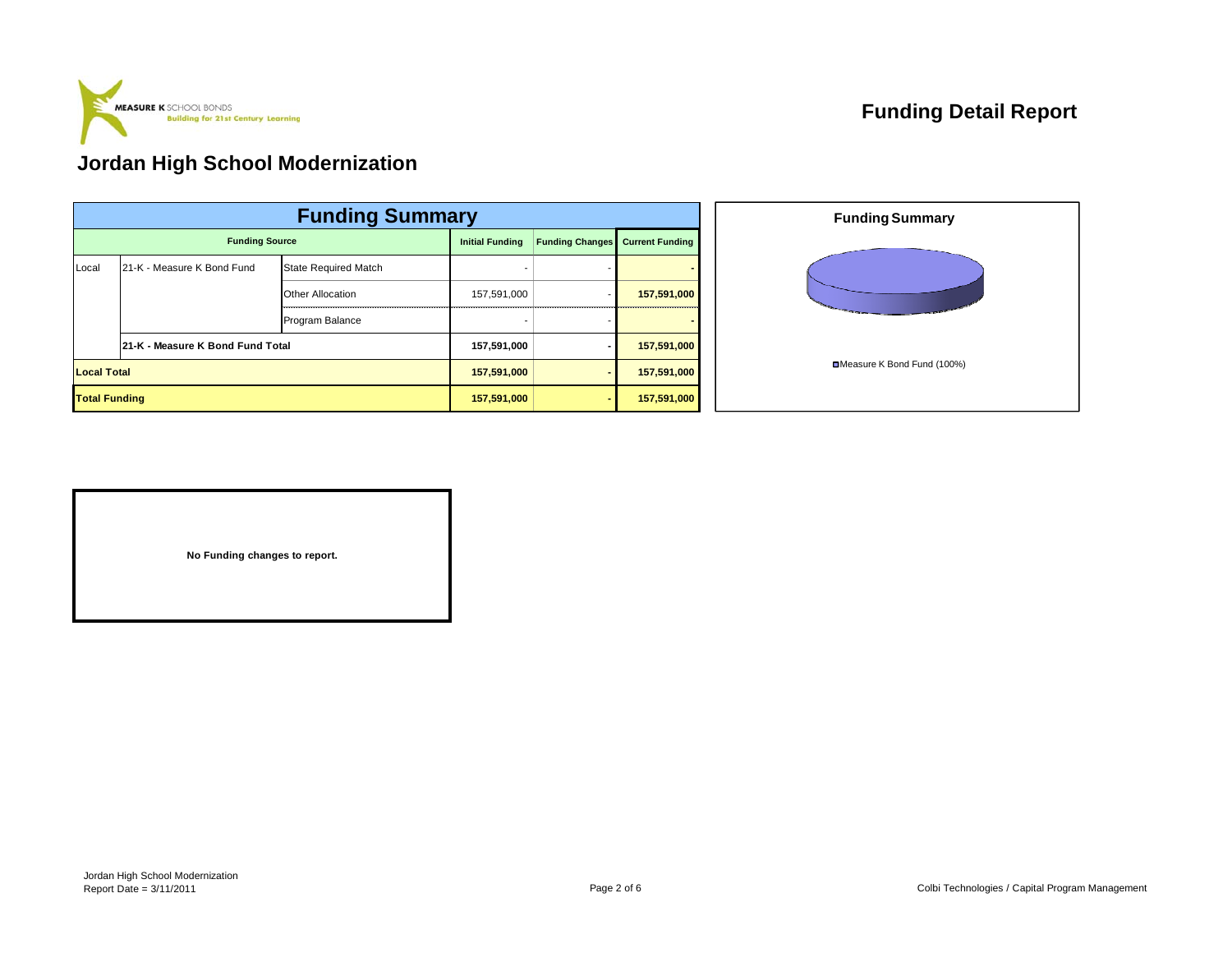MEASURE K SCHOOL BONDS
Building for 21st Century Learning

# Funding Detail Report

## Jordan High School Modernization

| Funding Summary | | | | | |
|---|---|---|---|---|---|
| **Funding Source** | | | **Initial Funding** | **Funding Changes** | **Current Funding** |
| Local | 21-K - Measure K Bond Fund | State Required Match | - | - | - |
| | | Other Allocation | 157,591,000 | - | 157,591,000 |
| | | Program Balance | - | - | - |
| | **21-K - Measure K Bond Fund Total** | | **157,591,000** | **-** | **157,591,000** |
| **Local Total** | | | **157,591,000** | **-** | **157,591,000** |
| **Total Funding** | | | **157,591,000** | **-** | **157,591,000** |

**Funding Summary**

Measure K Bond Fund (100%)

**No Funding changes to report.**

Jordan High School Modernization
Report Date = 3/11/2011

Colbi Technologies / Capital Program Management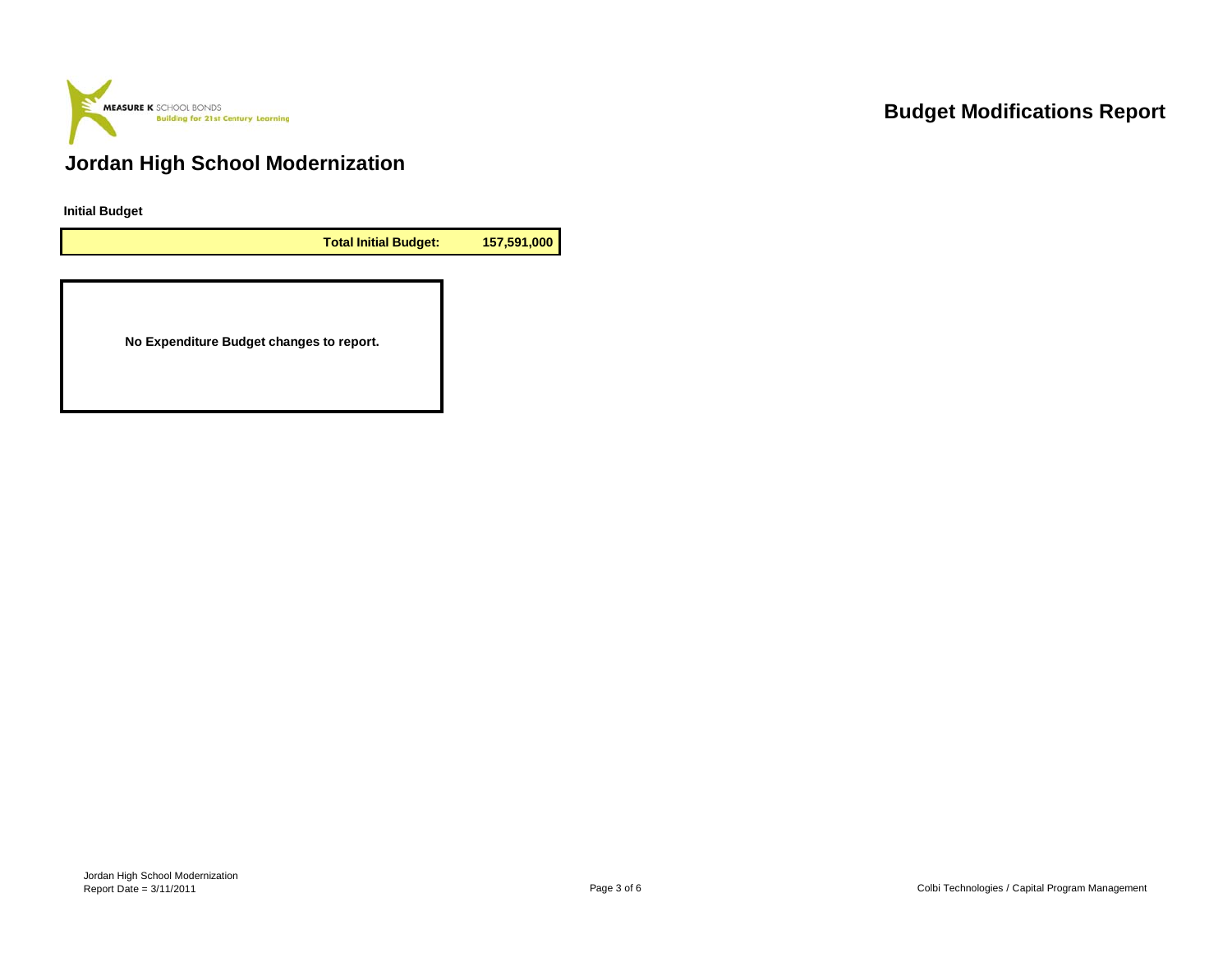MEASURE K SCHOOL BONDS
Building for 21st Century Learning

# Budget Modifications Report

## Jordan High School Modernization

**Initial Budget**

| | **Total Initial Budget:** | **157,591,000** |
|---|---|---|

**No Expenditure Budget changes to report.**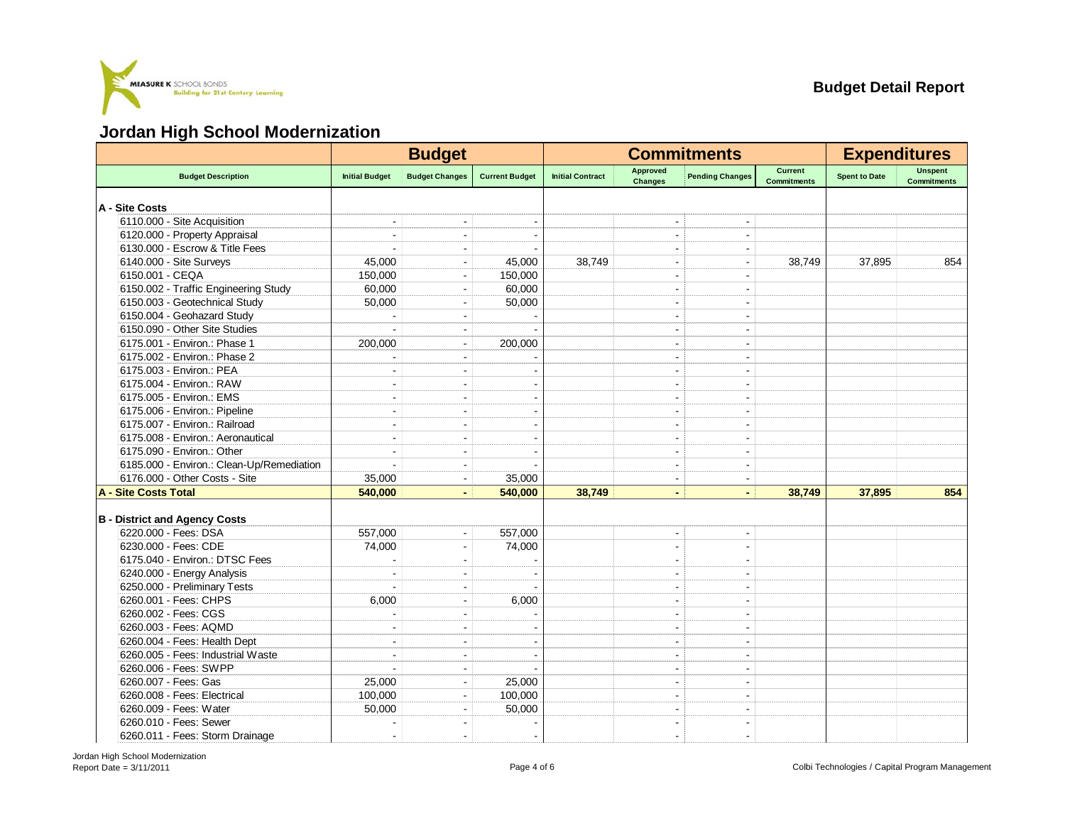Budget Detail Report

# Jordan High School Modernization

| | Budget | | | Commitments | | | | Expenditures | |
|---|---|---|---|---|---|---|---|---|---|
| Budget Description | Initial Budget | Budget Changes | Current Budget | Initial Contract | Approved Changes | Pending Changes | Current Commitments | Spent to Date | Unspent Commitments |
| **A - Site Costs** | | | | | | | | | |
| 6110.000 - Site Acquisition | - | - | - | | - | - | | | |
| 6120.000 - Property Appraisal | - | - | - | | - | - | | | |
| 6130.000 - Escrow & Title Fees | - | - | - | | - | - | | | |
| 6140.000 - Site Surveys | 45,000 | - | 45,000 | 38,749 | - | - | 38,749 | 37,895 | 854 |
| 6150.001 - CEQA | 150,000 | - | 150,000 | | - | - | | | |
| 6150.002 - Traffic Engineering Study | 60,000 | - | 60,000 | | - | - | | | |
| 6150.003 - Geotechnical Study | 50,000 | - | 50,000 | | - | - | | | |
| 6150.004 - Geohazard Study | - | - | - | | - | - | | | |
| 6150.090 - Other Site Studies | - | - | - | | - | - | | | |
| 6175.001 - Environ.: Phase 1 | 200,000 | - | 200,000 | | - | - | | | |
| 6175.002 - Environ.: Phase 2 | - | - | - | | - | - | | | |
| 6175.003 - Environ.: PEA | - | - | - | | - | - | | | |
| 6175.004 - Environ.: RAW | - | - | - | | - | - | | | |
| 6175.005 - Environ.: EMS | - | - | - | | - | - | | | |
| 6175.006 - Environ.: Pipeline | - | - | - | | - | - | | | |
| 6175.007 - Environ.: Railroad | - | - | - | | - | - | | | |
| 6175.008 - Environ.: Aeronautical | - | - | - | | - | - | | | |
| 6175.090 - Environ.: Other | - | - | - | | - | - | | | |
| 6185.000 - Environ.: Clean-Up/Remediation | - | - | - | | - | - | | | |
| 6176.000 - Other Costs - Site | 35,000 | - | 35,000 | | - | - | | | |
| **A - Site Costs Total** | **540,000** | **-** | **540,000** | **38,749** | **-** | **-** | **38,749** | **37,895** | **854** |
| **B - District and Agency Costs** | | | | | | | | | |
| 6220.000 - Fees: DSA | 557,000 | - | 557,000 | | - | - | | | |
| 6230.000 - Fees: CDE | 74,000 | - | 74,000 | | - | - | | | |
| 6175.040 - Environ.: DTSC Fees | - | - | - | | - | - | | | |
| 6240.000 - Energy Analysis | - | - | - | | - | - | | | |
| 6250.000 - Preliminary Tests | - | - | - | | - | - | | | |
| 6260.001 - Fees: CHPS | 6,000 | - | 6,000 | | - | - | | | |
| 6260.002 - Fees: CGS | - | - | - | | - | - | | | |
| 6260.003 - Fees: AQMD | - | - | - | | - | - | | | |
| 6260.004 - Fees: Health Dept | - | - | - | | - | - | | | |
| 6260.005 - Fees: Industrial Waste | - | - | - | | - | - | | | |
| 6260.006 - Fees: SWPP | - | - | - | | - | - | | | |
| 6260.007 - Fees: Gas | 25,000 | - | 25,000 | | - | - | | | |
| 6260.008 - Fees: Electrical | 100,000 | - | 100,000 | | - | - | | | |
| 6260.009 - Fees: Water | 50,000 | - | 50,000 | | - | - | | | |
| 6260.010 - Fees: Sewer | - | - | - | | - | - | | | |
| 6260.011 - Fees: Storm Drainage | - | - | - | | - | - | | | |

Jordan High School Modernization
Report Date = 3/11/2011

Colbi Technologies / Capital Program Management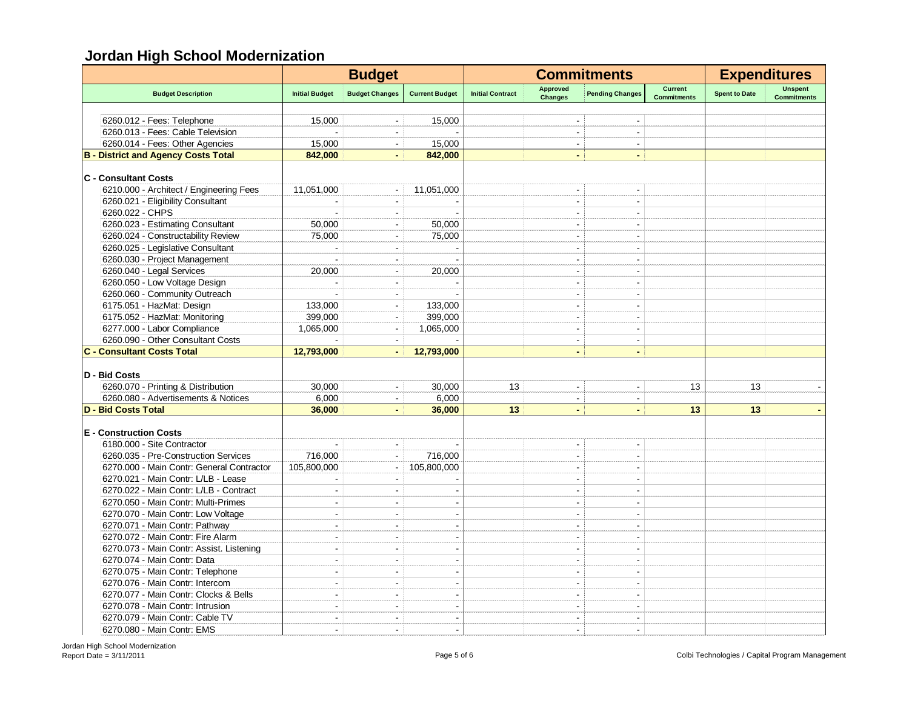## Jordan High School Modernization

| Budget Description | Budget | | | Commitments | | | | Expenditures | |
|---|---|---|---|---|---|---|---|---|---|
| | Initial Budget | Budget Changes | Current Budget | Initial Contract | Approved Changes | Pending Changes | Current Commitments | Spent to Date | Unspent Commitments |
| 6260.012 - Fees: Telephone | 15,000 | - | 15,000 | | - | - | | | |
| 6260.013 - Fees: Cable Television | - | - | - | | - | - | | | |
| 6260.014 - Fees: Other Agencies | 15,000 | - | 15,000 | | - | - | | | |
| **B - District and Agency Costs Total** | **842,000** | **-** | **842,000** | | **-** | **-** | | | |
| **C - Consultant Costs** | | | | | | | | | |
| 6210.000 - Architect / Engineering Fees | 11,051,000 | - | 11,051,000 | | - | - | | | |
| 6260.021 - Eligibility Consultant | - | - | - | | - | - | | | |
| 6260.022 - CHPS | - | - | - | | - | - | | | |
| 6260.023 - Estimating Consultant | 50,000 | - | 50,000 | | - | - | | | |
| 6260.024 - Constructability Review | 75,000 | - | 75,000 | | - | - | | | |
| 6260.025 - Legislative Consultant | - | - | - | | - | - | | | |
| 6260.030 - Project Management | - | - | - | | - | - | | | |
| 6260.040 - Legal Services | 20,000 | - | 20,000 | | - | - | | | |
| 6260.050 - Low Voltage Design | - | - | - | | - | - | | | |
| 6260.060 - Community Outreach | - | - | - | | - | - | | | |
| 6175.051 - HazMat: Design | 133,000 | - | 133,000 | | - | - | | | |
| 6175.052 - HazMat: Monitoring | 399,000 | - | 399,000 | | - | - | | | |
| 6277.000 - Labor Compliance | 1,065,000 | - | 1,065,000 | | - | - | | | |
| 6260.090 - Other Consultant Costs | - | - | - | | - | - | | | |
| **C - Consultant Costs Total** | **12,793,000** | **-** | **12,793,000** | | **-** | **-** | | | |
| **D - Bid Costs** | | | | | | | | | |
| 6260.070 - Printing & Distribution | 30,000 | - | 30,000 | 13 | - | - | 13 | 13 | - |
| 6260.080 - Advertisements & Notices | 6,000 | - | 6,000 | | - | - | | | |
| **D - Bid Costs Total** | **36,000** | **-** | **36,000** | **13** | **-** | **-** | **13** | **13** | **-** |
| **E - Construction Costs** | | | | | | | | | |
| 6180.000 - Site Contractor | - | - | - | | - | - | | | |
| 6260.035 - Pre-Construction Services | 716,000 | - | 716,000 | | - | - | | | |
| 6270.000 - Main Contr: General Contractor | 105,800,000 | - | 105,800,000 | | - | - | | | |
| 6270.021 - Main Contr: L/LB - Lease | - | - | - | | - | - | | | |
| 6270.022 - Main Contr: L/LB - Contract | - | - | - | | - | - | | | |
| 6270.050 - Main Contr: Multi-Primes | - | - | - | | - | - | | | |
| 6270.070 - Main Contr: Low Voltage | - | - | - | | - | - | | | |
| 6270.071 - Main Contr: Pathway | - | - | - | | - | - | | | |
| 6270.072 - Main Contr: Fire Alarm | - | - | - | | - | - | | | |
| 6270.073 - Main Contr: Assist. Listening | - | - | - | | - | - | | | |
| 6270.074 - Main Contr: Data | - | - | - | | - | - | | | |
| 6270.075 - Main Contr: Telephone | - | - | - | | - | - | | | |
| 6270.076 - Main Contr: Intercom | - | - | - | | - | - | | | |
| 6270.077 - Main Contr: Clocks & Bells | - | - | - | | - | - | | | |
| 6270.078 - Main Contr: Intrusion | - | - | - | | - | - | | | |
| 6270.079 - Main Contr: Cable TV | - | - | - | | - | - | | | |
| 6270.080 - Main Contr: EMS | - | - | - | | - | - | | | |

Jordan High School Modernization
Report Date = 3/11/2011

Colbi Technologies / Capital Program Management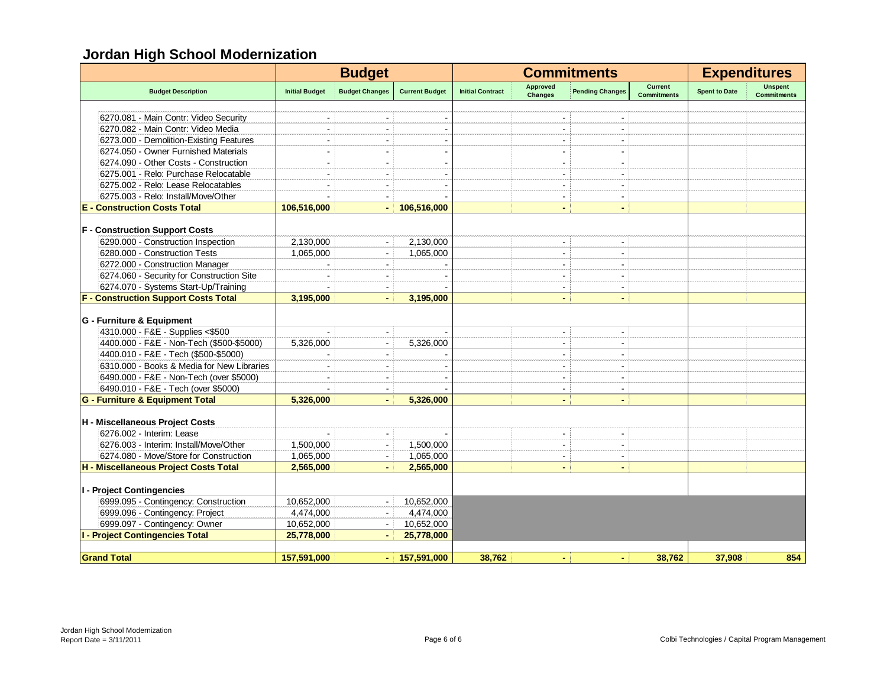## Jordan High School Modernization

| | Budget | | | Commitments | | | | Expenditures | |
|---|---|---|---|---|---|---|---|---|---|
| Budget Description | Initial Budget | Budget Changes | Current Budget | Initial Contract | Approved Changes | Pending Changes | Current Commitments | Spent to Date | Unspent Commitments |
| 6270.081 - Main Contr: Video Security | - | - | - | | - | - | | | |
| 6270.082 - Main Contr: Video Media | - | - | - | | - | - | | | |
| 6273.000 - Demolition-Existing Features | - | - | - | | - | - | | | |
| 6274.050 - Owner Furnished Materials | - | - | - | | - | - | | | |
| 6274.090 - Other Costs - Construction | - | - | - | | - | - | | | |
| 6275.001 - Relo: Purchase Relocatable | - | - | - | | - | - | | | |
| 6275.002 - Relo: Lease Relocatables | - | - | - | | - | - | | | |
| 6275.003 - Relo: Install/Move/Other | - | - | - | | - | - | | | |
| **E - Construction Costs Total** | **106,516,000** | **-** | **106,516,000** | | **-** | **-** | | | |
| **F - Construction Support Costs** | | | | | | | | | |
| 6290.000 - Construction Inspection | 2,130,000 | - | 2,130,000 | | - | - | | | |
| 6280.000 - Construction Tests | 1,065,000 | - | 1,065,000 | | - | - | | | |
| 6272.000 - Construction Manager | - | - | - | | - | - | | | |
| 6274.060 - Security for Construction Site | - | - | - | | - | - | | | |
| 6274.070 - Systems Start-Up/Training | - | - | - | | - | - | | | |
| **F - Construction Support Costs Total** | **3,195,000** | **-** | **3,195,000** | | **-** | **-** | | | |
| **G - Furniture & Equipment** | | | | | | | | | |
| 4310.000 - F&E - Supplies <$500 | - | - | - | | - | - | | | |
| 4400.000 - F&E - Non-Tech ($500-$5000) | 5,326,000 | - | 5,326,000 | | - | - | | | |
| 4400.010 - F&E - Tech ($500-$5000) | - | - | - | | - | - | | | |
| 6310.000 - Books & Media for New Libraries | - | - | - | | - | - | | | |
| 6490.000 - F&E - Non-Tech (over $5000) | - | - | - | | - | - | | | |
| 6490.010 - F&E - Tech (over $5000) | - | - | - | | - | - | | | |
| **G - Furniture & Equipment Total** | **5,326,000** | **-** | **5,326,000** | | **-** | **-** | | | |
| **H - Miscellaneous Project Costs** | | | | | | | | | |
| 6276.002 - Interim: Lease | - | - | - | | - | - | | | |
| 6276.003 - Interim: Install/Move/Other | 1,500,000 | - | 1,500,000 | | - | - | | | |
| 6274.080 - Move/Store for Construction | 1,065,000 | - | 1,065,000 | | - | - | | | |
| **H - Miscellaneous Project Costs Total** | **2,565,000** | **-** | **2,565,000** | | **-** | **-** | | | |
| **I - Project Contingencies** | | | | | | | | | |
| 6999.095 - Contingency: Construction | 10,652,000 | - | 10,652,000 | | | | | | |
| 6999.096 - Contingency: Project | 4,474,000 | - | 4,474,000 | | | | | | |
| 6999.097 - Contingency: Owner | 10,652,000 | - | 10,652,000 | | | | | | |
| **I - Project Contingencies Total** | **25,778,000** | **-** | **25,778,000** | | | | | | |
| **Grand Total** | **157,591,000** | **-** | **157,591,000** | **38,762** | **-** | **-** | **38,762** | **37,908** | **854** |

Jordan High School Modernization
Report Date = 3/11/2011

Colbi Technologies / Capital Program Management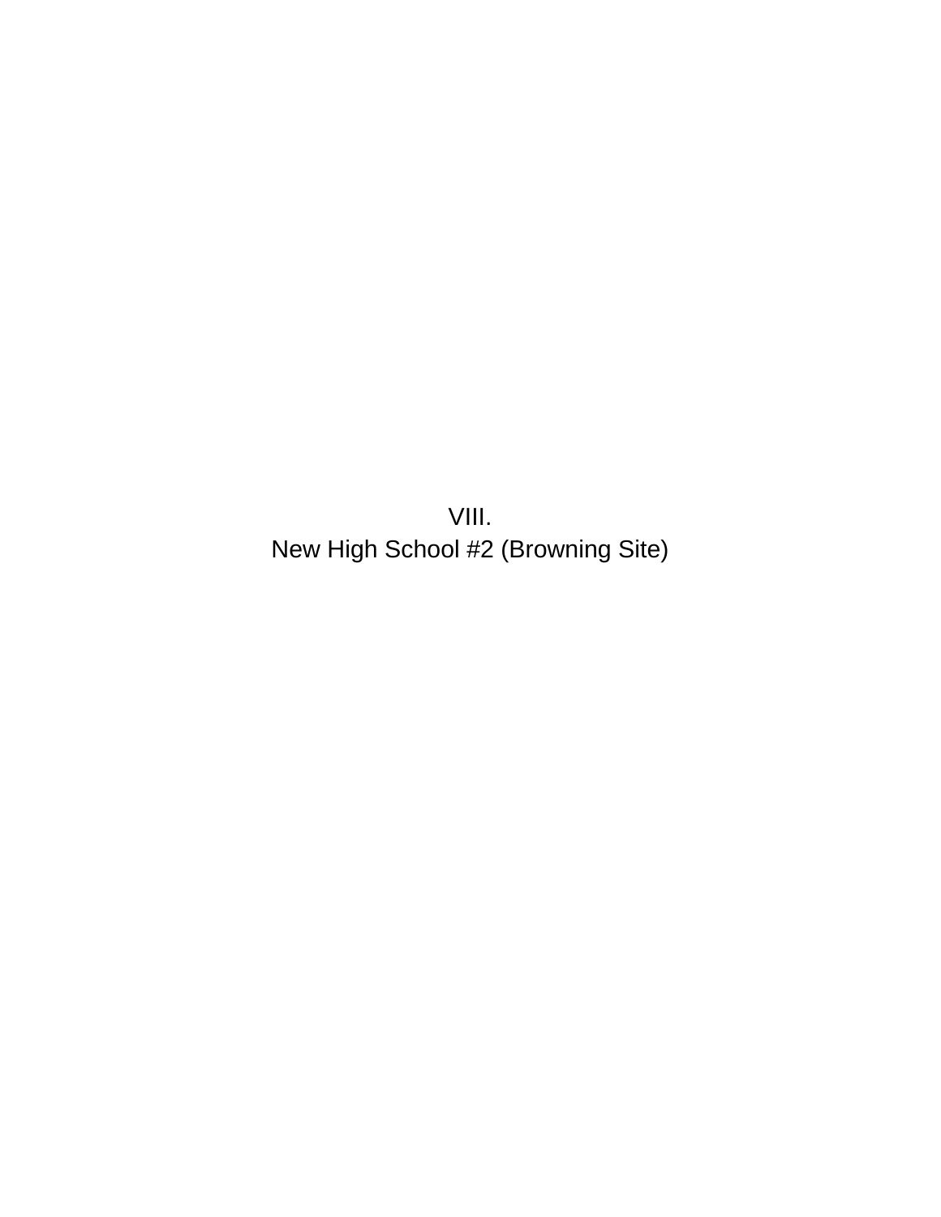# VIII.
# New High School #2 (Browning Site)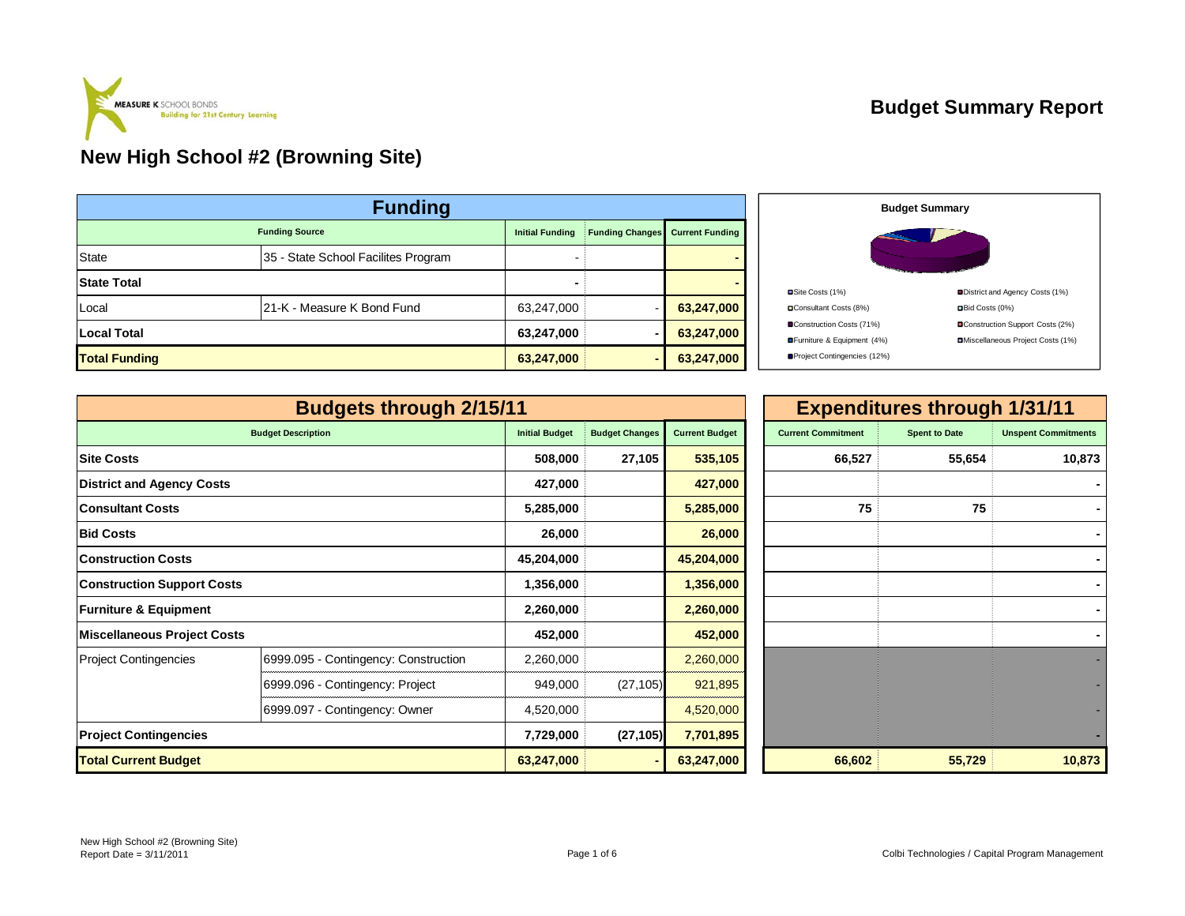MEASURE K SCHOOL BONDS
Building for 21st Century Learning

# Budget Summary Report

## New High School #2 (Browning Site)

| Funding | | | | |
|---|---|---|---|---|
| Funding Source | | Initial Funding | Funding Changes | Current Funding |
| State | 35 - State School Facilites Program | - | | - |
| **State Total** | | - | | - |
| Local | 21-K - Measure K Bond Fund | 63,247,000 | - | 63,247,000 |
| **Local Total** | | 63,247,000 | - | 63,247,000 |
| **Total Funding** | | 63,247,000 | - | 63,247,000 |

**Budget Summary**

- Site Costs (1%)
- District and Agency Costs (1%)
- Consultant Costs (8%)
- Bid Costs (0%)
- Construction Costs (71%)
- Construction Support Costs (2%)
- Furniture & Equipment (4%)
- Miscellaneous Project Costs (1%)
- Project Contingencies (12%)

| Budgets through 2/15/11 | | | | | Expenditures through 1/31/11 | | |
|---|---|---|---|---|---|---|---|
| Budget Description | | Initial Budget | Budget Changes | Current Budget | Current Commitment | Spent to Date | Unspent Commitments |
| **Site Costs** | | 508,000 | 27,105 | 535,105 | 66,527 | 55,654 | 10,873 |
| **District and Agency Costs** | | 427,000 | | 427,000 | | | - |
| **Consultant Costs** | | 5,285,000 | | 5,285,000 | 75 | 75 | - |
| **Bid Costs** | | 26,000 | | 26,000 | | | - |
| **Construction Costs** | | 45,204,000 | | 45,204,000 | | | - |
| **Construction Support Costs** | | 1,356,000 | | 1,356,000 | | | - |
| **Furniture & Equipment** | | 2,260,000 | | 2,260,000 | | | - |
| **Miscellaneous Project Costs** | | 452,000 | | 452,000 | | | - |
| Project Contingencies | 6999.095 - Contingency: Construction | 2,260,000 | | 2,260,000 | | | - |
| | 6999.096 - Contingency: Project | 949,000 | (27,105) | 921,895 | | | - |
| | 6999.097 - Contingency: Owner | 4,520,000 | | 4,520,000 | | | - |
| **Project Contingencies** | | 7,729,000 | (27,105) | 7,701,895 | | | - |
| **Total Current Budget** | | 63,247,000 | - | 63,247,000 | 66,602 | 55,729 | 10,873 |

New High School #2 (Browning Site)
Report Date = 3/11/2011

Colbi Technologies / Capital Program Management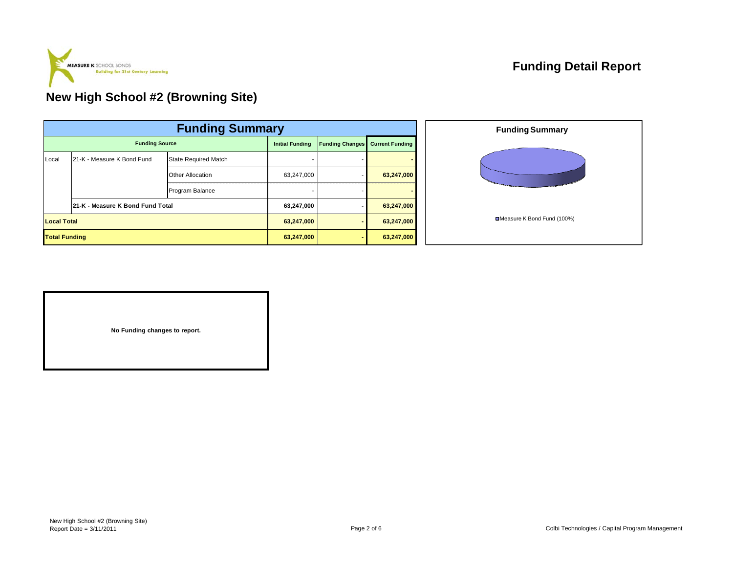MEASURE K SCHOOL BONDS
Building for 21st Century Learning

# Funding Detail Report

## New High School #2 (Browning Site)

| Funding Summary | | | | | |
|---|---|---|---|---|---|
| Funding Source | | | Initial Funding | Funding Changes | Current Funding |
| Local | 21-K - Measure K Bond Fund | State Required Match | - | - | - |
| | | Other Allocation | 63,247,000 | - | 63,247,000 |
| | | Program Balance | - | - | - |
| | **21-K - Measure K Bond Fund Total** | | **63,247,000** | **-** | **63,247,000** |
| **Local Total** | | | **63,247,000** | **-** | **63,247,000** |
| **Total Funding** | | | **63,247,000** | **-** | **63,247,000** |

**Funding Summary**

Measure K Bond Fund (100%)

**No Funding changes to report.**

New High School #2 (Browning Site)
Report Date = 3/11/2011

Colbi Technologies / Capital Program Management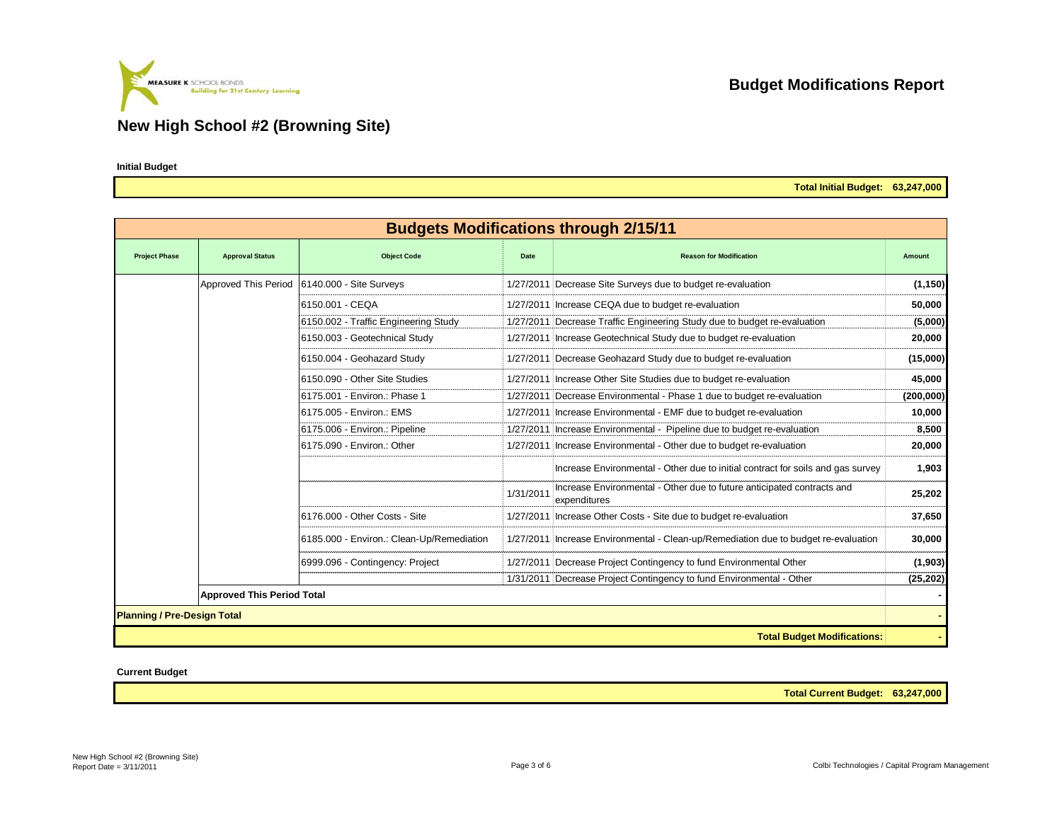MEASURE K SCHOOL BONDS
Building for 21st Century Learning

# Budget Modifications Report

## New High School #2 (Browning Site)

**Initial Budget**

**Total Initial Budget: 63,247,000**

**Budgets Modifications through 2/15/11**

| Project Phase | Approval Status | Object Code | Date | Reason for Modification | Amount |
|---|---|---|---|---|---|
| | Approved This Period | 6140.000 - Site Surveys | 1/27/2011 | Decrease Site Surveys due to budget re-evaluation | (1,150) |
| | | 6150.001 - CEQA | 1/27/2011 | Increase CEQA due to budget re-evaluation | 50,000 |
| | | 6150.002 - Traffic Engineering Study | 1/27/2011 | Decrease Traffic Engineering Study due to budget re-evaluation | (5,000) |
| | | 6150.003 - Geotechnical Study | 1/27/2011 | Increase Geotechnical Study due to budget re-evaluation | 20,000 |
| | | 6150.004 - Geohazard Study | 1/27/2011 | Decrease Geohazard Study due to budget re-evaluation | (15,000) |
| | | 6150.090 - Other Site Studies | 1/27/2011 | Increase Other Site Studies due to budget re-evaluation | 45,000 |
| | | 6175.001 - Environ.: Phase 1 | 1/27/2011 | Decrease Environmental - Phase 1 due to budget re-evaluation | (200,000) |
| | | 6175.005 - Environ.: EMS | 1/27/2011 | Increase Environmental - EMF due to budget re-evaluation | 10,000 |
| | | 6175.006 - Environ.: Pipeline | 1/27/2011 | Increase Environmental - Pipeline due to budget re-evaluation | 8,500 |
| | | 6175.090 - Environ.: Other | 1/27/2011 | Increase Environmental - Other due to budget re-evaluation | 20,000 |
| | | | | Increase Environmental - Other due to initial contract for soils and gas survey | 1,903 |
| | | | 1/31/2011 | Increase Environmental - Other due to future anticipated contracts and expenditures | 25,202 |
| | | 6176.000 - Other Costs - Site | 1/27/2011 | Increase Other Costs - Site due to budget re-evaluation | 37,650 |
| | | 6185.000 - Environ.: Clean-Up/Remediation | 1/27/2011 | Increase Environmental - Clean-up/Remediation due to budget re-evaluation | 30,000 |
| | | 6999.096 - Contingency: Project | 1/27/2011 | Decrease Project Contingency to fund Environmental Other | (1,903) |
| | | | 1/31/2011 | Decrease Project Contingency to fund Environmental - Other | (25,202) |
| | **Approved This Period Total** | | | | - |
| **Planning / Pre-Design Total** | | | | | - |
| | | | | **Total Budget Modifications:** | - |

**Current Budget**

**Total Current Budget: 63,247,000**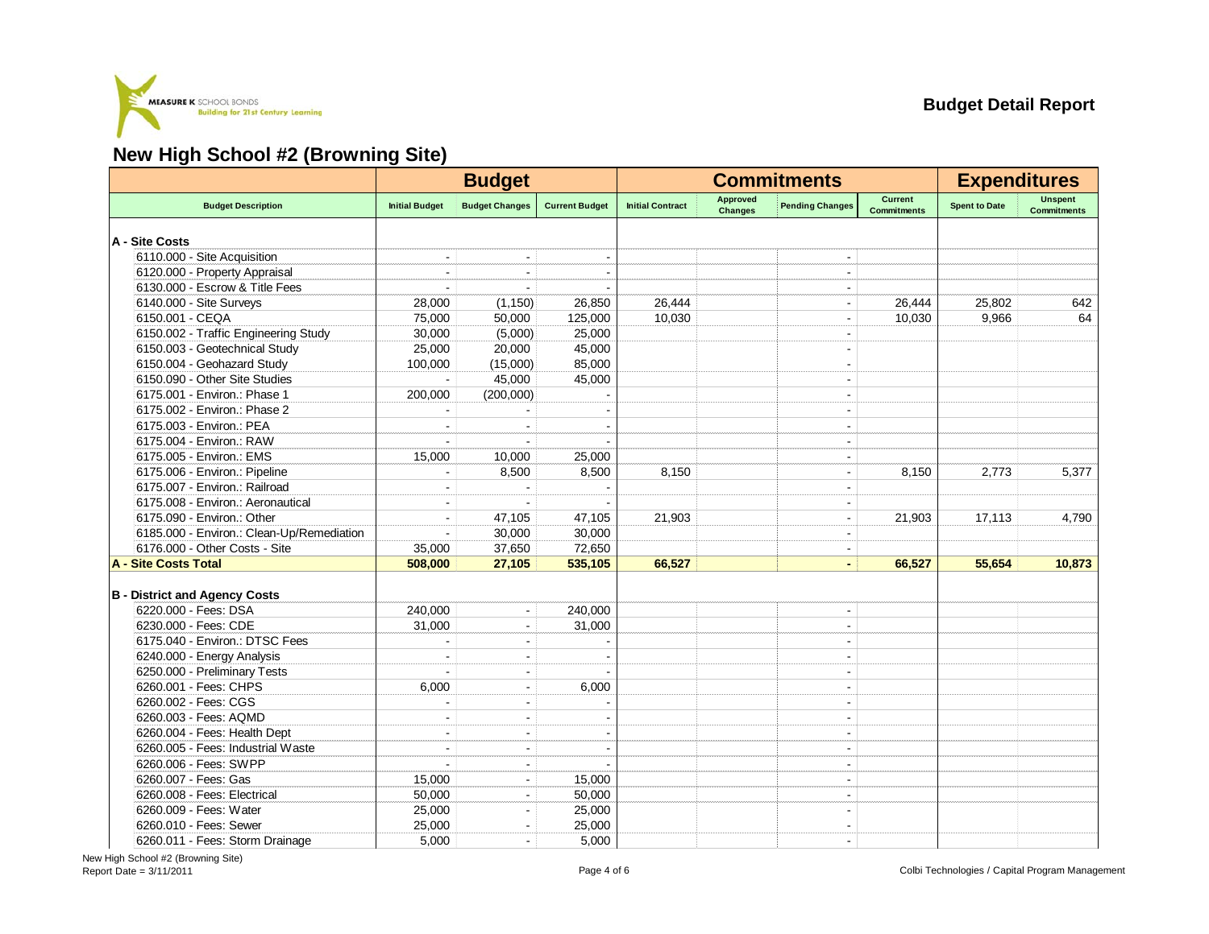**MEASURE K** SCHOOL BONDS
Building for 21st Century Learning

**Budget Detail Report**

# New High School #2 (Browning Site)

| Budget Description | Budget | | | Commitments | | | | Expenditures | |
|---|---|---|---|---|---|---|---|---|---|
| | Initial Budget | Budget Changes | Current Budget | Initial Contract | Approved Changes | Pending Changes | Current Commitments | Spent to Date | Unspent Commitments |
| **A - Site Costs** | | | | | | | | | |
| 6110.000 - Site Acquisition | - | - | - | | | - | | | |
| 6120.000 - Property Appraisal | - | - | - | | | - | | | |
| 6130.000 - Escrow & Title Fees | - | - | - | | | - | | | |
| 6140.000 - Site Surveys | 28,000 | (1,150) | 26,850 | 26,444 | | - | 26,444 | 25,802 | 642 |
| 6150.001 - CEQA | 75,000 | 50,000 | 125,000 | 10,030 | | - | 10,030 | 9,966 | 64 |
| 6150.002 - Traffic Engineering Study | 30,000 | (5,000) | 25,000 | | | - | | | |
| 6150.003 - Geotechnical Study | 25,000 | 20,000 | 45,000 | | | - | | | |
| 6150.004 - Geohazard Study | 100,000 | (15,000) | 85,000 | | | - | | | |
| 6150.090 - Other Site Studies | - | 45,000 | 45,000 | | | - | | | |
| 6175.001 - Environ.: Phase 1 | 200,000 | (200,000) | - | | | - | | | |
| 6175.002 - Environ.: Phase 2 | - | - | - | | | - | | | |
| 6175.003 - Environ.: PEA | - | - | - | | | - | | | |
| 6175.004 - Environ.: RAW | - | - | - | | | - | | | |
| 6175.005 - Environ.: EMS | 15,000 | 10,000 | 25,000 | | | - | | | |
| 6175.006 - Environ.: Pipeline | - | 8,500 | 8,500 | 8,150 | | - | 8,150 | 2,773 | 5,377 |
| 6175.007 - Environ.: Railroad | - | - | - | | | - | | | |
| 6175.008 - Environ.: Aeronautical | - | - | - | | | - | | | |
| 6175.090 - Environ.: Other | - | 47,105 | 47,105 | 21,903 | | - | 21,903 | 17,113 | 4,790 |
| 6185.000 - Environ.: Clean-Up/Remediation | - | 30,000 | 30,000 | | | - | | | |
| 6176.000 - Other Costs - Site | 35,000 | 37,650 | 72,650 | | | - | | | |
| **A - Site Costs Total** | **508,000** | **27,105** | **535,105** | **66,527** | | **-** | **66,527** | **55,654** | **10,873** |
| **B - District and Agency Costs** | | | | | | | | | |
| 6220.000 - Fees: DSA | 240,000 | - | 240,000 | | | - | | | |
| 6230.000 - Fees: CDE | 31,000 | - | 31,000 | | | - | | | |
| 6175.040 - Environ.: DTSC Fees | - | - | - | | | - | | | |
| 6240.000 - Energy Analysis | - | - | - | | | - | | | |
| 6250.000 - Preliminary Tests | - | - | - | | | - | | | |
| 6260.001 - Fees: CHPS | 6,000 | - | 6,000 | | | - | | | |
| 6260.002 - Fees: CGS | - | - | - | | | - | | | |
| 6260.003 - Fees: AQMD | - | - | - | | | - | | | |
| 6260.004 - Fees: Health Dept | - | - | - | | | - | | | |
| 6260.005 - Fees: Industrial Waste | - | - | - | | | - | | | |
| 6260.006 - Fees: SWPP | - | - | - | | | - | | | |
| 6260.007 - Fees: Gas | 15,000 | - | 15,000 | | | - | | | |
| 6260.008 - Fees: Electrical | 50,000 | - | 50,000 | | | - | | | |
| 6260.009 - Fees: Water | 25,000 | - | 25,000 | | | - | | | |
| 6260.010 - Fees: Sewer | 25,000 | - | 25,000 | | | - | | | |
| 6260.011 - Fees: Storm Drainage | 5,000 | - | 5,000 | | | - | | | |

New High School #2 (Browning Site)
Report Date = 3/11/2011

Colbi Technologies / Capital Program Management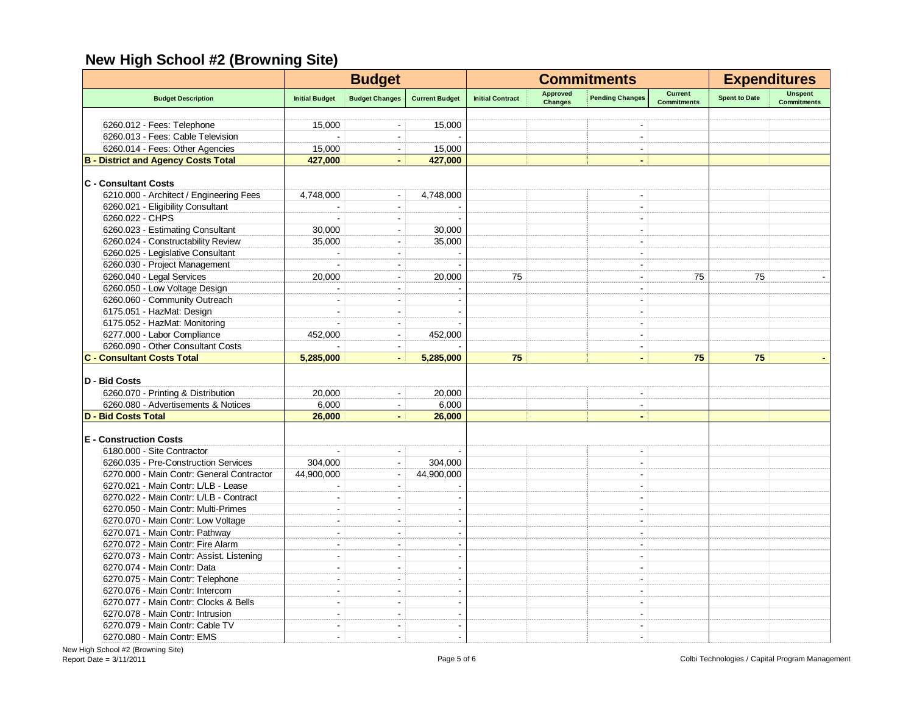## New High School #2 (Browning Site)

| | Budget | | | Commitments | | | | Expenditures | |
|---|---|---|---|---|---|---|---|---|---|
| Budget Description | Initial Budget | Budget Changes | Current Budget | Initial Contract | Approved Changes | Pending Changes | Current Commitments | Spent to Date | Unspent Commitments |
| 6260.012 - Fees: Telephone | 15,000 | - | 15,000 | | | - | | | |
| 6260.013 - Fees: Cable Television | - | - | - | | | - | | | |
| 6260.014 - Fees: Other Agencies | 15,000 | - | 15,000 | | | - | | | |
| **B - District and Agency Costs Total** | **427,000** | **-** | **427,000** | | | **-** | | | |
| **C - Consultant Costs** | | | | | | | | | |
| 6210.000 - Architect / Engineering Fees | 4,748,000 | - | 4,748,000 | | | - | | | |
| 6260.021 - Eligibility Consultant | - | - | - | | | - | | | |
| 6260.022 - CHPS | - | - | - | | | - | | | |
| 6260.023 - Estimating Consultant | 30,000 | - | 30,000 | | | - | | | |
| 6260.024 - Constructability Review | 35,000 | - | 35,000 | | | - | | | |
| 6260.025 - Legislative Consultant | - | - | - | | | - | | | |
| 6260.030 - Project Management | - | - | - | | | - | | | |
| 6260.040 - Legal Services | 20,000 | - | 20,000 | 75 | | - | 75 | 75 | - |
| 6260.050 - Low Voltage Design | - | - | - | | | - | | | |
| 6260.060 - Community Outreach | - | - | - | | | - | | | |
| 6175.051 - HazMat: Design | - | - | - | | | - | | | |
| 6175.052 - HazMat: Monitoring | - | - | - | | | - | | | |
| 6277.000 - Labor Compliance | 452,000 | - | 452,000 | | | - | | | |
| 6260.090 - Other Consultant Costs | - | - | - | | | - | | | |
| **C - Consultant Costs Total** | **5,285,000** | **-** | **5,285,000** | **75** | | **-** | **75** | **75** | **-** |
| **D - Bid Costs** | | | | | | | | | |
| 6260.070 - Printing & Distribution | 20,000 | - | 20,000 | | | - | | | |
| 6260.080 - Advertisements & Notices | 6,000 | - | 6,000 | | | - | | | |
| **D - Bid Costs Total** | **26,000** | **-** | **26,000** | | | **-** | | | |
| **E - Construction Costs** | | | | | | | | | |
| 6180.000 - Site Contractor | - | - | - | | | - | | | |
| 6260.035 - Pre-Construction Services | 304,000 | - | 304,000 | | | - | | | |
| 6270.000 - Main Contr: General Contractor | 44,900,000 | - | 44,900,000 | | | - | | | |
| 6270.021 - Main Contr: L/LB - Lease | - | - | - | | | - | | | |
| 6270.022 - Main Contr: L/LB - Contract | - | - | - | | | - | | | |
| 6270.050 - Main Contr: Multi-Primes | - | - | - | | | - | | | |
| 6270.070 - Main Contr: Low Voltage | - | - | - | | | - | | | |
| 6270.071 - Main Contr: Pathway | - | - | - | | | - | | | |
| 6270.072 - Main Contr: Fire Alarm | - | - | - | | | - | | | |
| 6270.073 - Main Contr: Assist. Listening | - | - | - | | | - | | | |
| 6270.074 - Main Contr: Data | - | - | - | | | - | | | |
| 6270.075 - Main Contr: Telephone | - | - | - | | | - | | | |
| 6270.076 - Main Contr: Intercom | - | - | - | | | - | | | |
| 6270.077 - Main Contr: Clocks & Bells | - | - | - | | | - | | | |
| 6270.078 - Main Contr: Intrusion | - | - | - | | | - | | | |
| 6270.079 - Main Contr: Cable TV | - | - | - | | | - | | | |
| 6270.080 - Main Contr: EMS | - | - | - | | | - | | | |

New High School #2 (Browning Site)
Report Date = 3/11/2011

Colbi Technologies / Capital Program Management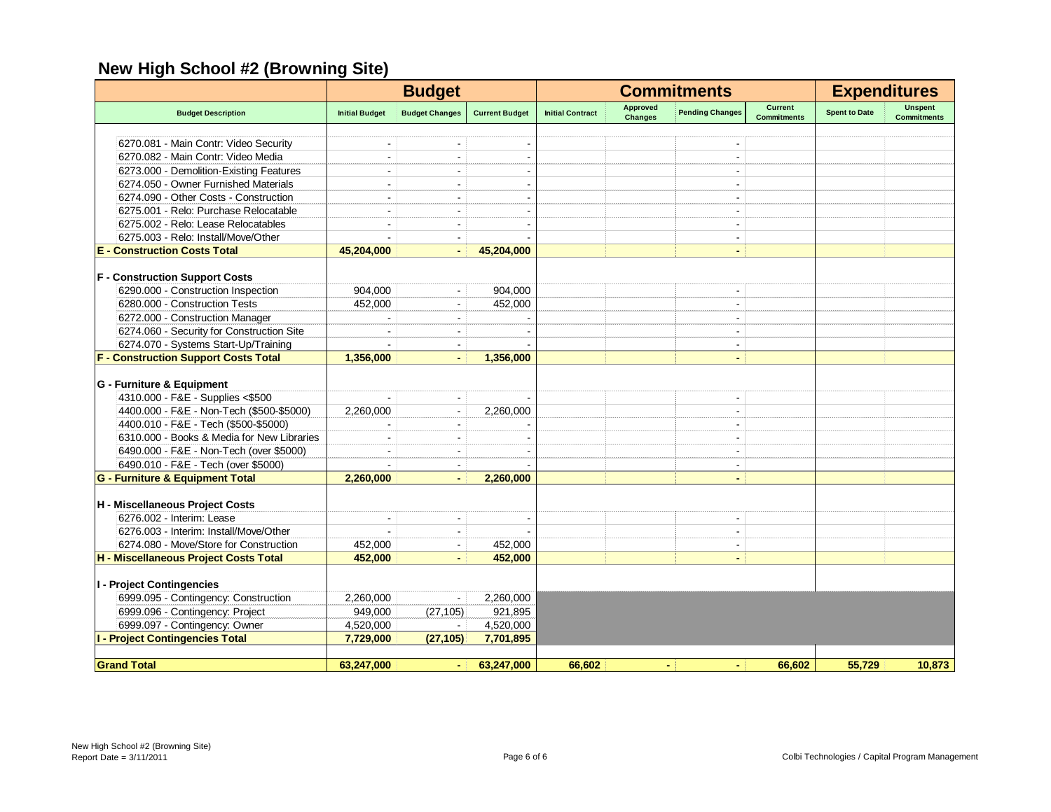## New High School #2 (Browning Site)

| | Budget | | | Commitments | | | | Expenditures | |
|---|---|---|---|---|---|---|---|---|---|
| Budget Description | Initial Budget | Budget Changes | Current Budget | Initial Contract | Approved Changes | Pending Changes | Current Commitments | Spent to Date | Unspent Commitments |
| 6270.081 - Main Contr: Video Security | - | - | - | | | - | | | |
| 6270.082 - Main Contr: Video Media | - | - | - | | | - | | | |
| 6273.000 - Demolition-Existing Features | - | - | - | | | - | | | |
| 6274.050 - Owner Furnished Materials | - | - | - | | | - | | | |
| 6274.090 - Other Costs - Construction | - | - | - | | | - | | | |
| 6275.001 - Relo: Purchase Relocatable | - | - | - | | | - | | | |
| 6275.002 - Relo: Lease Relocatables | - | - | - | | | - | | | |
| 6275.003 - Relo: Install/Move/Other | - | - | - | | | - | | | |
| **E - Construction Costs Total** | **45,204,000** | **-** | **45,204,000** | | | **-** | | | |
| **F - Construction Support Costs** | | | | | | | | | |
| 6290.000 - Construction Inspection | 904,000 | - | 904,000 | | | - | | | |
| 6280.000 - Construction Tests | 452,000 | - | 452,000 | | | - | | | |
| 6272.000 - Construction Manager | - | - | - | | | - | | | |
| 6274.060 - Security for Construction Site | - | - | - | | | - | | | |
| 6274.070 - Systems Start-Up/Training | - | - | - | | | - | | | |
| **F - Construction Support Costs Total** | **1,356,000** | **-** | **1,356,000** | | | **-** | | | |
| **G - Furniture & Equipment** | | | | | | | | | |
| 4310.000 - F&E - Supplies <$500 | - | - | - | | | - | | | |
| 4400.000 - F&E - Non-Tech ($500-$5000) | 2,260,000 | - | 2,260,000 | | | - | | | |
| 4400.010 - F&E - Tech ($500-$5000) | - | - | - | | | - | | | |
| 6310.000 - Books & Media for New Libraries | - | - | - | | | - | | | |
| 6490.000 - F&E - Non-Tech (over $5000) | - | - | - | | | - | | | |
| 6490.010 - F&E - Tech (over $5000) | - | - | - | | | - | | | |
| **G - Furniture & Equipment Total** | **2,260,000** | **-** | **2,260,000** | | | **-** | | | |
| **H - Miscellaneous Project Costs** | | | | | | | | | |
| 6276.002 - Interim: Lease | - | - | - | | | - | | | |
| 6276.003 - Interim: Install/Move/Other | - | - | - | | | - | | | |
| 6274.080 - Move/Store for Construction | 452,000 | - | 452,000 | | | - | | | |
| **H - Miscellaneous Project Costs Total** | **452,000** | **-** | **452,000** | | | **-** | | | |
| **I - Project Contingencies** | | | | | | | | | |
| 6999.095 - Contingency: Construction | 2,260,000 | - | 2,260,000 | | | | | | |
| 6999.096 - Contingency: Project | 949,000 | (27,105) | 921,895 | | | | | | |
| 6999.097 - Contingency: Owner | 4,520,000 | - | 4,520,000 | | | | | | |
| **I - Project Contingencies Total** | **7,729,000** | **(27,105)** | **7,701,895** | | | | | | |
| **Grand Total** | **63,247,000** | **-** | **63,247,000** | **66,602** | **-** | **-** | **66,602** | **55,729** | **10,873** |

New High School #2 (Browning Site)
Report Date = 3/11/2011

Colbi Technologies / Capital Program Management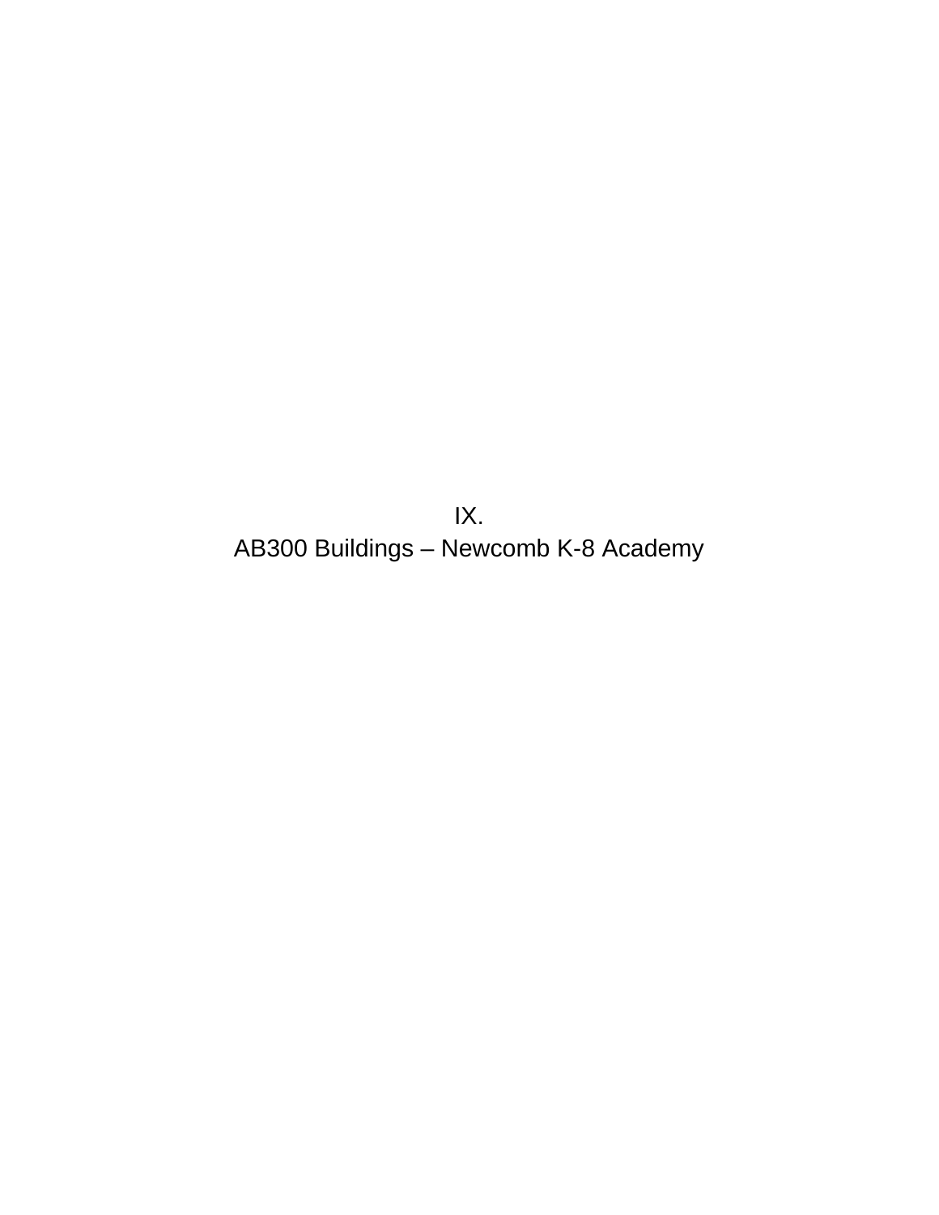# IX.
# AB300 Buildings – Newcomb K-8 Academy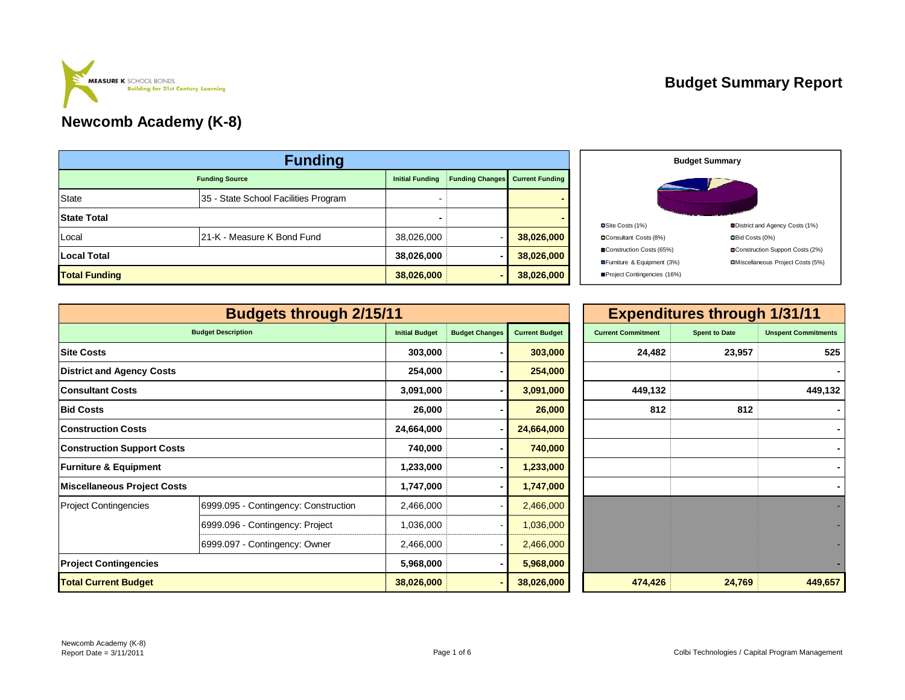MEASURE K SCHOOL BONDS
Building for 21st Century Learning

# Budget Summary Report

## Newcomb Academy (K-8)

| Funding | | | | |
|---|---|---|---|---|
| **Funding Source** | | **Initial Funding** | **Funding Changes** | **Current Funding** |
| State | 35 - State School Facilities Program | - | | **-** |
| **State Total** | | **-** | | **-** |
| Local | 21-K - Measure K Bond Fund | 38,026,000 | - | **38,026,000** |
| **Local Total** | | **38,026,000** | **-** | **38,026,000** |
| **Total Funding** | | **38,026,000** | **-** | **38,026,000** |

**Budget Summary**

- Site Costs (1%)
- District and Agency Costs (1%)
- Consultant Costs (8%)
- Bid Costs (0%)
- Construction Costs (65%)
- Construction Support Costs (2%)
- Furniture & Equipment (3%)
- Miscellaneous Project Costs (5%)
- Project Contingencies (16%)

| Budgets through 2/15/11 | | | | | Expenditures through 1/31/11 | | |
|---|---|---|---|---|---|---|---|
| **Budget Description** | | **Initial Budget** | **Budget Changes** | **Current Budget** | **Current Commitment** | **Spent to Date** | **Unspent Commitments** |
| **Site Costs** | | **303,000** | **-** | **303,000** | **24,482** | **23,957** | **525** |
| **District and Agency Costs** | | **254,000** | **-** | **254,000** | | | **-** |
| **Consultant Costs** | | **3,091,000** | **-** | **3,091,000** | **449,132** | | **449,132** |
| **Bid Costs** | | **26,000** | **-** | **26,000** | **812** | **812** | **-** |
| **Construction Costs** | | **24,664,000** | **-** | **24,664,000** | | | **-** |
| **Construction Support Costs** | | **740,000** | **-** | **740,000** | | | **-** |
| **Furniture & Equipment** | | **1,233,000** | **-** | **1,233,000** | | | **-** |
| **Miscellaneous Project Costs** | | **1,747,000** | **-** | **1,747,000** | | | **-** |
| Project Contingencies | 6999.095 - Contingency: Construction | 2,466,000 | - | 2,466,000 | | | - |
| | 6999.096 - Contingency: Project | 1,036,000 | - | 1,036,000 | | | - |
| | 6999.097 - Contingency: Owner | 2,466,000 | - | 2,466,000 | | | - |
| **Project Contingencies** | | **5,968,000** | **-** | **5,968,000** | | | **-** |
| **Total Current Budget** | | **38,026,000** | **-** | **38,026,000** | **474,426** | **24,769** | **449,657** |

Newcomb Academy (K-8)
Report Date = 3/11/2011

Colbi Technologies / Capital Program Management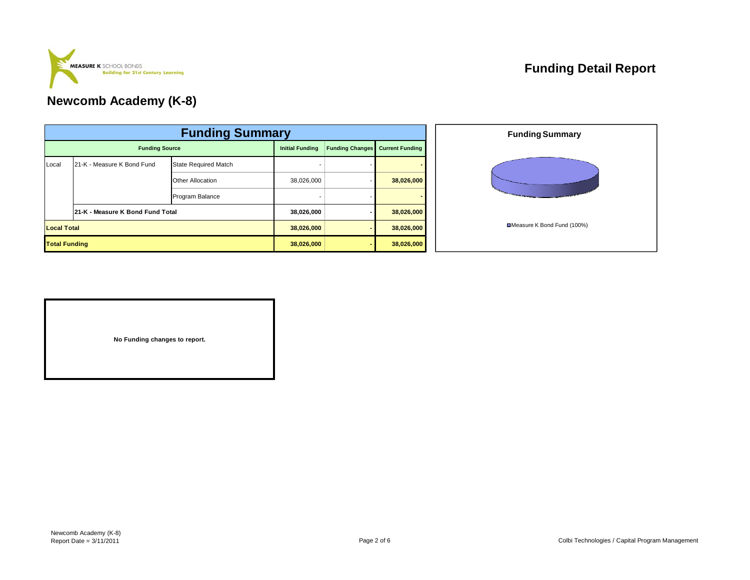MEASURE K SCHOOL BONDS
Building for 21st Century Learning

# Funding Detail Report

## Newcomb Academy (K-8)

| Funding Summary | | | | | |
|---|---|---|---|---|---|
| Funding Source | | | Initial Funding | Funding Changes | Current Funding |
| Local | 21-K - Measure K Bond Fund | State Required Match | - | - | - |
| | | Other Allocation | 38,026,000 | - | **38,026,000** |
| | | Program Balance | - | - | - |
| | **21-K - Measure K Bond Fund Total** | | **38,026,000** | **-** | **38,026,000** |
| **Local Total** | | | **38,026,000** | **-** | **38,026,000** |
| **Total Funding** | | | **38,026,000** | **-** | **38,026,000** |

**Funding Summary**

Measure K Bond Fund (100%)

**No Funding changes to report.**

Newcomb Academy (K-8)
Report Date = 3/11/2011

Colbi Technologies / Capital Program Management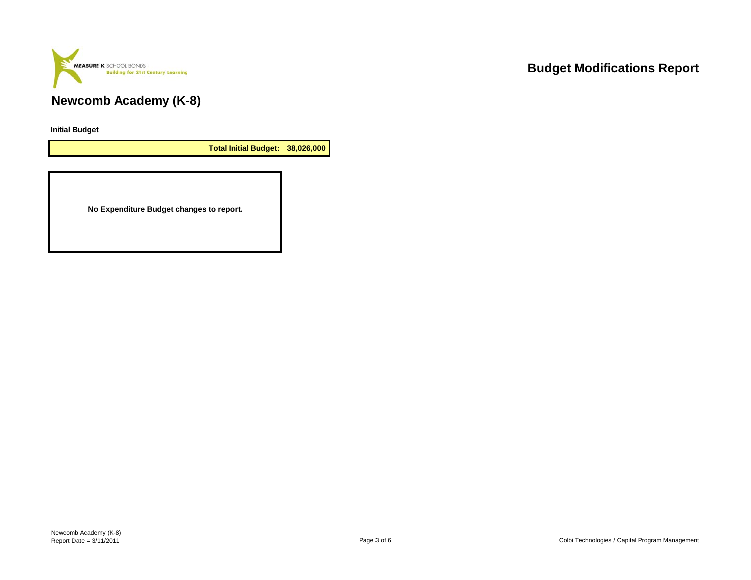MEASURE K SCHOOL BONDS
Building for 21st Century Learning

# Budget Modifications Report

## Newcomb Academy (K-8)

**Initial Budget**

| **Total Initial Budget:** | **38,026,000** |
| --- | --- |

**No Expenditure Budget changes to report.**

Newcomb Academy (K-8)
Report Date = 3/11/2011

Colbi Technologies / Capital Program Management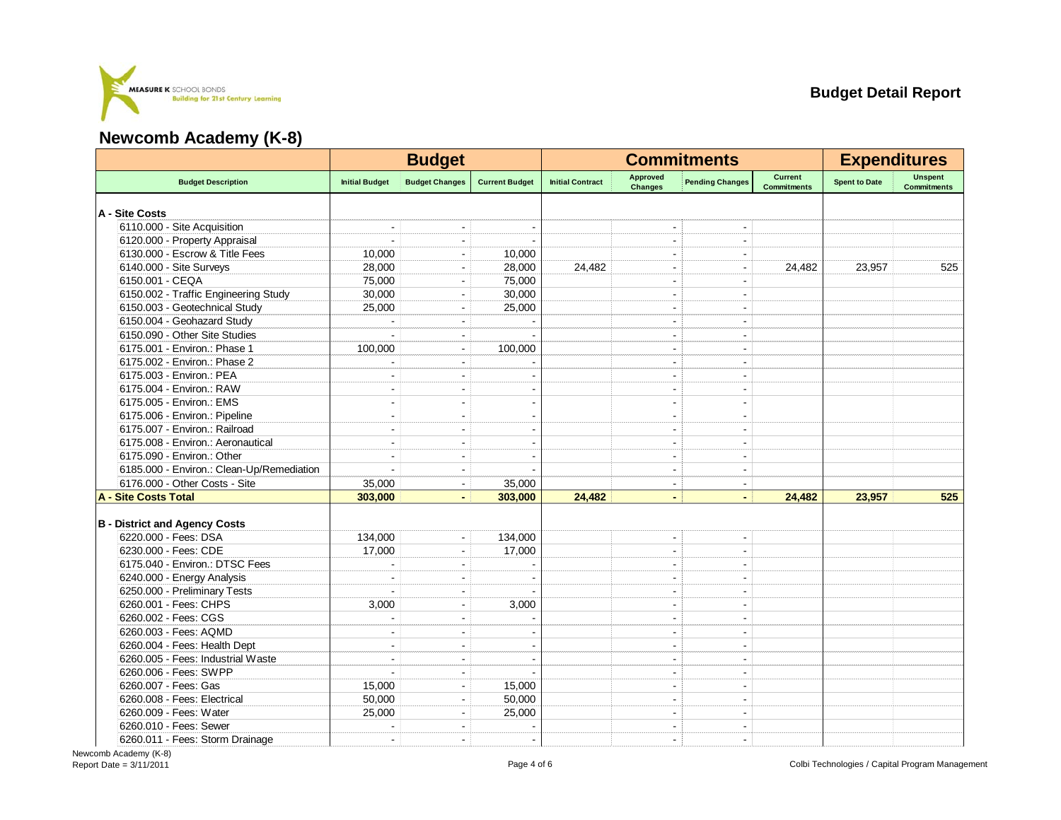MEASURE K SCHOOL BONDS
Building for 21st Century Learning

**Budget Detail Report**

## Newcomb Academy (K-8)

| Budget Description | Budget | | | Commitments | | | | Expenditures | |
|---|---|---|---|---|---|---|---|---|---|
| | Initial Budget | Budget Changes | Current Budget | Initial Contract | Approved Changes | Pending Changes | Current Commitments | Spent to Date | Unspent Commitments |
| **A - Site Costs** | | | | | | | | | |
| 6110.000 - Site Acquisition | - | - | - | | - | - | | | |
| 6120.000 - Property Appraisal | - | - | - | | - | - | | | |
| 6130.000 - Escrow & Title Fees | 10,000 | - | 10,000 | | - | - | | | |
| 6140.000 - Site Surveys | 28,000 | - | 28,000 | 24,482 | - | - | 24,482 | 23,957 | 525 |
| 6150.001 - CEQA | 75,000 | - | 75,000 | | - | - | | | |
| 6150.002 - Traffic Engineering Study | 30,000 | - | 30,000 | | - | - | | | |
| 6150.003 - Geotechnical Study | 25,000 | - | 25,000 | | - | - | | | |
| 6150.004 - Geohazard Study | - | - | - | | - | - | | | |
| 6150.090 - Other Site Studies | - | - | - | | - | - | | | |
| 6175.001 - Environ.: Phase 1 | 100,000 | - | 100,000 | | - | - | | | |
| 6175.002 - Environ.: Phase 2 | - | - | - | | - | - | | | |
| 6175.003 - Environ.: PEA | - | - | - | | - | - | | | |
| 6175.004 - Environ.: RAW | - | - | - | | - | - | | | |
| 6175.005 - Environ.: EMS | - | - | - | | - | - | | | |
| 6175.006 - Environ.: Pipeline | - | - | - | | - | - | | | |
| 6175.007 - Environ.: Railroad | - | - | - | | - | - | | | |
| 6175.008 - Environ.: Aeronautical | - | - | - | | - | - | | | |
| 6175.090 - Environ.: Other | - | - | - | | - | - | | | |
| 6185.000 - Environ.: Clean-Up/Remediation | - | - | - | | - | - | | | |
| 6176.000 - Other Costs - Site | 35,000 | - | 35,000 | | - | - | | | |
| **A - Site Costs Total** | **303,000** | **-** | **303,000** | **24,482** | **-** | **-** | **24,482** | **23,957** | **525** |
| **B - District and Agency Costs** | | | | | | | | | |
| 6220.000 - Fees: DSA | 134,000 | - | 134,000 | | - | - | | | |
| 6230.000 - Fees: CDE | 17,000 | - | 17,000 | | - | - | | | |
| 6175.040 - Environ.: DTSC Fees | - | - | - | | - | - | | | |
| 6240.000 - Energy Analysis | - | - | - | | - | - | | | |
| 6250.000 - Preliminary Tests | - | - | - | | - | - | | | |
| 6260.001 - Fees: CHPS | 3,000 | - | 3,000 | | - | - | | | |
| 6260.002 - Fees: CGS | - | - | - | | - | - | | | |
| 6260.003 - Fees: AQMD | - | - | - | | - | - | | | |
| 6260.004 - Fees: Health Dept | - | - | - | | - | - | | | |
| 6260.005 - Fees: Industrial Waste | - | - | - | | - | - | | | |
| 6260.006 - Fees: SWPP | - | - | - | | - | - | | | |
| 6260.007 - Fees: Gas | 15,000 | - | 15,000 | | - | - | | | |
| 6260.008 - Fees: Electrical | 50,000 | - | 50,000 | | - | - | | | |
| 6260.009 - Fees: Water | 25,000 | - | 25,000 | | - | - | | | |
| 6260.010 - Fees: Sewer | - | - | - | | - | - | | | |
| 6260.011 - Fees: Storm Drainage | - | - | - | | - | - | | | |

Newcomb Academy (K-8)
Report Date = 3/11/2011

Colbi Technologies / Capital Program Management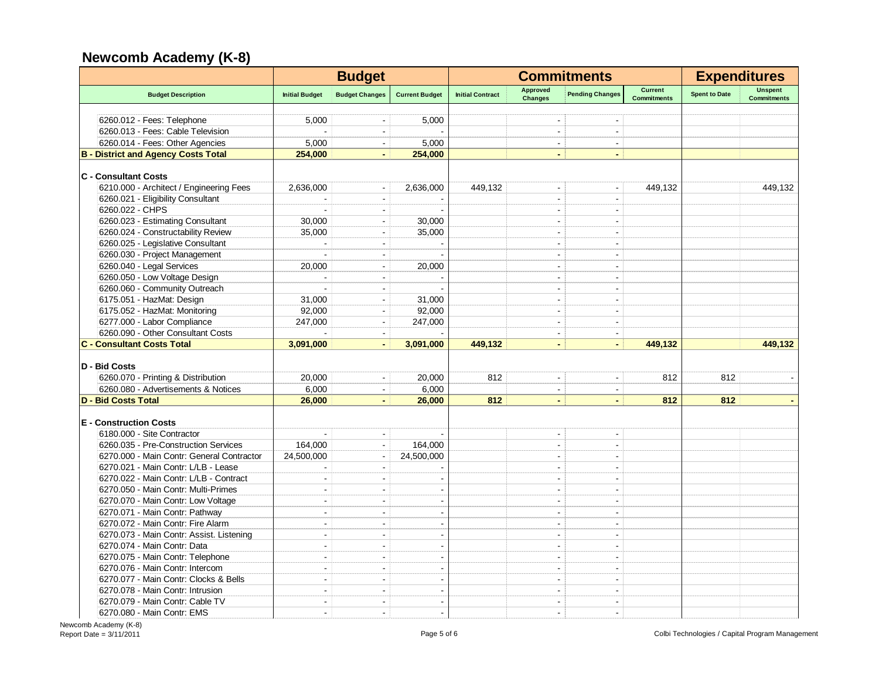## Newcomb Academy (K-8)

| Budget Description | Budget | | | Commitments | | | | Expenditures | |
|---|---|---|---|---|---|---|---|---|---|
| | Initial Budget | Budget Changes | Current Budget | Initial Contract | Approved Changes | Pending Changes | Current Commitments | Spent to Date | Unspent Commitments |
| 6260.012 - Fees: Telephone | 5,000 | - | 5,000 | | - | - | | | |
| 6260.013 - Fees: Cable Television | - | - | - | | - | - | | | |
| 6260.014 - Fees: Other Agencies | 5,000 | - | 5,000 | | - | - | | | |
| **B - District and Agency Costs Total** | **254,000** | **-** | **254,000** | | **-** | **-** | | | |
| **C - Consultant Costs** | | | | | | | | | |
| 6210.000 - Architect / Engineering Fees | 2,636,000 | - | 2,636,000 | 449,132 | - | - | 449,132 | | 449,132 |
| 6260.021 - Eligibility Consultant | - | - | - | | - | - | | | |
| 6260.022 - CHPS | - | - | - | | - | - | | | |
| 6260.023 - Estimating Consultant | 30,000 | - | 30,000 | | - | - | | | |
| 6260.024 - Constructability Review | 35,000 | - | 35,000 | | - | - | | | |
| 6260.025 - Legislative Consultant | - | - | - | | - | - | | | |
| 6260.030 - Project Management | - | - | - | | - | - | | | |
| 6260.040 - Legal Services | 20,000 | - | 20,000 | | - | - | | | |
| 6260.050 - Low Voltage Design | - | - | - | | - | - | | | |
| 6260.060 - Community Outreach | - | - | - | | - | - | | | |
| 6175.051 - HazMat: Design | 31,000 | - | 31,000 | | - | - | | | |
| 6175.052 - HazMat: Monitoring | 92,000 | - | 92,000 | | - | - | | | |
| 6277.000 - Labor Compliance | 247,000 | - | 247,000 | | - | - | | | |
| 6260.090 - Other Consultant Costs | - | - | - | | - | - | | | |
| **C - Consultant Costs Total** | **3,091,000** | **-** | **3,091,000** | **449,132** | **-** | **-** | **449,132** | | **449,132** |
| **D - Bid Costs** | | | | | | | | | |
| 6260.070 - Printing & Distribution | 20,000 | - | 20,000 | 812 | - | - | 812 | 812 | - |
| 6260.080 - Advertisements & Notices | 6,000 | - | 6,000 | | - | - | | | |
| **D - Bid Costs Total** | **26,000** | **-** | **26,000** | **812** | **-** | **-** | **812** | **812** | **-** |
| **E - Construction Costs** | | | | | | | | | |
| 6180.000 - Site Contractor | - | - | - | | - | - | | | |
| 6260.035 - Pre-Construction Services | 164,000 | - | 164,000 | | - | - | | | |
| 6270.000 - Main Contr: General Contractor | 24,500,000 | - | 24,500,000 | | - | - | | | |
| 6270.021 - Main Contr: L/LB - Lease | - | - | - | | - | - | | | |
| 6270.022 - Main Contr: L/LB - Contract | - | - | - | | - | - | | | |
| 6270.050 - Main Contr: Multi-Primes | - | - | - | | - | - | | | |
| 6270.070 - Main Contr: Low Voltage | - | - | - | | - | - | | | |
| 6270.071 - Main Contr: Pathway | - | - | - | | - | - | | | |
| 6270.072 - Main Contr: Fire Alarm | - | - | - | | - | - | | | |
| 6270.073 - Main Contr: Assist. Listening | - | - | - | | - | - | | | |
| 6270.074 - Main Contr: Data | - | - | - | | - | - | | | |
| 6270.075 - Main Contr: Telephone | - | - | - | | - | - | | | |
| 6270.076 - Main Contr: Intercom | - | - | - | | - | - | | | |
| 6270.077 - Main Contr: Clocks & Bells | - | - | - | | - | - | | | |
| 6270.078 - Main Contr: Intrusion | - | - | - | | - | - | | | |
| 6270.079 - Main Contr: Cable TV | - | - | - | | - | - | | | |
| 6270.080 - Main Contr: EMS | - | - | - | | - | - | | | |

Newcomb Academy (K-8)
Report Date = 3/11/2011

Colbi Technologies / Capital Program Management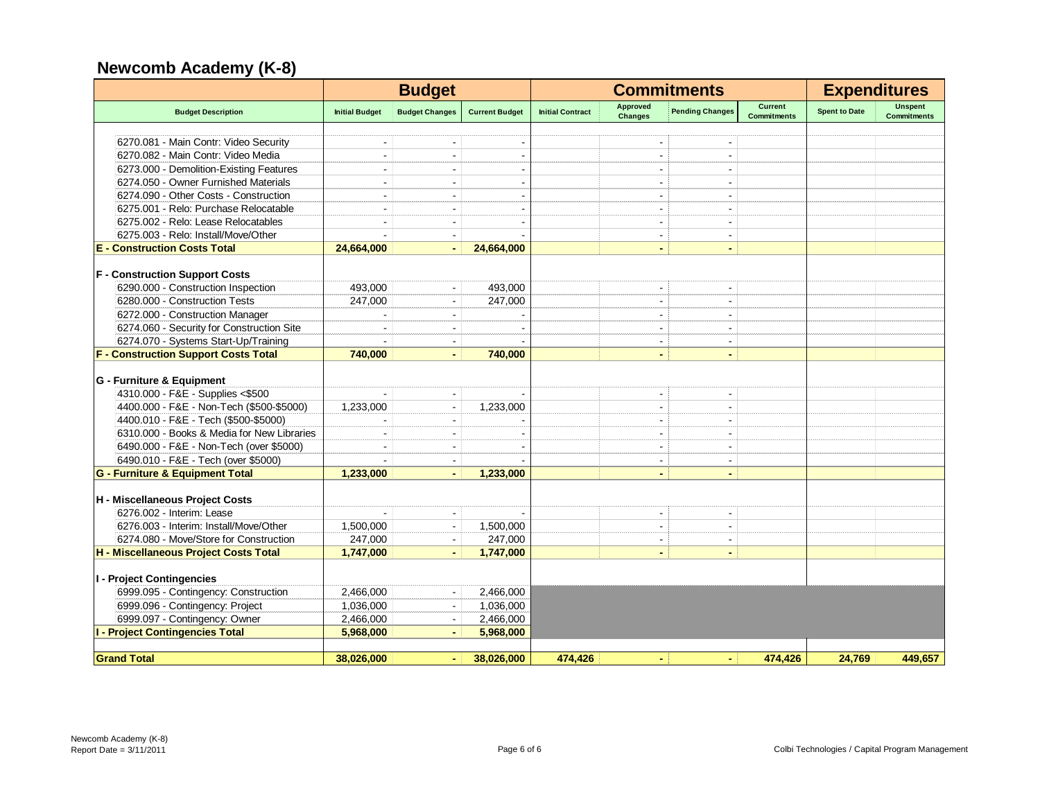## Newcomb Academy (K-8)

| | Budget | | | Commitments | | | | Expenditures | |
|---|---|---|---|---|---|---|---|---|---|
| Budget Description | Initial Budget | Budget Changes | Current Budget | Initial Contract | Approved Changes | Pending Changes | Current Commitments | Spent to Date | Unspent Commitments |
| 6270.081 - Main Contr: Video Security | - | - | - | | - | - | | | |
| 6270.082 - Main Contr: Video Media | - | - | - | | - | - | | | |
| 6273.000 - Demolition-Existing Features | - | - | - | | - | - | | | |
| 6274.050 - Owner Furnished Materials | - | - | - | | - | - | | | |
| 6274.090 - Other Costs - Construction | - | - | - | | - | - | | | |
| 6275.001 - Relo: Purchase Relocatable | - | - | - | | - | - | | | |
| 6275.002 - Relo: Lease Relocatables | - | - | - | | - | - | | | |
| 6275.003 - Relo: Install/Move/Other | - | - | - | | - | - | | | |
| **E - Construction Costs Total** | **24,664,000** | **-** | **24,664,000** | | **-** | **-** | | | |
| **F - Construction Support Costs** | | | | | | | | | |
| 6290.000 - Construction Inspection | 493,000 | - | 493,000 | | - | - | | | |
| 6280.000 - Construction Tests | 247,000 | - | 247,000 | | - | - | | | |
| 6272.000 - Construction Manager | - | - | - | | - | - | | | |
| 6274.060 - Security for Construction Site | - | - | - | | - | - | | | |
| 6274.070 - Systems Start-Up/Training | - | - | - | | - | - | | | |
| **F - Construction Support Costs Total** | **740,000** | **-** | **740,000** | | **-** | **-** | | | |
| **G - Furniture & Equipment** | | | | | | | | | |
| 4310.000 - F&E - Supplies <$500 | - | - | - | | - | - | | | |
| 4400.000 - F&E - Non-Tech ($500-$5000) | 1,233,000 | - | 1,233,000 | | - | - | | | |
| 4400.010 - F&E - Tech ($500-$5000) | - | - | - | | - | - | | | |
| 6310.000 - Books & Media for New Libraries | - | - | - | | - | - | | | |
| 6490.000 - F&E - Non-Tech (over $5000) | - | - | - | | - | - | | | |
| 6490.010 - F&E - Tech (over $5000) | - | - | - | | - | - | | | |
| **G - Furniture & Equipment Total** | **1,233,000** | **-** | **1,233,000** | | **-** | **-** | | | |
| **H - Miscellaneous Project Costs** | | | | | | | | | |
| 6276.002 - Interim: Lease | - | - | - | | - | - | | | |
| 6276.003 - Interim: Install/Move/Other | 1,500,000 | - | 1,500,000 | | - | - | | | |
| 6274.080 - Move/Store for Construction | 247,000 | - | 247,000 | | - | - | | | |
| **H - Miscellaneous Project Costs Total** | **1,747,000** | **-** | **1,747,000** | | **-** | **-** | | | |
| **I - Project Contingencies** | | | | | | | | | |
| 6999.095 - Contingency: Construction | 2,466,000 | - | 2,466,000 | | | | | | |
| 6999.096 - Contingency: Project | 1,036,000 | - | 1,036,000 | | | | | | |
| 6999.097 - Contingency: Owner | 2,466,000 | - | 2,466,000 | | | | | | |
| **I - Project Contingencies Total** | **5,968,000** | **-** | **5,968,000** | | | | | | |
| **Grand Total** | **38,026,000** | **-** | **38,026,000** | **474,426** | **-** | **-** | **474,426** | **24,769** | **449,657** |

Newcomb Academy (K-8)
Report Date = 3/11/2011

Colbi Technologies / Capital Program Management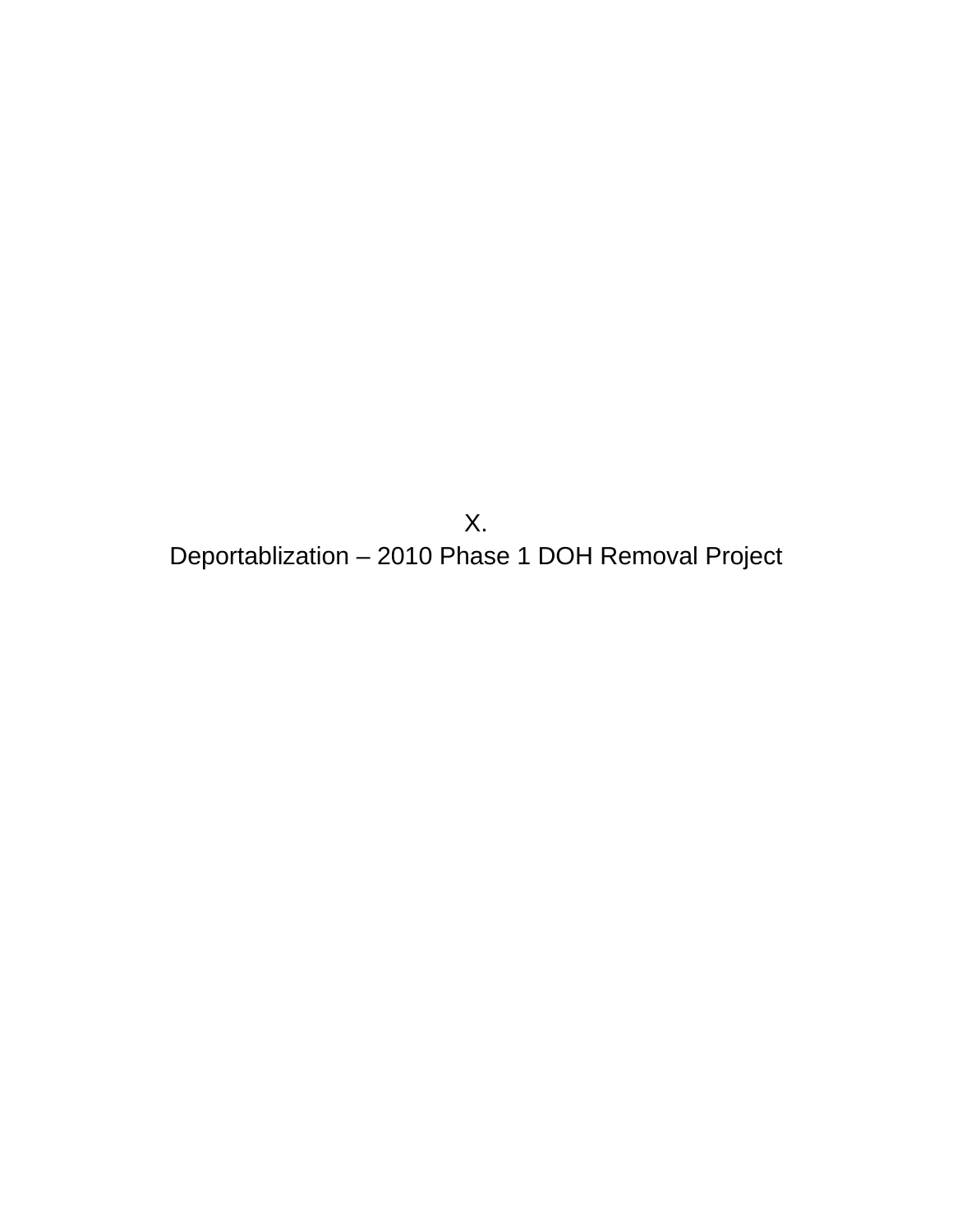# X.
# Deportablization – 2010 Phase 1 DOH Removal Project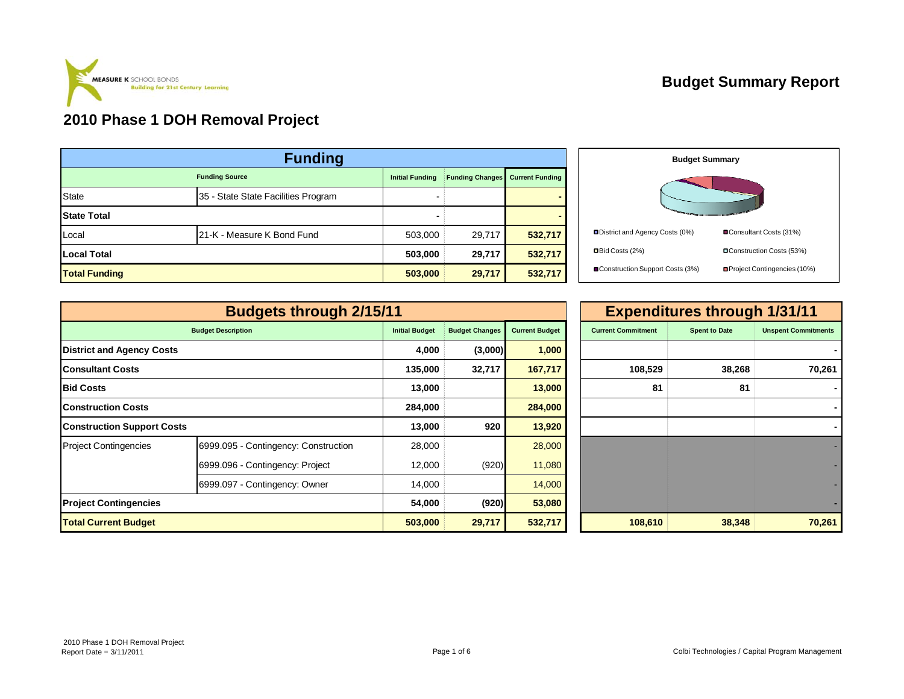MEASURE K SCHOOL BONDS
Building for 21st Century Learning

# Budget Summary Report

## 2010 Phase 1 DOH Removal Project

| Funding | | | | |
|---|---|---|---|---|
| Funding Source | | Initial Funding | Funding Changes | Current Funding |
| State | 35 - State State Facilities Program | - | | - |
| **State Total** | | **-** | | **-** |
| Local | 21-K - Measure K Bond Fund | 503,000 | 29,717 | **532,717** |
| **Local Total** | | **503,000** | **29,717** | **532,717** |
| **Total Funding** | | **503,000** | **29,717** | **532,717** |

**Budget Summary**

- District and Agency Costs (0%)
- Consultant Costs (31%)
- Bid Costs (2%)
- Construction Costs (53%)
- Construction Support Costs (3%)
- Project Contingencies (10%)

| Budgets through 2/15/11 | | | | | Expenditures through 1/31/11 | | |
|---|---|---|---|---|---|---|---|
| Budget Description | | Initial Budget | Budget Changes | Current Budget | Current Commitment | Spent to Date | Unspent Commitments |
| **District and Agency Costs** | | **4,000** | **(3,000)** | **1,000** | | | **-** |
| **Consultant Costs** | | **135,000** | **32,717** | **167,717** | **108,529** | **38,268** | **70,261** |
| **Bid Costs** | | **13,000** | | **13,000** | **81** | **81** | **-** |
| **Construction Costs** | | **284,000** | | **284,000** | | | **-** |
| **Construction Support Costs** | | **13,000** | **920** | **13,920** | | | **-** |
| Project Contingencies | 6999.095 - Contingency: Construction | 28,000 | | 28,000 | | | - |
| | 6999.096 - Contingency: Project | 12,000 | (920) | 11,080 | | | - |
| | 6999.097 - Contingency: Owner | 14,000 | | 14,000 | | | - |
| **Project Contingencies** | | **54,000** | **(920)** | **53,080** | | | **-** |
| **Total Current Budget** | | **503,000** | **29,717** | **532,717** | **108,610** | **38,348** | **70,261** |

2010 Phase 1 DOH Removal Project
Report Date = 3/11/2011

Colbi Technologies / Capital Program Management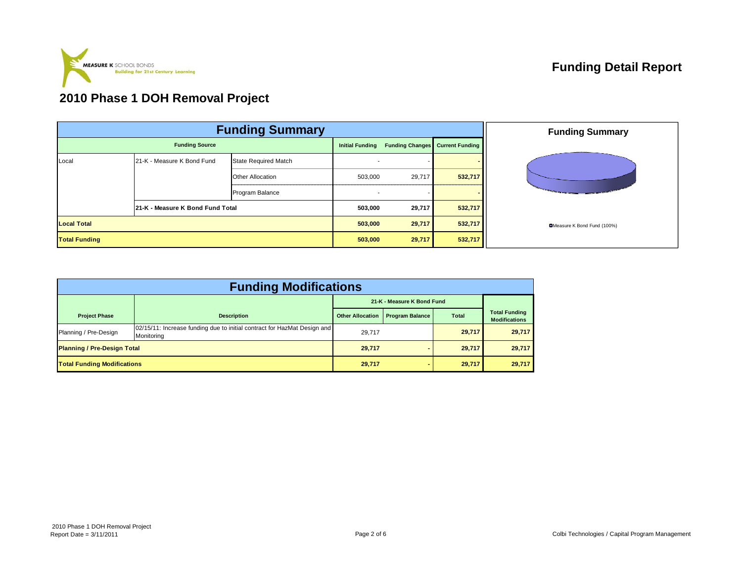MEASURE K SCHOOL BONDS
Building for 21st Century Learning

# Funding Detail Report

## 2010 Phase 1 DOH Removal Project

### Funding Summary

| Funding Source | | | Initial Funding | Funding Changes | Current Funding |
|---|---|---|---|---|---|
| Local | 21-K - Measure K Bond Fund | State Required Match | - | - | - |
| | | Other Allocation | 503,000 | 29,717 | 532,717 |
| | | Program Balance | - | - | - |
| | **21-K - Measure K Bond Fund Total** | | **503,000** | **29,717** | **532,717** |
| **Local Total** | | | **503,000** | **29,717** | **532,717** |
| **Total Funding** | | | **503,000** | **29,717** | **532,717** |

**Funding Summary**

Measure K Bond Fund (100%)

### Funding Modifications

| Project Phase | Description | 21-K - Measure K Bond Fund | | | Total Funding Modifications |
|---|---|---|---|---|---|
| | | Other Allocation | Program Balance | Total | |
| Planning / Pre-Design | 02/15/11: Increase funding due to initial contract for HazMat Design and Monitoring | 29,717 | | 29,717 | 29,717 |
| **Planning / Pre-Design Total** | | **29,717** | **-** | **29,717** | **29,717** |
| **Total Funding Modifications** | | **29,717** | **-** | **29,717** | **29,717** |

2010 Phase 1 DOH Removal Project
Report Date = 3/11/2011

Colbi Technologies / Capital Program Management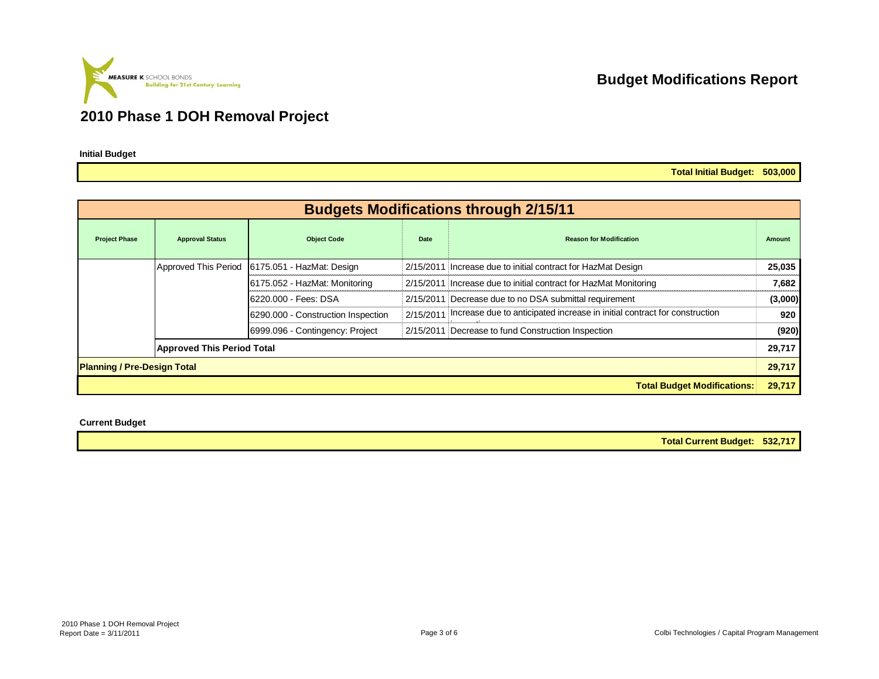MEASURE K SCHOOL BONDS
Building for 21st Century Learning

# Budget Modifications Report

## 2010 Phase 1 DOH Removal Project

**Initial Budget**

| | |
|---|---|
| **Total Initial Budget:** | **503,000** |

| Budgets Modifications through 2/15/11 | | | | | |
|---|---|---|---|---|---|
| **Project Phase** | **Approval Status** | **Object Code** | **Date** | **Reason for Modification** | **Amount** |
| | Approved This Period | 6175.051 - HazMat: Design | 2/15/2011 | Increase due to initial contract for HazMat Design | **25,035** |
| | | 6175.052 - HazMat: Monitoring | 2/15/2011 | Increase due to initial contract for HazMat Monitoring | **7,682** |
| | | 6220.000 - Fees: DSA | 2/15/2011 | Decrease due to no DSA submittal requirement | **(3,000)** |
| | | 6290.000 - Construction Inspection | 2/15/2011 | Increase due to anticipated increase in initial contract for construction inspection | **920** |
| | | 6999.096 - Contingency: Project | 2/15/2011 | Decrease to fund Construction Inspection | **(920)** |
| | **Approved This Period Total** | | | | **29,717** |
| **Planning / Pre-Design Total** | | | | | **29,717** |
| | | | | **Total Budget Modifications:** | **29,717** |

**Current Budget**

| | |
|---|---|
| **Total Current Budget:** | **532,717** |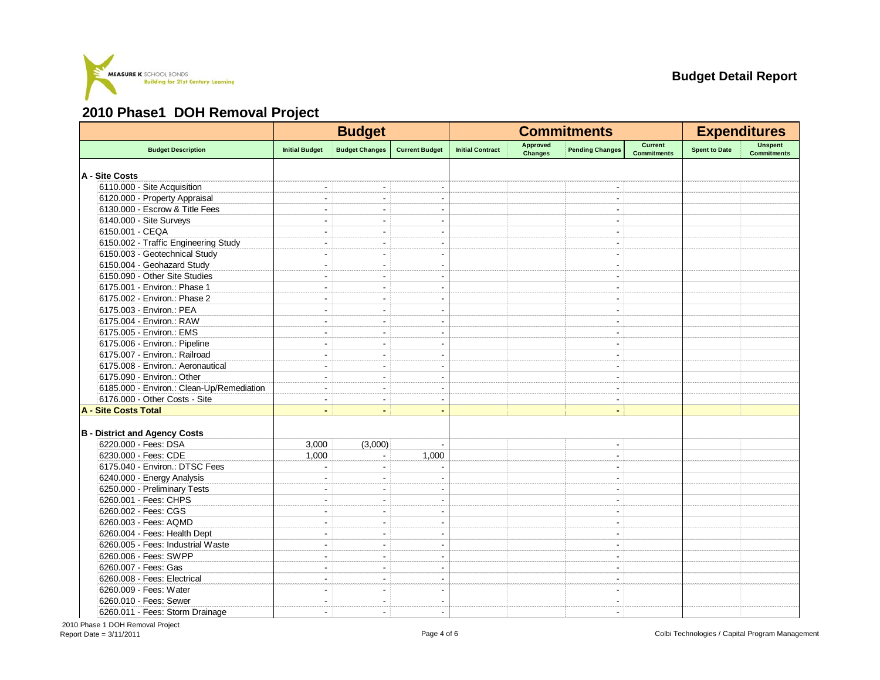MEASURE K SCHOOL BONDS
Building for 21st Century Learning

**Budget Detail Report**

# 2010 Phase1 DOH Removal Project

| | Budget | | | Commitments | | | | Expenditures | |
|---|---|---|---|---|---|---|---|---|---|
| Budget Description | Initial Budget | Budget Changes | Current Budget | Initial Contract | Approved Changes | Pending Changes | Current Commitments | Spent to Date | Unspent Commitments |
| **A - Site Costs** | | | | | | | | | |
| 6110.000 - Site Acquisition | - | - | - | | | - | | | |
| 6120.000 - Property Appraisal | - | - | - | | | - | | | |
| 6130.000 - Escrow & Title Fees | - | - | - | | | - | | | |
| 6140.000 - Site Surveys | - | - | - | | | - | | | |
| 6150.001 - CEQA | - | - | - | | | - | | | |
| 6150.002 - Traffic Engineering Study | - | - | - | | | - | | | |
| 6150.003 - Geotechnical Study | - | - | - | | | - | | | |
| 6150.004 - Geohazard Study | - | - | - | | | - | | | |
| 6150.090 - Other Site Studies | - | - | - | | | - | | | |
| 6175.001 - Environ.: Phase 1 | - | - | - | | | - | | | |
| 6175.002 - Environ.: Phase 2 | - | - | - | | | - | | | |
| 6175.003 - Environ.: PEA | - | - | - | | | - | | | |
| 6175.004 - Environ.: RAW | - | - | - | | | - | | | |
| 6175.005 - Environ.: EMS | - | - | - | | | - | | | |
| 6175.006 - Environ.: Pipeline | - | - | - | | | - | | | |
| 6175.007 - Environ.: Railroad | - | - | - | | | - | | | |
| 6175.008 - Environ.: Aeronautical | - | - | - | | | - | | | |
| 6175.090 - Environ.: Other | - | - | - | | | - | | | |
| 6185.000 - Environ.: Clean-Up/Remediation | - | - | - | | | - | | | |
| 6176.000 - Other Costs - Site | - | - | - | | | - | | | |
| **A - Site Costs Total** | **-** | **-** | **-** | | | **-** | | | |
| **B - District and Agency Costs** | | | | | | | | | |
| 6220.000 - Fees: DSA | 3,000 | (3,000) | - | | | - | | | |
| 6230.000 - Fees: CDE | 1,000 | - | 1,000 | | | - | | | |
| 6175.040 - Environ.: DTSC Fees | - | - | - | | | - | | | |
| 6240.000 - Energy Analysis | - | - | - | | | - | | | |
| 6250.000 - Preliminary Tests | - | - | - | | | - | | | |
| 6260.001 - Fees: CHPS | - | - | - | | | - | | | |
| 6260.002 - Fees: CGS | - | - | - | | | - | | | |
| 6260.003 - Fees: AQMD | - | - | - | | | - | | | |
| 6260.004 - Fees: Health Dept | - | - | - | | | - | | | |
| 6260.005 - Fees: Industrial Waste | - | - | - | | | - | | | |
| 6260.006 - Fees: SWPP | - | - | - | | | - | | | |
| 6260.007 - Fees: Gas | - | - | - | | | - | | | |
| 6260.008 - Fees: Electrical | - | - | - | | | - | | | |
| 6260.009 - Fees: Water | - | - | - | | | - | | | |
| 6260.010 - Fees: Sewer | - | - | - | | | - | | | |
| 6260.011 - Fees: Storm Drainage | - | - | - | | | - | | | |

2010 Phase 1 DOH Removal Project
Report Date = 3/11/2011

Colbi Technologies / Capital Program Management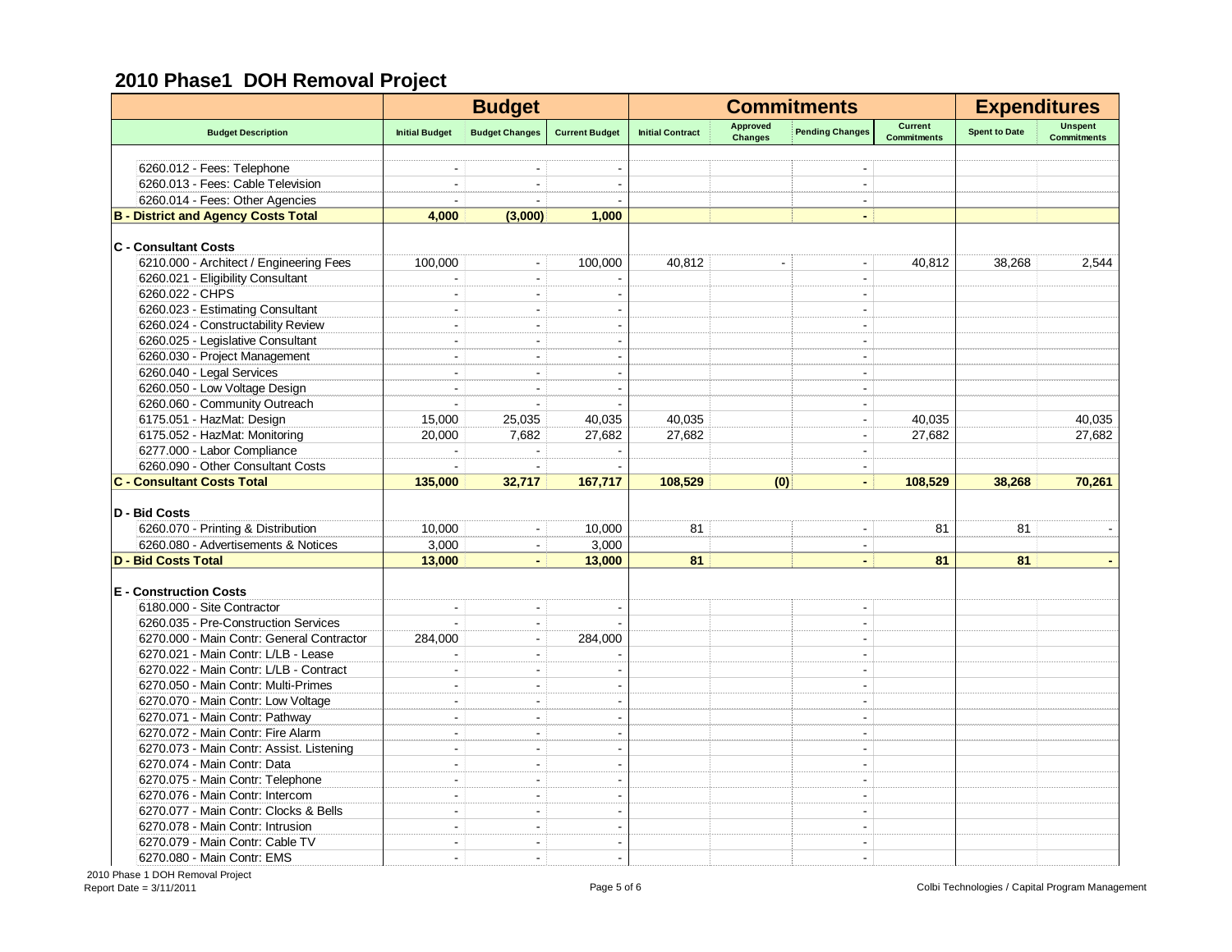# 2010 Phase1 DOH Removal Project

| Budget Description | Budget | | | Commitments | | | | Expenditures | |
|---|---|---|---|---|---|---|---|---|---|
| | Initial Budget | Budget Changes | Current Budget | Initial Contract | Approved Changes | Pending Changes | Current Commitments | Spent to Date | Unspent Commitments |
| 6260.012 - Fees: Telephone | - | - | - | | | - | | | |
| 6260.013 - Fees: Cable Television | - | - | - | | | - | | | |
| 6260.014 - Fees: Other Agencies | - | - | - | | | - | | | |
| **B - District and Agency Costs Total** | **4,000** | **(3,000)** | **1,000** | | | **-** | | | |
| **C - Consultant Costs** | | | | | | | | | |
| 6210.000 - Architect / Engineering Fees | 100,000 | - | 100,000 | 40,812 | - | - | 40,812 | 38,268 | 2,544 |
| 6260.021 - Eligibility Consultant | - | - | - | | | - | | | |
| 6260.022 - CHPS | - | - | - | | | - | | | |
| 6260.023 - Estimating Consultant | - | - | - | | | - | | | |
| 6260.024 - Constructability Review | - | - | - | | | - | | | |
| 6260.025 - Legislative Consultant | - | - | - | | | - | | | |
| 6260.030 - Project Management | - | - | - | | | - | | | |
| 6260.040 - Legal Services | - | - | - | | | - | | | |
| 6260.050 - Low Voltage Design | - | - | - | | | - | | | |
| 6260.060 - Community Outreach | - | - | - | | | - | | | |
| 6175.051 - HazMat: Design | 15,000 | 25,035 | 40,035 | 40,035 | | - | 40,035 | | 40,035 |
| 6175.052 - HazMat: Monitoring | 20,000 | 7,682 | 27,682 | 27,682 | | - | 27,682 | | 27,682 |
| 6277.000 - Labor Compliance | - | - | - | | | - | | | |
| 6260.090 - Other Consultant Costs | - | - | - | | | - | | | |
| **C - Consultant Costs Total** | **135,000** | **32,717** | **167,717** | **108,529** | **(0)** | **-** | **108,529** | **38,268** | **70,261** |
| **D - Bid Costs** | | | | | | | | | |
| 6260.070 - Printing & Distribution | 10,000 | - | 10,000 | 81 | | - | 81 | 81 | - |
| 6260.080 - Advertisements & Notices | 3,000 | - | 3,000 | | | - | | | |
| **D - Bid Costs Total** | **13,000** | **-** | **13,000** | **81** | | **-** | **81** | **81** | **-** |
| **E - Construction Costs** | | | | | | | | | |
| 6180.000 - Site Contractor | - | - | - | | | - | | | |
| 6260.035 - Pre-Construction Services | - | - | - | | | - | | | |
| 6270.000 - Main Contr: General Contractor | 284,000 | - | 284,000 | | | - | | | |
| 6270.021 - Main Contr: L/LB - Lease | - | - | - | | | - | | | |
| 6270.022 - Main Contr: L/LB - Contract | - | - | - | | | - | | | |
| 6270.050 - Main Contr: Multi-Primes | - | - | - | | | - | | | |
| 6270.070 - Main Contr: Low Voltage | - | - | - | | | - | | | |
| 6270.071 - Main Contr: Pathway | - | - | - | | | - | | | |
| 6270.072 - Main Contr: Fire Alarm | - | - | - | | | - | | | |
| 6270.073 - Main Contr: Assist. Listening | - | - | - | | | - | | | |
| 6270.074 - Main Contr: Data | - | - | - | | | - | | | |
| 6270.075 - Main Contr: Telephone | - | - | - | | | - | | | |
| 6270.076 - Main Contr: Intercom | - | - | - | | | - | | | |
| 6270.077 - Main Contr: Clocks & Bells | - | - | - | | | - | | | |
| 6270.078 - Main Contr: Intrusion | - | - | - | | | - | | | |
| 6270.079 - Main Contr: Cable TV | - | - | - | | | - | | | |
| 6270.080 - Main Contr: EMS | - | - | - | | | - | | | |

2010 Phase 1 DOH Removal Project
Report Date = 3/11/2011

Colbi Technologies / Capital Program Management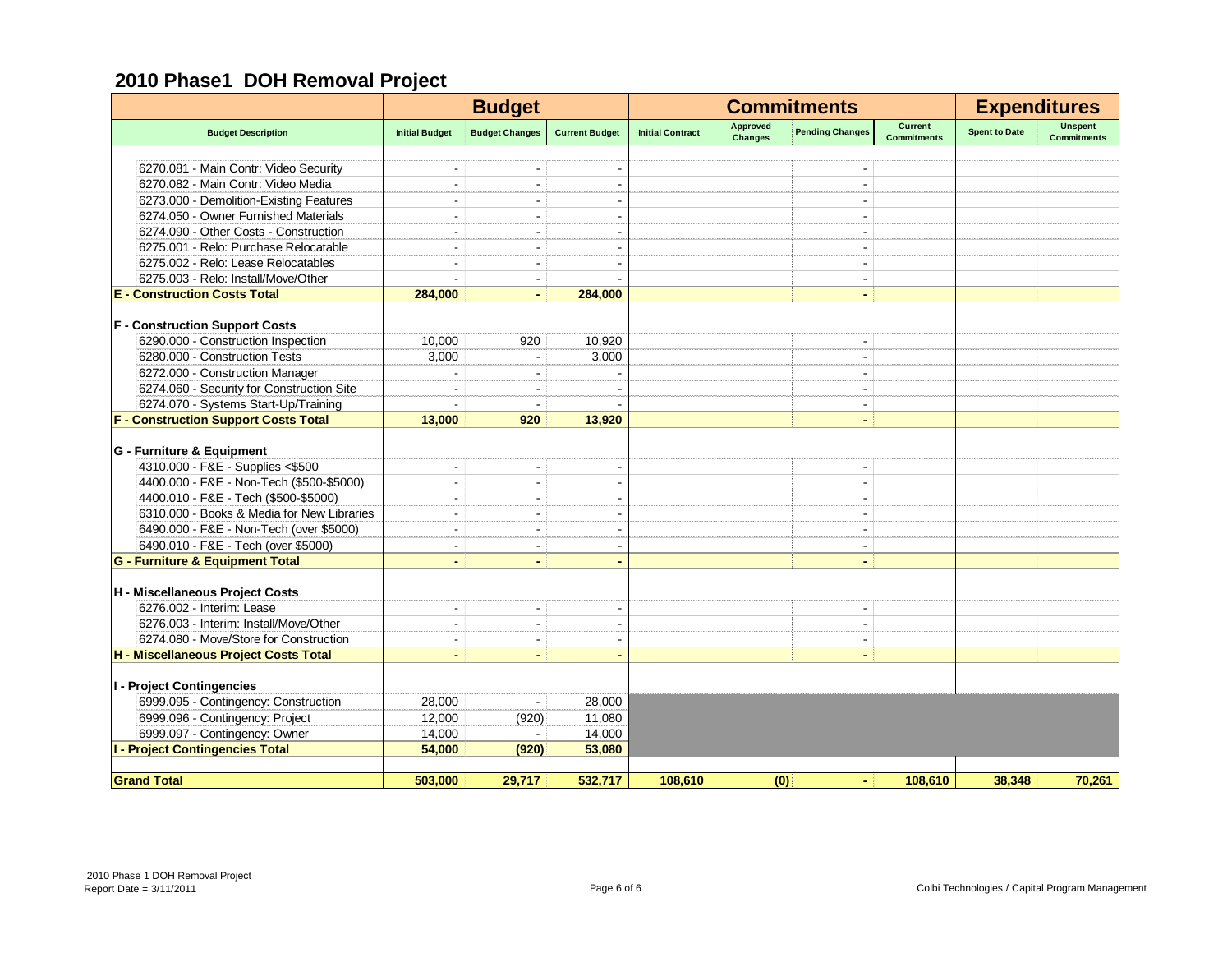# 2010 Phase1 DOH Removal Project

| | Budget | | | Commitments | | | | Expenditures | |
|---|---|---|---|---|---|---|---|---|---|
| **Budget Description** | **Initial Budget** | **Budget Changes** | **Current Budget** | **Initial Contract** | **Approved Changes** | **Pending Changes** | **Current Commitments** | **Spent to Date** | **Unspent Commitments** |
| 6270.081 - Main Contr: Video Security | - | - | - | | | - | | | |
| 6270.082 - Main Contr: Video Media | - | - | - | | | - | | | |
| 6273.000 - Demolition-Existing Features | - | - | - | | | - | | | |
| 6274.050 - Owner Furnished Materials | - | - | - | | | - | | | |
| 6274.090 - Other Costs - Construction | - | - | - | | | - | | | |
| 6275.001 - Relo: Purchase Relocatable | - | - | - | | | - | | | |
| 6275.002 - Relo: Lease Relocatables | - | - | - | | | - | | | |
| 6275.003 - Relo: Install/Move/Other | - | - | - | | | - | | | |
| **E - Construction Costs Total** | **284,000** | **-** | **284,000** | | | **-** | | | |
| **F - Construction Support Costs** | | | | | | | | | |
| 6290.000 - Construction Inspection | 10,000 | 920 | 10,920 | | | - | | | |
| 6280.000 - Construction Tests | 3,000 | - | 3,000 | | | - | | | |
| 6272.000 - Construction Manager | - | - | - | | | - | | | |
| 6274.060 - Security for Construction Site | - | - | - | | | - | | | |
| 6274.070 - Systems Start-Up/Training | - | - | - | | | - | | | |
| **F - Construction Support Costs Total** | **13,000** | **920** | **13,920** | | | **-** | | | |
| **G - Furniture & Equipment** | | | | | | | | | |
| 4310.000 - F&E - Supplies <$500 | - | - | - | | | - | | | |
| 4400.000 - F&E - Non-Tech ($500-$5000) | - | - | - | | | - | | | |
| 4400.010 - F&E - Tech ($500-$5000) | - | - | - | | | - | | | |
| 6310.000 - Books & Media for New Libraries | - | - | - | | | - | | | |
| 6490.000 - F&E - Non-Tech (over $5000) | - | - | - | | | - | | | |
| 6490.010 - F&E - Tech (over $5000) | - | - | - | | | - | | | |
| **G - Furniture & Equipment Total** | **-** | **-** | **-** | | | **-** | | | |
| **H - Miscellaneous Project Costs** | | | | | | | | | |
| 6276.002 - Interim: Lease | - | - | - | | | - | | | |
| 6276.003 - Interim: Install/Move/Other | - | - | - | | | - | | | |
| 6274.080 - Move/Store for Construction | - | - | - | | | - | | | |
| **H - Miscellaneous Project Costs Total** | **-** | **-** | **-** | | | **-** | | | |
| **I - Project Contingencies** | | | | | | | | | |
| 6999.095 - Contingency: Construction | 28,000 | - | 28,000 | | | | | | |
| 6999.096 - Contingency: Project | 12,000 | (920) | 11,080 | | | | | | |
| 6999.097 - Contingency: Owner | 14,000 | - | 14,000 | | | | | | |
| **I - Project Contingencies Total** | **54,000** | **(920)** | **53,080** | | | | | | |
| **Grand Total** | **503,000** | **29,717** | **532,717** | **108,610** | **(0)** | **-** | **108,610** | **38,348** | **70,261** |

2010 Phase 1 DOH Removal Project
Report Date = 3/11/2011

Colbi Technologies / Capital Program Management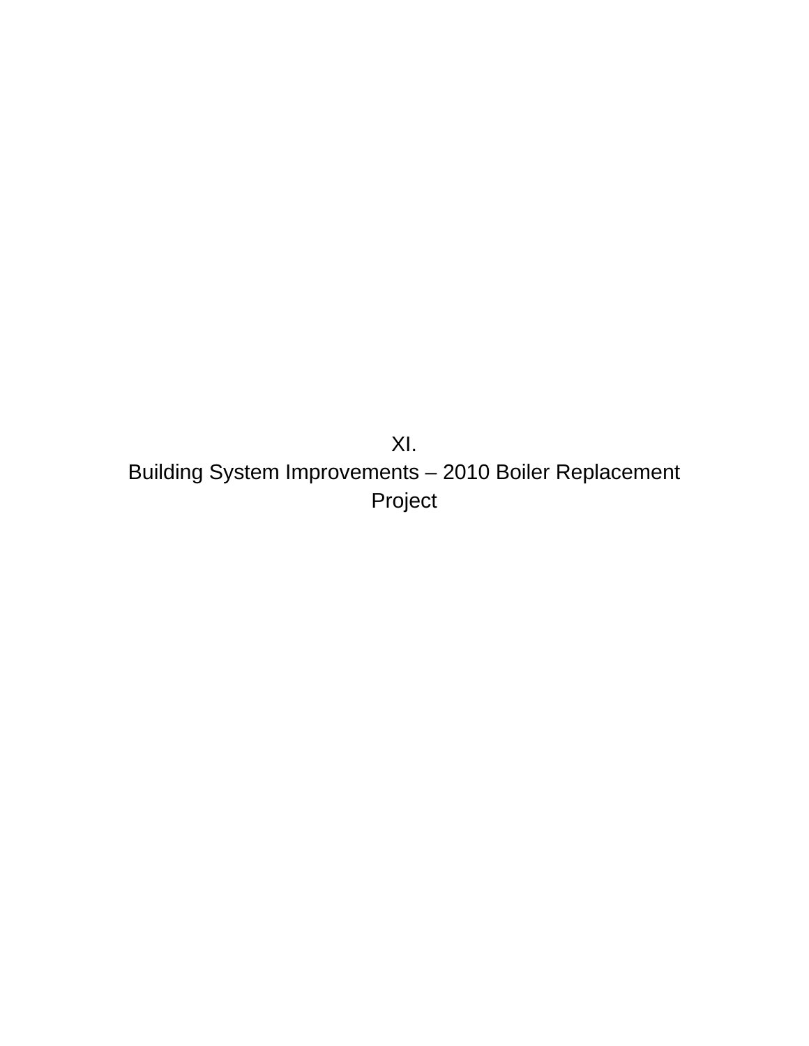# XI.
# Building System Improvements – 2010 Boiler Replacement Project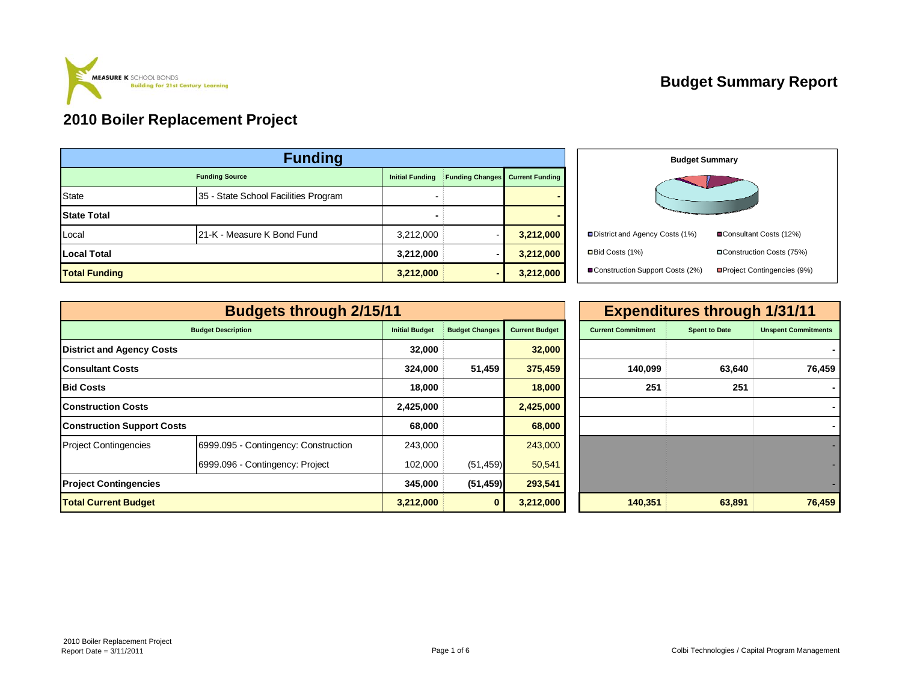MEASURE K SCHOOL BONDS
Building for 21st Century Learning

# Budget Summary Report

## 2010 Boiler Replacement Project

| Funding | | | | |
|---|---|---|---|---|
| **Funding Source** | | **Initial Funding** | **Funding Changes** | **Current Funding** |
| State | 35 - State School Facilities Program | - | | - |
| **State Total** | | - | | - |
| Local | 21-K - Measure K Bond Fund | 3,212,000 | - | 3,212,000 |
| **Local Total** | | 3,212,000 | - | 3,212,000 |
| **Total Funding** | | 3,212,000 | - | 3,212,000 |

**Budget Summary**

- District and Agency Costs (1%)
- Consultant Costs (12%)
- Bid Costs (1%)
- Construction Costs (75%)
- Construction Support Costs (2%)
- Project Contingencies (9%)

| Budgets through 2/15/11 | | | | | Expenditures through 1/31/11 | | |
|---|---|---|---|---|---|---|---|
| **Budget Description** | | **Initial Budget** | **Budget Changes** | **Current Budget** | **Current Commitment** | **Spent to Date** | **Unspent Commitments** |
| **District and Agency Costs** | | 32,000 | | 32,000 | | | - |
| **Consultant Costs** | | 324,000 | 51,459 | 375,459 | 140,099 | 63,640 | 76,459 |
| **Bid Costs** | | 18,000 | | 18,000 | 251 | 251 | - |
| **Construction Costs** | | 2,425,000 | | 2,425,000 | | | - |
| **Construction Support Costs** | | 68,000 | | 68,000 | | | - |
| Project Contingencies | 6999.095 - Contingency: Construction | 243,000 | | 243,000 | | | - |
| | 6999.096 - Contingency: Project | 102,000 | (51,459) | 50,541 | | | - |
| **Project Contingencies** | | 345,000 | (51,459) | 293,541 | | | - |
| **Total Current Budget** | | 3,212,000 | 0 | 3,212,000 | 140,351 | 63,891 | 76,459 |

2010 Boiler Replacement Project
Report Date = 3/11/2011

Colbi Technologies / Capital Program Management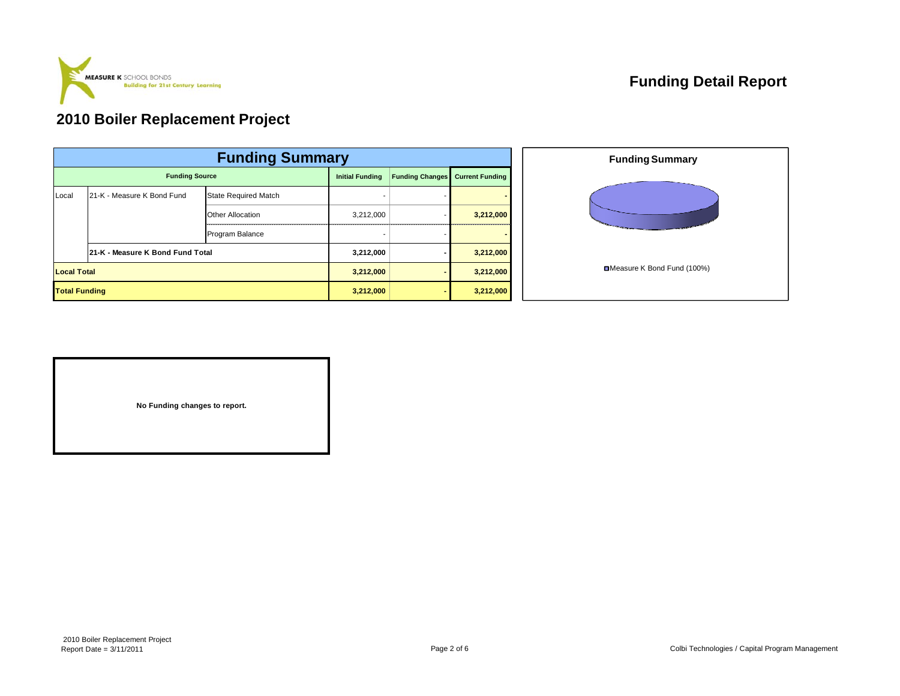# Funding Detail Report

## 2010 Boiler Replacement Project

### Funding Summary

| Funding Source | | | Initial Funding | Funding Changes | Current Funding |
|---|---|---|---|---|---|
| Local | 21-K - Measure K Bond Fund | State Required Match | - | - | - |
| | | Other Allocation | 3,212,000 | - | **3,212,000** |
| | | Program Balance | - | - | - |
| | **21-K - Measure K Bond Fund Total** | | **3,212,000** | **-** | **3,212,000** |
| **Local Total** | | | **3,212,000** | **-** | **3,212,000** |
| **Total Funding** | | | **3,212,000** | **-** | **3,212,000** |

**Funding Summary**

Measure K Bond Fund (100%)

**No Funding changes to report.**

2010 Boiler Replacement Project
Report Date = 3/11/2011

Colbi Technologies / Capital Program Management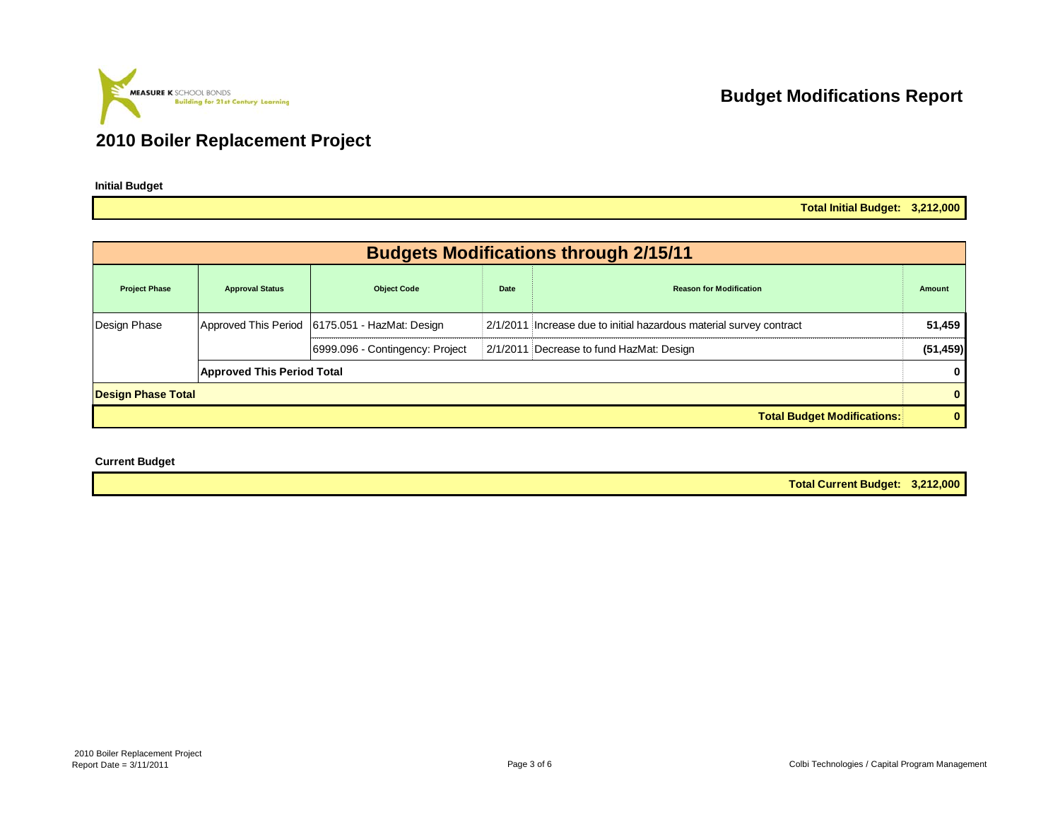MEASURE K SCHOOL BONDS
Building for 21st Century Learning

# Budget Modifications Report

## 2010 Boiler Replacement Project

**Initial Budget**

| | **Total Initial Budget:** | **3,212,000** |
|---|---|---|

| Budgets Modifications through 2/15/11 | | | | | |
|---|---|---|---|---|---|
| **Project Phase** | **Approval Status** | **Object Code** | **Date** | **Reason for Modification** | **Amount** |
| Design Phase | Approved This Period | 6175.051 - HazMat: Design | 2/1/2011 | Increase due to initial hazardous material survey contract | **51,459** |
| | | 6999.096 - Contingency: Project | 2/1/2011 | Decrease to fund HazMat: Design | **(51,459)** |
| | **Approved This Period Total** | | | | **0** |
| **Design Phase Total** | | | | | **0** |
| | | | | **Total Budget Modifications:** | **0** |

**Current Budget**

| | **Total Current Budget:** | **3,212,000** |
|---|---|---|

2010 Boiler Replacement Project
Report Date = 3/11/2011

Colbi Technologies / Capital Program Management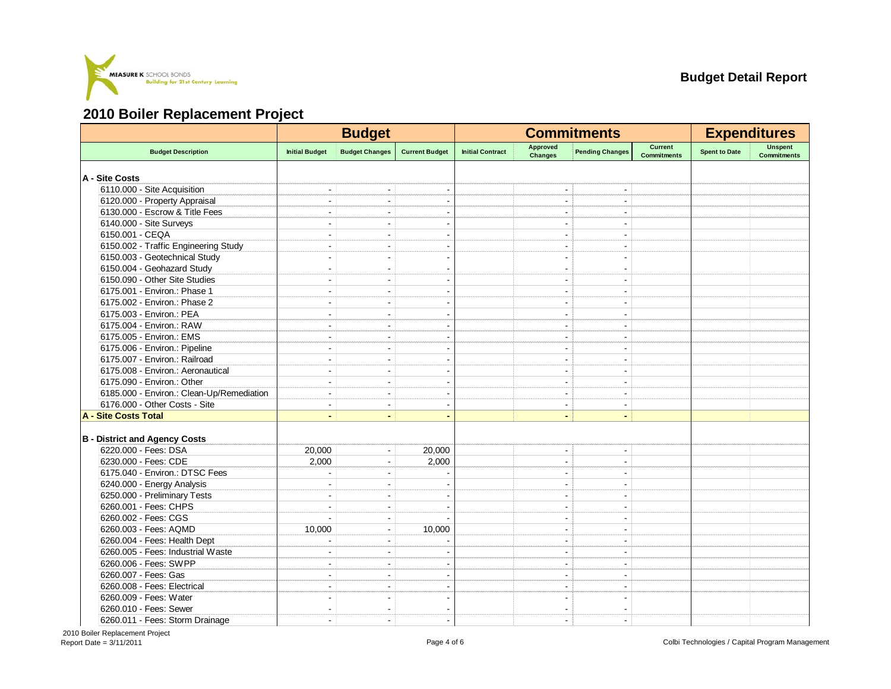MEASURE K SCHOOL BONDS
Building for 21st Century Learning

**Budget Detail Report**

## 2010 Boiler Replacement Project

| | Budget | | | Commitments | | | | Expenditures | |
|---|---|---|---|---|---|---|---|---|---|
| Budget Description | Initial Budget | Budget Changes | Current Budget | Initial Contract | Approved Changes | Pending Changes | Current Commitments | Spent to Date | Unspent Commitments |
| **A - Site Costs** | | | | | | | | | |
| 6110.000 - Site Acquisition | - | - | - | | - | - | | | |
| 6120.000 - Property Appraisal | - | - | - | | - | - | | | |
| 6130.000 - Escrow & Title Fees | - | - | - | | - | - | | | |
| 6140.000 - Site Surveys | - | - | - | | - | - | | | |
| 6150.001 - CEQA | - | - | - | | - | - | | | |
| 6150.002 - Traffic Engineering Study | - | - | - | | - | - | | | |
| 6150.003 - Geotechnical Study | - | - | - | | - | - | | | |
| 6150.004 - Geohazard Study | - | - | - | | - | - | | | |
| 6150.090 - Other Site Studies | - | - | - | | - | - | | | |
| 6175.001 - Environ.: Phase 1 | - | - | - | | - | - | | | |
| 6175.002 - Environ.: Phase 2 | - | - | - | | - | - | | | |
| 6175.003 - Environ.: PEA | - | - | - | | - | - | | | |
| 6175.004 - Environ.: RAW | - | - | - | | - | - | | | |
| 6175.005 - Environ.: EMS | - | - | - | | - | - | | | |
| 6175.006 - Environ.: Pipeline | - | - | - | | - | - | | | |
| 6175.007 - Environ.: Railroad | - | - | - | | - | - | | | |
| 6175.008 - Environ.: Aeronautical | - | - | - | | - | - | | | |
| 6175.090 - Environ.: Other | - | - | - | | - | - | | | |
| 6185.000 - Environ.: Clean-Up/Remediation | - | - | - | | - | - | | | |
| 6176.000 - Other Costs - Site | - | - | - | | - | - | | | |
| **A - Site Costs Total** | **-** | **-** | **-** | | **-** | **-** | | | |
| **B - District and Agency Costs** | | | | | | | | | |
| 6220.000 - Fees: DSA | 20,000 | - | 20,000 | | - | - | | | |
| 6230.000 - Fees: CDE | 2,000 | - | 2,000 | | - | - | | | |
| 6175.040 - Environ.: DTSC Fees | - | - | - | | - | - | | | |
| 6240.000 - Energy Analysis | - | - | - | | - | - | | | |
| 6250.000 - Preliminary Tests | - | - | - | | - | - | | | |
| 6260.001 - Fees: CHPS | - | - | - | | - | - | | | |
| 6260.002 - Fees: CGS | - | - | - | | - | - | | | |
| 6260.003 - Fees: AQMD | 10,000 | - | 10,000 | | - | - | | | |
| 6260.004 - Fees: Health Dept | - | - | - | | - | - | | | |
| 6260.005 - Fees: Industrial Waste | - | - | - | | - | - | | | |
| 6260.006 - Fees: SWPP | - | - | - | | - | - | | | |
| 6260.007 - Fees: Gas | - | - | - | | - | - | | | |
| 6260.008 - Fees: Electrical | - | - | - | | - | - | | | |
| 6260.009 - Fees: Water | - | - | - | | - | - | | | |
| 6260.010 - Fees: Sewer | - | - | - | | - | - | | | |
| 6260.011 - Fees: Storm Drainage | - | - | - | | - | - | | | |

2010 Boiler Replacement Project
Report Date = 3/11/2011

Colbi Technologies / Capital Program Management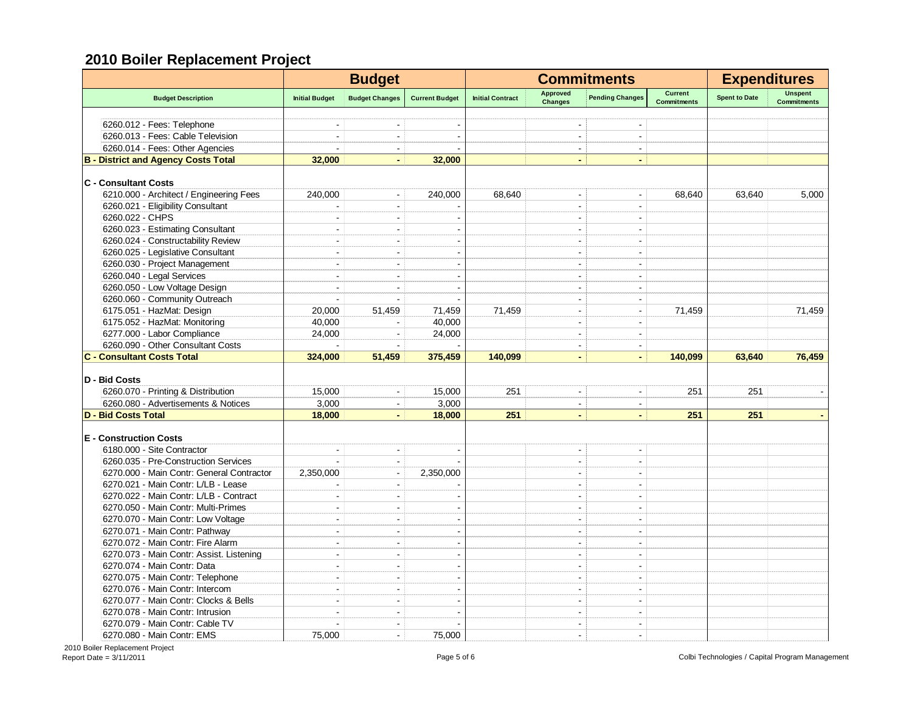## 2010 Boiler Replacement Project

| Budget Description | Budget | | | Commitments | | | | Expenditures | |
|---|---|---|---|---|---|---|---|---|---|
| | Initial Budget | Budget Changes | Current Budget | Initial Contract | Approved Changes | Pending Changes | Current Commitments | Spent to Date | Unspent Commitments |
| 6260.012 - Fees: Telephone | - | - | - | | - | - | | | |
| 6260.013 - Fees: Cable Television | - | - | - | | - | - | | | |
| 6260.014 - Fees: Other Agencies | - | - | - | | - | - | | | |
| **B - District and Agency Costs Total** | **32,000** | **-** | **32,000** | | **-** | **-** | | | |
| **C - Consultant Costs** | | | | | | | | | |
| 6210.000 - Architect / Engineering Fees | 240,000 | - | 240,000 | 68,640 | - | - | 68,640 | 63,640 | 5,000 |
| 6260.021 - Eligibility Consultant | - | - | - | | - | - | | | |
| 6260.022 - CHPS | - | - | - | | - | - | | | |
| 6260.023 - Estimating Consultant | - | - | - | | - | - | | | |
| 6260.024 - Constructability Review | - | - | - | | - | - | | | |
| 6260.025 - Legislative Consultant | - | - | - | | - | - | | | |
| 6260.030 - Project Management | - | - | - | | - | - | | | |
| 6260.040 - Legal Services | - | - | - | | - | - | | | |
| 6260.050 - Low Voltage Design | - | - | - | | - | - | | | |
| 6260.060 - Community Outreach | - | - | - | | - | - | | | |
| 6175.051 - HazMat: Design | 20,000 | 51,459 | 71,459 | 71,459 | - | - | 71,459 | | 71,459 |
| 6175.052 - HazMat: Monitoring | 40,000 | - | 40,000 | | - | - | | | |
| 6277.000 - Labor Compliance | 24,000 | - | 24,000 | | - | - | | | |
| 6260.090 - Other Consultant Costs | - | - | - | | - | - | | | |
| **C - Consultant Costs Total** | **324,000** | **51,459** | **375,459** | **140,099** | **-** | **-** | **140,099** | **63,640** | **76,459** |
| **D - Bid Costs** | | | | | | | | | |
| 6260.070 - Printing & Distribution | 15,000 | - | 15,000 | 251 | - | - | 251 | 251 | - |
| 6260.080 - Advertisements & Notices | 3,000 | - | 3,000 | | - | - | | | |
| **D - Bid Costs Total** | **18,000** | **-** | **18,000** | **251** | **-** | **-** | **251** | **251** | **-** |
| **E - Construction Costs** | | | | | | | | | |
| 6180.000 - Site Contractor | - | - | - | | - | - | | | |
| 6260.035 - Pre-Construction Services | - | - | - | | - | - | | | |
| 6270.000 - Main Contr: General Contractor | 2,350,000 | - | 2,350,000 | | - | - | | | |
| 6270.021 - Main Contr: L/LB - Lease | - | - | - | | - | - | | | |
| 6270.022 - Main Contr: L/LB - Contract | - | - | - | | - | - | | | |
| 6270.050 - Main Contr: Multi-Primes | - | - | - | | - | - | | | |
| 6270.070 - Main Contr: Low Voltage | - | - | - | | - | - | | | |
| 6270.071 - Main Contr: Pathway | - | - | - | | - | - | | | |
| 6270.072 - Main Contr: Fire Alarm | - | - | - | | - | - | | | |
| 6270.073 - Main Contr: Assist. Listening | - | - | - | | - | - | | | |
| 6270.074 - Main Contr: Data | - | - | - | | - | - | | | |
| 6270.075 - Main Contr: Telephone | - | - | - | | - | - | | | |
| 6270.076 - Main Contr: Intercom | - | - | - | | - | - | | | |
| 6270.077 - Main Contr: Clocks & Bells | - | - | - | | - | - | | | |
| 6270.078 - Main Contr: Intrusion | - | - | - | | - | - | | | |
| 6270.079 - Main Contr: Cable TV | - | - | - | | - | - | | | |
| 6270.080 - Main Contr: EMS | 75,000 | - | 75,000 | | - | - | | | |

2010 Boiler Replacement Project
Report Date = 3/11/2011

Colbi Technologies / Capital Program Management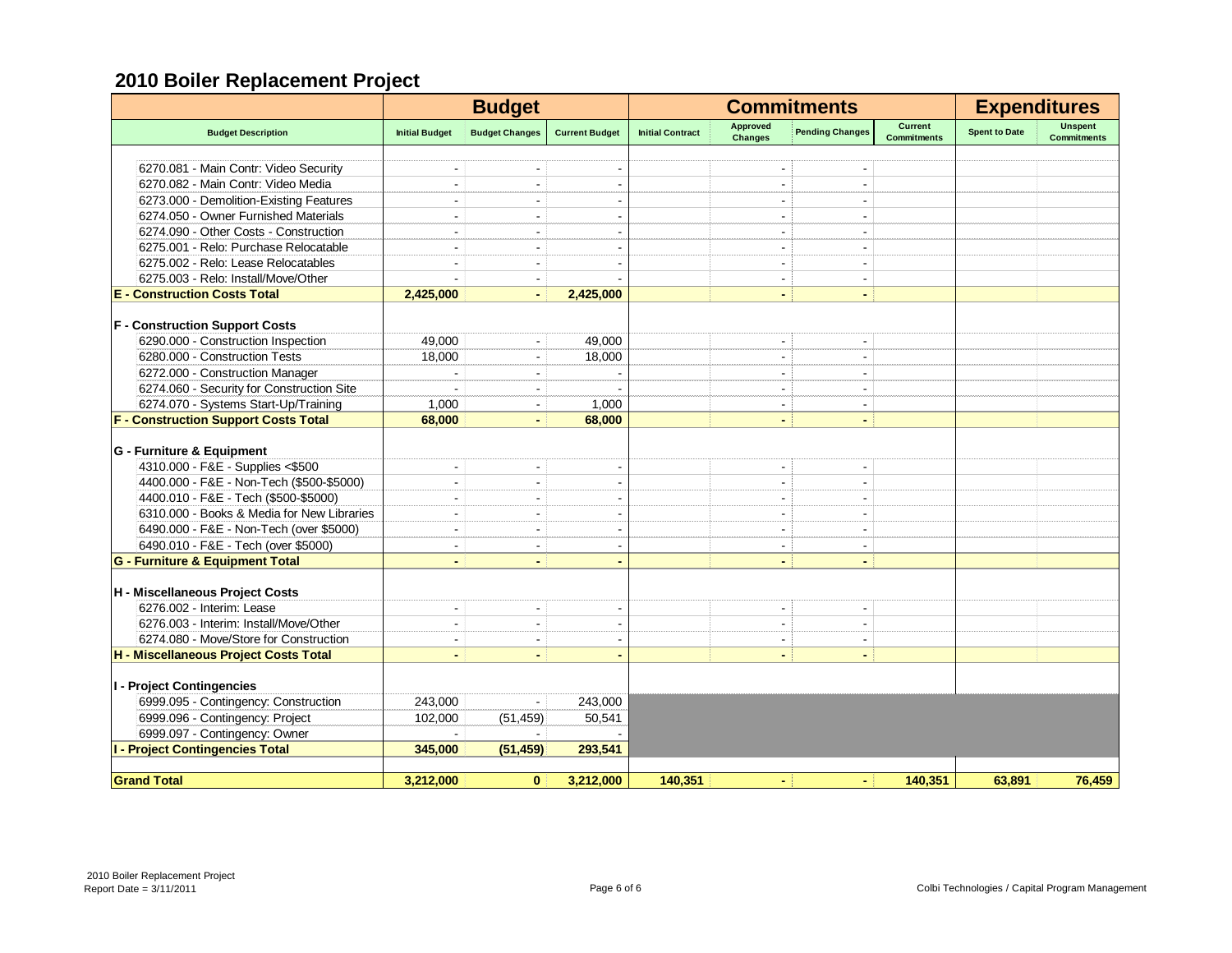## 2010 Boiler Replacement Project

| Budget Description | Budget | | | Commitments | | | | Expenditures | |
|---|---|---|---|---|---|---|---|---|---|
| | Initial Budget | Budget Changes | Current Budget | Initial Contract | Approved Changes | Pending Changes | Current Commitments | Spent to Date | Unspent Commitments |
| 6270.081 - Main Contr: Video Security | - | - | - | | - | - | | | |
| 6270.082 - Main Contr: Video Media | - | - | - | | - | - | | | |
| 6273.000 - Demolition-Existing Features | - | - | - | | - | - | | | |
| 6274.050 - Owner Furnished Materials | - | - | - | | - | - | | | |
| 6274.090 - Other Costs - Construction | - | - | - | | - | - | | | |
| 6275.001 - Relo: Purchase Relocatable | - | - | - | | - | - | | | |
| 6275.002 - Relo: Lease Relocatables | - | - | - | | - | - | | | |
| 6275.003 - Relo: Install/Move/Other | - | - | - | | - | - | | | |
| **E - Construction Costs Total** | **2,425,000** | **-** | **2,425,000** | | **-** | **-** | | | |
| **F - Construction Support Costs** | | | | | | | | | |
| 6290.000 - Construction Inspection | 49,000 | - | 49,000 | | - | - | | | |
| 6280.000 - Construction Tests | 18,000 | - | 18,000 | | - | - | | | |
| 6272.000 - Construction Manager | - | - | - | | - | - | | | |
| 6274.060 - Security for Construction Site | - | - | - | | - | - | | | |
| 6274.070 - Systems Start-Up/Training | 1,000 | - | 1,000 | | - | - | | | |
| **F - Construction Support Costs Total** | **68,000** | **-** | **68,000** | | **-** | **-** | | | |
| **G - Furniture & Equipment** | | | | | | | | | |
| 4310.000 - F&E - Supplies <$500 | - | - | - | | - | - | | | |
| 4400.000 - F&E - Non-Tech ($500-$5000) | - | - | - | | - | - | | | |
| 4400.010 - F&E - Tech ($500-$5000) | - | - | - | | - | - | | | |
| 6310.000 - Books & Media for New Libraries | - | - | - | | - | - | | | |
| 6490.000 - F&E - Non-Tech (over $5000) | - | - | - | | - | - | | | |
| 6490.010 - F&E - Tech (over $5000) | - | - | - | | - | - | | | |
| **G - Furniture & Equipment Total** | **-** | **-** | **-** | | **-** | **-** | | | |
| **H - Miscellaneous Project Costs** | | | | | | | | | |
| 6276.002 - Interim: Lease | - | - | - | | - | - | | | |
| 6276.003 - Interim: Install/Move/Other | - | - | - | | - | - | | | |
| 6274.080 - Move/Store for Construction | - | - | - | | - | - | | | |
| **H - Miscellaneous Project Costs Total** | **-** | **-** | **-** | | **-** | **-** | | | |
| **I - Project Contingencies** | | | | | | | | | |
| 6999.095 - Contingency: Construction | 243,000 | - | 243,000 | | | | | | |
| 6999.096 - Contingency: Project | 102,000 | (51,459) | 50,541 | | | | | | |
| 6999.097 - Contingency: Owner | - | - | - | | | | | | |
| **I - Project Contingencies Total** | **345,000** | **(51,459)** | **293,541** | | | | | | |
| **Grand Total** | **3,212,000** | **0** | **3,212,000** | **140,351** | **-** | **-** | **140,351** | **63,891** | **76,459** |

2010 Boiler Replacement Project
Report Date = 3/11/2011

Colbi Technologies / Capital Program Management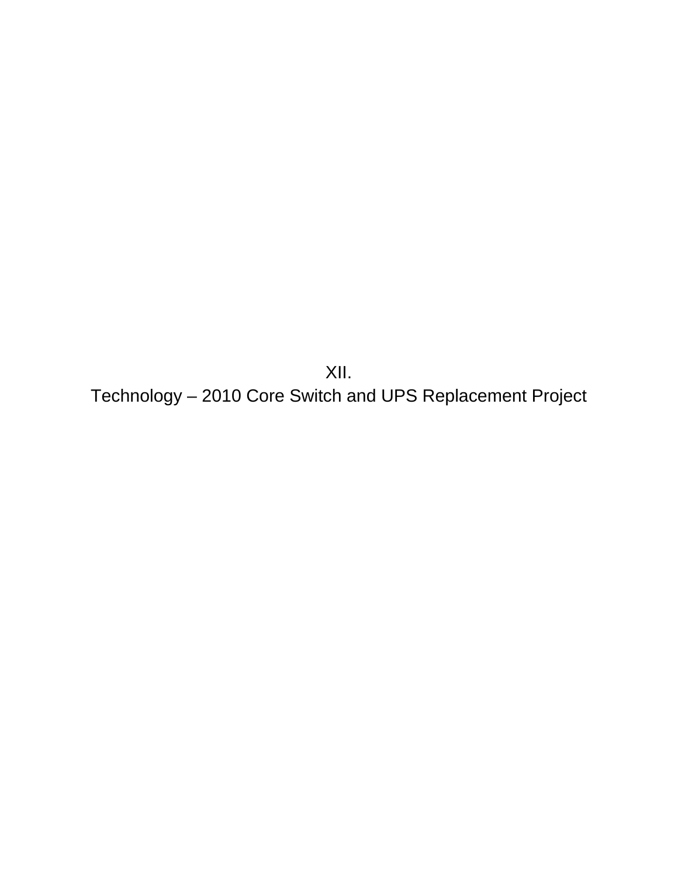# XII.
# Technology – 2010 Core Switch and UPS Replacement Project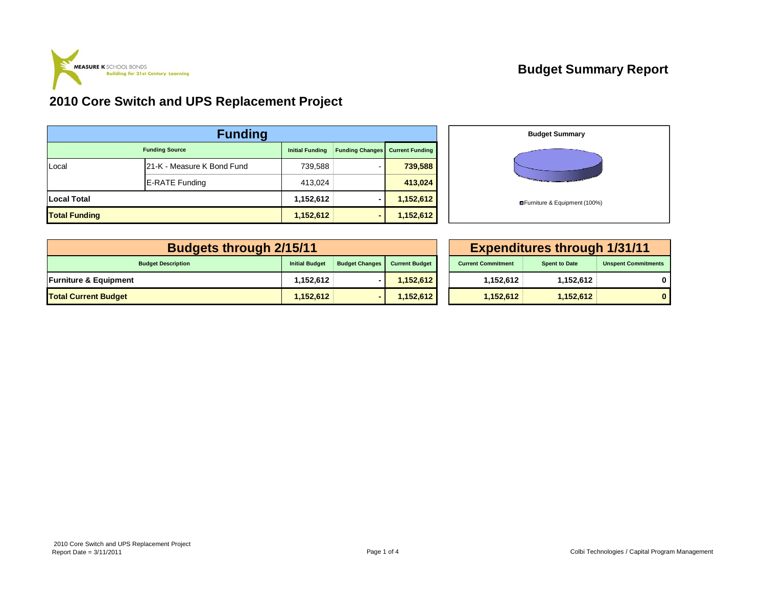MEASURE K SCHOOL BONDS
Building for 21st Century Learning

# Budget Summary Report

## 2010 Core Switch and UPS Replacement Project

| Funding | | | | |
|---|---|---|---|---|
| **Funding Source** | | **Initial Funding** | **Funding Changes** | **Current Funding** |
| Local | 21-K - Measure K Bond Fund | 739,588 | - | **739,588** |
| | E-RATE Funding | 413,024 | | **413,024** |
| **Local Total** | | **1,152,612** | **-** | **1,152,612** |
| **Total Funding** | | **1,152,612** | **-** | **1,152,612** |

**Budget Summary**

Furniture & Equipment (100%)

| Budgets through 2/15/11 | | | | Expenditures through 1/31/11 | | |
|---|---|---|---|---|---|---|
| **Budget Description** | **Initial Budget** | **Budget Changes** | **Current Budget** | **Current Commitment** | **Spent to Date** | **Unspent Commitments** |
| **Furniture & Equipment** | **1,152,612** | **-** | **1,152,612** | **1,152,612** | **1,152,612** | **0** |
| **Total Current Budget** | **1,152,612** | **-** | **1,152,612** | **1,152,612** | **1,152,612** | **0** |

2010 Core Switch and UPS Replacement Project
Report Date = 3/11/2011

Colbi Technologies / Capital Program Management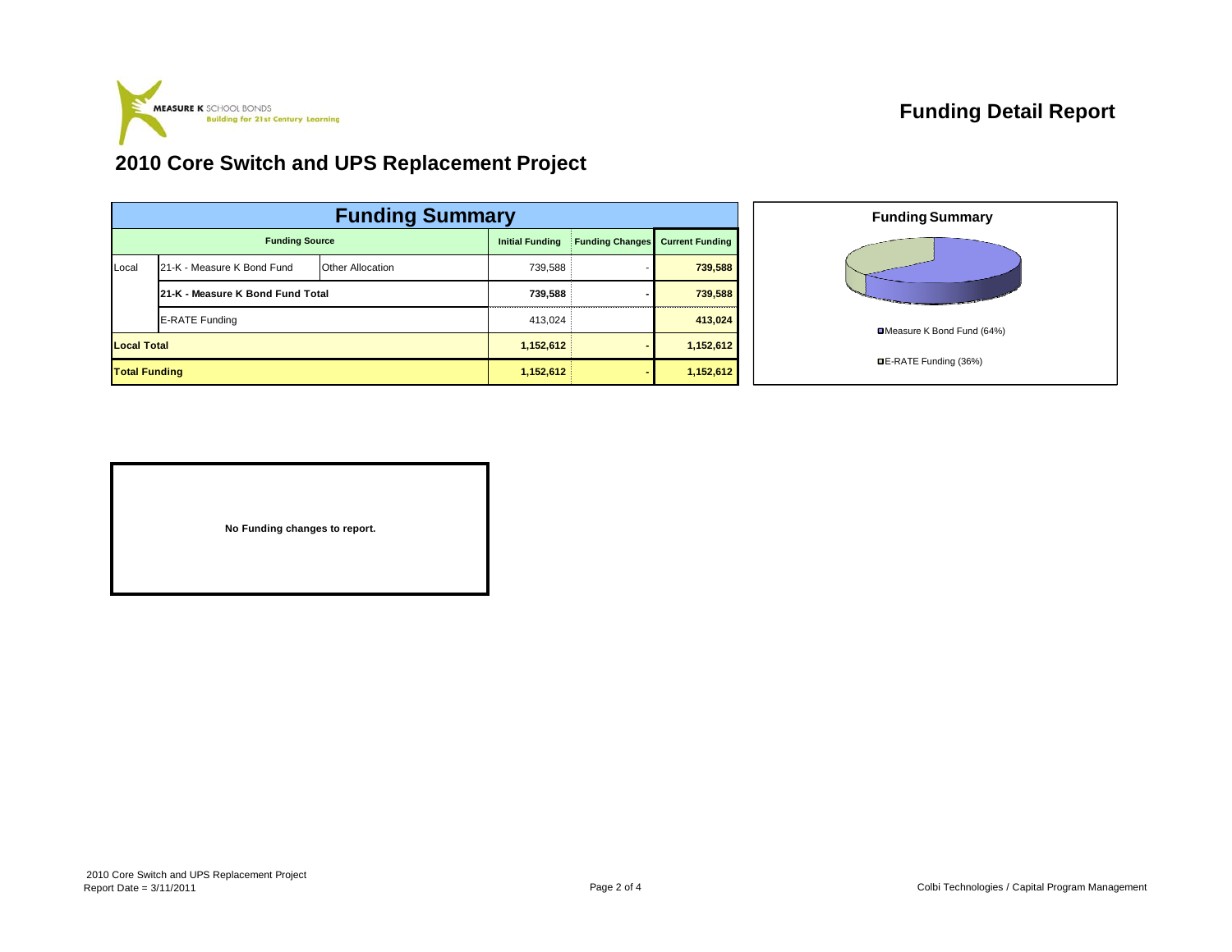MEASURE K SCHOOL BONDS
Building for 21st Century Learning

# Funding Detail Report

## 2010 Core Switch and UPS Replacement Project

| Funding Summary | | | | | |
|---|---|---|---|---|---|
| Funding Source | | | Initial Funding | Funding Changes | Current Funding |
| Local | 21-K - Measure K Bond Fund | Other Allocation | 739,588 | - | 739,588 |
| | **21-K - Measure K Bond Fund Total** | | **739,588** | **-** | **739,588** |
| | E-RATE Funding | | 413,024 | | **413,024** |
| **Local Total** | | | **1,152,612** | **-** | **1,152,612** |
| **Total Funding** | | | **1,152,612** | **-** | **1,152,612** |

**Funding Summary**

- Measure K Bond Fund (64%)
- E-RATE Funding (36%)

**No Funding changes to report.**

2010 Core Switch and UPS Replacement Project
Report Date = 3/11/2011

Colbi Technologies / Capital Program Management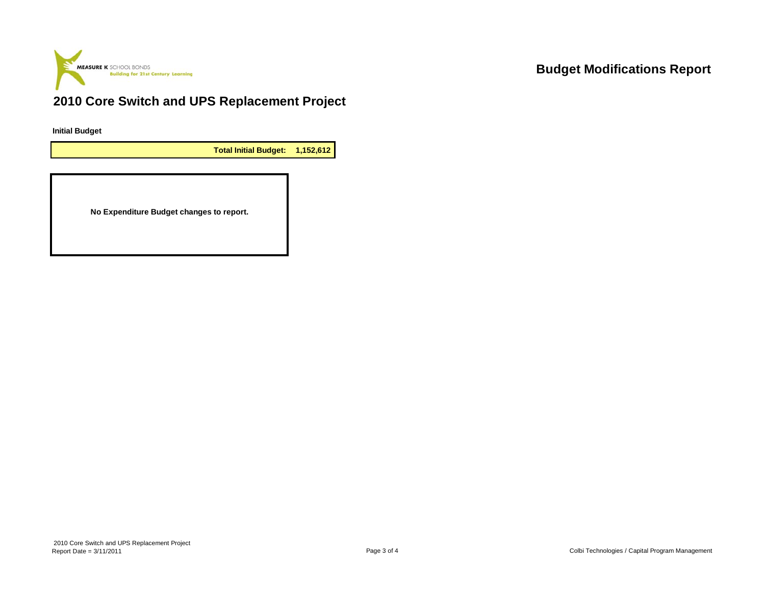# Budget Modifications Report

## 2010 Core Switch and UPS Replacement Project

**Initial Budget**

| **Total Initial Budget:** | **1,152,612** |
|---|---|

**No Expenditure Budget changes to report.**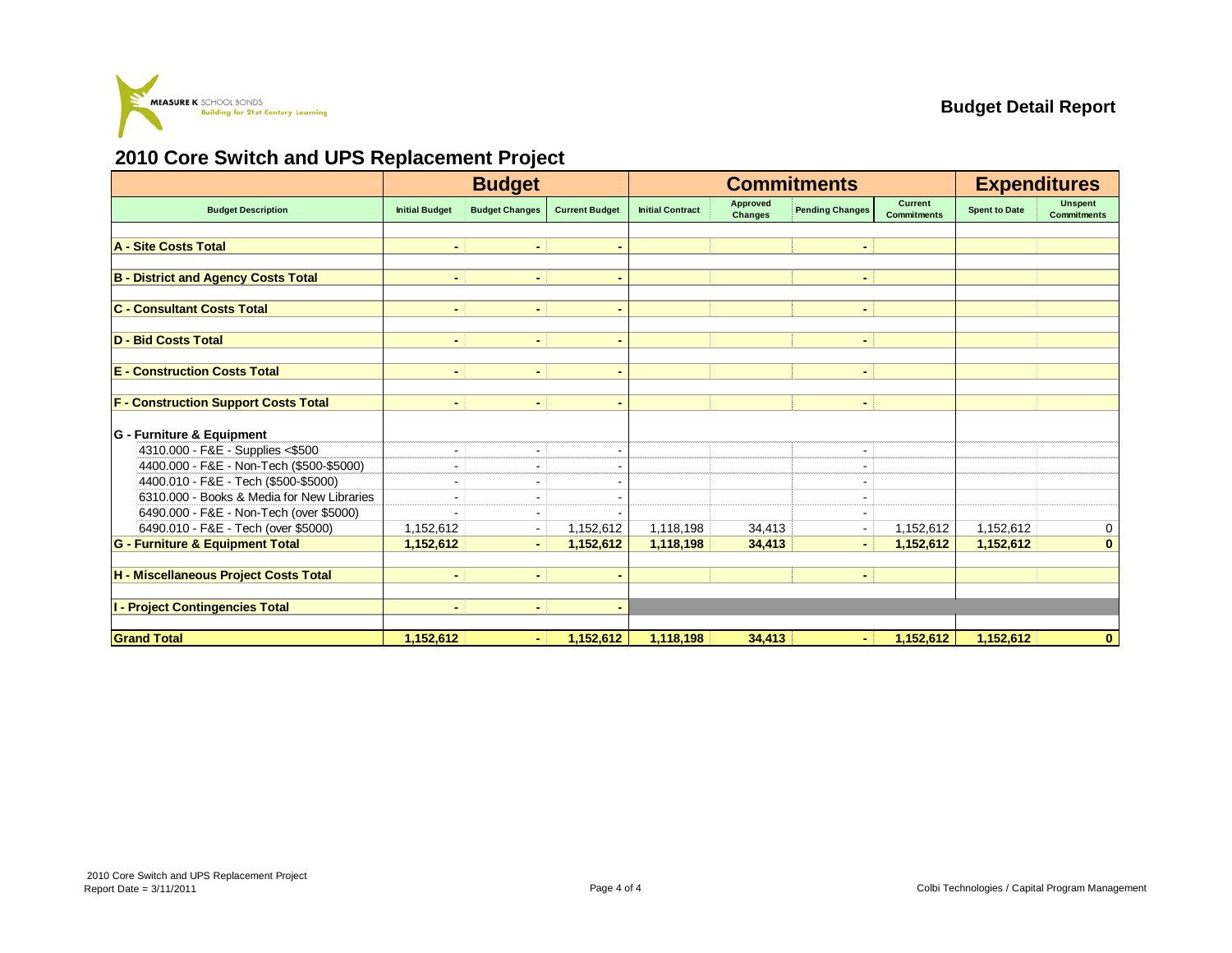MEASURE K SCHOOL BONDS
Building for 21st Century Learning

**Budget Detail Report**

## 2010 Core Switch and UPS Replacement Project

| | Budget | | | Commitments | | | | Expenditures | |
|---|---|---|---|---|---|---|---|---|---|
| **Budget Description** | **Initial Budget** | **Budget Changes** | **Current Budget** | **Initial Contract** | **Approved Changes** | **Pending Changes** | **Current Commitments** | **Spent to Date** | **Unspent Commitments** |
| **A - Site Costs Total** | - | - | - | | | - | | | |
| **B - District and Agency Costs Total** | - | - | - | | | - | | | |
| **C - Consultant Costs Total** | - | - | - | | | - | | | |
| **D - Bid Costs Total** | - | - | - | | | - | | | |
| **E - Construction Costs Total** | - | - | - | | | - | | | |
| **F - Construction Support Costs Total** | - | - | - | | | - | | | |
| **G - Furniture & Equipment** | | | | | | | | | |
| 4310.000 - F&E - Supplies <$500 | - | - | - | | | - | | | |
| 4400.000 - F&E - Non-Tech ($500-$5000) | - | - | - | | | - | | | |
| 4400.010 - F&E - Tech ($500-$5000) | - | - | - | | | - | | | |
| 6310.000 - Books & Media for New Libraries | - | - | - | | | - | | | |
| 6490.000 - F&E - Non-Tech (over $5000) | - | - | - | | | - | | | |
| 6490.010 - F&E - Tech (over $5000) | 1,152,612 | - | 1,152,612 | 1,118,198 | 34,413 | - | 1,152,612 | 1,152,612 | 0 |
| **G - Furniture & Equipment Total** | **1,152,612** | **-** | **1,152,612** | **1,118,198** | **34,413** | **-** | **1,152,612** | **1,152,612** | **0** |
| **H - Miscellaneous Project Costs Total** | - | - | - | | | - | | | |
| **I - Project Contingencies Total** | - | - | - | | | | | | |
| **Grand Total** | **1,152,612** | **-** | **1,152,612** | **1,118,198** | **34,413** | **-** | **1,152,612** | **1,152,612** | **0** |

2010 Core Switch and UPS Replacement Project
Report Date = 3/11/2011

Colbi Technologies / Capital Program Management